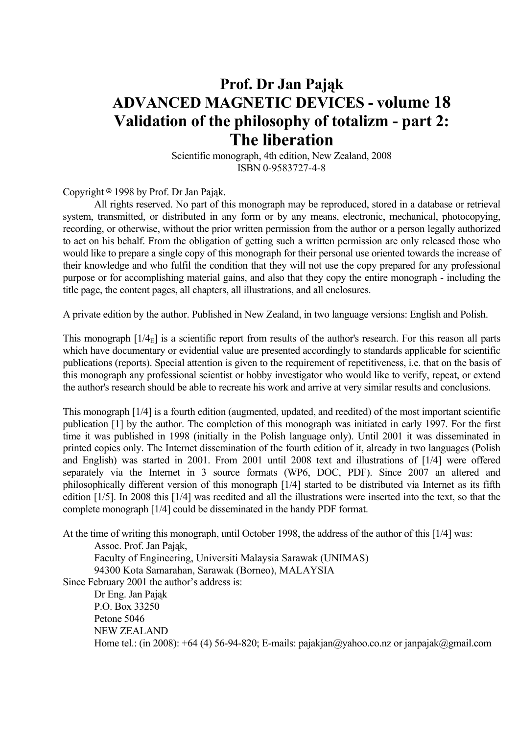# Prof. Dr Jan Pająk
# ADVANCED MAGNETIC DEVICES - volume 18
# Validation of the philosophy of totalizm - part 2: The liberation

Scientific monograph, 4th edition, New Zealand, 2008
ISBN 0-9583727-4-8

Copyright © 1998 by Prof. Dr Jan Pająk.

All rights reserved. No part of this monograph may be reproduced, stored in a database or retrieval system, transmitted, or distributed in any form or by any means, electronic, mechanical, photocopying, recording, or otherwise, without the prior written permission from the author or a person legally authorized to act on his behalf. From the obligation of getting such a written permission are only released those who would like to prepare a single copy of this monograph for their personal use oriented towards the increase of their knowledge and who fulfil the condition that they will not use the copy prepared for any professional purpose or for accomplishing material gains, and also that they copy the entire monograph - including the title page, the content pages, all chapters, all illustrations, and all enclosures.

A private edition by the author. Published in New Zealand, in two language versions: English and Polish.

This monograph [$1/4_E$] is a scientific report from results of the author's research. For this reason all parts which have documentary or evidential value are presented accordingly to standards applicable for scientific publications (reports). Special attention is given to the requirement of repetitiveness, i.e. that on the basis of this monograph any professional scientist or hobby investigator who would like to verify, repeat, or extend the author's research should be able to recreate his work and arrive at very similar results and conclusions.

This monograph [1/4] is a fourth edition (augmented, updated, and reedited) of the most important scientific publication [1] by the author. The completion of this monograph was initiated in early 1997. For the first time it was published in 1998 (initially in the Polish language only). Until 2001 it was disseminated in printed copies only. The Internet dissemination of the fourth edition of it, already in two languages (Polish and English) was started in 2001. From 2001 until 2008 text and illustrations of [1/4] were offered separately via the Internet in 3 source formats (WP6, DOC, PDF). Since 2007 an altered and philosophically different version of this monograph [1/4] started to be distributed via Internet as its fifth edition [1/5]. In 2008 this [1/4] was reedited and all the illustrations were inserted into the text, so that the complete monograph [1/4] could be disseminated in the handy PDF format.

At the time of writing this monograph, until October 1998, the address of the author of this [1/4] was:

Assoc. Prof. Jan Pająk,
Faculty of Engineering, Universiti Malaysia Sarawak (UNIMAS)
94300 Kota Samarahan, Sarawak (Borneo), MALAYSIA

Since February 2001 the author's address is:

Dr Eng. Jan Pająk
P.O. Box 33250
Petone 5046
NEW ZEALAND
Home tel.: (in 2008): +64 (4) 56-94-820; E-mails: pajakjan@yahoo.co.nz or janpajak@gmail.com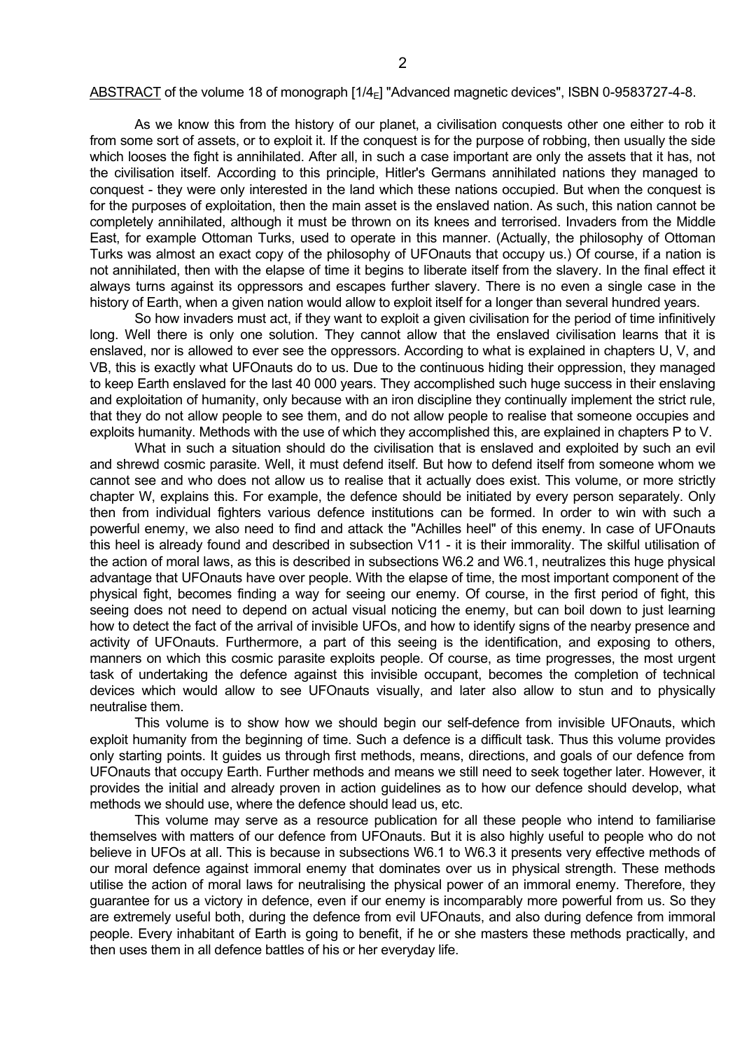ABSTRACT of the volume 18 of monograph [$1/4_E$] "Advanced magnetic devices", ISBN 0-9583727-4-8.

As we know this from the history of our planet, a civilisation conquests other one either to rob it from some sort of assets, or to exploit it. If the conquest is for the purpose of robbing, then usually the side which looses the fight is annihilated. After all, in such a case important are only the assets that it has, not the civilisation itself. According to this principle, Hitler's Germans annihilated nations they managed to conquest - they were only interested in the land which these nations occupied. But when the conquest is for the purposes of exploitation, then the main asset is the enslaved nation. As such, this nation cannot be completely annihilated, although it must be thrown on its knees and terrorised. Invaders from the Middle East, for example Ottoman Turks, used to operate in this manner. (Actually, the philosophy of Ottoman Turks was almost an exact copy of the philosophy of UFOnauts that occupy us.) Of course, if a nation is not annihilated, then with the elapse of time it begins to liberate itself from the slavery. In the final effect it always turns against its oppressors and escapes further slavery. There is no even a single case in the history of Earth, when a given nation would allow to exploit itself for a longer than several hundred years.

So how invaders must act, if they want to exploit a given civilisation for the period of time infinitively long. Well there is only one solution. They cannot allow that the enslaved civilisation learns that it is enslaved, nor is allowed to ever see the oppressors. According to what is explained in chapters U, V, and VB, this is exactly what UFOnauts do to us. Due to the continuous hiding their oppression, they managed to keep Earth enslaved for the last 40 000 years. They accomplished such huge success in their enslaving and exploitation of humanity, only because with an iron discipline they continually implement the strict rule, that they do not allow people to see them, and do not allow people to realise that someone occupies and exploits humanity. Methods with the use of which they accomplished this, are explained in chapters P to V.

What in such a situation should do the civilisation that is enslaved and exploited by such an evil and shrewd cosmic parasite. Well, it must defend itself. But how to defend itself from someone whom we cannot see and who does not allow us to realise that it actually does exist. This volume, or more strictly chapter W, explains this. For example, the defence should be initiated by every person separately. Only then from individual fighters various defence institutions can be formed. In order to win with such a powerful enemy, we also need to find and attack the "Achilles heel" of this enemy. In case of UFOnauts this heel is already found and described in subsection V11 - it is their immorality. The skilful utilisation of the action of moral laws, as this is described in subsections W6.2 and W6.1, neutralizes this huge physical advantage that UFOnauts have over people. With the elapse of time, the most important component of the physical fight, becomes finding a way for seeing our enemy. Of course, in the first period of fight, this seeing does not need to depend on actual visual noticing the enemy, but can boil down to just learning how to detect the fact of the arrival of invisible UFOs, and how to identify signs of the nearby presence and activity of UFOnauts. Furthermore, a part of this seeing is the identification, and exposing to others, manners on which this cosmic parasite exploits people. Of course, as time progresses, the most urgent task of undertaking the defence against this invisible occupant, becomes the completion of technical devices which would allow to see UFOnauts visually, and later also allow to stun and to physically neutralise them.

This volume is to show how we should begin our self-defence from invisible UFOnauts, which exploit humanity from the beginning of time. Such a defence is a difficult task. Thus this volume provides only starting points. It guides us through first methods, means, directions, and goals of our defence from UFOnauts that occupy Earth. Further methods and means we still need to seek together later. However, it provides the initial and already proven in action guidelines as to how our defence should develop, what methods we should use, where the defence should lead us, etc.

This volume may serve as a resource publication for all these people who intend to familiarise themselves with matters of our defence from UFOnauts. But it is also highly useful to people who do not believe in UFOs at all. This is because in subsections W6.1 to W6.3 it presents very effective methods of our moral defence against immoral enemy that dominates over us in physical strength. These methods utilise the action of moral laws for neutralising the physical power of an immoral enemy. Therefore, they guarantee for us a victory in defence, even if our enemy is incomparably more powerful from us. So they are extremely useful both, during the defence from evil UFOnauts, and also during defence from immoral people. Every inhabitant of Earth is going to benefit, if he or she masters these methods practically, and then uses them in all defence battles of his or her everyday life.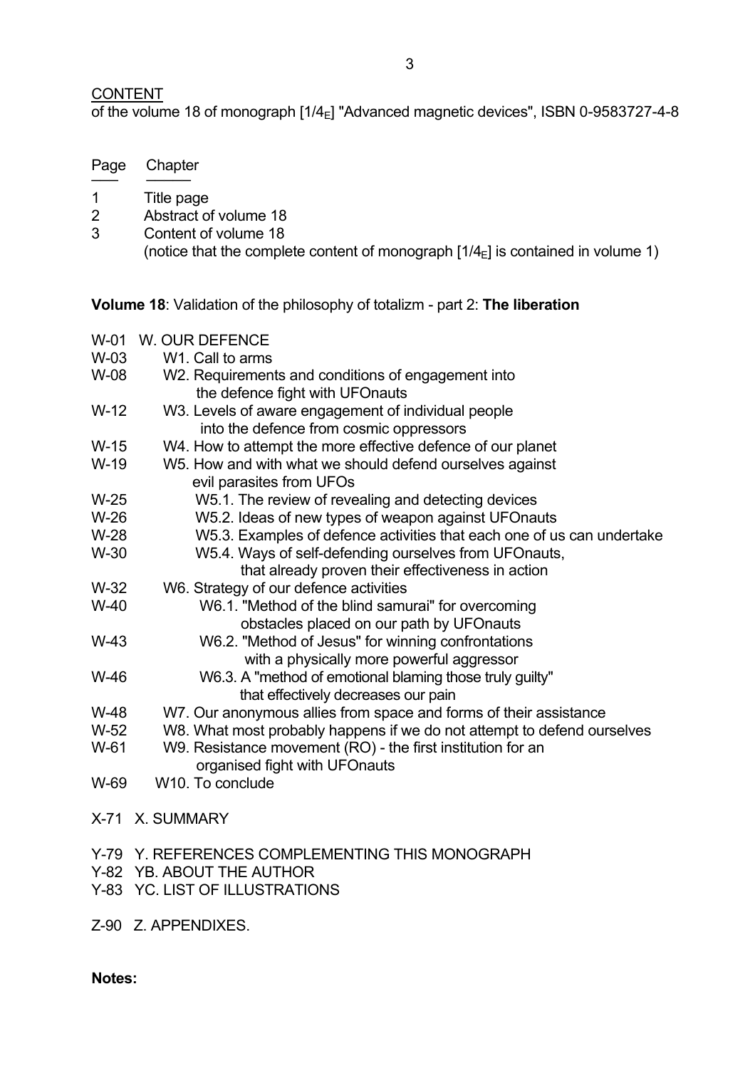CONTENT

of the volume 18 of monograph [$1/4_E$] "Advanced magnetic devices", ISBN 0-9583727-4-8

| Page | Chapter |
|---|---|
| 1 | Title page |
| 2 | Abstract of volume 18 |
| 3 | Content of volume 18 (notice that the complete content of monograph [$1/4_E$] is contained in volume 1) |

**Volume 18**: Validation of the philosophy of totalizm - part 2: **The liberation**

| | |
|---|---|
| W-01 | W. OUR DEFENCE |
| W-03 | W1. Call to arms |
| W-08 | W2. Requirements and conditions of engagement into the defence fight with UFOnauts |
| W-12 | W3. Levels of aware engagement of individual people into the defence from cosmic oppressors |
| W-15 | W4. How to attempt the more effective defence of our planet |
| W-19 | W5. How and with what we should defend ourselves against evil parasites from UFOs |
| W-25 | W5.1. The review of revealing and detecting devices |
| W-26 | W5.2. Ideas of new types of weapon against UFOnauts |
| W-28 | W5.3. Examples of defence activities that each one of us can undertake |
| W-30 | W5.4. Ways of self-defending ourselves from UFOnauts, that already proven their effectiveness in action |
| W-32 | W6. Strategy of our defence activities |
| W-40 | W6.1. "Method of the blind samurai" for overcoming obstacles placed on our path by UFOnauts |
| W-43 | W6.2. "Method of Jesus" for winning confrontations with a physically more powerful aggressor |
| W-46 | W6.3. A "method of emotional blaming those truly guilty" that effectively decreases our pain |
| W-48 | W7. Our anonymous allies from space and forms of their assistance |
| W-52 | W8. What most probably happens if we do not attempt to defend ourselves |
| W-61 | W9. Resistance movement (RO) - the first institution for an organised fight with UFOnauts |
| W-69 | W10. To conclude |
| X-71 | X. SUMMARY |
| Y-79 | Y. REFERENCES COMPLEMENTING THIS MONOGRAPH |
| Y-82 | YB. ABOUT THE AUTHOR |
| Y-83 | YC. LIST OF ILLUSTRATIONS |
| Z-90 | Z. APPENDIXES. |

**Notes:**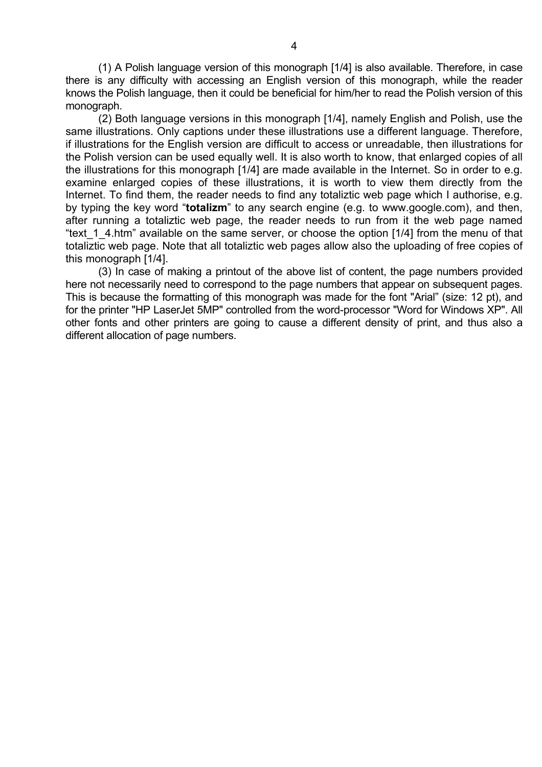(1) A Polish language version of this monograph [1/4] is also available. Therefore, in case there is any difficulty with accessing an English version of this monograph, while the reader knows the Polish language, then it could be beneficial for him/her to read the Polish version of this monograph.

(2) Both language versions in this monograph [1/4], namely English and Polish, use the same illustrations. Only captions under these illustrations use a different language. Therefore, if illustrations for the English version are difficult to access or unreadable, then illustrations for the Polish version can be used equally well. It is also worth to know, that enlarged copies of all the illustrations for this monograph [1/4] are made available in the Internet. So in order to e.g. examine enlarged copies of these illustrations, it is worth to view them directly from the Internet. To find them, the reader needs to find any totaliztic web page which I authorise, e.g. by typing the key word "**totalizm**" to any search engine (e.g. to www.google.com), and then, after running a totaliztic web page, the reader needs to run from it the web page named "text_1_4.htm" available on the same server, or choose the option [1/4] from the menu of that totaliztic web page. Note that all totaliztic web pages allow also the uploading of free copies of this monograph [1/4].

(3) In case of making a printout of the above list of content, the page numbers provided here not necessarily need to correspond to the page numbers that appear on subsequent pages. This is because the formatting of this monograph was made for the font "Arial" (size: 12 pt), and for the printer "HP LaserJet 5MP" controlled from the word-processor "Word for Windows XP". All other fonts and other printers are going to cause a different density of print, and thus also a different allocation of page numbers.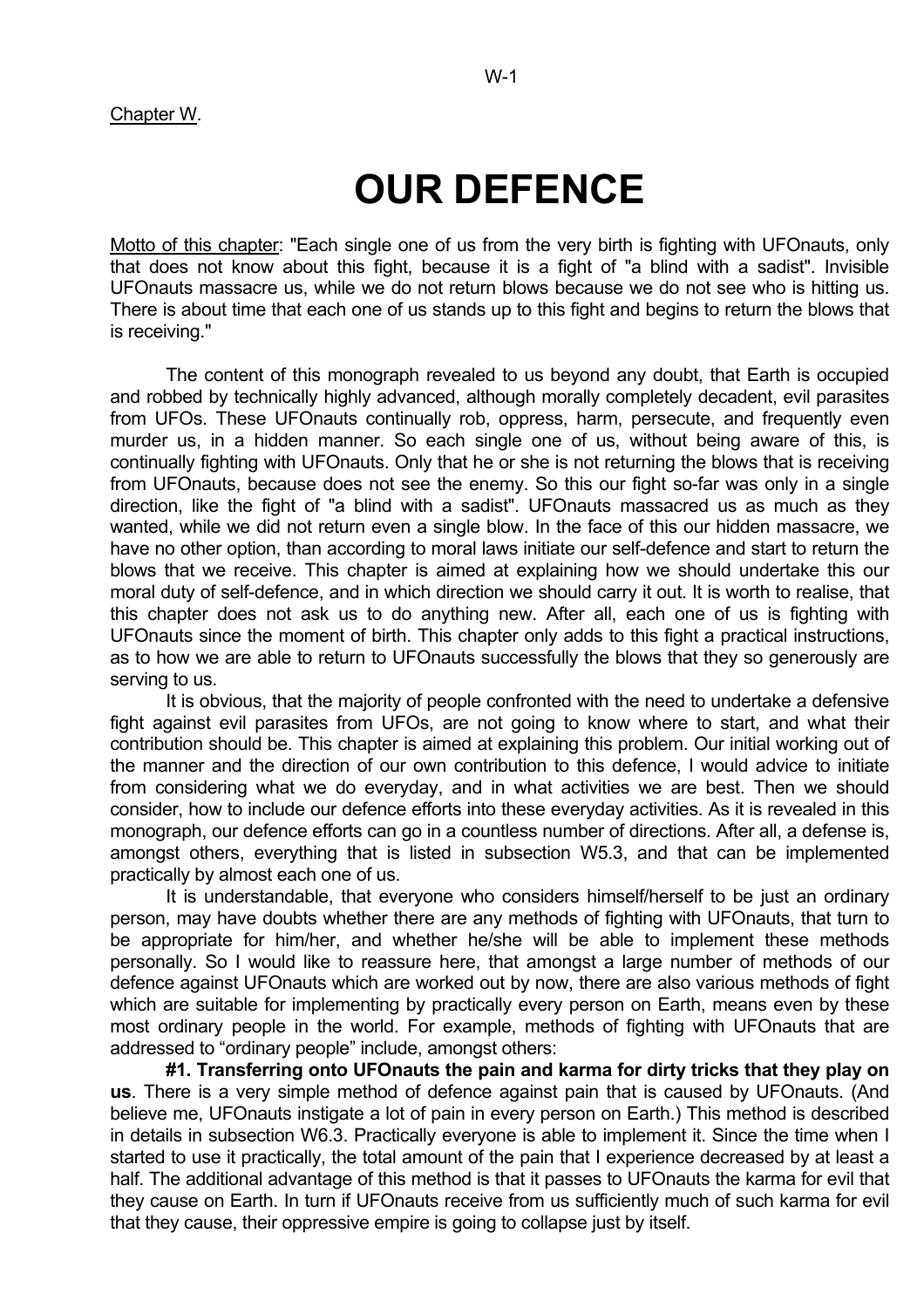Chapter W.

# OUR DEFENCE

Motto of this chapter: "Each single one of us from the very birth is fighting with UFOnauts, only that does not know about this fight, because it is a fight of "a blind with a sadist". Invisible UFOnauts massacre us, while we do not return blows because we do not see who is hitting us. There is about time that each one of us stands up to this fight and begins to return the blows that is receiving."

The content of this monograph revealed to us beyond any doubt, that Earth is occupied and robbed by technically highly advanced, although morally completely decadent, evil parasites from UFOs. These UFOnauts continually rob, oppress, harm, persecute, and frequently even murder us, in a hidden manner. So each single one of us, without being aware of this, is continually fighting with UFOnauts. Only that he or she is not returning the blows that is receiving from UFOnauts, because does not see the enemy. So this our fight so-far was only in a single direction, like the fight of "a blind with a sadist". UFOnauts massacred us as much as they wanted, while we did not return even a single blow. In the face of this our hidden massacre, we have no other option, than according to moral laws initiate our self-defence and start to return the blows that we receive. This chapter is aimed at explaining how we should undertake this our moral duty of self-defence, and in which direction we should carry it out. It is worth to realise, that this chapter does not ask us to do anything new. After all, each one of us is fighting with UFOnauts since the moment of birth. This chapter only adds to this fight a practical instructions, as to how we are able to return to UFOnauts successfully the blows that they so generously are serving to us.

It is obvious, that the majority of people confronted with the need to undertake a defensive fight against evil parasites from UFOs, are not going to know where to start, and what their contribution should be. This chapter is aimed at explaining this problem. Our initial working out of the manner and the direction of our own contribution to this defence, I would advice to initiate from considering what we do everyday, and in what activities we are best. Then we should consider, how to include our defence efforts into these everyday activities. As it is revealed in this monograph, our defence efforts can go in a countless number of directions. After all, a defense is, amongst others, everything that is listed in subsection W5.3, and that can be implemented practically by almost each one of us.

It is understandable, that everyone who considers himself/herself to be just an ordinary person, may have doubts whether there are any methods of fighting with UFOnauts, that turn to be appropriate for him/her, and whether he/she will be able to implement these methods personally. So I would like to reassure here, that amongst a large number of methods of our defence against UFOnauts which are worked out by now, there are also various methods of fight which are suitable for implementing by practically every person on Earth, means even by these most ordinary people in the world. For example, methods of fighting with UFOnauts that are addressed to "ordinary people" include, amongst others:

**#1. Transferring onto UFOnauts the pain and karma for dirty tricks that they play on us**. There is a very simple method of defence against pain that is caused by UFOnauts. (And believe me, UFOnauts instigate a lot of pain in every person on Earth.) This method is described in details in subsection W6.3. Practically everyone is able to implement it. Since the time when I started to use it practically, the total amount of the pain that I experience decreased by at least a half. The additional advantage of this method is that it passes to UFOnauts the karma for evil that they cause on Earth. In turn if UFOnauts receive from us sufficiently much of such karma for evil that they cause, their oppressive empire is going to collapse just by itself.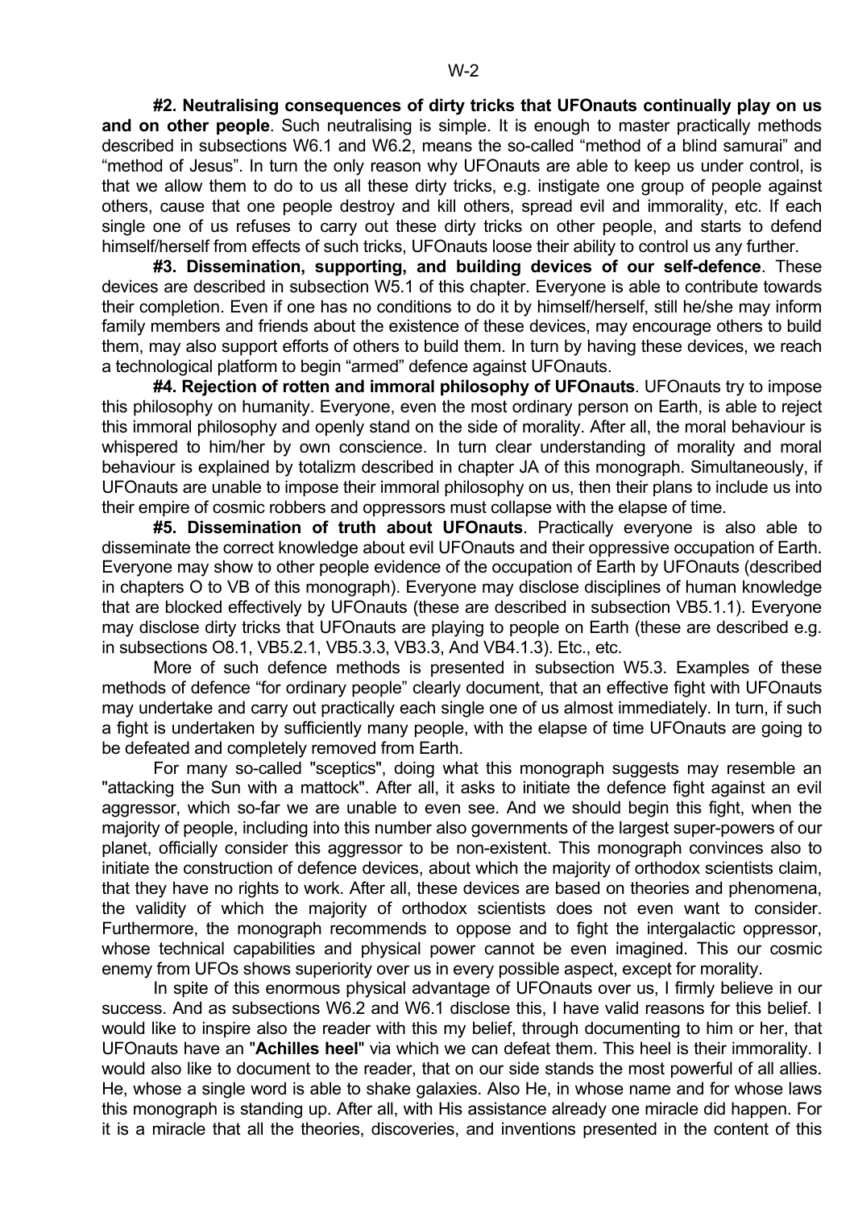**#2. Neutralising consequences of dirty tricks that UFOnauts continually play on us and on other people**. Such neutralising is simple. It is enough to master practically methods described in subsections W6.1 and W6.2, means the so-called "method of a blind samurai" and "method of Jesus". In turn the only reason why UFOnauts are able to keep us under control, is that we allow them to do to us all these dirty tricks, e.g. instigate one group of people against others, cause that one people destroy and kill others, spread evil and immorality, etc. If each single one of us refuses to carry out these dirty tricks on other people, and starts to defend himself/herself from effects of such tricks, UFOnauts loose their ability to control us any further.

**#3. Dissemination, supporting, and building devices of our self-defence**. These devices are described in subsection W5.1 of this chapter. Everyone is able to contribute towards their completion. Even if one has no conditions to do it by himself/herself, still he/she may inform family members and friends about the existence of these devices, may encourage others to build them, may also support efforts of others to build them. In turn by having these devices, we reach a technological platform to begin "armed" defence against UFOnauts.

**#4. Rejection of rotten and immoral philosophy of UFOnauts**. UFOnauts try to impose this philosophy on humanity. Everyone, even the most ordinary person on Earth, is able to reject this immoral philosophy and openly stand on the side of morality. After all, the moral behaviour is whispered to him/her by own conscience. In turn clear understanding of morality and moral behaviour is explained by totalizm described in chapter JA of this monograph. Simultaneously, if UFOnauts are unable to impose their immoral philosophy on us, then their plans to include us into their empire of cosmic robbers and oppressors must collapse with the elapse of time.

**#5. Dissemination of truth about UFOnauts**. Practically everyone is also able to disseminate the correct knowledge about evil UFOnauts and their oppressive occupation of Earth. Everyone may show to other people evidence of the occupation of Earth by UFOnauts (described in chapters O to VB of this monograph). Everyone may disclose disciplines of human knowledge that are blocked effectively by UFOnauts (these are described in subsection VB5.1.1). Everyone may disclose dirty tricks that UFOnauts are playing to people on Earth (these are described e.g. in subsections O8.1, VB5.2.1, VB5.3.3, VB3.3, And VB4.1.3). Etc., etc.

More of such defence methods is presented in subsection W5.3. Examples of these methods of defence "for ordinary people" clearly document, that an effective fight with UFOnauts may undertake and carry out practically each single one of us almost immediately. In turn, if such a fight is undertaken by sufficiently many people, with the elapse of time UFOnauts are going to be defeated and completely removed from Earth.

For many so-called "sceptics", doing what this monograph suggests may resemble an "attacking the Sun with a mattock". After all, it asks to initiate the defence fight against an evil aggressor, which so-far we are unable to even see. And we should begin this fight, when the majority of people, including into this number also governments of the largest super-powers of our planet, officially consider this aggressor to be non-existent. This monograph convinces also to initiate the construction of defence devices, about which the majority of orthodox scientists claim, that they have no rights to work. After all, these devices are based on theories and phenomena, the validity of which the majority of orthodox scientists does not even want to consider. Furthermore, the monograph recommends to oppose and to fight the intergalactic oppressor, whose technical capabilities and physical power cannot be even imagined. This our cosmic enemy from UFOs shows superiority over us in every possible aspect, except for morality.

In spite of this enormous physical advantage of UFOnauts over us, I firmly believe in our success. And as subsections W6.2 and W6.1 disclose this, I have valid reasons for this belief. I would like to inspire also the reader with this my belief, through documenting to him or her, that UFOnauts have an "**Achilles heel**" via which we can defeat them. This heel is their immorality. I would also like to document to the reader, that on our side stands the most powerful of all allies. He, whose a single word is able to shake galaxies. Also He, in whose name and for whose laws this monograph is standing up. After all, with His assistance already one miracle did happen. For it is a miracle that all the theories, discoveries, and inventions presented in the content of this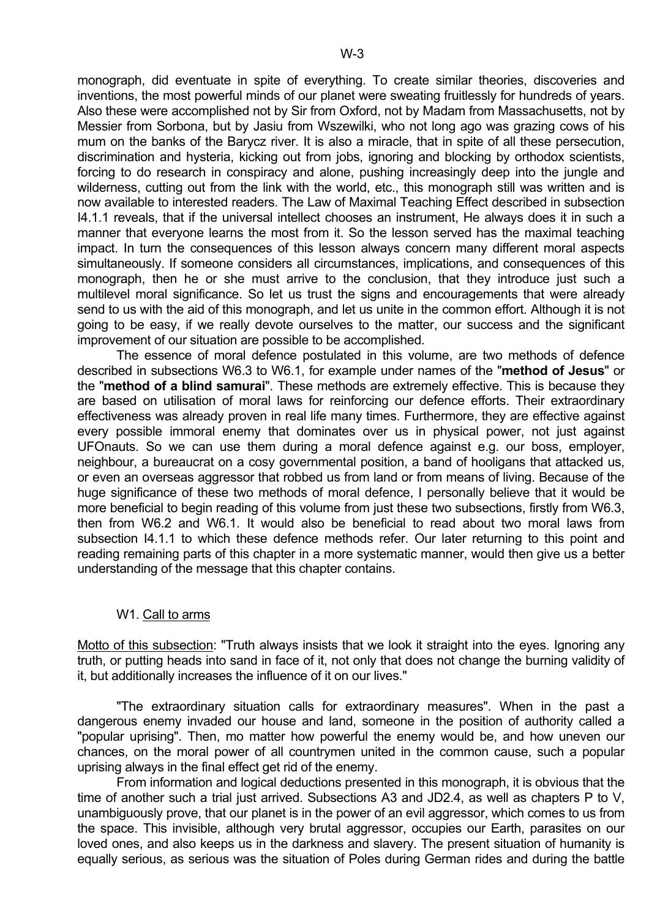monograph, did eventuate in spite of everything. To create similar theories, discoveries and inventions, the most powerful minds of our planet were sweating fruitlessly for hundreds of years. Also these were accomplished not by Sir from Oxford, not by Madam from Massachusetts, not by Messier from Sorbona, but by Jasiu from Wszewilki, who not long ago was grazing cows of his mum on the banks of the Barycz river. It is also a miracle, that in spite of all these persecution, discrimination and hysteria, kicking out from jobs, ignoring and blocking by orthodox scientists, forcing to do research in conspiracy and alone, pushing increasingly deep into the jungle and wilderness, cutting out from the link with the world, etc., this monograph still was written and is now available to interested readers. The Law of Maximal Teaching Effect described in subsection I4.1.1 reveals, that if the universal intellect chooses an instrument, He always does it in such a manner that everyone learns the most from it. So the lesson served has the maximal teaching impact. In turn the consequences of this lesson always concern many different moral aspects simultaneously. If someone considers all circumstances, implications, and consequences of this monograph, then he or she must arrive to the conclusion, that they introduce just such a multilevel moral significance. So let us trust the signs and encouragements that were already send to us with the aid of this monograph, and let us unite in the common effort. Although it is not going to be easy, if we really devote ourselves to the matter, our success and the significant improvement of our situation are possible to be accomplished.

The essence of moral defence postulated in this volume, are two methods of defence described in subsections W6.3 to W6.1, for example under names of the "**method of Jesus**" or the "**method of a blind samurai**". These methods are extremely effective. This is because they are based on utilisation of moral laws for reinforcing our defence efforts. Their extraordinary effectiveness was already proven in real life many times. Furthermore, they are effective against every possible immoral enemy that dominates over us in physical power, not just against UFOnauts. So we can use them during a moral defence against e.g. our boss, employer, neighbour, a bureaucrat on a cosy governmental position, a band of hooligans that attacked us, or even an overseas aggressor that robbed us from land or from means of living. Because of the huge significance of these two methods of moral defence, I personally believe that it would be more beneficial to begin reading of this volume from just these two subsections, firstly from W6.3, then from W6.2 and W6.1. It would also be beneficial to read about two moral laws from subsection I4.1.1 to which these defence methods refer. Our later returning to this point and reading remaining parts of this chapter in a more systematic manner, would then give us a better understanding of the message that this chapter contains.

## W1. Call to arms

Motto of this subsection: "Truth always insists that we look it straight into the eyes. Ignoring any truth, or putting heads into sand in face of it, not only that does not change the burning validity of it, but additionally increases the influence of it on our lives."

"The extraordinary situation calls for extraordinary measures". When in the past a dangerous enemy invaded our house and land, someone in the position of authority called a "popular uprising". Then, mo matter how powerful the enemy would be, and how uneven our chances, on the moral power of all countrymen united in the common cause, such a popular uprising always in the final effect get rid of the enemy.

From information and logical deductions presented in this monograph, it is obvious that the time of another such a trial just arrived. Subsections A3 and JD2.4, as well as chapters P to V, unambiguously prove, that our planet is in the power of an evil aggressor, which comes to us from the space. This invisible, although very brutal aggressor, occupies our Earth, parasites on our loved ones, and also keeps us in the darkness and slavery. The present situation of humanity is equally serious, as serious was the situation of Poles during German rides and during the battle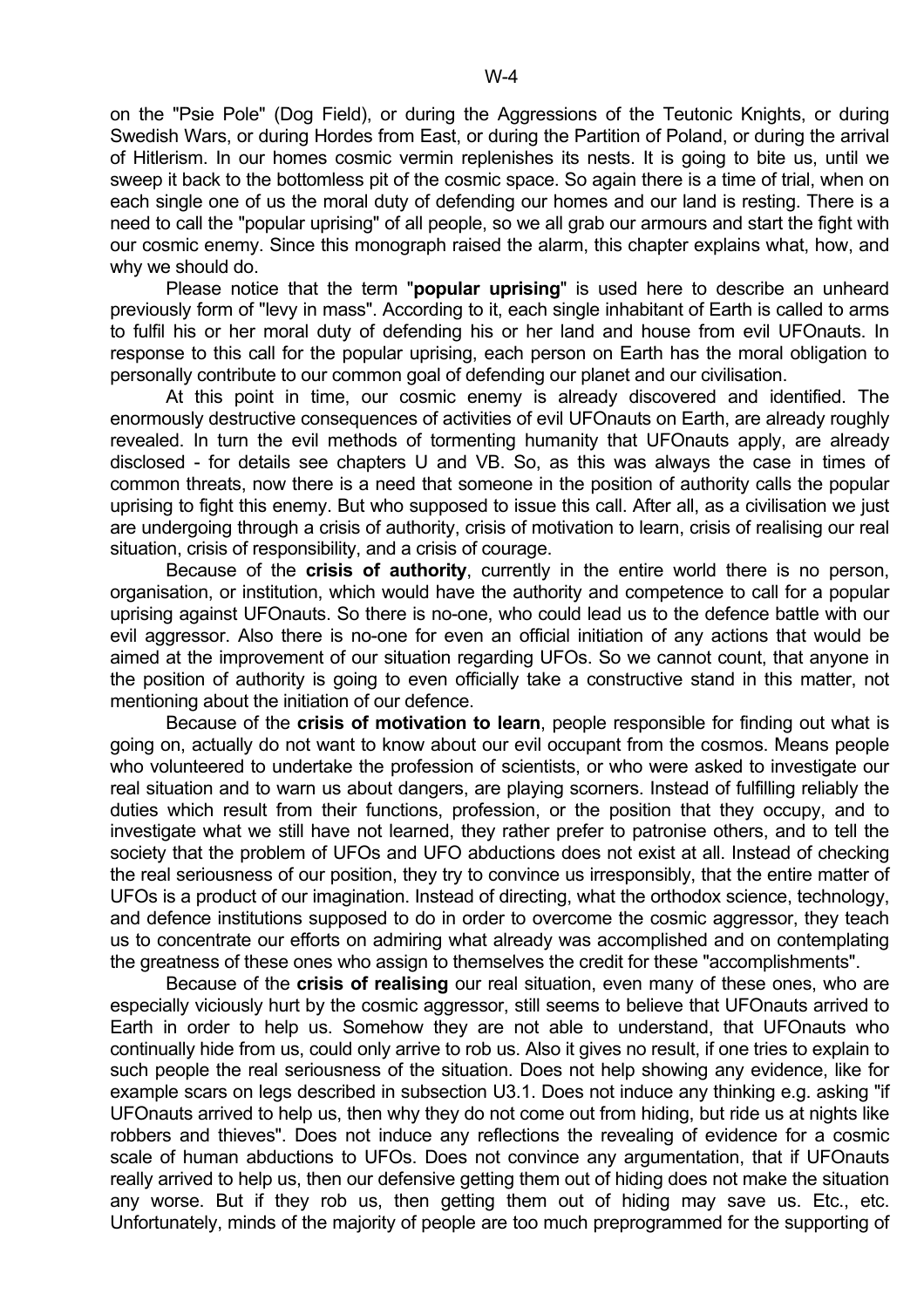on the "Psie Pole" (Dog Field), or during the Aggressions of the Teutonic Knights, or during Swedish Wars, or during Hordes from East, or during the Partition of Poland, or during the arrival of Hitlerism. In our homes cosmic vermin replenishes its nests. It is going to bite us, until we sweep it back to the bottomless pit of the cosmic space. So again there is a time of trial, when on each single one of us the moral duty of defending our homes and our land is resting. There is a need to call the "popular uprising" of all people, so we all grab our armours and start the fight with our cosmic enemy. Since this monograph raised the alarm, this chapter explains what, how, and why we should do.

Please notice that the term "**popular uprising**" is used here to describe an unheard previously form of "levy in mass". According to it, each single inhabitant of Earth is called to arms to fulfil his or her moral duty of defending his or her land and house from evil UFOnauts. In response to this call for the popular uprising, each person on Earth has the moral obligation to personally contribute to our common goal of defending our planet and our civilisation.

At this point in time, our cosmic enemy is already discovered and identified. The enormously destructive consequences of activities of evil UFOnauts on Earth, are already roughly revealed. In turn the evil methods of tormenting humanity that UFOnauts apply, are already disclosed - for details see chapters U and VB. So, as this was always the case in times of common threats, now there is a need that someone in the position of authority calls the popular uprising to fight this enemy. But who supposed to issue this call. After all, as a civilisation we just are undergoing through a crisis of authority, crisis of motivation to learn, crisis of realising our real situation, crisis of responsibility, and a crisis of courage.

Because of the **crisis of authority**, currently in the entire world there is no person, organisation, or institution, which would have the authority and competence to call for a popular uprising against UFOnauts. So there is no-one, who could lead us to the defence battle with our evil aggressor. Also there is no-one for even an official initiation of any actions that would be aimed at the improvement of our situation regarding UFOs. So we cannot count, that anyone in the position of authority is going to even officially take a constructive stand in this matter, not mentioning about the initiation of our defence.

Because of the **crisis of motivation to learn**, people responsible for finding out what is going on, actually do not want to know about our evil occupant from the cosmos. Means people who volunteered to undertake the profession of scientists, or who were asked to investigate our real situation and to warn us about dangers, are playing scorners. Instead of fulfilling reliably the duties which result from their functions, profession, or the position that they occupy, and to investigate what we still have not learned, they rather prefer to patronise others, and to tell the society that the problem of UFOs and UFO abductions does not exist at all. Instead of checking the real seriousness of our position, they try to convince us irresponsibly, that the entire matter of UFOs is a product of our imagination. Instead of directing, what the orthodox science, technology, and defence institutions supposed to do in order to overcome the cosmic aggressor, they teach us to concentrate our efforts on admiring what already was accomplished and on contemplating the greatness of these ones who assign to themselves the credit for these "accomplishments".

Because of the **crisis of realising** our real situation, even many of these ones, who are especially viciously hurt by the cosmic aggressor, still seems to believe that UFOnauts arrived to Earth in order to help us. Somehow they are not able to understand, that UFOnauts who continually hide from us, could only arrive to rob us. Also it gives no result, if one tries to explain to such people the real seriousness of the situation. Does not help showing any evidence, like for example scars on legs described in subsection U3.1. Does not induce any thinking e.g. asking "if UFOnauts arrived to help us, then why they do not come out from hiding, but ride us at nights like robbers and thieves". Does not induce any reflections the revealing of evidence for a cosmic scale of human abductions to UFOs. Does not convince any argumentation, that if UFOnauts really arrived to help us, then our defensive getting them out of hiding does not make the situation any worse. But if they rob us, then getting them out of hiding may save us. Etc., etc. Unfortunately, minds of the majority of people are too much preprogrammed for the supporting of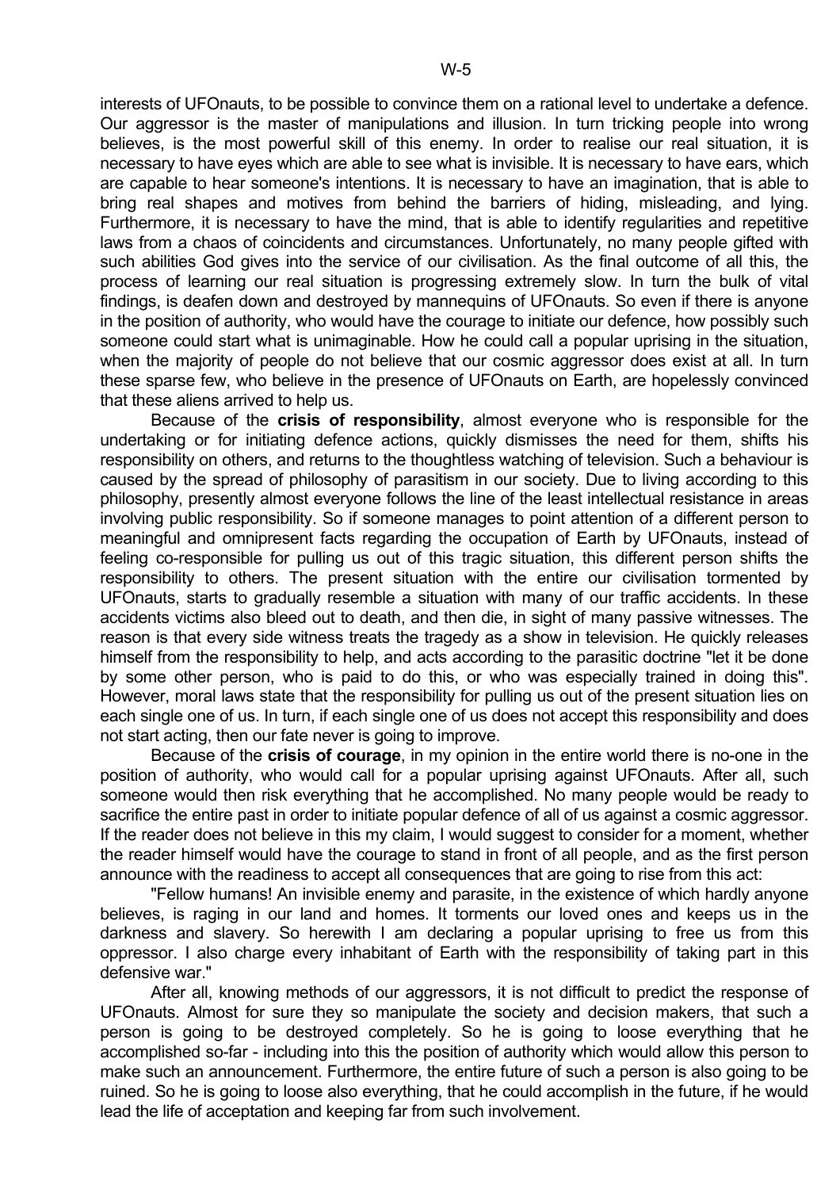interests of UFOnauts, to be possible to convince them on a rational level to undertake a defence. Our aggressor is the master of manipulations and illusion. In turn tricking people into wrong believes, is the most powerful skill of this enemy. In order to realise our real situation, it is necessary to have eyes which are able to see what is invisible. It is necessary to have ears, which are capable to hear someone's intentions. It is necessary to have an imagination, that is able to bring real shapes and motives from behind the barriers of hiding, misleading, and lying. Furthermore, it is necessary to have the mind, that is able to identify regularities and repetitive laws from a chaos of coincidents and circumstances. Unfortunately, no many people gifted with such abilities God gives into the service of our civilisation. As the final outcome of all this, the process of learning our real situation is progressing extremely slow. In turn the bulk of vital findings, is deafen down and destroyed by mannequins of UFOnauts. So even if there is anyone in the position of authority, who would have the courage to initiate our defence, how possibly such someone could start what is unimaginable. How he could call a popular uprising in the situation, when the majority of people do not believe that our cosmic aggressor does exist at all. In turn these sparse few, who believe in the presence of UFOnauts on Earth, are hopelessly convinced that these aliens arrived to help us.

Because of the **crisis of responsibility**, almost everyone who is responsible for the undertaking or for initiating defence actions, quickly dismisses the need for them, shifts his responsibility on others, and returns to the thoughtless watching of television. Such a behaviour is caused by the spread of philosophy of parasitism in our society. Due to living according to this philosophy, presently almost everyone follows the line of the least intellectual resistance in areas involving public responsibility. So if someone manages to point attention of a different person to meaningful and omnipresent facts regarding the occupation of Earth by UFOnauts, instead of feeling co-responsible for pulling us out of this tragic situation, this different person shifts the responsibility to others. The present situation with the entire our civilisation tormented by UFOnauts, starts to gradually resemble a situation with many of our traffic accidents. In these accidents victims also bleed out to death, and then die, in sight of many passive witnesses. The reason is that every side witness treats the tragedy as a show in television. He quickly releases himself from the responsibility to help, and acts according to the parasitic doctrine "let it be done by some other person, who is paid to do this, or who was especially trained in doing this". However, moral laws state that the responsibility for pulling us out of the present situation lies on each single one of us. In turn, if each single one of us does not accept this responsibility and does not start acting, then our fate never is going to improve.

Because of the **crisis of courage**, in my opinion in the entire world there is no-one in the position of authority, who would call for a popular uprising against UFOnauts. After all, such someone would then risk everything that he accomplished. No many people would be ready to sacrifice the entire past in order to initiate popular defence of all of us against a cosmic aggressor. If the reader does not believe in this my claim, I would suggest to consider for a moment, whether the reader himself would have the courage to stand in front of all people, and as the first person announce with the readiness to accept all consequences that are going to rise from this act:

"Fellow humans! An invisible enemy and parasite, in the existence of which hardly anyone believes, is raging in our land and homes. It torments our loved ones and keeps us in the darkness and slavery. So herewith I am declaring a popular uprising to free us from this oppressor. I also charge every inhabitant of Earth with the responsibility of taking part in this defensive war."

After all, knowing methods of our aggressors, it is not difficult to predict the response of UFOnauts. Almost for sure they so manipulate the society and decision makers, that such a person is going to be destroyed completely. So he is going to loose everything that he accomplished so-far - including into this the position of authority which would allow this person to make such an announcement. Furthermore, the entire future of such a person is also going to be ruined. So he is going to loose also everything, that he could accomplish in the future, if he would lead the life of acceptation and keeping far from such involvement.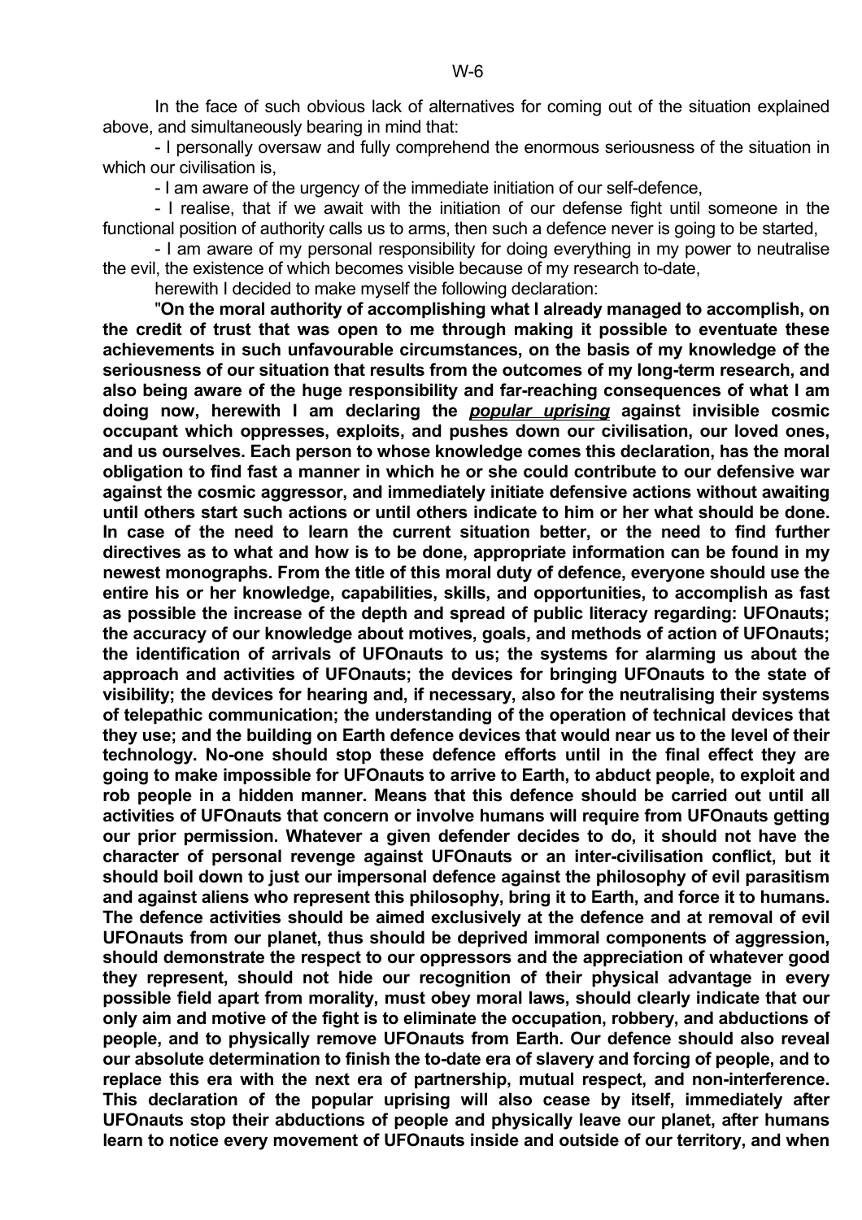In the face of such obvious lack of alternatives for coming out of the situation explained above, and simultaneously bearing in mind that:

- I personally oversaw and fully comprehend the enormous seriousness of the situation in which our civilisation is,

- I am aware of the urgency of the immediate initiation of our self-defence,

- I realise, that if we await with the initiation of our defense fight until someone in the functional position of authority calls us to arms, then such a defence never is going to be started,

- I am aware of my personal responsibility for doing everything in my power to neutralise the evil, the existence of which becomes visible because of my research to-date,

herewith I decided to make myself the following declaration:

"**On the moral authority of accomplishing what I already managed to accomplish, on the credit of trust that was open to me through making it possible to eventuate these achievements in such unfavourable circumstances, on the basis of my knowledge of the seriousness of our situation that results from the outcomes of my long-term research, and also being aware of the huge responsibility and far-reaching consequences of what I am doing now, herewith I am declaring the *popular uprising* against invisible cosmic occupant which oppresses, exploits, and pushes down our civilisation, our loved ones, and us ourselves. Each person to whose knowledge comes this declaration, has the moral obligation to find fast a manner in which he or she could contribute to our defensive war against the cosmic aggressor, and immediately initiate defensive actions without awaiting until others start such actions or until others indicate to him or her what should be done. In case of the need to learn the current situation better, or the need to find further directives as to what and how is to be done, appropriate information can be found in my newest monographs. From the title of this moral duty of defence, everyone should use the entire his or her knowledge, capabilities, skills, and opportunities, to accomplish as fast as possible the increase of the depth and spread of public literacy regarding: UFOnauts; the accuracy of our knowledge about motives, goals, and methods of action of UFOnauts; the identification of arrivals of UFOnauts to us; the systems for alarming us about the approach and activities of UFOnauts; the devices for bringing UFOnauts to the state of visibility; the devices for hearing and, if necessary, also for the neutralising their systems of telepathic communication; the understanding of the operation of technical devices that they use; and the building on Earth defence devices that would near us to the level of their technology. No-one should stop these defence efforts until in the final effect they are going to make impossible for UFOnauts to arrive to Earth, to abduct people, to exploit and rob people in a hidden manner. Means that this defence should be carried out until all activities of UFOnauts that concern or involve humans will require from UFOnauts getting our prior permission. Whatever a given defender decides to do, it should not have the character of personal revenge against UFOnauts or an inter-civilisation conflict, but it should boil down to just our impersonal defence against the philosophy of evil parasitism and against aliens who represent this philosophy, bring it to Earth, and force it to humans. The defence activities should be aimed exclusively at the defence and at removal of evil UFOnauts from our planet, thus should be deprived immoral components of aggression, should demonstrate the respect to our oppressors and the appreciation of whatever good they represent, should not hide our recognition of their physical advantage in every possible field apart from morality, must obey moral laws, should clearly indicate that our only aim and motive of the fight is to eliminate the occupation, robbery, and abductions of people, and to physically remove UFOnauts from Earth. Our defence should also reveal our absolute determination to finish the to-date era of slavery and forcing of people, and to replace this era with the next era of partnership, mutual respect, and non-interference. This declaration of the popular uprising will also cease by itself, immediately after UFOnauts stop their abductions of people and physically leave our planet, after humans learn to notice every movement of UFOnauts inside and outside of our territory, and when**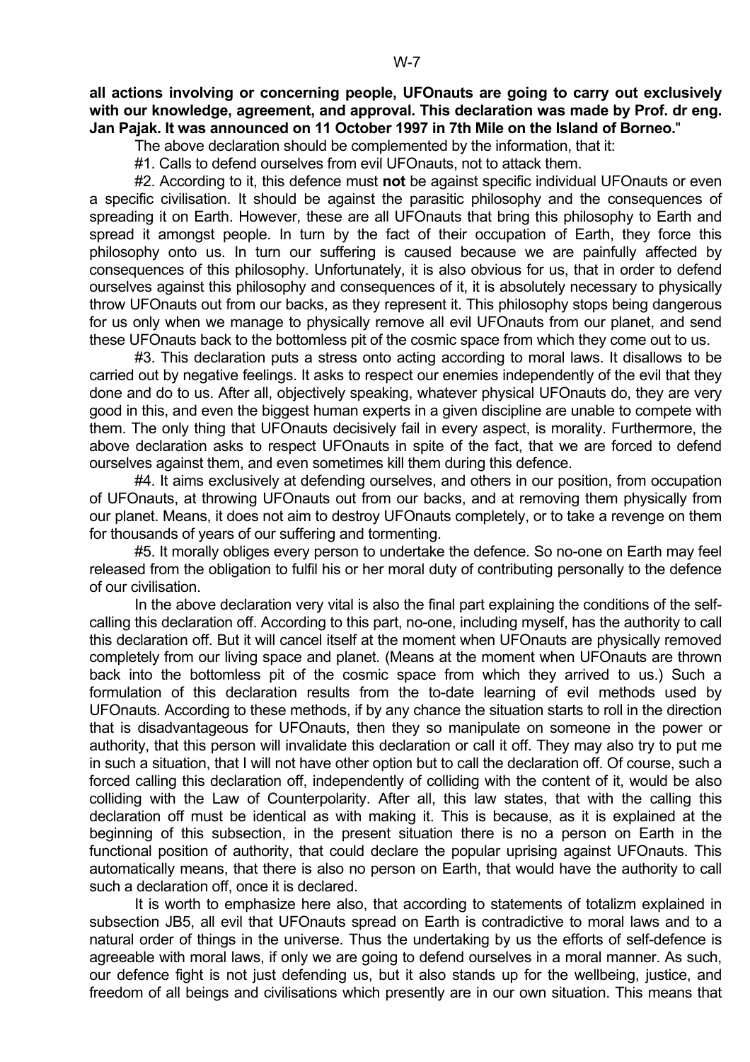**all actions involving or concerning people, UFOnauts are going to carry out exclusively with our knowledge, agreement, and approval. This declaration was made by Prof. dr eng. Jan Pajak. It was announced on 11 October 1997 in 7th Mile on the Island of Borneo.**"

The above declaration should be complemented by the information, that it:

#1. Calls to defend ourselves from evil UFOnauts, not to attack them.

#2. According to it, this defence must **not** be against specific individual UFOnauts or even a specific civilisation. It should be against the parasitic philosophy and the consequences of spreading it on Earth. However, these are all UFOnauts that bring this philosophy to Earth and spread it amongst people. In turn by the fact of their occupation of Earth, they force this philosophy onto us. In turn our suffering is caused because we are painfully affected by consequences of this philosophy. Unfortunately, it is also obvious for us, that in order to defend ourselves against this philosophy and consequences of it, it is absolutely necessary to physically throw UFOnauts out from our backs, as they represent it. This philosophy stops being dangerous for us only when we manage to physically remove all evil UFOnauts from our planet, and send these UFOnauts back to the bottomless pit of the cosmic space from which they come out to us.

#3. This declaration puts a stress onto acting according to moral laws. It disallows to be carried out by negative feelings. It asks to respect our enemies independently of the evil that they done and do to us. After all, objectively speaking, whatever physical UFOnauts do, they are very good in this, and even the biggest human experts in a given discipline are unable to compete with them. The only thing that UFOnauts decisively fail in every aspect, is morality. Furthermore, the above declaration asks to respect UFOnauts in spite of the fact, that we are forced to defend ourselves against them, and even sometimes kill them during this defence.

#4. It aims exclusively at defending ourselves, and others in our position, from occupation of UFOnauts, at throwing UFOnauts out from our backs, and at removing them physically from our planet. Means, it does not aim to destroy UFOnauts completely, or to take a revenge on them for thousands of years of our suffering and tormenting.

#5. It morally obliges every person to undertake the defence. So no-one on Earth may feel released from the obligation to fulfil his or her moral duty of contributing personally to the defence of our civilisation.

In the above declaration very vital is also the final part explaining the conditions of the self-calling this declaration off. According to this part, no-one, including myself, has the authority to call this declaration off. But it will cancel itself at the moment when UFOnauts are physically removed completely from our living space and planet. (Means at the moment when UFOnauts are thrown back into the bottomless pit of the cosmic space from which they arrived to us.) Such a formulation of this declaration results from the to-date learning of evil methods used by UFOnauts. According to these methods, if by any chance the situation starts to roll in the direction that is disadvantageous for UFOnauts, then they so manipulate on someone in the power or authority, that this person will invalidate this declaration or call it off. They may also try to put me in such a situation, that I will not have other option but to call the declaration off. Of course, such a forced calling this declaration off, independently of colliding with the content of it, would be also colliding with the Law of Counterpolarity. After all, this law states, that with the calling this declaration off must be identical as with making it. This is because, as it is explained at the beginning of this subsection, in the present situation there is no a person on Earth in the functional position of authority, that could declare the popular uprising against UFOnauts. This automatically means, that there is also no person on Earth, that would have the authority to call such a declaration off, once it is declared.

It is worth to emphasize here also, that according to statements of totalizm explained in subsection JB5, all evil that UFOnauts spread on Earth is contradictive to moral laws and to a natural order of things in the universe. Thus the undertaking by us the efforts of self-defence is agreeable with moral laws, if only we are going to defend ourselves in a moral manner. As such, our defence fight is not just defending us, but it also stands up for the wellbeing, justice, and freedom of all beings and civilisations which presently are in our own situation. This means that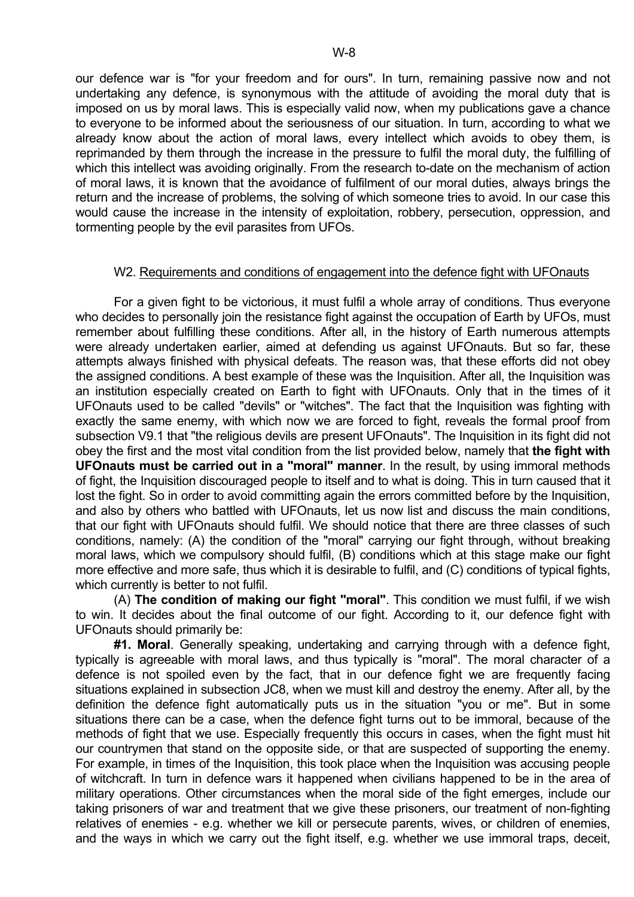our defence war is "for your freedom and for ours". In turn, remaining passive now and not undertaking any defence, is synonymous with the attitude of avoiding the moral duty that is imposed on us by moral laws. This is especially valid now, when my publications gave a chance to everyone to be informed about the seriousness of our situation. In turn, according to what we already know about the action of moral laws, every intellect which avoids to obey them, is reprimanded by them through the increase in the pressure to fulfil the moral duty, the fulfilling of which this intellect was avoiding originally. From the research to-date on the mechanism of action of moral laws, it is known that the avoidance of fulfilment of our moral duties, always brings the return and the increase of problems, the solving of which someone tries to avoid. In our case this would cause the increase in the intensity of exploitation, robbery, persecution, oppression, and tormenting people by the evil parasites from UFOs.

## W2. Requirements and conditions of engagement into the defence fight with UFOnauts

For a given fight to be victorious, it must fulfil a whole array of conditions. Thus everyone who decides to personally join the resistance fight against the occupation of Earth by UFOs, must remember about fulfilling these conditions. After all, in the history of Earth numerous attempts were already undertaken earlier, aimed at defending us against UFOnauts. But so far, these attempts always finished with physical defeats. The reason was, that these efforts did not obey the assigned conditions. A best example of these was the Inquisition. After all, the Inquisition was an institution especially created on Earth to fight with UFOnauts. Only that in the times of it UFOnauts used to be called "devils" or "witches". The fact that the Inquisition was fighting with exactly the same enemy, with which now we are forced to fight, reveals the formal proof from subsection V9.1 that "the religious devils are present UFOnauts". The Inquisition in its fight did not obey the first and the most vital condition from the list provided below, namely that **the fight with UFOnauts must be carried out in a "moral" manner**. In the result, by using immoral methods of fight, the Inquisition discouraged people to itself and to what is doing. This in turn caused that it lost the fight. So in order to avoid committing again the errors committed before by the Inquisition, and also by others who battled with UFOnauts, let us now list and discuss the main conditions, that our fight with UFOnauts should fulfil. We should notice that there are three classes of such conditions, namely: (A) the condition of the "moral" carrying our fight through, without breaking moral laws, which we compulsory should fulfil, (B) conditions which at this stage make our fight more effective and more safe, thus which it is desirable to fulfil, and (C) conditions of typical fights, which currently is better to not fulfil.

(A) **The condition of making our fight "moral"**. This condition we must fulfil, if we wish to win. It decides about the final outcome of our fight. According to it, our defence fight with UFOnauts should primarily be:

**#1. Moral**. Generally speaking, undertaking and carrying through with a defence fight, typically is agreeable with moral laws, and thus typically is "moral". The moral character of a defence is not spoiled even by the fact, that in our defence fight we are frequently facing situations explained in subsection JC8, when we must kill and destroy the enemy. After all, by the definition the defence fight automatically puts us in the situation "you or me". But in some situations there can be a case, when the defence fight turns out to be immoral, because of the methods of fight that we use. Especially frequently this occurs in cases, when the fight must hit our countrymen that stand on the opposite side, or that are suspected of supporting the enemy. For example, in times of the Inquisition, this took place when the Inquisition was accusing people of witchcraft. In turn in defence wars it happened when civilians happened to be in the area of military operations. Other circumstances when the moral side of the fight emerges, include our taking prisoners of war and treatment that we give these prisoners, our treatment of non-fighting relatives of enemies - e.g. whether we kill or persecute parents, wives, or children of enemies, and the ways in which we carry out the fight itself, e.g. whether we use immoral traps, deceit,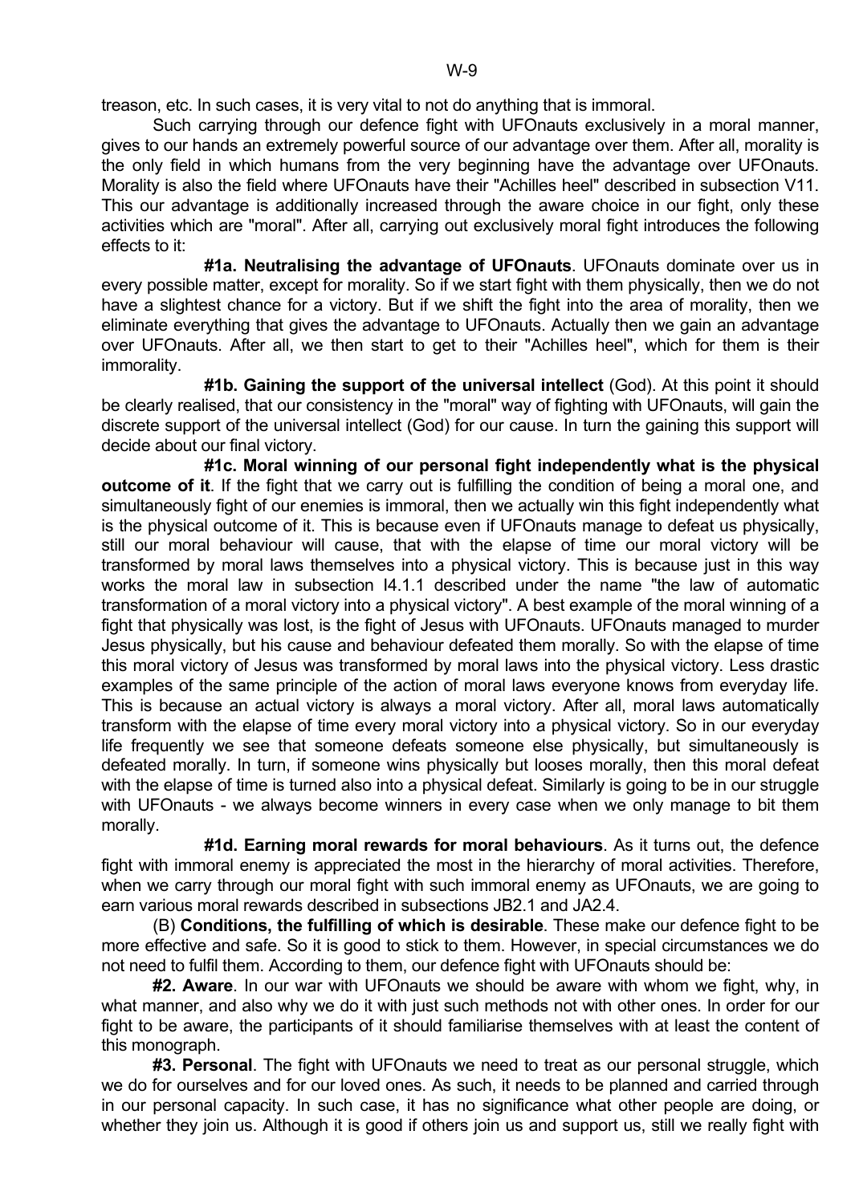treason, etc. In such cases, it is very vital to not do anything that is immoral.

Such carrying through our defence fight with UFOnauts exclusively in a moral manner, gives to our hands an extremely powerful source of our advantage over them. After all, morality is the only field in which humans from the very beginning have the advantage over UFOnauts. Morality is also the field where UFOnauts have their "Achilles heel" described in subsection V11. This our advantage is additionally increased through the aware choice in our fight, only these activities which are "moral". After all, carrying out exclusively moral fight introduces the following effects to it:

**#1a. Neutralising the advantage of UFOnauts**. UFOnauts dominate over us in every possible matter, except for morality. So if we start fight with them physically, then we do not have a slightest chance for a victory. But if we shift the fight into the area of morality, then we eliminate everything that gives the advantage to UFOnauts. Actually then we gain an advantage over UFOnauts. After all, we then start to get to their "Achilles heel", which for them is their immorality.

**#1b. Gaining the support of the universal intellect** (God). At this point it should be clearly realised, that our consistency in the "moral" way of fighting with UFOnauts, will gain the discrete support of the universal intellect (God) for our cause. In turn the gaining this support will decide about our final victory.

**#1c. Moral winning of our personal fight independently what is the physical outcome of it**. If the fight that we carry out is fulfilling the condition of being a moral one, and simultaneously fight of our enemies is immoral, then we actually win this fight independently what is the physical outcome of it. This is because even if UFOnauts manage to defeat us physically, still our moral behaviour will cause, that with the elapse of time our moral victory will be transformed by moral laws themselves into a physical victory. This is because just in this way works the moral law in subsection I4.1.1 described under the name "the law of automatic transformation of a moral victory into a physical victory". A best example of the moral winning of a fight that physically was lost, is the fight of Jesus with UFOnauts. UFOnauts managed to murder Jesus physically, but his cause and behaviour defeated them morally. So with the elapse of time this moral victory of Jesus was transformed by moral laws into the physical victory. Less drastic examples of the same principle of the action of moral laws everyone knows from everyday life. This is because an actual victory is always a moral victory. After all, moral laws automatically transform with the elapse of time every moral victory into a physical victory. So in our everyday life frequently we see that someone defeats someone else physically, but simultaneously is defeated morally. In turn, if someone wins physically but looses morally, then this moral defeat with the elapse of time is turned also into a physical defeat. Similarly is going to be in our struggle with UFOnauts - we always become winners in every case when we only manage to bit them morally.

**#1d. Earning moral rewards for moral behaviours**. As it turns out, the defence fight with immoral enemy is appreciated the most in the hierarchy of moral activities. Therefore, when we carry through our moral fight with such immoral enemy as UFOnauts, we are going to earn various moral rewards described in subsections JB2.1 and JA2.4.

(B) **Conditions, the fulfilling of which is desirable**. These make our defence fight to be more effective and safe. So it is good to stick to them. However, in special circumstances we do not need to fulfil them. According to them, our defence fight with UFOnauts should be:

**#2. Aware**. In our war with UFOnauts we should be aware with whom we fight, why, in what manner, and also why we do it with just such methods not with other ones. In order for our fight to be aware, the participants of it should familiarise themselves with at least the content of this monograph.

**#3. Personal**. The fight with UFOnauts we need to treat as our personal struggle, which we do for ourselves and for our loved ones. As such, it needs to be planned and carried through in our personal capacity. In such case, it has no significance what other people are doing, or whether they join us. Although it is good if others join us and support us, still we really fight with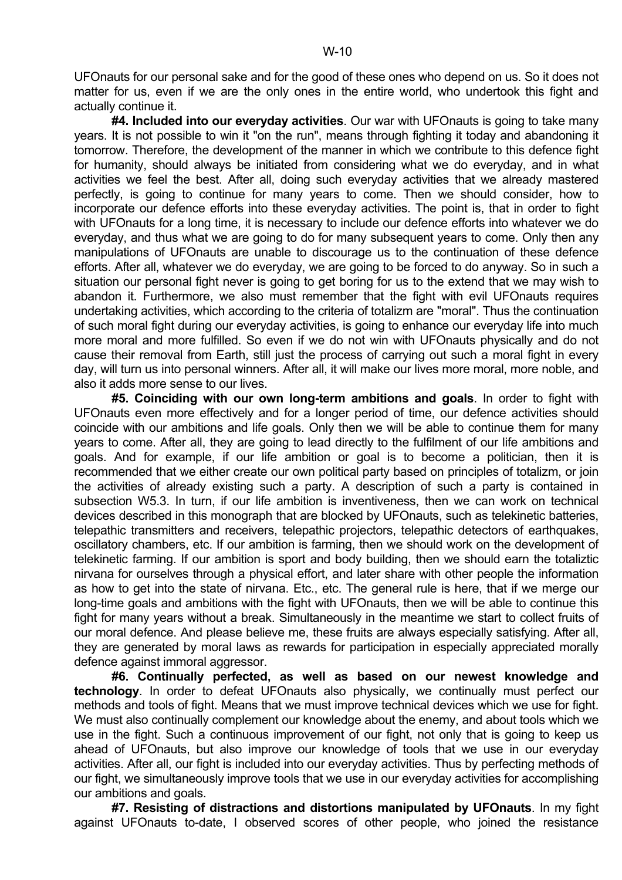UFOnauts for our personal sake and for the good of these ones who depend on us. So it does not matter for us, even if we are the only ones in the entire world, who undertook this fight and actually continue it.

**#4. Included into our everyday activities**. Our war with UFOnauts is going to take many years. It is not possible to win it "on the run", means through fighting it today and abandoning it tomorrow. Therefore, the development of the manner in which we contribute to this defence fight for humanity, should always be initiated from considering what we do everyday, and in what activities we feel the best. After all, doing such everyday activities that we already mastered perfectly, is going to continue for many years to come. Then we should consider, how to incorporate our defence efforts into these everyday activities. The point is, that in order to fight with UFOnauts for a long time, it is necessary to include our defence efforts into whatever we do everyday, and thus what we are going to do for many subsequent years to come. Only then any manipulations of UFOnauts are unable to discourage us to the continuation of these defence efforts. After all, whatever we do everyday, we are going to be forced to do anyway. So in such a situation our personal fight never is going to get boring for us to the extend that we may wish to abandon it. Furthermore, we also must remember that the fight with evil UFOnauts requires undertaking activities, which according to the criteria of totalizm are "moral". Thus the continuation of such moral fight during our everyday activities, is going to enhance our everyday life into much more moral and more fulfilled. So even if we do not win with UFOnauts physically and do not cause their removal from Earth, still just the process of carrying out such a moral fight in every day, will turn us into personal winners. After all, it will make our lives more moral, more noble, and also it adds more sense to our lives.

**#5. Coinciding with our own long-term ambitions and goals**. In order to fight with UFOnauts even more effectively and for a longer period of time, our defence activities should coincide with our ambitions and life goals. Only then we will be able to continue them for many years to come. After all, they are going to lead directly to the fulfilment of our life ambitions and goals. And for example, if our life ambition or goal is to become a politician, then it is recommended that we either create our own political party based on principles of totalizm, or join the activities of already existing such a party. A description of such a party is contained in subsection W5.3. In turn, if our life ambition is inventiveness, then we can work on technical devices described in this monograph that are blocked by UFOnauts, such as telekinetic batteries, telepathic transmitters and receivers, telepathic projectors, telepathic detectors of earthquakes, oscillatory chambers, etc. If our ambition is farming, then we should work on the development of telekinetic farming. If our ambition is sport and body building, then we should earn the totaliztic nirvana for ourselves through a physical effort, and later share with other people the information as how to get into the state of nirvana. Etc., etc. The general rule is here, that if we merge our long-time goals and ambitions with the fight with UFOnauts, then we will be able to continue this fight for many years without a break. Simultaneously in the meantime we start to collect fruits of our moral defence. And please believe me, these fruits are always especially satisfying. After all, they are generated by moral laws as rewards for participation in especially appreciated morally defence against immoral aggressor.

**#6. Continually perfected, as well as based on our newest knowledge and technology**. In order to defeat UFOnauts also physically, we continually must perfect our methods and tools of fight. Means that we must improve technical devices which we use for fight. We must also continually complement our knowledge about the enemy, and about tools which we use in the fight. Such a continuous improvement of our fight, not only that is going to keep us ahead of UFOnauts, but also improve our knowledge of tools that we use in our everyday activities. After all, our fight is included into our everyday activities. Thus by perfecting methods of our fight, we simultaneously improve tools that we use in our everyday activities for accomplishing our ambitions and goals.

**#7. Resisting of distractions and distortions manipulated by UFOnauts**. In my fight against UFOnauts to-date, I observed scores of other people, who joined the resistance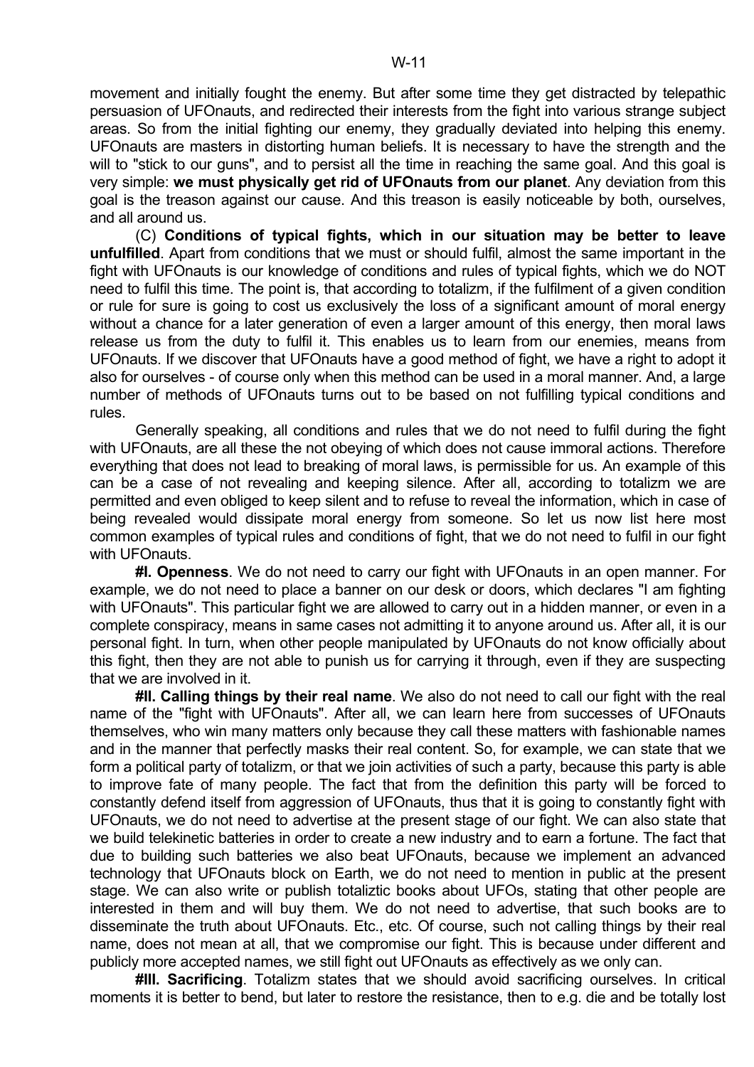movement and initially fought the enemy. But after some time they get distracted by telepathic persuasion of UFOnauts, and redirected their interests from the fight into various strange subject areas. So from the initial fighting our enemy, they gradually deviated into helping this enemy. UFOnauts are masters in distorting human beliefs. It is necessary to have the strength and the will to "stick to our guns", and to persist all the time in reaching the same goal. And this goal is very simple: **we must physically get rid of UFOnauts from our planet**. Any deviation from this goal is the treason against our cause. And this treason is easily noticeable by both, ourselves, and all around us.

(C) **Conditions of typical fights, which in our situation may be better to leave unfulfilled**. Apart from conditions that we must or should fulfil, almost the same important in the fight with UFOnauts is our knowledge of conditions and rules of typical fights, which we do NOT need to fulfil this time. The point is, that according to totalizm, if the fulfilment of a given condition or rule for sure is going to cost us exclusively the loss of a significant amount of moral energy without a chance for a later generation of even a larger amount of this energy, then moral laws release us from the duty to fulfil it. This enables us to learn from our enemies, means from UFOnauts. If we discover that UFOnauts have a good method of fight, we have a right to adopt it also for ourselves - of course only when this method can be used in a moral manner. And, a large number of methods of UFOnauts turns out to be based on not fulfilling typical conditions and rules.

Generally speaking, all conditions and rules that we do not need to fulfil during the fight with UFOnauts, are all these the not obeying of which does not cause immoral actions. Therefore everything that does not lead to breaking of moral laws, is permissible for us. An example of this can be a case of not revealing and keeping silence. After all, according to totalizm we are permitted and even obliged to keep silent and to refuse to reveal the information, which in case of being revealed would dissipate moral energy from someone. So let us now list here most common examples of typical rules and conditions of fight, that we do not need to fulfil in our fight with UFOnauts.

**#I. Openness**. We do not need to carry our fight with UFOnauts in an open manner. For example, we do not need to place a banner on our desk or doors, which declares "I am fighting with UFOnauts". This particular fight we are allowed to carry out in a hidden manner, or even in a complete conspiracy, means in same cases not admitting it to anyone around us. After all, it is our personal fight. In turn, when other people manipulated by UFOnauts do not know officially about this fight, then they are not able to punish us for carrying it through, even if they are suspecting that we are involved in it.

**#II. Calling things by their real name**. We also do not need to call our fight with the real name of the "fight with UFOnauts". After all, we can learn here from successes of UFOnauts themselves, who win many matters only because they call these matters with fashionable names and in the manner that perfectly masks their real content. So, for example, we can state that we form a political party of totalizm, or that we join activities of such a party, because this party is able to improve fate of many people. The fact that from the definition this party will be forced to constantly defend itself from aggression of UFOnauts, thus that it is going to constantly fight with UFOnauts, we do not need to advertise at the present stage of our fight. We can also state that we build telekinetic batteries in order to create a new industry and to earn a fortune. The fact that due to building such batteries we also beat UFOnauts, because we implement an advanced technology that UFOnauts block on Earth, we do not need to mention in public at the present stage. We can also write or publish totaliztic books about UFOs, stating that other people are interested in them and will buy them. We do not need to advertise, that such books are to disseminate the truth about UFOnauts. Etc., etc. Of course, such not calling things by their real name, does not mean at all, that we compromise our fight. This is because under different and publicly more accepted names, we still fight out UFOnauts as effectively as we only can.

**#III. Sacrificing**. Totalizm states that we should avoid sacrificing ourselves. In critical moments it is better to bend, but later to restore the resistance, then to e.g. die and be totally lost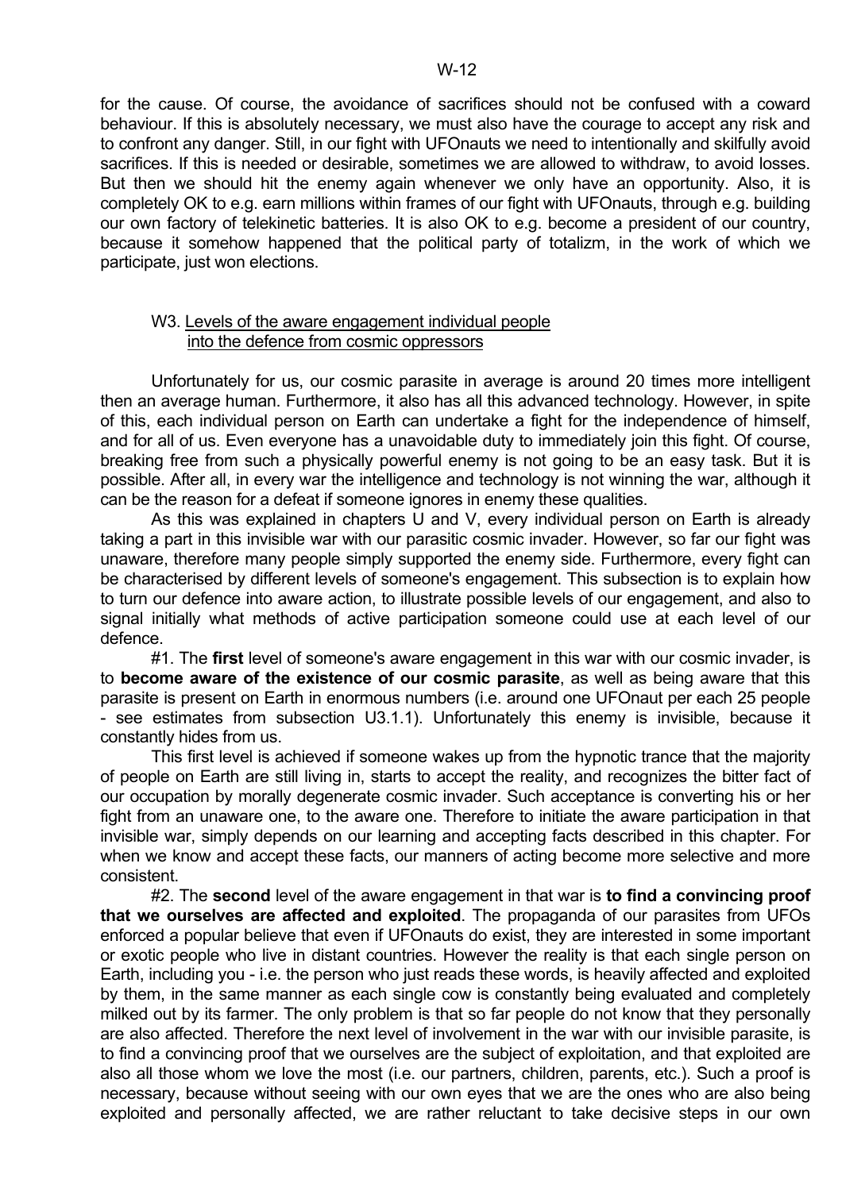for the cause. Of course, the avoidance of sacrifices should not be confused with a coward behaviour. If this is absolutely necessary, we must also have the courage to accept any risk and to confront any danger. Still, in our fight with UFOnauts we need to intentionally and skilfully avoid sacrifices. If this is needed or desirable, sometimes we are allowed to withdraw, to avoid losses. But then we should hit the enemy again whenever we only have an opportunity. Also, it is completely OK to e.g. earn millions within frames of our fight with UFOnauts, through e.g. building our own factory of telekinetic batteries. It is also OK to e.g. become a president of our country, because it somehow happened that the political party of totalizm, in the work of which we participate, just won elections.

## W3. Levels of the aware engagement individual people into the defence from cosmic oppressors

Unfortunately for us, our cosmic parasite in average is around 20 times more intelligent then an average human. Furthermore, it also has all this advanced technology. However, in spite of this, each individual person on Earth can undertake a fight for the independence of himself, and for all of us. Even everyone has a unavoidable duty to immediately join this fight. Of course, breaking free from such a physically powerful enemy is not going to be an easy task. But it is possible. After all, in every war the intelligence and technology is not winning the war, although it can be the reason for a defeat if someone ignores in enemy these qualities.

As this was explained in chapters U and V, every individual person on Earth is already taking a part in this invisible war with our parasitic cosmic invader. However, so far our fight was unaware, therefore many people simply supported the enemy side. Furthermore, every fight can be characterised by different levels of someone's engagement. This subsection is to explain how to turn our defence into aware action, to illustrate possible levels of our engagement, and also to signal initially what methods of active participation someone could use at each level of our defence.

#1. The **first** level of someone's aware engagement in this war with our cosmic invader, is to **become aware of the existence of our cosmic parasite**, as well as being aware that this parasite is present on Earth in enormous numbers (i.e. around one UFOnaut per each 25 people - see estimates from subsection U3.1.1). Unfortunately this enemy is invisible, because it constantly hides from us.

This first level is achieved if someone wakes up from the hypnotic trance that the majority of people on Earth are still living in, starts to accept the reality, and recognizes the bitter fact of our occupation by morally degenerate cosmic invader. Such acceptance is converting his or her fight from an unaware one, to the aware one. Therefore to initiate the aware participation in that invisible war, simply depends on our learning and accepting facts described in this chapter. For when we know and accept these facts, our manners of acting become more selective and more consistent.

#2. The **second** level of the aware engagement in that war is **to find a convincing proof that we ourselves are affected and exploited**. The propaganda of our parasites from UFOs enforced a popular believe that even if UFOnauts do exist, they are interested in some important or exotic people who live in distant countries. However the reality is that each single person on Earth, including you - i.e. the person who just reads these words, is heavily affected and exploited by them, in the same manner as each single cow is constantly being evaluated and completely milked out by its farmer. The only problem is that so far people do not know that they personally are also affected. Therefore the next level of involvement in the war with our invisible parasite, is to find a convincing proof that we ourselves are the subject of exploitation, and that exploited are also all those whom we love the most (i.e. our partners, children, parents, etc.). Such a proof is necessary, because without seeing with our own eyes that we are the ones who are also being exploited and personally affected, we are rather reluctant to take decisive steps in our own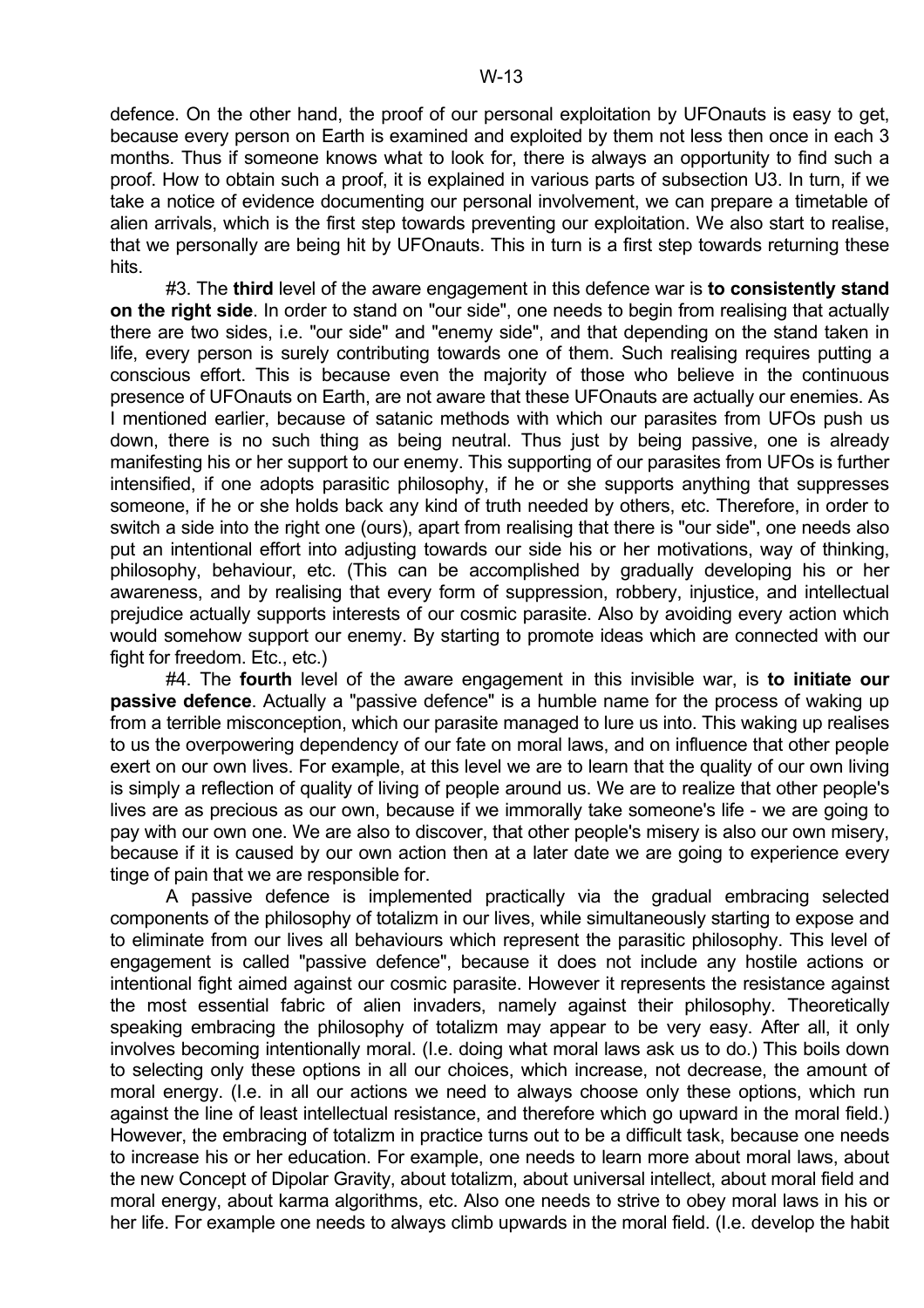defence. On the other hand, the proof of our personal exploitation by UFOnauts is easy to get, because every person on Earth is examined and exploited by them not less then once in each 3 months. Thus if someone knows what to look for, there is always an opportunity to find such a proof. How to obtain such a proof, it is explained in various parts of subsection U3. In turn, if we take a notice of evidence documenting our personal involvement, we can prepare a timetable of alien arrivals, which is the first step towards preventing our exploitation. We also start to realise, that we personally are being hit by UFOnauts. This in turn is a first step towards returning these hits.

#3. The **third** level of the aware engagement in this defence war is **to consistently stand on the right side**. In order to stand on "our side", one needs to begin from realising that actually there are two sides, i.e. "our side" and "enemy side", and that depending on the stand taken in life, every person is surely contributing towards one of them. Such realising requires putting a conscious effort. This is because even the majority of those who believe in the continuous presence of UFOnauts on Earth, are not aware that these UFOnauts are actually our enemies. As I mentioned earlier, because of satanic methods with which our parasites from UFOs push us down, there is no such thing as being neutral. Thus just by being passive, one is already manifesting his or her support to our enemy. This supporting of our parasites from UFOs is further intensified, if one adopts parasitic philosophy, if he or she supports anything that suppresses someone, if he or she holds back any kind of truth needed by others, etc. Therefore, in order to switch a side into the right one (ours), apart from realising that there is "our side", one needs also put an intentional effort into adjusting towards our side his or her motivations, way of thinking, philosophy, behaviour, etc. (This can be accomplished by gradually developing his or her awareness, and by realising that every form of suppression, robbery, injustice, and intellectual prejudice actually supports interests of our cosmic parasite. Also by avoiding every action which would somehow support our enemy. By starting to promote ideas which are connected with our fight for freedom. Etc., etc.)

#4. The **fourth** level of the aware engagement in this invisible war, is **to initiate our passive defence**. Actually a "passive defence" is a humble name for the process of waking up from a terrible misconception, which our parasite managed to lure us into. This waking up realises to us the overpowering dependency of our fate on moral laws, and on influence that other people exert on our own lives. For example, at this level we are to learn that the quality of our own living is simply a reflection of quality of living of people around us. We are to realize that other people's lives are as precious as our own, because if we immorally take someone's life - we are going to pay with our own one. We are also to discover, that other people's misery is also our own misery, because if it is caused by our own action then at a later date we are going to experience every tinge of pain that we are responsible for.

A passive defence is implemented practically via the gradual embracing selected components of the philosophy of totalizm in our lives, while simultaneously starting to expose and to eliminate from our lives all behaviours which represent the parasitic philosophy. This level of engagement is called "passive defence", because it does not include any hostile actions or intentional fight aimed against our cosmic parasite. However it represents the resistance against the most essential fabric of alien invaders, namely against their philosophy. Theoretically speaking embracing the philosophy of totalizm may appear to be very easy. After all, it only involves becoming intentionally moral. (I.e. doing what moral laws ask us to do.) This boils down to selecting only these options in all our choices, which increase, not decrease, the amount of moral energy. (I.e. in all our actions we need to always choose only these options, which run against the line of least intellectual resistance, and therefore which go upward in the moral field.) However, the embracing of totalizm in practice turns out to be a difficult task, because one needs to increase his or her education. For example, one needs to learn more about moral laws, about the new Concept of Dipolar Gravity, about totalizm, about universal intellect, about moral field and moral energy, about karma algorithms, etc. Also one needs to strive to obey moral laws in his or her life. For example one needs to always climb upwards in the moral field. (I.e. develop the habit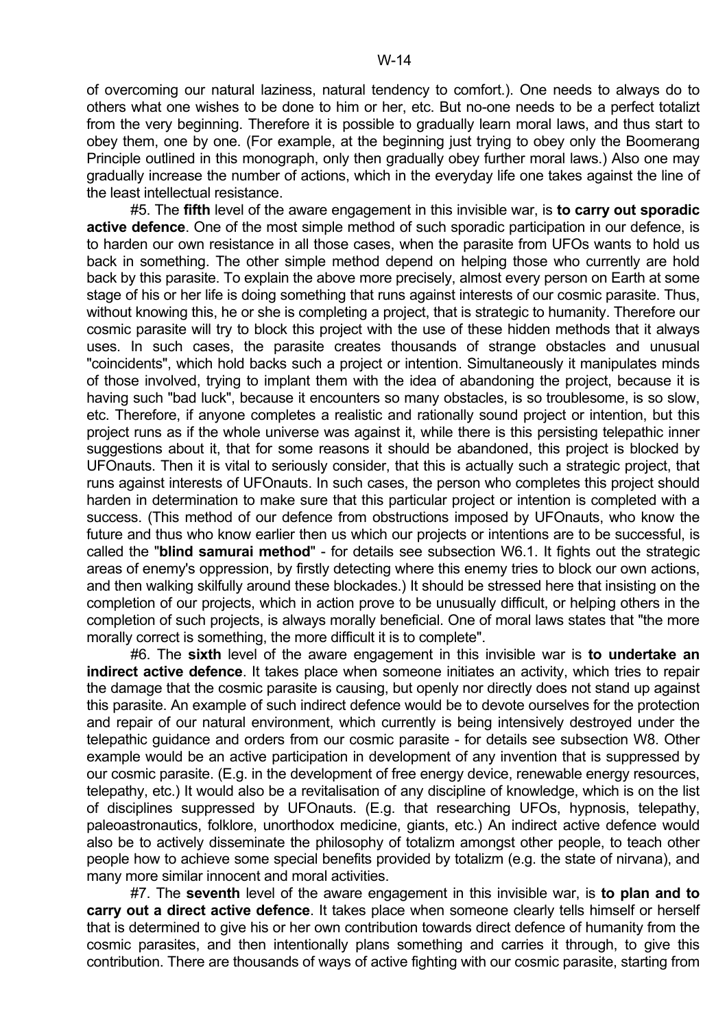of overcoming our natural laziness, natural tendency to comfort.). One needs to always do to others what one wishes to be done to him or her, etc. But no-one needs to be a perfect totalizt from the very beginning. Therefore it is possible to gradually learn moral laws, and thus start to obey them, one by one. (For example, at the beginning just trying to obey only the Boomerang Principle outlined in this monograph, only then gradually obey further moral laws.) Also one may gradually increase the number of actions, which in the everyday life one takes against the line of the least intellectual resistance.

#5. The **fifth** level of the aware engagement in this invisible war, is **to carry out sporadic active defence**. One of the most simple method of such sporadic participation in our defence, is to harden our own resistance in all those cases, when the parasite from UFOs wants to hold us back in something. The other simple method depend on helping those who currently are hold back by this parasite. To explain the above more precisely, almost every person on Earth at some stage of his or her life is doing something that runs against interests of our cosmic parasite. Thus, without knowing this, he or she is completing a project, that is strategic to humanity. Therefore our cosmic parasite will try to block this project with the use of these hidden methods that it always uses. In such cases, the parasite creates thousands of strange obstacles and unusual "coincidents", which hold backs such a project or intention. Simultaneously it manipulates minds of those involved, trying to implant them with the idea of abandoning the project, because it is having such "bad luck", because it encounters so many obstacles, is so troublesome, is so slow, etc. Therefore, if anyone completes a realistic and rationally sound project or intention, but this project runs as if the whole universe was against it, while there is this persisting telepathic inner suggestions about it, that for some reasons it should be abandoned, this project is blocked by UFOnauts. Then it is vital to seriously consider, that this is actually such a strategic project, that runs against interests of UFOnauts. In such cases, the person who completes this project should harden in determination to make sure that this particular project or intention is completed with a success. (This method of our defence from obstructions imposed by UFOnauts, who know the future and thus who know earlier then us which our projects or intentions are to be successful, is called the "**blind samurai method**" - for details see subsection W6.1. It fights out the strategic areas of enemy's oppression, by firstly detecting where this enemy tries to block our own actions, and then walking skilfully around these blockades.) It should be stressed here that insisting on the completion of our projects, which in action prove to be unusually difficult, or helping others in the completion of such projects, is always morally beneficial. One of moral laws states that "the more morally correct is something, the more difficult it is to complete".

#6. The **sixth** level of the aware engagement in this invisible war is **to undertake an indirect active defence**. It takes place when someone initiates an activity, which tries to repair the damage that the cosmic parasite is causing, but openly nor directly does not stand up against this parasite. An example of such indirect defence would be to devote ourselves for the protection and repair of our natural environment, which currently is being intensively destroyed under the telepathic guidance and orders from our cosmic parasite - for details see subsection W8. Other example would be an active participation in development of any invention that is suppressed by our cosmic parasite. (E.g. in the development of free energy device, renewable energy resources, telepathy, etc.) It would also be a revitalisation of any discipline of knowledge, which is on the list of disciplines suppressed by UFOnauts. (E.g. that researching UFOs, hypnosis, telepathy, paleoastronautics, folklore, unorthodox medicine, giants, etc.) An indirect active defence would also be to actively disseminate the philosophy of totalizm amongst other people, to teach other people how to achieve some special benefits provided by totalizm (e.g. the state of nirvana), and many more similar innocent and moral activities.

#7. The **seventh** level of the aware engagement in this invisible war, is **to plan and to carry out a direct active defence**. It takes place when someone clearly tells himself or herself that is determined to give his or her own contribution towards direct defence of humanity from the cosmic parasites, and then intentionally plans something and carries it through, to give this contribution. There are thousands of ways of active fighting with our cosmic parasite, starting from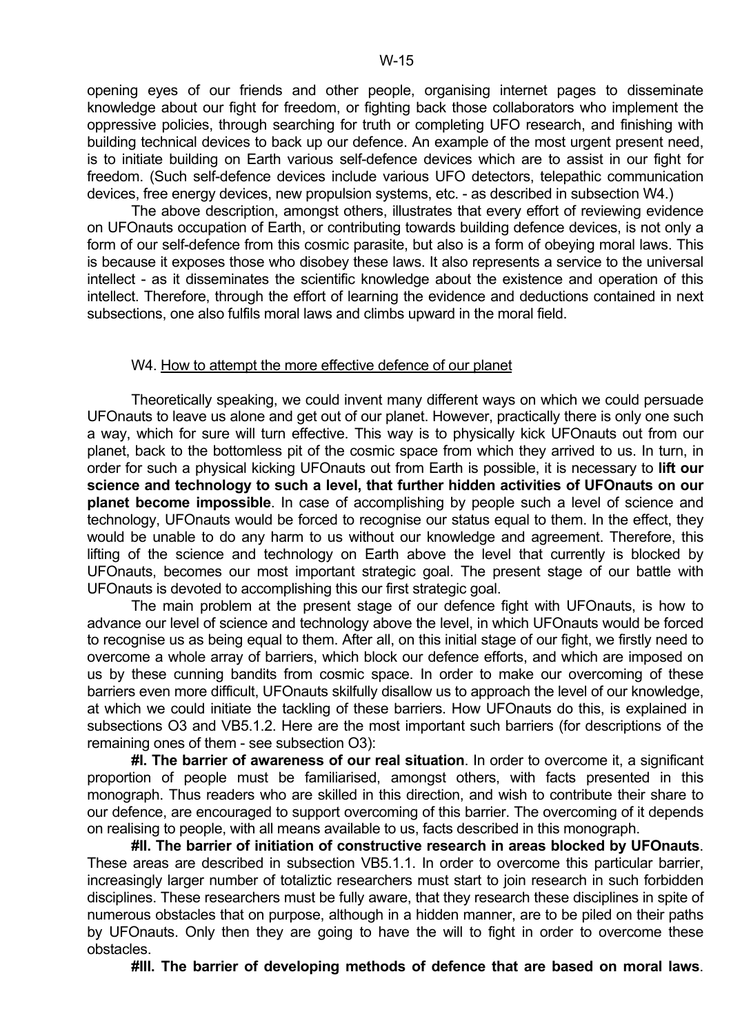opening eyes of our friends and other people, organising internet pages to disseminate knowledge about our fight for freedom, or fighting back those collaborators who implement the oppressive policies, through searching for truth or completing UFO research, and finishing with building technical devices to back up our defence. An example of the most urgent present need, is to initiate building on Earth various self-defence devices which are to assist in our fight for freedom. (Such self-defence devices include various UFO detectors, telepathic communication devices, free energy devices, new propulsion systems, etc. - as described in subsection W4.)

The above description, amongst others, illustrates that every effort of reviewing evidence on UFOnauts occupation of Earth, or contributing towards building defence devices, is not only a form of our self-defence from this cosmic parasite, but also is a form of obeying moral laws. This is because it exposes those who disobey these laws. It also represents a service to the universal intellect - as it disseminates the scientific knowledge about the existence and operation of this intellect. Therefore, through the effort of learning the evidence and deductions contained in next subsections, one also fulfils moral laws and climbs upward in the moral field.

## W4. How to attempt the more effective defence of our planet

Theoretically speaking, we could invent many different ways on which we could persuade UFOnauts to leave us alone and get out of our planet. However, practically there is only one such a way, which for sure will turn effective. This way is to physically kick UFOnauts out from our planet, back to the bottomless pit of the cosmic space from which they arrived to us. In turn, in order for such a physical kicking UFOnauts out from Earth is possible, it is necessary to **lift our science and technology to such a level, that further hidden activities of UFOnauts on our planet become impossible**. In case of accomplishing by people such a level of science and technology, UFOnauts would be forced to recognise our status equal to them. In the effect, they would be unable to do any harm to us without our knowledge and agreement. Therefore, this lifting of the science and technology on Earth above the level that currently is blocked by UFOnauts, becomes our most important strategic goal. The present stage of our battle with UFOnauts is devoted to accomplishing this our first strategic goal.

The main problem at the present stage of our defence fight with UFOnauts, is how to advance our level of science and technology above the level, in which UFOnauts would be forced to recognise us as being equal to them. After all, on this initial stage of our fight, we firstly need to overcome a whole array of barriers, which block our defence efforts, and which are imposed on us by these cunning bandits from cosmic space. In order to make our overcoming of these barriers even more difficult, UFOnauts skilfully disallow us to approach the level of our knowledge, at which we could initiate the tackling of these barriers. How UFOnauts do this, is explained in subsections O3 and VB5.1.2. Here are the most important such barriers (for descriptions of the remaining ones of them - see subsection O3):

**#I. The barrier of awareness of our real situation**. In order to overcome it, a significant proportion of people must be familiarised, amongst others, with facts presented in this monograph. Thus readers who are skilled in this direction, and wish to contribute their share to our defence, are encouraged to support overcoming of this barrier. The overcoming of it depends on realising to people, with all means available to us, facts described in this monograph.

**#II. The barrier of initiation of constructive research in areas blocked by UFOnauts**. These areas are described in subsection VB5.1.1. In order to overcome this particular barrier, increasingly larger number of totaliztic researchers must start to join research in such forbidden disciplines. These researchers must be fully aware, that they research these disciplines in spite of numerous obstacles that on purpose, although in a hidden manner, are to be piled on their paths by UFOnauts. Only then they are going to have the will to fight in order to overcome these obstacles.

**#III. The barrier of developing methods of defence that are based on moral laws**.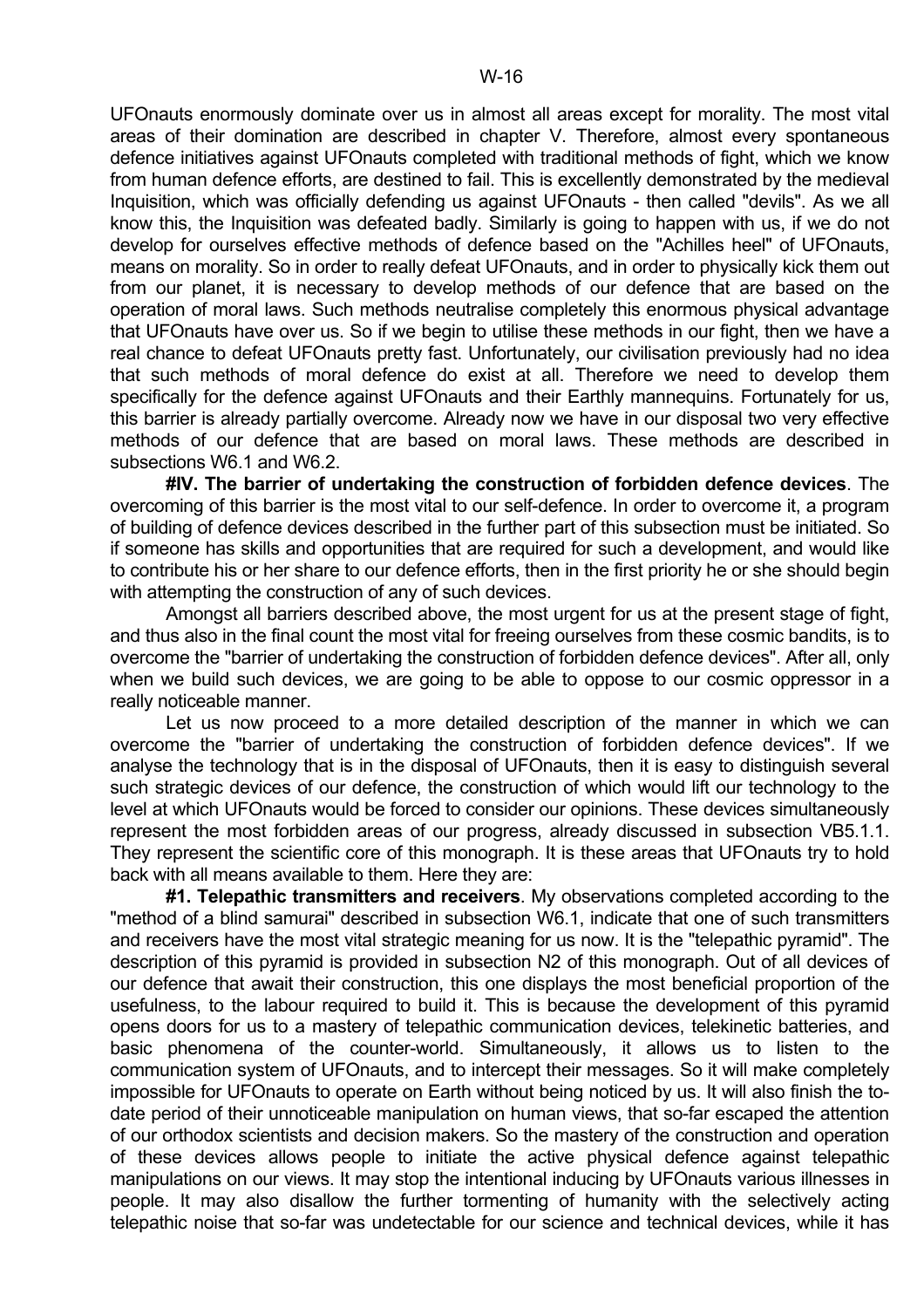UFOnauts enormously dominate over us in almost all areas except for morality. The most vital areas of their domination are described in chapter V. Therefore, almost every spontaneous defence initiatives against UFOnauts completed with traditional methods of fight, which we know from human defence efforts, are destined to fail. This is excellently demonstrated by the medieval Inquisition, which was officially defending us against UFOnauts - then called "devils". As we all know this, the Inquisition was defeated badly. Similarly is going to happen with us, if we do not develop for ourselves effective methods of defence based on the "Achilles heel" of UFOnauts, means on morality. So in order to really defeat UFOnauts, and in order to physically kick them out from our planet, it is necessary to develop methods of our defence that are based on the operation of moral laws. Such methods neutralise completely this enormous physical advantage that UFOnauts have over us. So if we begin to utilise these methods in our fight, then we have a real chance to defeat UFOnauts pretty fast. Unfortunately, our civilisation previously had no idea that such methods of moral defence do exist at all. Therefore we need to develop them specifically for the defence against UFOnauts and their Earthly mannequins. Fortunately for us, this barrier is already partially overcome. Already now we have in our disposal two very effective methods of our defence that are based on moral laws. These methods are described in subsections W6.1 and W6.2.

**#IV. The barrier of undertaking the construction of forbidden defence devices**. The overcoming of this barrier is the most vital to our self-defence. In order to overcome it, a program of building of defence devices described in the further part of this subsection must be initiated. So if someone has skills and opportunities that are required for such a development, and would like to contribute his or her share to our defence efforts, then in the first priority he or she should begin with attempting the construction of any of such devices.

Amongst all barriers described above, the most urgent for us at the present stage of fight, and thus also in the final count the most vital for freeing ourselves from these cosmic bandits, is to overcome the "barrier of undertaking the construction of forbidden defence devices". After all, only when we build such devices, we are going to be able to oppose to our cosmic oppressor in a really noticeable manner.

Let us now proceed to a more detailed description of the manner in which we can overcome the "barrier of undertaking the construction of forbidden defence devices". If we analyse the technology that is in the disposal of UFOnauts, then it is easy to distinguish several such strategic devices of our defence, the construction of which would lift our technology to the level at which UFOnauts would be forced to consider our opinions. These devices simultaneously represent the most forbidden areas of our progress, already discussed in subsection VB5.1.1. They represent the scientific core of this monograph. It is these areas that UFOnauts try to hold back with all means available to them. Here they are:

**#1. Telepathic transmitters and receivers**. My observations completed according to the "method of a blind samurai" described in subsection W6.1, indicate that one of such transmitters and receivers have the most vital strategic meaning for us now. It is the "telepathic pyramid". The description of this pyramid is provided in subsection N2 of this monograph. Out of all devices of our defence that await their construction, this one displays the most beneficial proportion of the usefulness, to the labour required to build it. This is because the development of this pyramid opens doors for us to a mastery of telepathic communication devices, telekinetic batteries, and basic phenomena of the counter-world. Simultaneously, it allows us to listen to the communication system of UFOnauts, and to intercept their messages. So it will make completely impossible for UFOnauts to operate on Earth without being noticed by us. It will also finish the to-date period of their unnoticeable manipulation on human views, that so-far escaped the attention of our orthodox scientists and decision makers. So the mastery of the construction and operation of these devices allows people to initiate the active physical defence against telepathic manipulations on our views. It may stop the intentional inducing by UFOnauts various illnesses in people. It may also disallow the further tormenting of humanity with the selectively acting telepathic noise that so-far was undetectable for our science and technical devices, while it has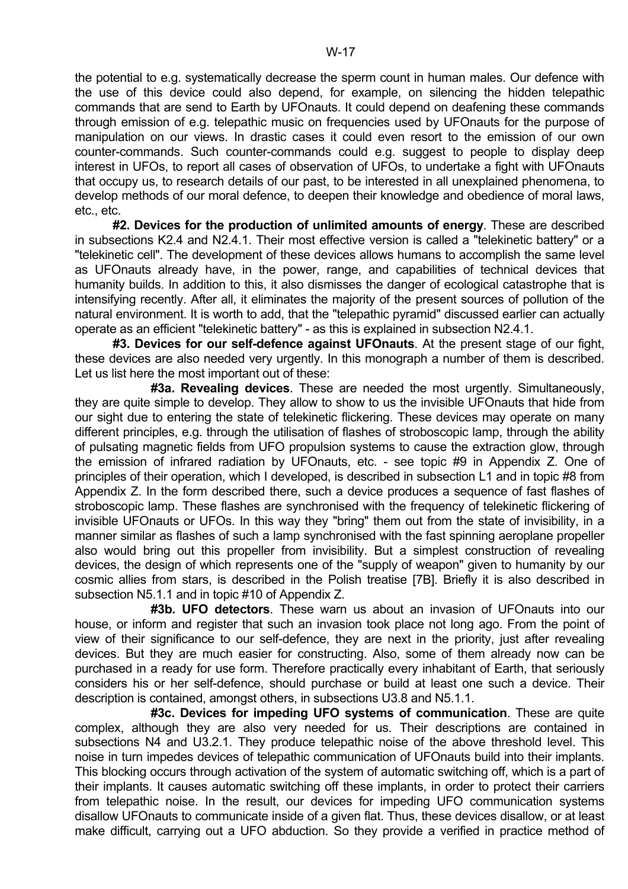the potential to e.g. systematically decrease the sperm count in human males. Our defence with the use of this device could also depend, for example, on silencing the hidden telepathic commands that are send to Earth by UFOnauts. It could depend on deafening these commands through emission of e.g. telepathic music on frequencies used by UFOnauts for the purpose of manipulation on our views. In drastic cases it could even resort to the emission of our own counter-commands. Such counter-commands could e.g. suggest to people to display deep interest in UFOs, to report all cases of observation of UFOs, to undertake a fight with UFOnauts that occupy us, to research details of our past, to be interested in all unexplained phenomena, to develop methods of our moral defence, to deepen their knowledge and obedience of moral laws, etc., etc.

**#2. Devices for the production of unlimited amounts of energy**. These are described in subsections K2.4 and N2.4.1. Their most effective version is called a "telekinetic battery" or a "telekinetic cell". The development of these devices allows humans to accomplish the same level as UFOnauts already have, in the power, range, and capabilities of technical devices that humanity builds. In addition to this, it also dismisses the danger of ecological catastrophe that is intensifying recently. After all, it eliminates the majority of the present sources of pollution of the natural environment. It is worth to add, that the "telepathic pyramid" discussed earlier can actually operate as an efficient "telekinetic battery" - as this is explained in subsection N2.4.1.

**#3. Devices for our self-defence against UFOnauts**. At the present stage of our fight, these devices are also needed very urgently. In this monograph a number of them is described. Let us list here the most important out of these:

**#3a. Revealing devices**. These are needed the most urgently. Simultaneously, they are quite simple to develop. They allow to show to us the invisible UFOnauts that hide from our sight due to entering the state of telekinetic flickering. These devices may operate on many different principles, e.g. through the utilisation of flashes of stroboscopic lamp, through the ability of pulsating magnetic fields from UFO propulsion systems to cause the extraction glow, through the emission of infrared radiation by UFOnauts, etc. - see topic #9 in Appendix Z. One of principles of their operation, which I developed, is described in subsection L1 and in topic #8 from Appendix Z. In the form described there, such a device produces a sequence of fast flashes of stroboscopic lamp. These flashes are synchronised with the frequency of telekinetic flickering of invisible UFOnauts or UFOs. In this way they "bring" them out from the state of invisibility, in a manner similar as flashes of such a lamp synchronised with the fast spinning aeroplane propeller also would bring out this propeller from invisibility. But a simplest construction of revealing devices, the design of which represents one of the "supply of weapon" given to humanity by our cosmic allies from stars, is described in the Polish treatise [7B]. Briefly it is also described in subsection N5.1.1 and in topic #10 of Appendix Z.

**#3b. UFO detectors**. These warn us about an invasion of UFOnauts into our house, or inform and register that such an invasion took place not long ago. From the point of view of their significance to our self-defence, they are next in the priority, just after revealing devices. But they are much easier for constructing. Also, some of them already now can be purchased in a ready for use form. Therefore practically every inhabitant of Earth, that seriously considers his or her self-defence, should purchase or build at least one such a device. Their description is contained, amongst others, in subsections U3.8 and N5.1.1.

**#3c. Devices for impeding UFO systems of communication**. These are quite complex, although they are also very needed for us. Their descriptions are contained in subsections N4 and U3.2.1. They produce telepathic noise of the above threshold level. This noise in turn impedes devices of telepathic communication of UFOnauts build into their implants. This blocking occurs through activation of the system of automatic switching off, which is a part of their implants. It causes automatic switching off these implants, in order to protect their carriers from telepathic noise. In the result, our devices for impeding UFO communication systems disallow UFOnauts to communicate inside of a given flat. Thus, these devices disallow, or at least make difficult, carrying out a UFO abduction. So they provide a verified in practice method of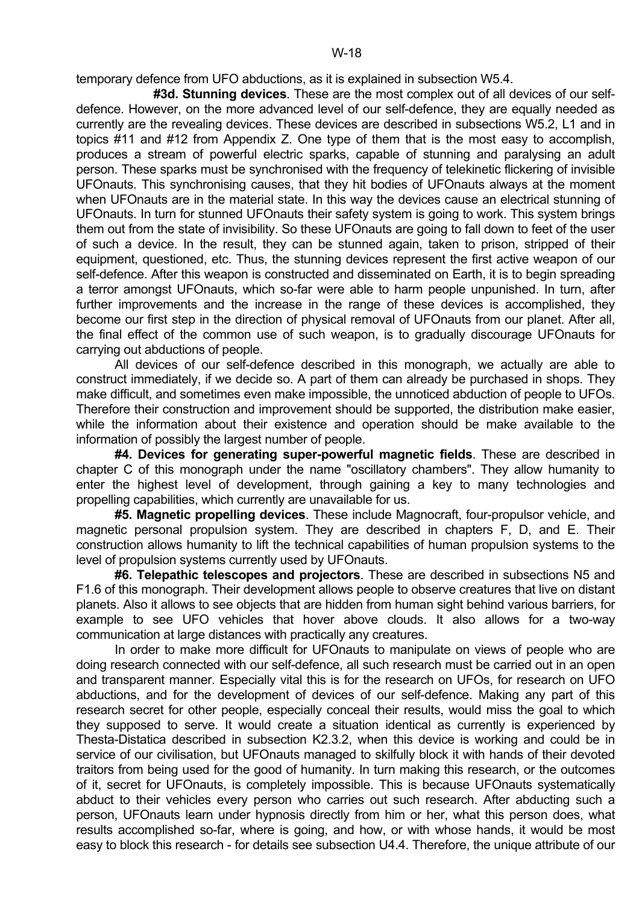temporary defence from UFO abductions, as it is explained in subsection W5.4.

**#3d. Stunning devices**. These are the most complex out of all devices of our self-defence. However, on the more advanced level of our self-defence, they are equally needed as currently are the revealing devices. These devices are described in subsections W5.2, L1 and in topics #11 and #12 from Appendix Z. One type of them that is the most easy to accomplish, produces a stream of powerful electric sparks, capable of stunning and paralysing an adult person. These sparks must be synchronised with the frequency of telekinetic flickering of invisible UFOnauts. This synchronising causes, that they hit bodies of UFOnauts always at the moment when UFOnauts are in the material state. In this way the devices cause an electrical stunning of UFOnauts. In turn for stunned UFOnauts their safety system is going to work. This system brings them out from the state of invisibility. So these UFOnauts are going to fall down to feet of the user of such a device. In the result, they can be stunned again, taken to prison, stripped of their equipment, questioned, etc. Thus, the stunning devices represent the first active weapon of our self-defence. After this weapon is constructed and disseminated on Earth, it is to begin spreading a terror amongst UFOnauts, which so-far were able to harm people unpunished. In turn, after further improvements and the increase in the range of these devices is accomplished, they become our first step in the direction of physical removal of UFOnauts from our planet. After all, the final effect of the common use of such weapon, is to gradually discourage UFOnauts for carrying out abductions of people.

All devices of our self-defence described in this monograph, we actually are able to construct immediately, if we decide so. A part of them can already be purchased in shops. They make difficult, and sometimes even make impossible, the unnoticed abduction of people to UFOs. Therefore their construction and improvement should be supported, the distribution make easier, while the information about their existence and operation should be make available to the information of possibly the largest number of people.

**#4. Devices for generating super-powerful magnetic fields**. These are described in chapter C of this monograph under the name "oscillatory chambers". They allow humanity to enter the highest level of development, through gaining a key to many technologies and propelling capabilities, which currently are unavailable for us.

**#5. Magnetic propelling devices**. These include Magnocraft, four-propulsor vehicle, and magnetic personal propulsion system. They are described in chapters F, D, and E. Their construction allows humanity to lift the technical capabilities of human propulsion systems to the level of propulsion systems currently used by UFOnauts.

**#6. Telepathic telescopes and projectors**. These are described in subsections N5 and F1.6 of this monograph. Their development allows people to observe creatures that live on distant planets. Also it allows to see objects that are hidden from human sight behind various barriers, for example to see UFO vehicles that hover above clouds. It also allows for a two-way communication at large distances with practically any creatures.

In order to make more difficult for UFOnauts to manipulate on views of people who are doing research connected with our self-defence, all such research must be carried out in an open and transparent manner. Especially vital this is for the research on UFOs, for research on UFO abductions, and for the development of devices of our self-defence. Making any part of this research secret for other people, especially conceal their results, would miss the goal to which they supposed to serve. It would create a situation identical as currently is experienced by Thesta-Distatica described in subsection K2.3.2, when this device is working and could be in service of our civilisation, but UFOnauts managed to skilfully block it with hands of their devoted traitors from being used for the good of humanity. In turn making this research, or the outcomes of it, secret for UFOnauts, is completely impossible. This is because UFOnauts systematically abduct to their vehicles every person who carries out such research. After abducting such a person, UFOnauts learn under hypnosis directly from him or her, what this person does, what results accomplished so-far, where is going, and how, or with whose hands, it would be most easy to block this research - for details see subsection U4.4. Therefore, the unique attribute of our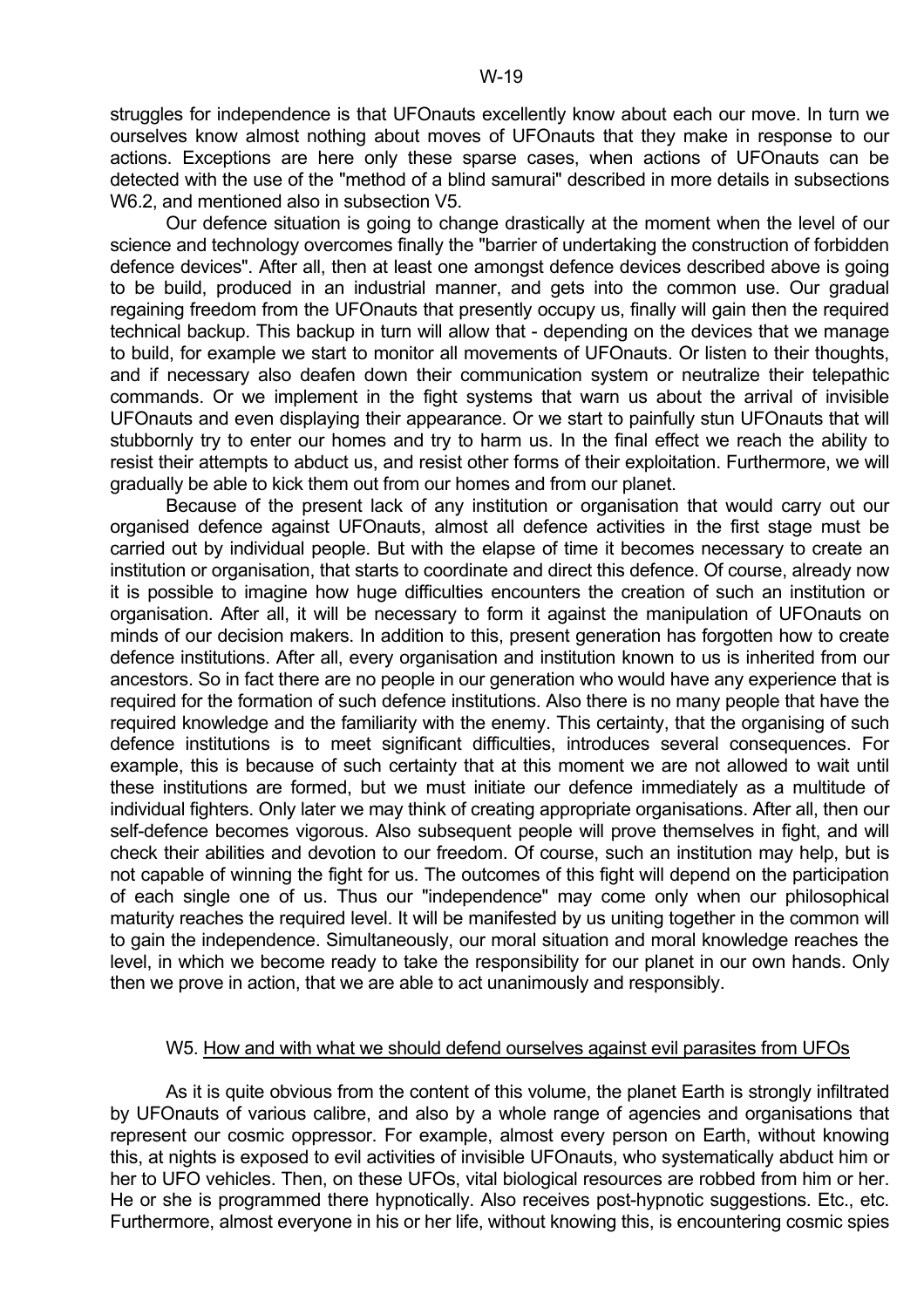struggles for independence is that UFOnauts excellently know about each our move. In turn we ourselves know almost nothing about moves of UFOnauts that they make in response to our actions. Exceptions are here only these sparse cases, when actions of UFOnauts can be detected with the use of the "method of a blind samurai" described in more details in subsections W6.2, and mentioned also in subsection V5.

Our defence situation is going to change drastically at the moment when the level of our science and technology overcomes finally the "barrier of undertaking the construction of forbidden defence devices". After all, then at least one amongst defence devices described above is going to be build, produced in an industrial manner, and gets into the common use. Our gradual regaining freedom from the UFOnauts that presently occupy us, finally will gain then the required technical backup. This backup in turn will allow that - depending on the devices that we manage to build, for example we start to monitor all movements of UFOnauts. Or listen to their thoughts, and if necessary also deafen down their communication system or neutralize their telepathic commands. Or we implement in the fight systems that warn us about the arrival of invisible UFOnauts and even displaying their appearance. Or we start to painfully stun UFOnauts that will stubbornly try to enter our homes and try to harm us. In the final effect we reach the ability to resist their attempts to abduct us, and resist other forms of their exploitation. Furthermore, we will gradually be able to kick them out from our homes and from our planet.

Because of the present lack of any institution or organisation that would carry out our organised defence against UFOnauts, almost all defence activities in the first stage must be carried out by individual people. But with the elapse of time it becomes necessary to create an institution or organisation, that starts to coordinate and direct this defence. Of course, already now it is possible to imagine how huge difficulties encounters the creation of such an institution or organisation. After all, it will be necessary to form it against the manipulation of UFOnauts on minds of our decision makers. In addition to this, present generation has forgotten how to create defence institutions. After all, every organisation and institution known to us is inherited from our ancestors. So in fact there are no people in our generation who would have any experience that is required for the formation of such defence institutions. Also there is no many people that have the required knowledge and the familiarity with the enemy. This certainty, that the organising of such defence institutions is to meet significant difficulties, introduces several consequences. For example, this is because of such certainty that at this moment we are not allowed to wait until these institutions are formed, but we must initiate our defence immediately as a multitude of individual fighters. Only later we may think of creating appropriate organisations. After all, then our self-defence becomes vigorous. Also subsequent people will prove themselves in fight, and will check their abilities and devotion to our freedom. Of course, such an institution may help, but is not capable of winning the fight for us. The outcomes of this fight will depend on the participation of each single one of us. Thus our "independence" may come only when our philosophical maturity reaches the required level. It will be manifested by us uniting together in the common will to gain the independence. Simultaneously, our moral situation and moral knowledge reaches the level, in which we become ready to take the responsibility for our planet in our own hands. Only then we prove in action, that we are able to act unanimously and responsibly.

## W5. How and with what we should defend ourselves against evil parasites from UFOs

As it is quite obvious from the content of this volume, the planet Earth is strongly infiltrated by UFOnauts of various calibre, and also by a whole range of agencies and organisations that represent our cosmic oppressor. For example, almost every person on Earth, without knowing this, at nights is exposed to evil activities of invisible UFOnauts, who systematically abduct him or her to UFO vehicles. Then, on these UFOs, vital biological resources are robbed from him or her. He or she is programmed there hypnotically. Also receives post-hypnotic suggestions. Etc., etc. Furthermore, almost everyone in his or her life, without knowing this, is encountering cosmic spies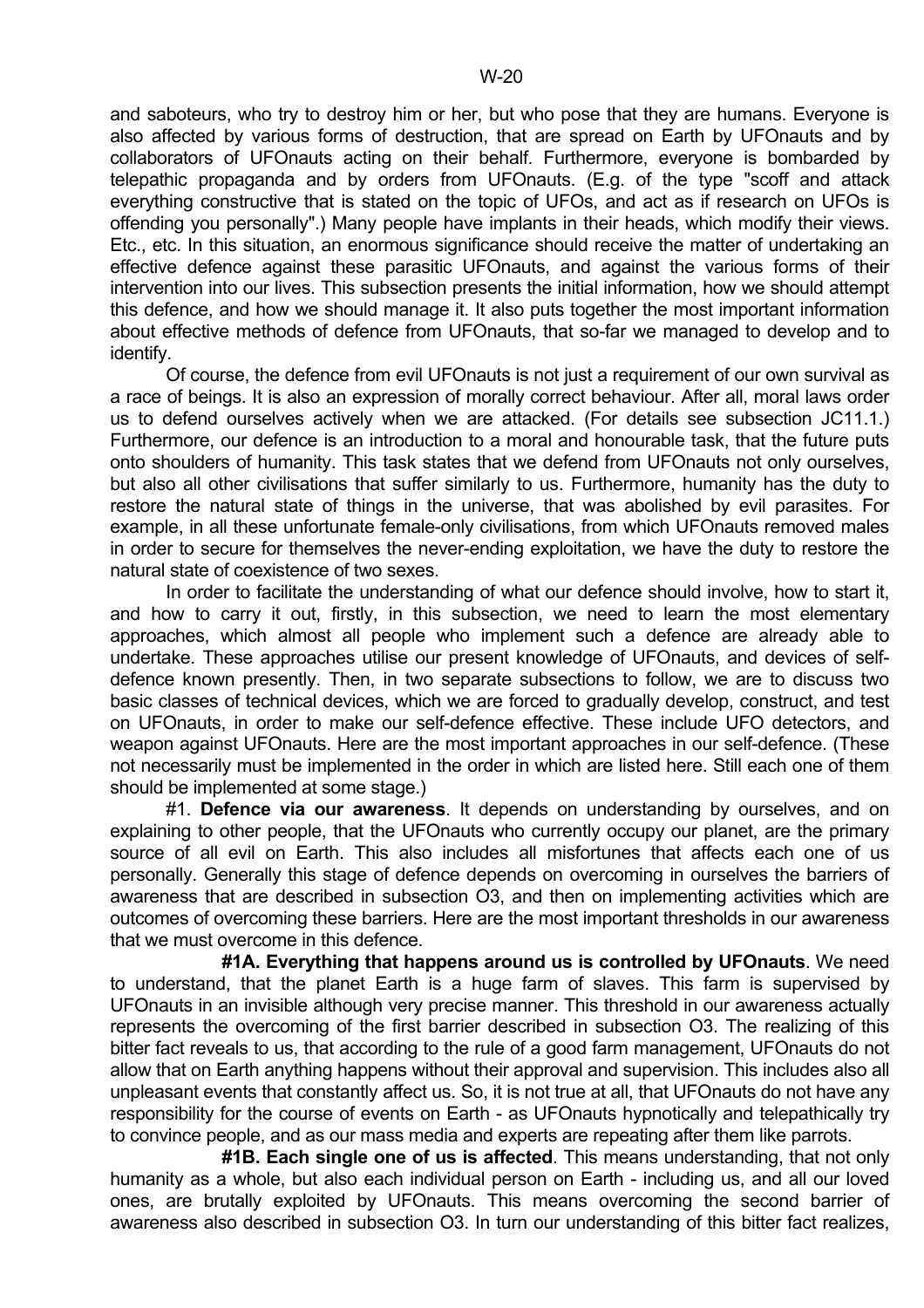and saboteurs, who try to destroy him or her, but who pose that they are humans. Everyone is also affected by various forms of destruction, that are spread on Earth by UFOnauts and by collaborators of UFOnauts acting on their behalf. Furthermore, everyone is bombarded by telepathic propaganda and by orders from UFOnauts. (E.g. of the type "scoff and attack everything constructive that is stated on the topic of UFOs, and act as if research on UFOs is offending you personally".) Many people have implants in their heads, which modify their views. Etc., etc. In this situation, an enormous significance should receive the matter of undertaking an effective defence against these parasitic UFOnauts, and against the various forms of their intervention into our lives. This subsection presents the initial information, how we should attempt this defence, and how we should manage it. It also puts together the most important information about effective methods of defence from UFOnauts, that so-far we managed to develop and to identify.

Of course, the defence from evil UFOnauts is not just a requirement of our own survival as a race of beings. It is also an expression of morally correct behaviour. After all, moral laws order us to defend ourselves actively when we are attacked. (For details see subsection JC11.1.) Furthermore, our defence is an introduction to a moral and honourable task, that the future puts onto shoulders of humanity. This task states that we defend from UFOnauts not only ourselves, but also all other civilisations that suffer similarly to us. Furthermore, humanity has the duty to restore the natural state of things in the universe, that was abolished by evil parasites. For example, in all these unfortunate female-only civilisations, from which UFOnauts removed males in order to secure for themselves the never-ending exploitation, we have the duty to restore the natural state of coexistence of two sexes.

In order to facilitate the understanding of what our defence should involve, how to start it, and how to carry it out, firstly, in this subsection, we need to learn the most elementary approaches, which almost all people who implement such a defence are already able to undertake. These approaches utilise our present knowledge of UFOnauts, and devices of self-defence known presently. Then, in two separate subsections to follow, we are to discuss two basic classes of technical devices, which we are forced to gradually develop, construct, and test on UFOnauts, in order to make our self-defence effective. These include UFO detectors, and weapon against UFOnauts. Here are the most important approaches in our self-defence. (These not necessarily must be implemented in the order in which are listed here. Still each one of them should be implemented at some stage.)

#1. **Defence via our awareness**. It depends on understanding by ourselves, and on explaining to other people, that the UFOnauts who currently occupy our planet, are the primary source of all evil on Earth. This also includes all misfortunes that affects each one of us personally. Generally this stage of defence depends on overcoming in ourselves the barriers of awareness that are described in subsection O3, and then on implementing activities which are outcomes of overcoming these barriers. Here are the most important thresholds in our awareness that we must overcome in this defence.

**#1A. Everything that happens around us is controlled by UFOnauts**. We need to understand, that the planet Earth is a huge farm of slaves. This farm is supervised by UFOnauts in an invisible although very precise manner. This threshold in our awareness actually represents the overcoming of the first barrier described in subsection O3. The realizing of this bitter fact reveals to us, that according to the rule of a good farm management, UFOnauts do not allow that on Earth anything happens without their approval and supervision. This includes also all unpleasant events that constantly affect us. So, it is not true at all, that UFOnauts do not have any responsibility for the course of events on Earth - as UFOnauts hypnotically and telepathically try to convince people, and as our mass media and experts are repeating after them like parrots.

**#1B. Each single one of us is affected**. This means understanding, that not only humanity as a whole, but also each individual person on Earth - including us, and all our loved ones, are brutally exploited by UFOnauts. This means overcoming the second barrier of awareness also described in subsection O3. In turn our understanding of this bitter fact realizes,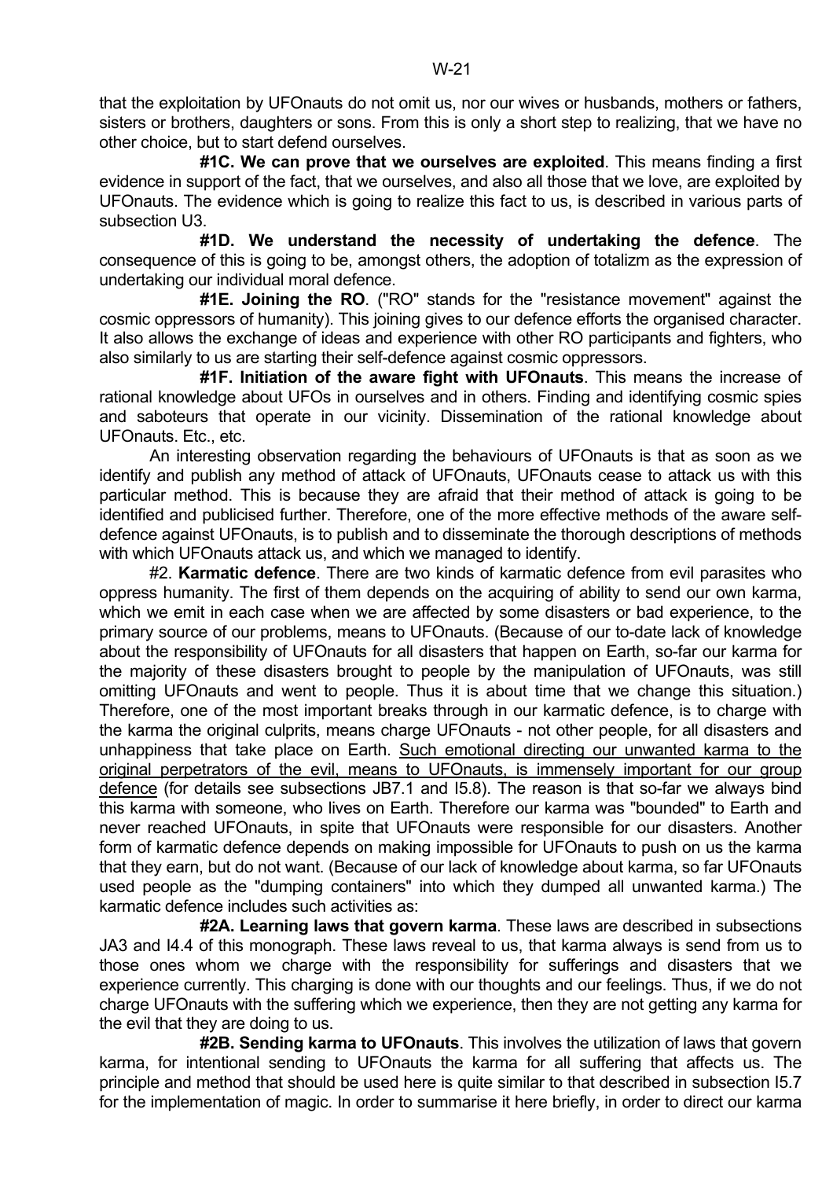that the exploitation by UFOnauts do not omit us, nor our wives or husbands, mothers or fathers, sisters or brothers, daughters or sons. From this is only a short step to realizing, that we have no other choice, but to start defend ourselves.

**#1C. We can prove that we ourselves are exploited**. This means finding a first evidence in support of the fact, that we ourselves, and also all those that we love, are exploited by UFOnauts. The evidence which is going to realize this fact to us, is described in various parts of subsection U3.

**#1D. We understand the necessity of undertaking the defence**. The consequence of this is going to be, amongst others, the adoption of totalizm as the expression of undertaking our individual moral defence.

**#1E. Joining the RO**. ("RO" stands for the "resistance movement" against the cosmic oppressors of humanity). This joining gives to our defence efforts the organised character. It also allows the exchange of ideas and experience with other RO participants and fighters, who also similarly to us are starting their self-defence against cosmic oppressors.

**#1F. Initiation of the aware fight with UFOnauts**. This means the increase of rational knowledge about UFOs in ourselves and in others. Finding and identifying cosmic spies and saboteurs that operate in our vicinity. Dissemination of the rational knowledge about UFOnauts. Etc., etc.

An interesting observation regarding the behaviours of UFOnauts is that as soon as we identify and publish any method of attack of UFOnauts, UFOnauts cease to attack us with this particular method. This is because they are afraid that their method of attack is going to be identified and publicised further. Therefore, one of the more effective methods of the aware self-defence against UFOnauts, is to publish and to disseminate the thorough descriptions of methods with which UFOnauts attack us, and which we managed to identify.

#2. **Karmatic defence**. There are two kinds of karmatic defence from evil parasites who oppress humanity. The first of them depends on the acquiring of ability to send our own karma, which we emit in each case when we are affected by some disasters or bad experience, to the primary source of our problems, means to UFOnauts. (Because of our to-date lack of knowledge about the responsibility of UFOnauts for all disasters that happen on Earth, so-far our karma for the majority of these disasters brought to people by the manipulation of UFOnauts, was still omitting UFOnauts and went to people. Thus it is about time that we change this situation.) Therefore, one of the most important breaks through in our karmatic defence, is to charge with the karma the original culprits, means charge UFOnauts - not other people, for all disasters and unhappiness that take place on Earth. <u>Such emotional directing our unwanted karma to the original perpetrators of the evil, means to UFOnauts, is immensely important for our group defence</u> (for details see subsections JB7.1 and I5.8). The reason is that so-far we always bind this karma with someone, who lives on Earth. Therefore our karma was "bounded" to Earth and never reached UFOnauts, in spite that UFOnauts were responsible for our disasters. Another form of karmatic defence depends on making impossible for UFOnauts to push on us the karma that they earn, but do not want. (Because of our lack of knowledge about karma, so far UFOnauts used people as the "dumping containers" into which they dumped all unwanted karma.) The karmatic defence includes such activities as:

**#2A. Learning laws that govern karma**. These laws are described in subsections JA3 and I4.4 of this monograph. These laws reveal to us, that karma always is send from us to those ones whom we charge with the responsibility for sufferings and disasters that we experience currently. This charging is done with our thoughts and our feelings. Thus, if we do not charge UFOnauts with the suffering which we experience, then they are not getting any karma for the evil that they are doing to us.

**#2B. Sending karma to UFOnauts**. This involves the utilization of laws that govern karma, for intentional sending to UFOnauts the karma for all suffering that affects us. The principle and method that should be used here is quite similar to that described in subsection I5.7 for the implementation of magic. In order to summarise it here briefly, in order to direct our karma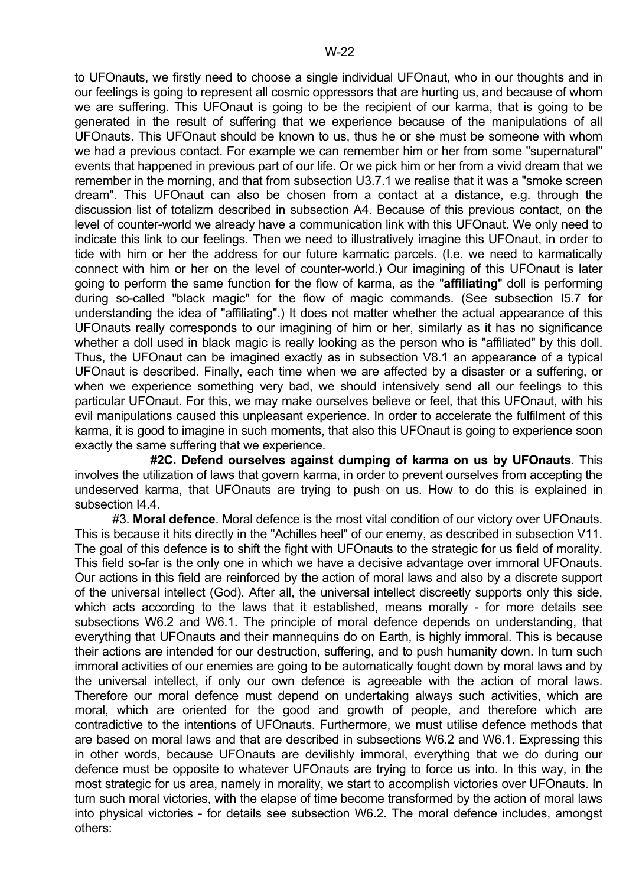to UFOnauts, we firstly need to choose a single individual UFOnaut, who in our thoughts and in our feelings is going to represent all cosmic oppressors that are hurting us, and because of whom we are suffering. This UFOnaut is going to be the recipient of our karma, that is going to be generated in the result of suffering that we experience because of the manipulations of all UFOnauts. This UFOnaut should be known to us, thus he or she must be someone with whom we had a previous contact. For example we can remember him or her from some "supernatural" events that happened in previous part of our life. Or we pick him or her from a vivid dream that we remember in the morning, and that from subsection U3.7.1 we realise that it was a "smoke screen dream". This UFOnaut can also be chosen from a contact at a distance, e.g. through the discussion list of totalizm described in subsection A4. Because of this previous contact, on the level of counter-world we already have a communication link with this UFOnaut. We only need to indicate this link to our feelings. Then we need to illustratively imagine this UFOnaut, in order to tide with him or her the address for our future karmatic parcels. (I.e. we need to karmatically connect with him or her on the level of counter-world.) Our imagining of this UFOnaut is later going to perform the same function for the flow of karma, as the "**affiliating**" doll is performing during so-called "black magic" for the flow of magic commands. (See subsection I5.7 for understanding the idea of "affiliating".) It does not matter whether the actual appearance of this UFOnauts really corresponds to our imagining of him or her, similarly as it has no significance whether a doll used in black magic is really looking as the person who is "affiliated" by this doll. Thus, the UFOnaut can be imagined exactly as in subsection V8.1 an appearance of a typical UFOnaut is described. Finally, each time when we are affected by a disaster or a suffering, or when we experience something very bad, we should intensively send all our feelings to this particular UFOnaut. For this, we may make ourselves believe or feel, that this UFOnaut, with his evil manipulations caused this unpleasant experience. In order to accelerate the fulfilment of this karma, it is good to imagine in such moments, that also this UFOnaut is going to experience soon exactly the same suffering that we experience.

**#2C. Defend ourselves against dumping of karma on us by UFOnauts**. This involves the utilization of laws that govern karma, in order to prevent ourselves from accepting the undeserved karma, that UFOnauts are trying to push on us. How to do this is explained in subsection I4.4.

#3. **Moral defence**. Moral defence is the most vital condition of our victory over UFOnauts. This is because it hits directly in the "Achilles heel" of our enemy, as described in subsection V11. The goal of this defence is to shift the fight with UFOnauts to the strategic for us field of morality. This field so-far is the only one in which we have a decisive advantage over immoral UFOnauts. Our actions in this field are reinforced by the action of moral laws and also by a discrete support of the universal intellect (God). After all, the universal intellect discreetly supports only this side, which acts according to the laws that it established, means morally - for more details see subsections W6.2 and W6.1. The principle of moral defence depends on understanding, that everything that UFOnauts and their mannequins do on Earth, is highly immoral. This is because their actions are intended for our destruction, suffering, and to push humanity down. In turn such immoral activities of our enemies are going to be automatically fought down by moral laws and by the universal intellect, if only our own defence is agreeable with the action of moral laws. Therefore our moral defence must depend on undertaking always such activities, which are moral, which are oriented for the good and growth of people, and therefore which are contradictive to the intentions of UFOnauts. Furthermore, we must utilise defence methods that are based on moral laws and that are described in subsections W6.2 and W6.1. Expressing this in other words, because UFOnauts are devilishly immoral, everything that we do during our defence must be opposite to whatever UFOnauts are trying to force us into. In this way, in the most strategic for us area, namely in morality, we start to accomplish victories over UFOnauts. In turn such moral victories, with the elapse of time become transformed by the action of moral laws into physical victories - for details see subsection W6.2. The moral defence includes, amongst others: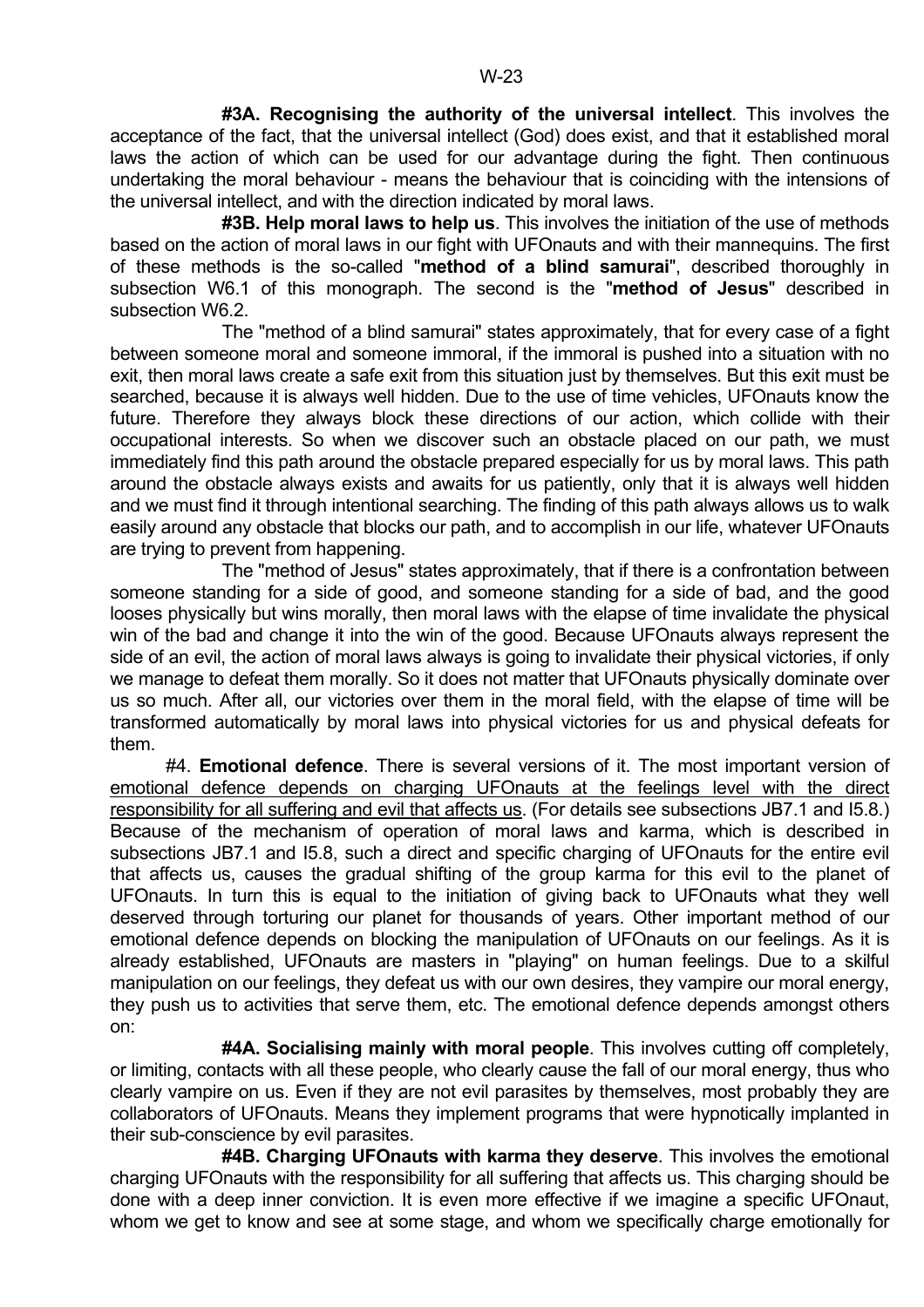**#3A. Recognising the authority of the universal intellect**. This involves the acceptance of the fact, that the universal intellect (God) does exist, and that it established moral laws the action of which can be used for our advantage during the fight. Then continuous undertaking the moral behaviour - means the behaviour that is coinciding with the intensions of the universal intellect, and with the direction indicated by moral laws.

**#3B. Help moral laws to help us**. This involves the initiation of the use of methods based on the action of moral laws in our fight with UFOnauts and with their mannequins. The first of these methods is the so-called "**method of a blind samurai**", described thoroughly in subsection W6.1 of this monograph. The second is the "**method of Jesus**" described in subsection W6.2.

The "method of a blind samurai" states approximately, that for every case of a fight between someone moral and someone immoral, if the immoral is pushed into a situation with no exit, then moral laws create a safe exit from this situation just by themselves. But this exit must be searched, because it is always well hidden. Due to the use of time vehicles, UFOnauts know the future. Therefore they always block these directions of our action, which collide with their occupational interests. So when we discover such an obstacle placed on our path, we must immediately find this path around the obstacle prepared especially for us by moral laws. This path around the obstacle always exists and awaits for us patiently, only that it is always well hidden and we must find it through intentional searching. The finding of this path always allows us to walk easily around any obstacle that blocks our path, and to accomplish in our life, whatever UFOnauts are trying to prevent from happening.

The "method of Jesus" states approximately, that if there is a confrontation between someone standing for a side of good, and someone standing for a side of bad, and the good looses physically but wins morally, then moral laws with the elapse of time invalidate the physical win of the bad and change it into the win of the good. Because UFOnauts always represent the side of an evil, the action of moral laws always is going to invalidate their physical victories, if only we manage to defeat them morally. So it does not matter that UFOnauts physically dominate over us so much. After all, our victories over them in the moral field, with the elapse of time will be transformed automatically by moral laws into physical victories for us and physical defeats for them.

#4. **Emotional defence**. There is several versions of it. The most important version of <u>emotional defence depends on charging UFOnauts at the feelings level with the direct responsibility for all suffering and evil that affects us</u>. (For details see subsections JB7.1 and I5.8.) Because of the mechanism of operation of moral laws and karma, which is described in subsections JB7.1 and I5.8, such a direct and specific charging of UFOnauts for the entire evil that affects us, causes the gradual shifting of the group karma for this evil to the planet of UFOnauts. In turn this is equal to the initiation of giving back to UFOnauts what they well deserved through torturing our planet for thousands of years. Other important method of our emotional defence depends on blocking the manipulation of UFOnauts on our feelings. As it is already established, UFOnauts are masters in "playing" on human feelings. Due to a skilful manipulation on our feelings, they defeat us with our own desires, they vampire our moral energy, they push us to activities that serve them, etc. The emotional defence depends amongst others on:

**#4A. Socialising mainly with moral people**. This involves cutting off completely, or limiting, contacts with all these people, who clearly cause the fall of our moral energy, thus who clearly vampire on us. Even if they are not evil parasites by themselves, most probably they are collaborators of UFOnauts. Means they implement programs that were hypnotically implanted in their sub-conscience by evil parasites.

**#4B. Charging UFOnauts with karma they deserve**. This involves the emotional charging UFOnauts with the responsibility for all suffering that affects us. This charging should be done with a deep inner conviction. It is even more effective if we imagine a specific UFOnaut, whom we get to know and see at some stage, and whom we specifically charge emotionally for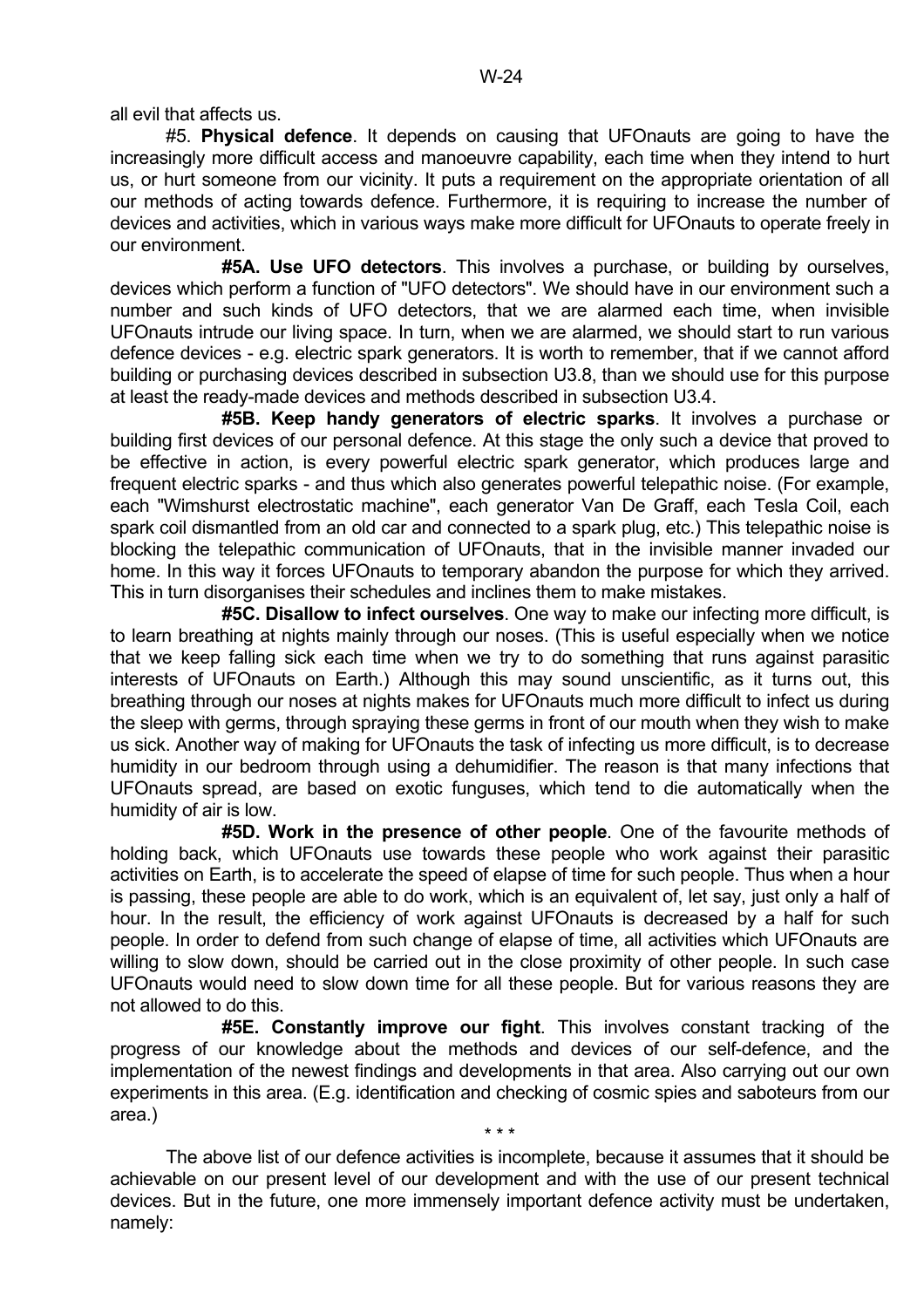all evil that affects us.

#5. **Physical defence**. It depends on causing that UFOnauts are going to have the increasingly more difficult access and manoeuvre capability, each time when they intend to hurt us, or hurt someone from our vicinity. It puts a requirement on the appropriate orientation of all our methods of acting towards defence. Furthermore, it is requiring to increase the number of devices and activities, which in various ways make more difficult for UFOnauts to operate freely in our environment.

**#5A. Use UFO detectors**. This involves a purchase, or building by ourselves, devices which perform a function of "UFO detectors". We should have in our environment such a number and such kinds of UFO detectors, that we are alarmed each time, when invisible UFOnauts intrude our living space. In turn, when we are alarmed, we should start to run various defence devices - e.g. electric spark generators. It is worth to remember, that if we cannot afford building or purchasing devices described in subsection U3.8, than we should use for this purpose at least the ready-made devices and methods described in subsection U3.4.

**#5B. Keep handy generators of electric sparks**. It involves a purchase or building first devices of our personal defence. At this stage the only such a device that proved to be effective in action, is every powerful electric spark generator, which produces large and frequent electric sparks - and thus which also generates powerful telepathic noise. (For example, each "Wimshurst electrostatic machine", each generator Van De Graff, each Tesla Coil, each spark coil dismantled from an old car and connected to a spark plug, etc.) This telepathic noise is blocking the telepathic communication of UFOnauts, that in the invisible manner invaded our home. In this way it forces UFOnauts to temporary abandon the purpose for which they arrived. This in turn disorganises their schedules and inclines them to make mistakes.

**#5C. Disallow to infect ourselves**. One way to make our infecting more difficult, is to learn breathing at nights mainly through our noses. (This is useful especially when we notice that we keep falling sick each time when we try to do something that runs against parasitic interests of UFOnauts on Earth.) Although this may sound unscientific, as it turns out, this breathing through our noses at nights makes for UFOnauts much more difficult to infect us during the sleep with germs, through spraying these germs in front of our mouth when they wish to make us sick. Another way of making for UFOnauts the task of infecting us more difficult, is to decrease humidity in our bedroom through using a dehumidifier. The reason is that many infections that UFOnauts spread, are based on exotic funguses, which tend to die automatically when the humidity of air is low.

**#5D. Work in the presence of other people**. One of the favourite methods of holding back, which UFOnauts use towards these people who work against their parasitic activities on Earth, is to accelerate the speed of elapse of time for such people. Thus when a hour is passing, these people are able to do work, which is an equivalent of, let say, just only a half of hour. In the result, the efficiency of work against UFOnauts is decreased by a half for such people. In order to defend from such change of elapse of time, all activities which UFOnauts are willing to slow down, should be carried out in the close proximity of other people. In such case UFOnauts would need to slow down time for all these people. But for various reasons they are not allowed to do this.

**#5E. Constantly improve our fight**. This involves constant tracking of the progress of our knowledge about the methods and devices of our self-defence, and the implementation of the newest findings and developments in that area. Also carrying out our own experiments in this area. (E.g. identification and checking of cosmic spies and saboteurs from our area.)

\* \* \*

The above list of our defence activities is incomplete, because it assumes that it should be achievable on our present level of our development and with the use of our present technical devices. But in the future, one more immensely important defence activity must be undertaken, namely: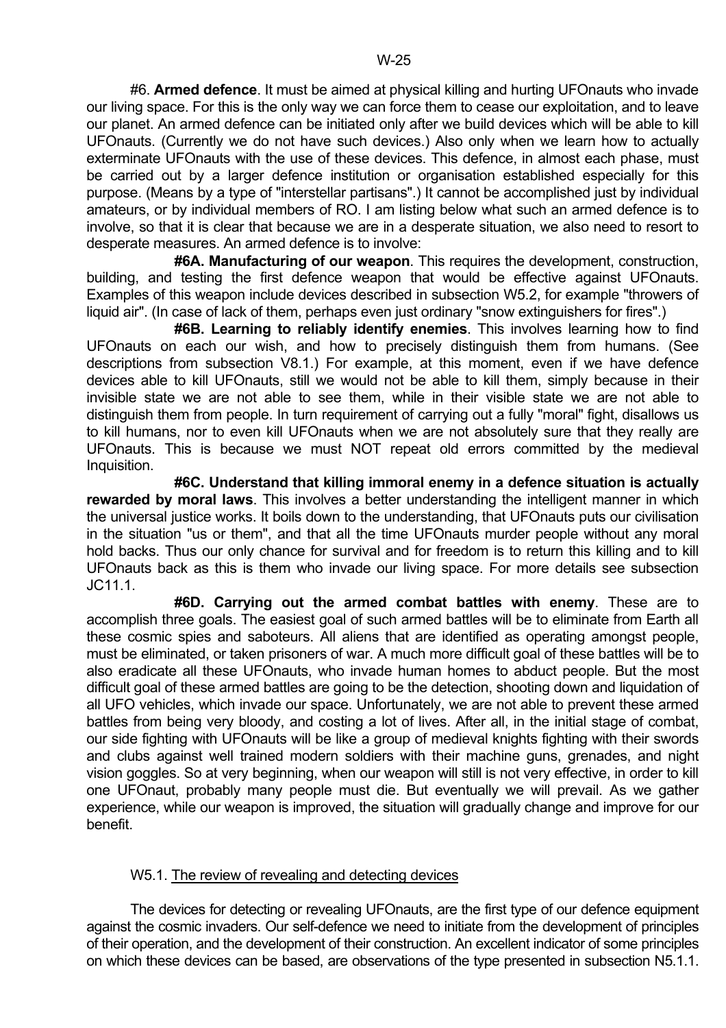#6. **Armed defence**. It must be aimed at physical killing and hurting UFOnauts who invade our living space. For this is the only way we can force them to cease our exploitation, and to leave our planet. An armed defence can be initiated only after we build devices which will be able to kill UFOnauts. (Currently we do not have such devices.) Also only when we learn how to actually exterminate UFOnauts with the use of these devices. This defence, in almost each phase, must be carried out by a larger defence institution or organisation established especially for this purpose. (Means by a type of "interstellar partisans".) It cannot be accomplished just by individual amateurs, or by individual members of RO. I am listing below what such an armed defence is to involve, so that it is clear that because we are in a desperate situation, we also need to resort to desperate measures. An armed defence is to involve:

**#6A. Manufacturing of our weapon**. This requires the development, construction, building, and testing the first defence weapon that would be effective against UFOnauts. Examples of this weapon include devices described in subsection W5.2, for example "throwers of liquid air". (In case of lack of them, perhaps even just ordinary "snow extinguishers for fires".)

**#6B. Learning to reliably identify enemies**. This involves learning how to find UFOnauts on each our wish, and how to precisely distinguish them from humans. (See descriptions from subsection V8.1.) For example, at this moment, even if we have defence devices able to kill UFOnauts, still we would not be able to kill them, simply because in their invisible state we are not able to see them, while in their visible state we are not able to distinguish them from people. In turn requirement of carrying out a fully "moral" fight, disallows us to kill humans, nor to even kill UFOnauts when we are not absolutely sure that they really are UFOnauts. This is because we must NOT repeat old errors committed by the medieval Inquisition.

**#6C. Understand that killing immoral enemy in a defence situation is actually rewarded by moral laws**. This involves a better understanding the intelligent manner in which the universal justice works. It boils down to the understanding, that UFOnauts puts our civilisation in the situation "us or them", and that all the time UFOnauts murder people without any moral hold backs. Thus our only chance for survival and for freedom is to return this killing and to kill UFOnauts back as this is them who invade our living space. For more details see subsection JC11.1.

**#6D. Carrying out the armed combat battles with enemy**. These are to accomplish three goals. The easiest goal of such armed battles will be to eliminate from Earth all these cosmic spies and saboteurs. All aliens that are identified as operating amongst people, must be eliminated, or taken prisoners of war. A much more difficult goal of these battles will be to also eradicate all these UFOnauts, who invade human homes to abduct people. But the most difficult goal of these armed battles are going to be the detection, shooting down and liquidation of all UFO vehicles, which invade our space. Unfortunately, we are not able to prevent these armed battles from being very bloody, and costing a lot of lives. After all, in the initial stage of combat, our side fighting with UFOnauts will be like a group of medieval knights fighting with their swords and clubs against well trained modern soldiers with their machine guns, grenades, and night vision goggles. So at very beginning, when our weapon will still is not very effective, in order to kill one UFOnaut, probably many people must die. But eventually we will prevail. As we gather experience, while our weapon is improved, the situation will gradually change and improve for our benefit.

## W5.1. The review of revealing and detecting devices

The devices for detecting or revealing UFOnauts, are the first type of our defence equipment against the cosmic invaders. Our self-defence we need to initiate from the development of principles of their operation, and the development of their construction. An excellent indicator of some principles on which these devices can be based, are observations of the type presented in subsection N5.1.1.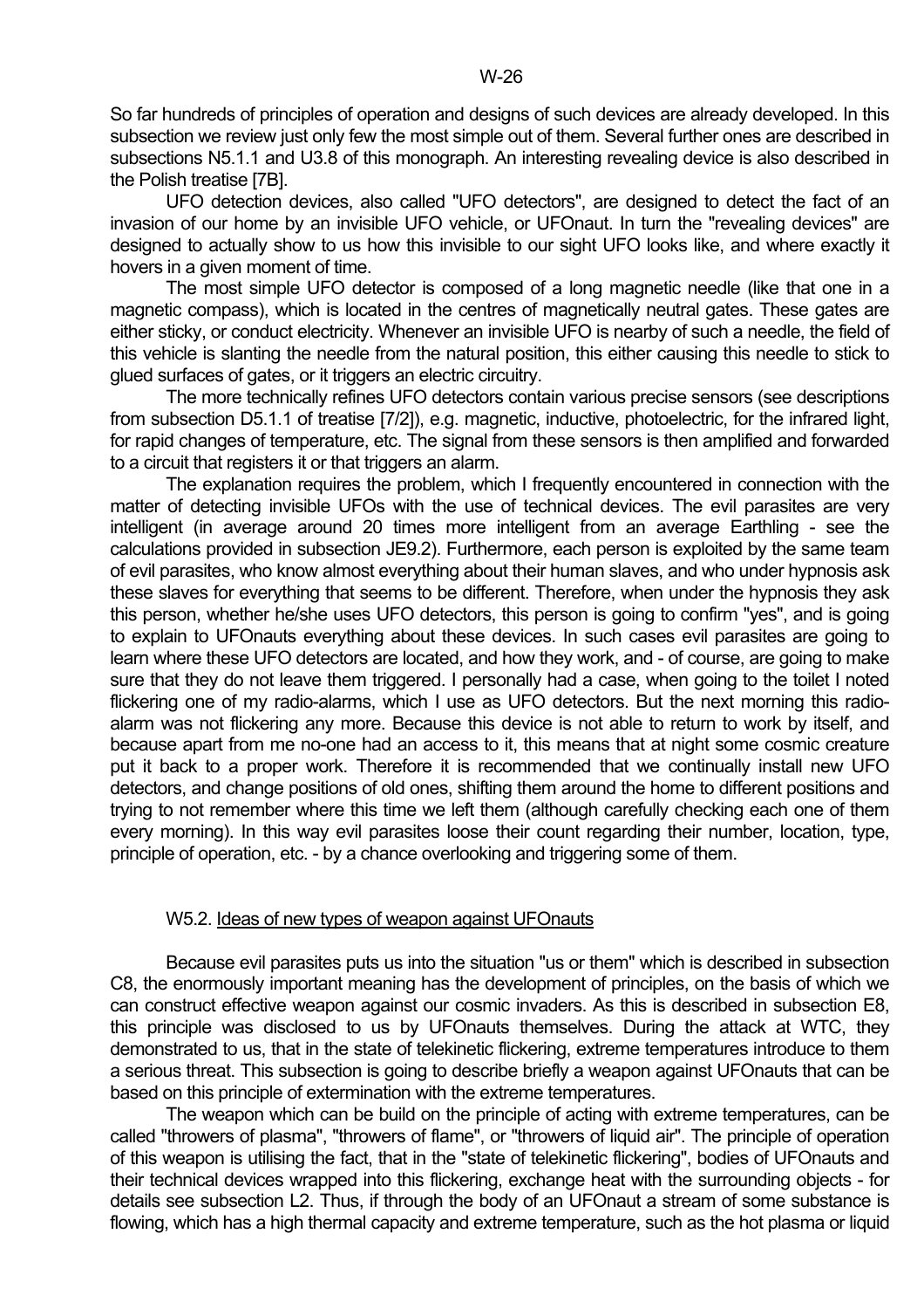So far hundreds of principles of operation and designs of such devices are already developed. In this subsection we review just only few the most simple out of them. Several further ones are described in subsections N5.1.1 and U3.8 of this monograph. An interesting revealing device is also described in the Polish treatise [7B].

UFO detection devices, also called "UFO detectors", are designed to detect the fact of an invasion of our home by an invisible UFO vehicle, or UFOnaut. In turn the "revealing devices" are designed to actually show to us how this invisible to our sight UFO looks like, and where exactly it hovers in a given moment of time.

The most simple UFO detector is composed of a long magnetic needle (like that one in a magnetic compass), which is located in the centres of magnetically neutral gates. These gates are either sticky, or conduct electricity. Whenever an invisible UFO is nearby of such a needle, the field of this vehicle is slanting the needle from the natural position, this either causing this needle to stick to glued surfaces of gates, or it triggers an electric circuitry.

The more technically refines UFO detectors contain various precise sensors (see descriptions from subsection D5.1.1 of treatise [7/2]), e.g. magnetic, inductive, photoelectric, for the infrared light, for rapid changes of temperature, etc. The signal from these sensors is then amplified and forwarded to a circuit that registers it or that triggers an alarm.

The explanation requires the problem, which I frequently encountered in connection with the matter of detecting invisible UFOs with the use of technical devices. The evil parasites are very intelligent (in average around 20 times more intelligent from an average Earthling - see the calculations provided in subsection JE9.2). Furthermore, each person is exploited by the same team of evil parasites, who know almost everything about their human slaves, and who under hypnosis ask these slaves for everything that seems to be different. Therefore, when under the hypnosis they ask this person, whether he/she uses UFO detectors, this person is going to confirm "yes", and is going to explain to UFOnauts everything about these devices. In such cases evil parasites are going to learn where these UFO detectors are located, and how they work, and - of course, are going to make sure that they do not leave them triggered. I personally had a case, when going to the toilet I noted flickering one of my radio-alarms, which I use as UFO detectors. But the next morning this radio-alarm was not flickering any more. Because this device is not able to return to work by itself, and because apart from me no-one had an access to it, this means that at night some cosmic creature put it back to a proper work. Therefore it is recommended that we continually install new UFO detectors, and change positions of old ones, shifting them around the home to different positions and trying to not remember where this time we left them (although carefully checking each one of them every morning). In this way evil parasites loose their count regarding their number, location, type, principle of operation, etc. - by a chance overlooking and triggering some of them.

### W5.2. Ideas of new types of weapon against UFOnauts

Because evil parasites puts us into the situation "us or them" which is described in subsection C8, the enormously important meaning has the development of principles, on the basis of which we can construct effective weapon against our cosmic invaders. As this is described in subsection E8, this principle was disclosed to us by UFOnauts themselves. During the attack at WTC, they demonstrated to us, that in the state of telekinetic flickering, extreme temperatures introduce to them a serious threat. This subsection is going to describe briefly a weapon against UFOnauts that can be based on this principle of extermination with the extreme temperatures.

The weapon which can be build on the principle of acting with extreme temperatures, can be called "throwers of plasma", "throwers of flame", or "throwers of liquid air". The principle of operation of this weapon is utilising the fact, that in the "state of telekinetic flickering", bodies of UFOnauts and their technical devices wrapped into this flickering, exchange heat with the surrounding objects - for details see subsection L2. Thus, if through the body of an UFOnaut a stream of some substance is flowing, which has a high thermal capacity and extreme temperature, such as the hot plasma or liquid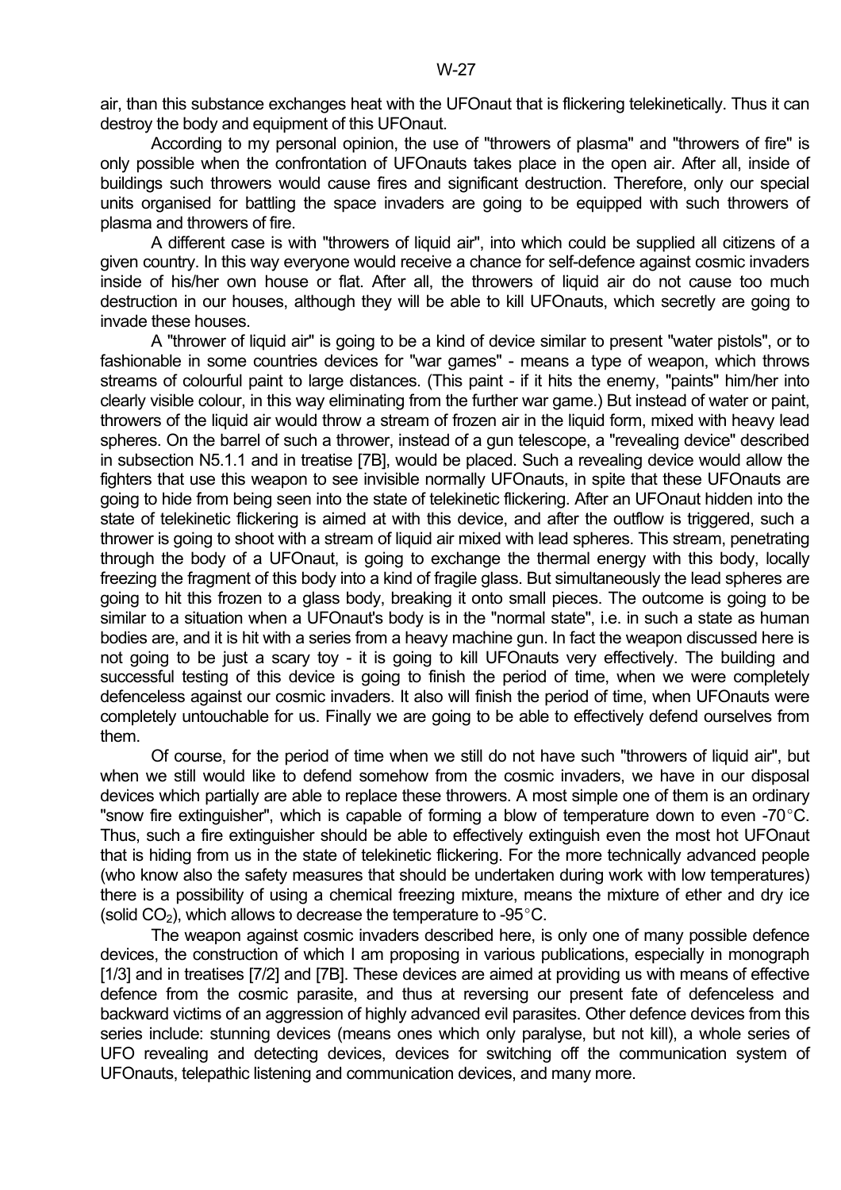air, than this substance exchanges heat with the UFOnaut that is flickering telekinetically. Thus it can destroy the body and equipment of this UFOnaut.

According to my personal opinion, the use of "throwers of plasma" and "throwers of fire" is only possible when the confrontation of UFOnauts takes place in the open air. After all, inside of buildings such throwers would cause fires and significant destruction. Therefore, only our special units organised for battling the space invaders are going to be equipped with such throwers of plasma and throwers of fire.

A different case is with "throwers of liquid air", into which could be supplied all citizens of a given country. In this way everyone would receive a chance for self-defence against cosmic invaders inside of his/her own house or flat. After all, the throwers of liquid air do not cause too much destruction in our houses, although they will be able to kill UFOnauts, which secretly are going to invade these houses.

A "thrower of liquid air" is going to be a kind of device similar to present "water pistols", or to fashionable in some countries devices for "war games" - means a type of weapon, which throws streams of colourful paint to large distances. (This paint - if it hits the enemy, "paints" him/her into clearly visible colour, in this way eliminating from the further war game.) But instead of water or paint, throwers of the liquid air would throw a stream of frozen air in the liquid form, mixed with heavy lead spheres. On the barrel of such a thrower, instead of a gun telescope, a "revealing device" described in subsection N5.1.1 and in treatise [7B], would be placed. Such a revealing device would allow the fighters that use this weapon to see invisible normally UFOnauts, in spite that these UFOnauts are going to hide from being seen into the state of telekinetic flickering. After an UFOnaut hidden into the state of telekinetic flickering is aimed at with this device, and after the outflow is triggered, such a thrower is going to shoot with a stream of liquid air mixed with lead spheres. This stream, penetrating through the body of a UFOnaut, is going to exchange the thermal energy with this body, locally freezing the fragment of this body into a kind of fragile glass. But simultaneously the lead spheres are going to hit this frozen to a glass body, breaking it onto small pieces. The outcome is going to be similar to a situation when a UFOnaut's body is in the "normal state", i.e. in such a state as human bodies are, and it is hit with a series from a heavy machine gun. In fact the weapon discussed here is not going to be just a scary toy - it is going to kill UFOnauts very effectively. The building and successful testing of this device is going to finish the period of time, when we were completely defenceless against our cosmic invaders. It also will finish the period of time, when UFOnauts were completely untouchable for us. Finally we are going to be able to effectively defend ourselves from them.

Of course, for the period of time when we still do not have such "throwers of liquid air", but when we still would like to defend somehow from the cosmic invaders, we have in our disposal devices which partially are able to replace these throwers. A most simple one of them is an ordinary "snow fire extinguisher", which is capable of forming a blow of temperature down to even -70°C. Thus, such a fire extinguisher should be able to effectively extinguish even the most hot UFOnaut that is hiding from us in the state of telekinetic flickering. For the more technically advanced people (who know also the safety measures that should be undertaken during work with low temperatures) there is a possibility of using a chemical freezing mixture, means the mixture of ether and dry ice (solid $CO_2$), which allows to decrease the temperature to -95°C.

The weapon against cosmic invaders described here, is only one of many possible defence devices, the construction of which I am proposing in various publications, especially in monograph [1/3] and in treatises [7/2] and [7B]. These devices are aimed at providing us with means of effective defence from the cosmic parasite, and thus at reversing our present fate of defenceless and backward victims of an aggression of highly advanced evil parasites. Other defence devices from this series include: stunning devices (means ones which only paralyse, but not kill), a whole series of UFO revealing and detecting devices, devices for switching off the communication system of UFOnauts, telepathic listening and communication devices, and many more.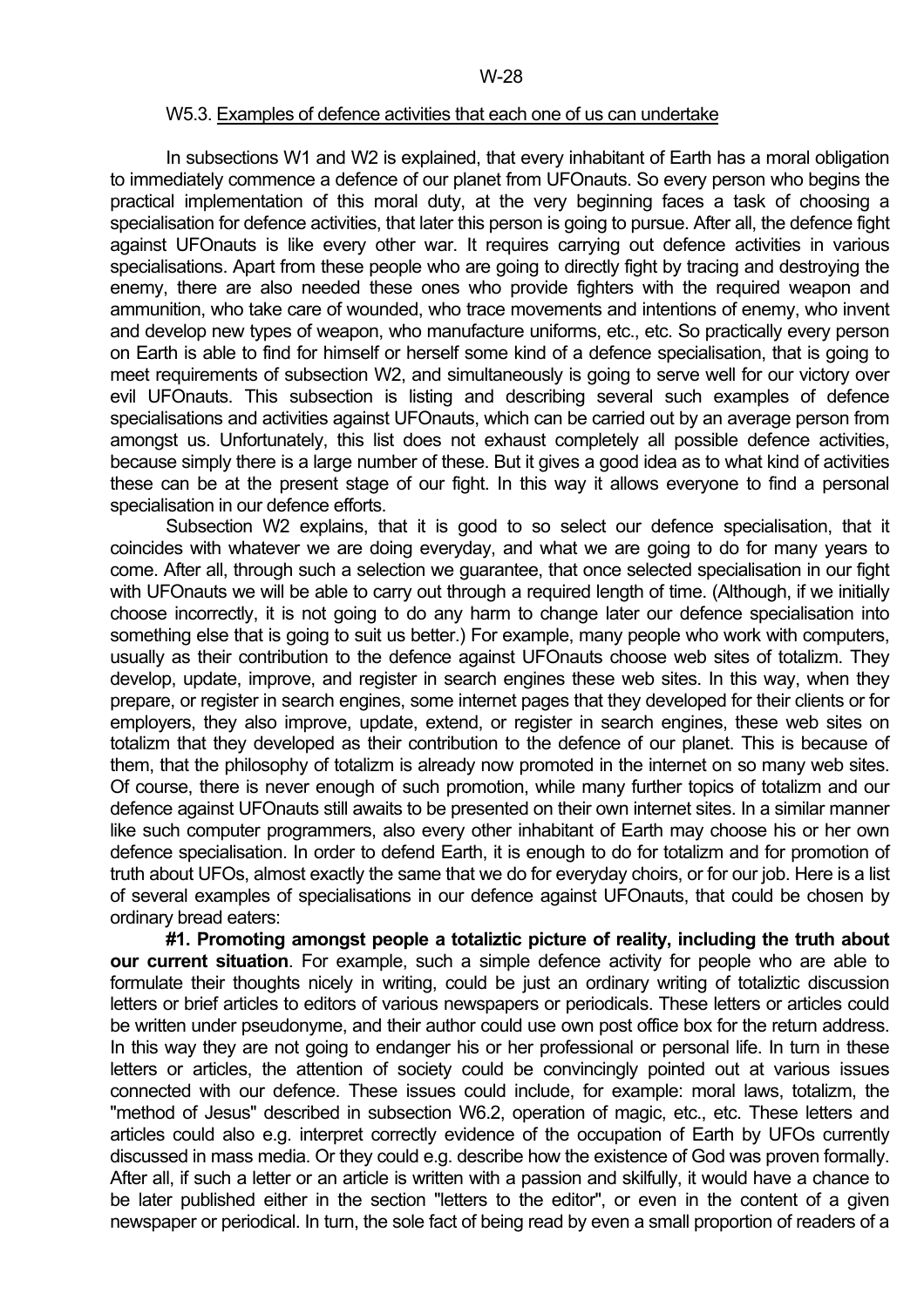### W5.3. Examples of defence activities that each one of us can undertake

In subsections W1 and W2 is explained, that every inhabitant of Earth has a moral obligation to immediately commence a defence of our planet from UFOnauts. So every person who begins the practical implementation of this moral duty, at the very beginning faces a task of choosing a specialisation for defence activities, that later this person is going to pursue. After all, the defence fight against UFOnauts is like every other war. It requires carrying out defence activities in various specialisations. Apart from these people who are going to directly fight by tracing and destroying the enemy, there are also needed these ones who provide fighters with the required weapon and ammunition, who take care of wounded, who trace movements and intentions of enemy, who invent and develop new types of weapon, who manufacture uniforms, etc., etc. So practically every person on Earth is able to find for himself or herself some kind of a defence specialisation, that is going to meet requirements of subsection W2, and simultaneously is going to serve well for our victory over evil UFOnauts. This subsection is listing and describing several such examples of defence specialisations and activities against UFOnauts, which can be carried out by an average person from amongst us. Unfortunately, this list does not exhaust completely all possible defence activities, because simply there is a large number of these. But it gives a good idea as to what kind of activities these can be at the present stage of our fight. In this way it allows everyone to find a personal specialisation in our defence efforts.

Subsection W2 explains, that it is good to so select our defence specialisation, that it coincides with whatever we are doing everyday, and what we are going to do for many years to come. After all, through such a selection we guarantee, that once selected specialisation in our fight with UFOnauts we will be able to carry out through a required length of time. (Although, if we initially choose incorrectly, it is not going to do any harm to change later our defence specialisation into something else that is going to suit us better.) For example, many people who work with computers, usually as their contribution to the defence against UFOnauts choose web sites of totalizm. They develop, update, improve, and register in search engines these web sites. In this way, when they prepare, or register in search engines, some internet pages that they developed for their clients or for employers, they also improve, update, extend, or register in search engines, these web sites on totalizm that they developed as their contribution to the defence of our planet. This is because of them, that the philosophy of totalizm is already now promoted in the internet on so many web sites. Of course, there is never enough of such promotion, while many further topics of totalizm and our defence against UFOnauts still awaits to be presented on their own internet sites. In a similar manner like such computer programmers, also every other inhabitant of Earth may choose his or her own defence specialisation. In order to defend Earth, it is enough to do for totalizm and for promotion of truth about UFOs, almost exactly the same that we do for everyday choirs, or for our job. Here is a list of several examples of specialisations in our defence against UFOnauts, that could be chosen by ordinary bread eaters:

**#1. Promoting amongst people a totaliztic picture of reality, including the truth about our current situation**. For example, such a simple defence activity for people who are able to formulate their thoughts nicely in writing, could be just an ordinary writing of totaliztic discussion letters or brief articles to editors of various newspapers or periodicals. These letters or articles could be written under pseudonyme, and their author could use own post office box for the return address. In this way they are not going to endanger his or her professional or personal life. In turn in these letters or articles, the attention of society could be convincingly pointed out at various issues connected with our defence. These issues could include, for example: moral laws, totalizm, the "method of Jesus" described in subsection W6.2, operation of magic, etc., etc. These letters and articles could also e.g. interpret correctly evidence of the occupation of Earth by UFOs currently discussed in mass media. Or they could e.g. describe how the existence of God was proven formally. After all, if such a letter or an article is written with a passion and skilfully, it would have a chance to be later published either in the section "letters to the editor", or even in the content of a given newspaper or periodical. In turn, the sole fact of being read by even a small proportion of readers of a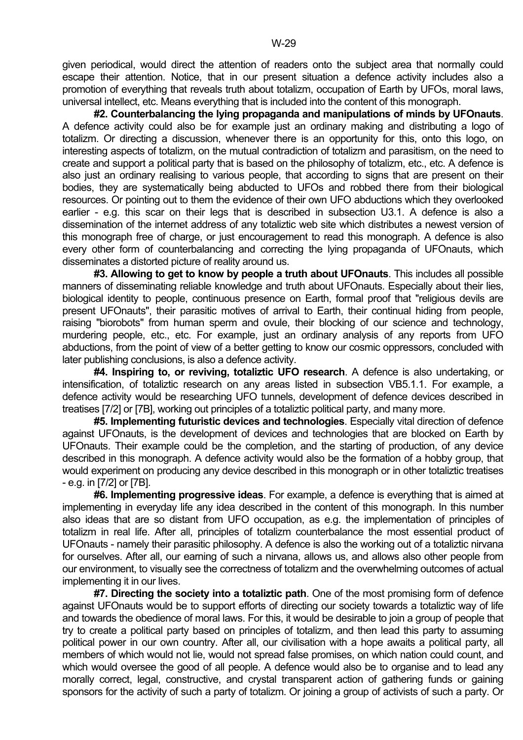given periodical, would direct the attention of readers onto the subject area that normally could escape their attention. Notice, that in our present situation a defence activity includes also a promotion of everything that reveals truth about totalizm, occupation of Earth by UFOs, moral laws, universal intellect, etc. Means everything that is included into the content of this monograph.

**#2. Counterbalancing the lying propaganda and manipulations of minds by UFOnauts**. A defence activity could also be for example just an ordinary making and distributing a logo of totalizm. Or directing a discussion, whenever there is an opportunity for this, onto this logo, on interesting aspects of totalizm, on the mutual contradiction of totalizm and parasitism, on the need to create and support a political party that is based on the philosophy of totalizm, etc., etc. A defence is also just an ordinary realising to various people, that according to signs that are present on their bodies, they are systematically being abducted to UFOs and robbed there from their biological resources. Or pointing out to them the evidence of their own UFO abductions which they overlooked earlier - e.g. this scar on their legs that is described in subsection U3.1. A defence is also a dissemination of the internet address of any totaliztic web site which distributes a newest version of this monograph free of charge, or just encouragement to read this monograph. A defence is also every other form of counterbalancing and correcting the lying propaganda of UFOnauts, which disseminates a distorted picture of reality around us.

**#3. Allowing to get to know by people a truth about UFOnauts**. This includes all possible manners of disseminating reliable knowledge and truth about UFOnauts. Especially about their lies, biological identity to people, continuous presence on Earth, formal proof that "religious devils are present UFOnauts", their parasitic motives of arrival to Earth, their continual hiding from people, raising "biorobots" from human sperm and ovule, their blocking of our science and technology, murdering people, etc., etc. For example, just an ordinary analysis of any reports from UFO abductions, from the point of view of a better getting to know our cosmic oppressors, concluded with later publishing conclusions, is also a defence activity.

**#4. Inspiring to, or reviving, totaliztic UFO research**. A defence is also undertaking, or intensification, of totaliztic research on any areas listed in subsection VB5.1.1. For example, a defence activity would be researching UFO tunnels, development of defence devices described in treatises [7/2] or [7B], working out principles of a totaliztic political party, and many more.

**#5. Implementing futuristic devices and technologies**. Especially vital direction of defence against UFOnauts, is the development of devices and technologies that are blocked on Earth by UFOnauts. Their example could be the completion, and the starting of production, of any device described in this monograph. A defence activity would also be the formation of a hobby group, that would experiment on producing any device described in this monograph or in other totaliztic treatises - e.g. in [7/2] or [7B].

**#6. Implementing progressive ideas**. For example, a defence is everything that is aimed at implementing in everyday life any idea described in the content of this monograph. In this number also ideas that are so distant from UFO occupation, as e.g. the implementation of principles of totalizm in real life. After all, principles of totalizm counterbalance the most essential product of UFOnauts - namely their parasitic philosophy. A defence is also the working out of a totaliztic nirvana for ourselves. After all, our earning of such a nirvana, allows us, and allows also other people from our environment, to visually see the correctness of totalizm and the overwhelming outcomes of actual implementing it in our lives.

**#7. Directing the society into a totaliztic path**. One of the most promising form of defence against UFOnauts would be to support efforts of directing our society towards a totaliztic way of life and towards the obedience of moral laws. For this, it would be desirable to join a group of people that try to create a political party based on principles of totalizm, and then lead this party to assuming political power in our own country. After all, our civilisation with a hope awaits a political party, all members of which would not lie, would not spread false promises, on which nation could count, and which would oversee the good of all people. A defence would also be to organise and to lead any morally correct, legal, constructive, and crystal transparent action of gathering funds or gaining sponsors for the activity of such a party of totalizm. Or joining a group of activists of such a party. Or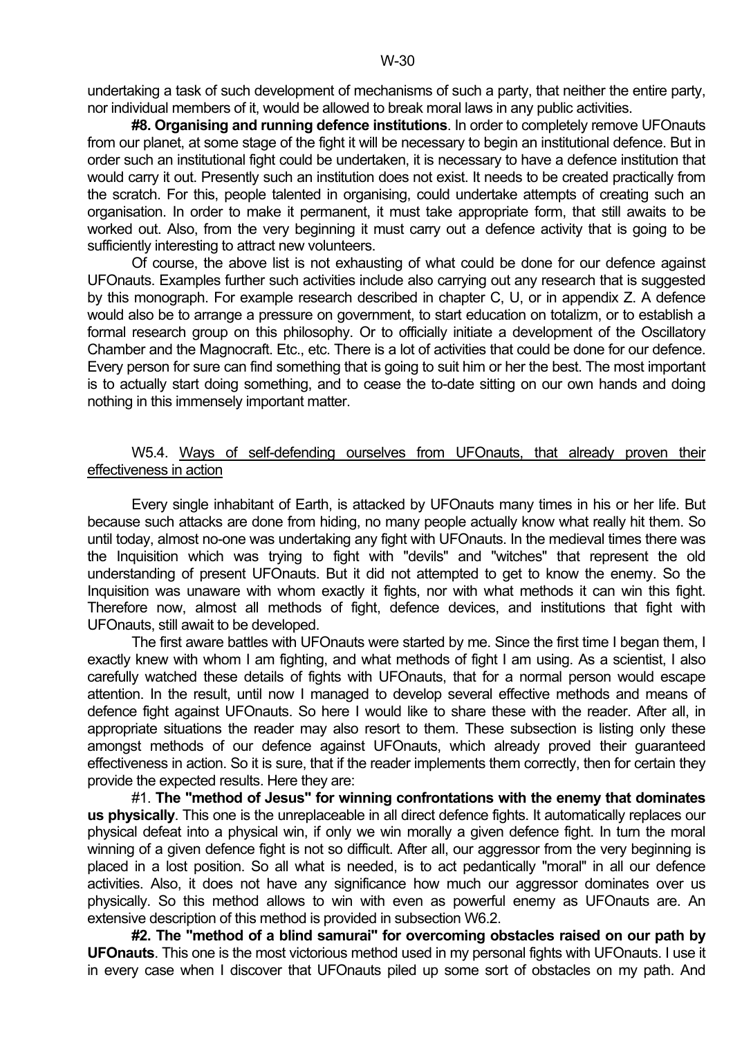undertaking a task of such development of mechanisms of such a party, that neither the entire party, nor individual members of it, would be allowed to break moral laws in any public activities.

**#8. Organising and running defence institutions**. In order to completely remove UFOnauts from our planet, at some stage of the fight it will be necessary to begin an institutional defence. But in order such an institutional fight could be undertaken, it is necessary to have a defence institution that would carry it out. Presently such an institution does not exist. It needs to be created practically from the scratch. For this, people talented in organising, could undertake attempts of creating such an organisation. In order to make it permanent, it must take appropriate form, that still awaits to be worked out. Also, from the very beginning it must carry out a defence activity that is going to be sufficiently interesting to attract new volunteers.

Of course, the above list is not exhausting of what could be done for our defence against UFOnauts. Examples further such activities include also carrying out any research that is suggested by this monograph. For example research described in chapter C, U, or in appendix Z. A defence would also be to arrange a pressure on government, to start education on totalizm, or to establish a formal research group on this philosophy. Or to officially initiate a development of the Oscillatory Chamber and the Magnocraft. Etc., etc. There is a lot of activities that could be done for our defence. Every person for sure can find something that is going to suit him or her the best. The most important is to actually start doing something, and to cease the to-date sitting on our own hands and doing nothing in this immensely important matter.

### W5.4. Ways of self-defending ourselves from UFOnauts, that already proven their effectiveness in action

Every single inhabitant of Earth, is attacked by UFOnauts many times in his or her life. But because such attacks are done from hiding, no many people actually know what really hit them. So until today, almost no-one was undertaking any fight with UFOnauts. In the medieval times there was the Inquisition which was trying to fight with "devils" and "witches" that represent the old understanding of present UFOnauts. But it did not attempted to get to know the enemy. So the Inquisition was unaware with whom exactly it fights, nor with what methods it can win this fight. Therefore now, almost all methods of fight, defence devices, and institutions that fight with UFOnauts, still await to be developed.

The first aware battles with UFOnauts were started by me. Since the first time I began them, I exactly knew with whom I am fighting, and what methods of fight I am using. As a scientist, I also carefully watched these details of fights with UFOnauts, that for a normal person would escape attention. In the result, until now I managed to develop several effective methods and means of defence fight against UFOnauts. So here I would like to share these with the reader. After all, in appropriate situations the reader may also resort to them. These subsection is listing only these amongst methods of our defence against UFOnauts, which already proved their guaranteed effectiveness in action. So it is sure, that if the reader implements them correctly, then for certain they provide the expected results. Here they are:

#1. **The "method of Jesus" for winning confrontations with the enemy that dominates us physically**. This one is the unreplaceable in all direct defence fights. It automatically replaces our physical defeat into a physical win, if only we win morally a given defence fight. In turn the moral winning of a given defence fight is not so difficult. After all, our aggressor from the very beginning is placed in a lost position. So all what is needed, is to act pedantically "moral" in all our defence activities. Also, it does not have any significance how much our aggressor dominates over us physically. So this method allows to win with even as powerful enemy as UFOnauts are. An extensive description of this method is provided in subsection W6.2.

**#2. The "method of a blind samurai" for overcoming obstacles raised on our path by UFOnauts**. This one is the most victorious method used in my personal fights with UFOnauts. I use it in every case when I discover that UFOnauts piled up some sort of obstacles on my path. And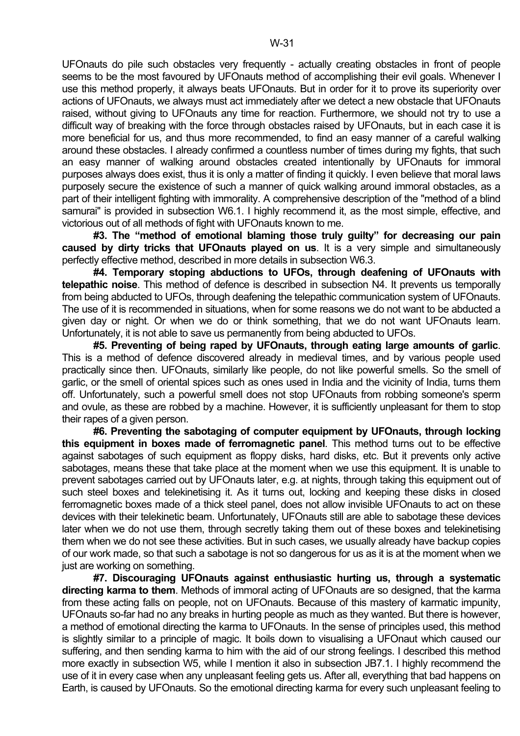UFOnauts do pile such obstacles very frequently - actually creating obstacles in front of people seems to be the most favoured by UFOnauts method of accomplishing their evil goals. Whenever I use this method properly, it always beats UFOnauts. But in order for it to prove its superiority over actions of UFOnauts, we always must act immediately after we detect a new obstacle that UFOnauts raised, without giving to UFOnauts any time for reaction. Furthermore, we should not try to use a difficult way of breaking with the force through obstacles raised by UFOnauts, but in each case it is more beneficial for us, and thus more recommended, to find an easy manner of a careful walking around these obstacles. I already confirmed a countless number of times during my fights, that such an easy manner of walking around obstacles created intentionally by UFOnauts for immoral purposes always does exist, thus it is only a matter of finding it quickly. I even believe that moral laws purposely secure the existence of such a manner of quick walking around immoral obstacles, as a part of their intelligent fighting with immorality. A comprehensive description of the "method of a blind samurai" is provided in subsection W6.1. I highly recommend it, as the most simple, effective, and victorious out of all methods of fight with UFOnauts known to me.

**#3. The "method of emotional blaming those truly guilty" for decreasing our pain caused by dirty tricks that UFOnauts played on us**. It is a very simple and simultaneously perfectly effective method, described in more details in subsection W6.3.

**#4. Temporary stoping abductions to UFOs, through deafening of UFOnauts with telepathic noise**. This method of defence is described in subsection N4. It prevents us temporally from being abducted to UFOs, through deafening the telepathic communication system of UFOnauts. The use of it is recommended in situations, when for some reasons we do not want to be abducted a given day or night. Or when we do or think something, that we do not want UFOnauts learn. Unfortunately, it is not able to save us permanently from being abducted to UFOs.

**#5. Preventing of being raped by UFOnauts, through eating large amounts of garlic**. This is a method of defence discovered already in medieval times, and by various people used practically since then. UFOnauts, similarly like people, do not like powerful smells. So the smell of garlic, or the smell of oriental spices such as ones used in India and the vicinity of India, turns them off. Unfortunately, such a powerful smell does not stop UFOnauts from robbing someone's sperm and ovule, as these are robbed by a machine. However, it is sufficiently unpleasant for them to stop their rapes of a given person.

**#6. Preventing the sabotaging of computer equipment by UFOnauts, through locking this equipment in boxes made of ferromagnetic panel**. This method turns out to be effective against sabotages of such equipment as floppy disks, hard disks, etc. But it prevents only active sabotages, means these that take place at the moment when we use this equipment. It is unable to prevent sabotages carried out by UFOnauts later, e.g. at nights, through taking this equipment out of such steel boxes and telekinetising it. As it turns out, locking and keeping these disks in closed ferromagnetic boxes made of a thick steel panel, does not allow invisible UFOnauts to act on these devices with their telekinetic beam. Unfortunately, UFOnauts still are able to sabotage these devices later when we do not use them, through secretly taking them out of these boxes and telekinetising them when we do not see these activities. But in such cases, we usually already have backup copies of our work made, so that such a sabotage is not so dangerous for us as it is at the moment when we just are working on something.

**#7. Discouraging UFOnauts against enthusiastic hurting us, through a systematic directing karma to them**. Methods of immoral acting of UFOnauts are so designed, that the karma from these acting falls on people, not on UFOnauts. Because of this mastery of karmatic impunity, UFOnauts so-far had no any breaks in hurting people as much as they wanted. But there is however, a method of emotional directing the karma to UFOnauts. In the sense of principles used, this method is slightly similar to a principle of magic. It boils down to visualising a UFOnaut which caused our suffering, and then sending karma to him with the aid of our strong feelings. I described this method more exactly in subsection W5, while I mention it also in subsection JB7.1. I highly recommend the use of it in every case when any unpleasant feeling gets us. After all, everything that bad happens on Earth, is caused by UFOnauts. So the emotional directing karma for every such unpleasant feeling to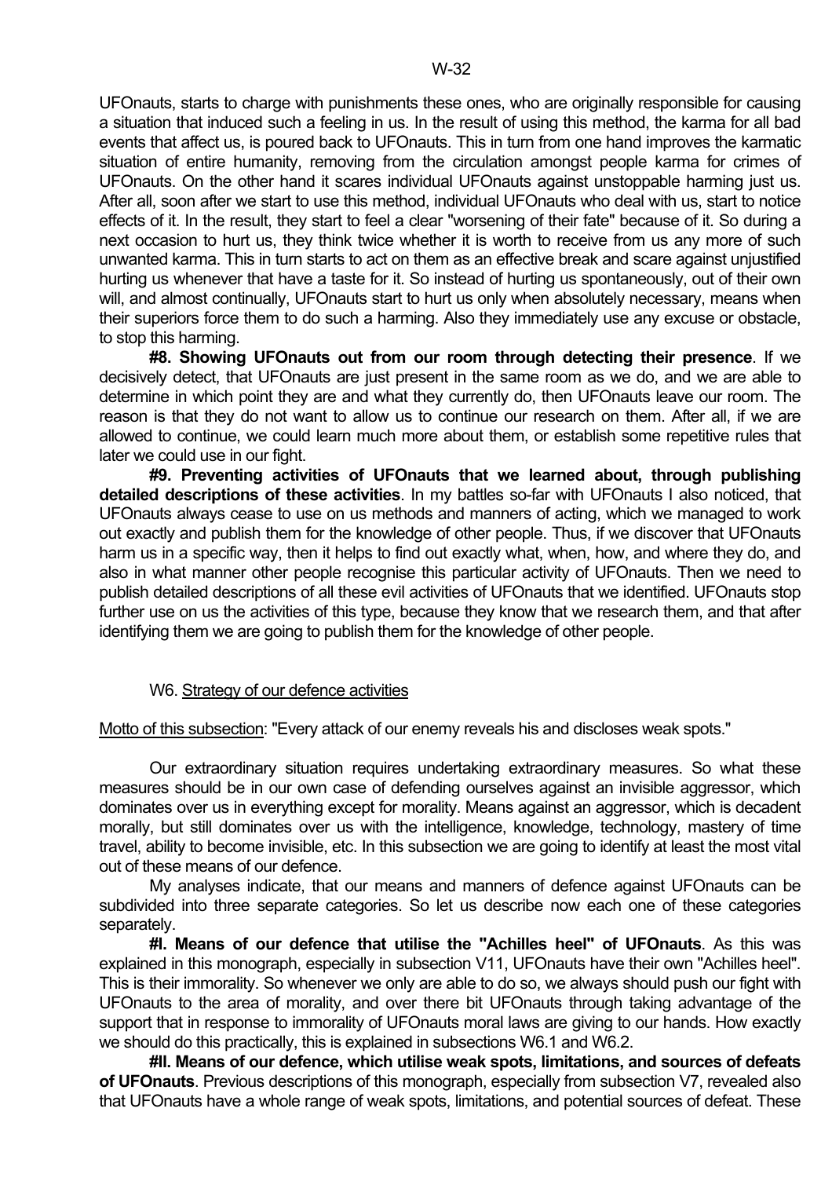UFOnauts, starts to charge with punishments these ones, who are originally responsible for causing a situation that induced such a feeling in us. In the result of using this method, the karma for all bad events that affect us, is poured back to UFOnauts. This in turn from one hand improves the karmatic situation of entire humanity, removing from the circulation amongst people karma for crimes of UFOnauts. On the other hand it scares individual UFOnauts against unstoppable harming just us. After all, soon after we start to use this method, individual UFOnauts who deal with us, start to notice effects of it. In the result, they start to feel a clear "worsening of their fate" because of it. So during a next occasion to hurt us, they think twice whether it is worth to receive from us any more of such unwanted karma. This in turn starts to act on them as an effective break and scare against unjustified hurting us whenever that have a taste for it. So instead of hurting us spontaneously, out of their own will, and almost continually, UFOnauts start to hurt us only when absolutely necessary, means when their superiors force them to do such a harming. Also they immediately use any excuse or obstacle, to stop this harming.

**#8. Showing UFOnauts out from our room through detecting their presence**. If we decisively detect, that UFOnauts are just present in the same room as we do, and we are able to determine in which point they are and what they currently do, then UFOnauts leave our room. The reason is that they do not want to allow us to continue our research on them. After all, if we are allowed to continue, we could learn much more about them, or establish some repetitive rules that later we could use in our fight.

**#9. Preventing activities of UFOnauts that we learned about, through publishing detailed descriptions of these activities**. In my battles so-far with UFOnauts I also noticed, that UFOnauts always cease to use on us methods and manners of acting, which we managed to work out exactly and publish them for the knowledge of other people. Thus, if we discover that UFOnauts harm us in a specific way, then it helps to find out exactly what, when, how, and where they do, and also in what manner other people recognise this particular activity of UFOnauts. Then we need to publish detailed descriptions of all these evil activities of UFOnauts that we identified. UFOnauts stop further use on us the activities of this type, because they know that we research them, and that after identifying them we are going to publish them for the knowledge of other people.

## W6. Strategy of our defence activities

Motto of this subsection: "Every attack of our enemy reveals his and discloses weak spots."

Our extraordinary situation requires undertaking extraordinary measures. So what these measures should be in our own case of defending ourselves against an invisible aggressor, which dominates over us in everything except for morality. Means against an aggressor, which is decadent morally, but still dominates over us with the intelligence, knowledge, technology, mastery of time travel, ability to become invisible, etc. In this subsection we are going to identify at least the most vital out of these means of our defence.

My analyses indicate, that our means and manners of defence against UFOnauts can be subdivided into three separate categories. So let us describe now each one of these categories separately.

**#I. Means of our defence that utilise the "Achilles heel" of UFOnauts**. As this was explained in this monograph, especially in subsection V11, UFOnauts have their own "Achilles heel". This is their immorality. So whenever we only are able to do so, we always should push our fight with UFOnauts to the area of morality, and over there bit UFOnauts through taking advantage of the support that in response to immorality of UFOnauts moral laws are giving to our hands. How exactly we should do this practically, this is explained in subsections W6.1 and W6.2.

**#II. Means of our defence, which utilise weak spots, limitations, and sources of defeats of UFOnauts**. Previous descriptions of this monograph, especially from subsection V7, revealed also that UFOnauts have a whole range of weak spots, limitations, and potential sources of defeat. These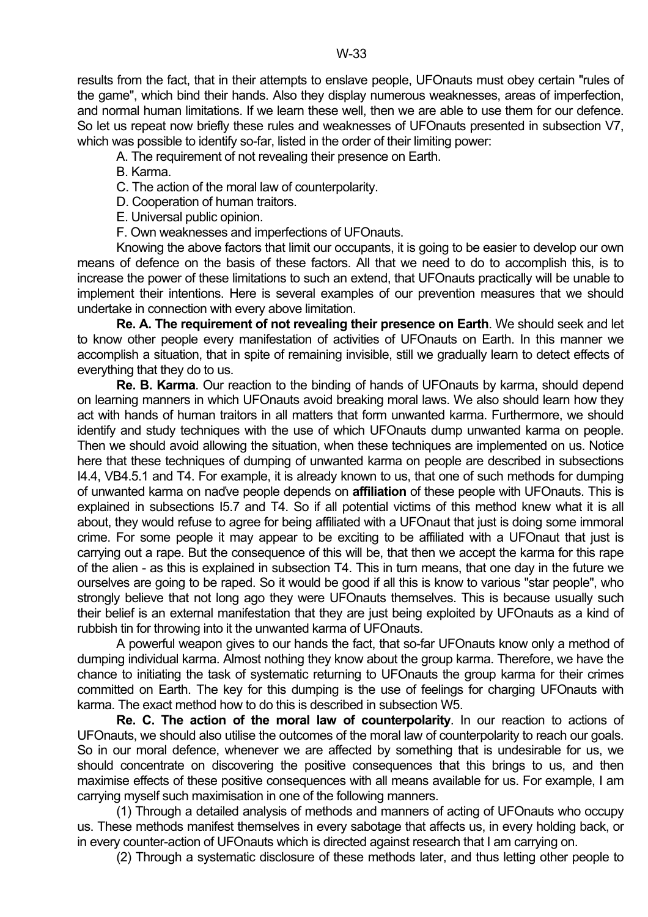results from the fact, that in their attempts to enslave people, UFOnauts must obey certain "rules of the game", which bind their hands. Also they display numerous weaknesses, areas of imperfection, and normal human limitations. If we learn these well, then we are able to use them for our defence. So let us repeat now briefly these rules and weaknesses of UFOnauts presented in subsection V7, which was possible to identify so-far, listed in the order of their limiting power:

A. The requirement of not revealing their presence on Earth.

B. Karma.

C. The action of the moral law of counterpolarity.

D. Cooperation of human traitors.

E. Universal public opinion.

F. Own weaknesses and imperfections of UFOnauts.

Knowing the above factors that limit our occupants, it is going to be easier to develop our own means of defence on the basis of these factors. All that we need to do to accomplish this, is to increase the power of these limitations to such an extend, that UFOnauts practically will be unable to implement their intentions. Here is several examples of our prevention measures that we should undertake in connection with every above limitation.

**Re. A. The requirement of not revealing their presence on Earth**. We should seek and let to know other people every manifestation of activities of UFOnauts on Earth. In this manner we accomplish a situation, that in spite of remaining invisible, still we gradually learn to detect effects of everything that they do to us.

**Re. B. Karma**. Our reaction to the binding of hands of UFOnauts by karma, should depend on learning manners in which UFOnauts avoid breaking moral laws. We also should learn how they act with hands of human traitors in all matters that form unwanted karma. Furthermore, we should identify and study techniques with the use of which UFOnauts dump unwanted karma on people. Then we should avoid allowing the situation, when these techniques are implemented on us. Notice here that these techniques of dumping of unwanted karma on people are described in subsections I4.4, VB4.5.1 and T4. For example, it is already known to us, that one of such methods for dumping of unwanted karma on naďve people depends on **affiliation** of these people with UFOnauts. This is explained in subsections I5.7 and T4. So if all potential victims of this method knew what it is all about, they would refuse to agree for being affiliated with a UFOnaut that just is doing some immoral crime. For some people it may appear to be exciting to be affiliated with a UFOnaut that just is carrying out a rape. But the consequence of this will be, that then we accept the karma for this rape of the alien - as this is explained in subsection T4. This in turn means, that one day in the future we ourselves are going to be raped. So it would be good if all this is know to various "star people", who strongly believe that not long ago they were UFOnauts themselves. This is because usually such their belief is an external manifestation that they are just being exploited by UFOnauts as a kind of rubbish tin for throwing into it the unwanted karma of UFOnauts.

A powerful weapon gives to our hands the fact, that so-far UFOnauts know only a method of dumping individual karma. Almost nothing they know about the group karma. Therefore, we have the chance to initiating the task of systematic returning to UFOnauts the group karma for their crimes committed on Earth. The key for this dumping is the use of feelings for charging UFOnauts with karma. The exact method how to do this is described in subsection W5.

**Re. C. The action of the moral law of counterpolarity**. In our reaction to actions of UFOnauts, we should also utilise the outcomes of the moral law of counterpolarity to reach our goals. So in our moral defence, whenever we are affected by something that is undesirable for us, we should concentrate on discovering the positive consequences that this brings to us, and then maximise effects of these positive consequences with all means available for us. For example, I am carrying myself such maximisation in one of the following manners.

(1) Through a detailed analysis of methods and manners of acting of UFOnauts who occupy us. These methods manifest themselves in every sabotage that affects us, in every holding back, or in every counter-action of UFOnauts which is directed against research that I am carrying on.

(2) Through a systematic disclosure of these methods later, and thus letting other people to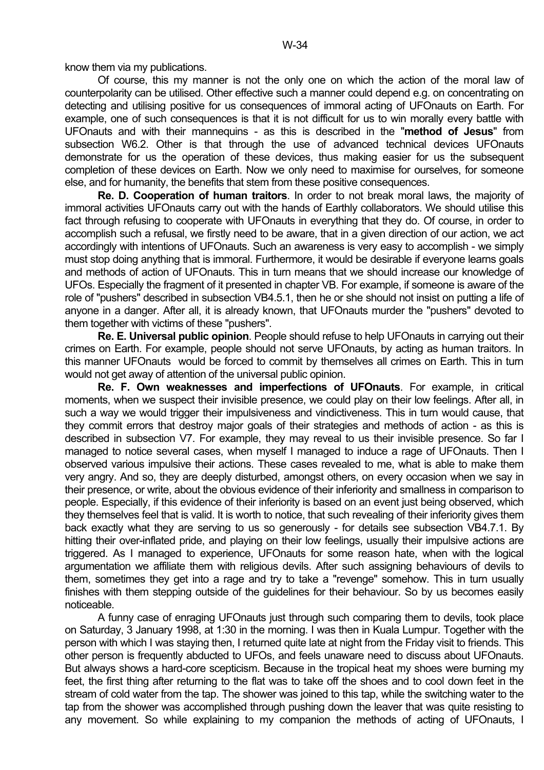know them via my publications.

Of course, this my manner is not the only one on which the action of the moral law of counterpolarity can be utilised. Other effective such a manner could depend e.g. on concentrating on detecting and utilising positive for us consequences of immoral acting of UFOnauts on Earth. For example, one of such consequences is that it is not difficult for us to win morally every battle with UFOnauts and with their mannequins - as this is described in the "**method of Jesus**" from subsection W6.2. Other is that through the use of advanced technical devices UFOnauts demonstrate for us the operation of these devices, thus making easier for us the subsequent completion of these devices on Earth. Now we only need to maximise for ourselves, for someone else, and for humanity, the benefits that stem from these positive consequences.

**Re. D. Cooperation of human traitors**. In order to not break moral laws, the majority of immoral activities UFOnauts carry out with the hands of Earthly collaborators. We should utilise this fact through refusing to cooperate with UFOnauts in everything that they do. Of course, in order to accomplish such a refusal, we firstly need to be aware, that in a given direction of our action, we act accordingly with intentions of UFOnauts. Such an awareness is very easy to accomplish - we simply must stop doing anything that is immoral. Furthermore, it would be desirable if everyone learns goals and methods of action of UFOnauts. This in turn means that we should increase our knowledge of UFOs. Especially the fragment of it presented in chapter VB. For example, if someone is aware of the role of "pushers" described in subsection VB4.5.1, then he or she should not insist on putting a life of anyone in a danger. After all, it is already known, that UFOnauts murder the "pushers" devoted to them together with victims of these "pushers".

**Re. E. Universal public opinion**. People should refuse to help UFOnauts in carrying out their crimes on Earth. For example, people should not serve UFOnauts, by acting as human traitors. In this manner UFOnauts would be forced to commit by themselves all crimes on Earth. This in turn would not get away of attention of the universal public opinion.

**Re. F. Own weaknesses and imperfections of UFOnauts**. For example, in critical moments, when we suspect their invisible presence, we could play on their low feelings. After all, in such a way we would trigger their impulsiveness and vindictiveness. This in turn would cause, that they commit errors that destroy major goals of their strategies and methods of action - as this is described in subsection V7. For example, they may reveal to us their invisible presence. So far I managed to notice several cases, when myself I managed to induce a rage of UFOnauts. Then I observed various impulsive their actions. These cases revealed to me, what is able to make them very angry. And so, they are deeply disturbed, amongst others, on every occasion when we say in their presence, or write, about the obvious evidence of their inferiority and smallness in comparison to people. Especially, if this evidence of their inferiority is based on an event just being observed, which they themselves feel that is valid. It is worth to notice, that such revealing of their inferiority gives them back exactly what they are serving to us so generously - for details see subsection VB4.7.1. By hitting their over-inflated pride, and playing on their low feelings, usually their impulsive actions are triggered. As I managed to experience, UFOnauts for some reason hate, when with the logical argumentation we affiliate them with religious devils. After such assigning behaviours of devils to them, sometimes they get into a rage and try to take a "revenge" somehow. This in turn usually finishes with them stepping outside of the guidelines for their behaviour. So by us becomes easily noticeable.

A funny case of enraging UFOnauts just through such comparing them to devils, took place on Saturday, 3 January 1998, at 1:30 in the morning. I was then in Kuala Lumpur. Together with the person with which I was staying then, I returned quite late at night from the Friday visit to friends. This other person is frequently abducted to UFOs, and feels unaware need to discuss about UFOnauts. But always shows a hard-core scepticism. Because in the tropical heat my shoes were burning my feet, the first thing after returning to the flat was to take off the shoes and to cool down feet in the stream of cold water from the tap. The shower was joined to this tap, while the switching water to the tap from the shower was accomplished through pushing down the leaver that was quite resisting to any movement. So while explaining to my companion the methods of acting of UFOnauts, I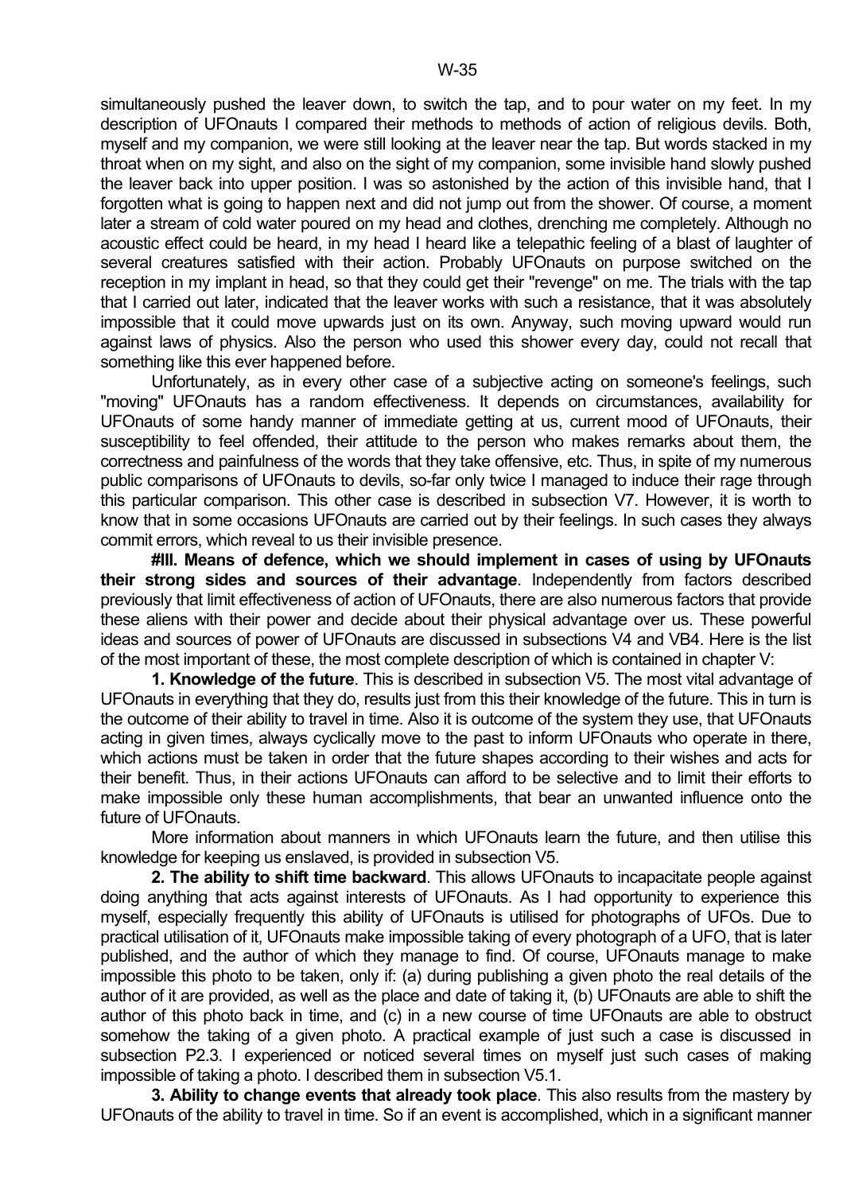simultaneously pushed the leaver down, to switch the tap, and to pour water on my feet. In my description of UFOnauts I compared their methods to methods of action of religious devils. Both, myself and my companion, we were still looking at the leaver near the tap. But words stacked in my throat when on my sight, and also on the sight of my companion, some invisible hand slowly pushed the leaver back into upper position. I was so astonished by the action of this invisible hand, that I forgotten what is going to happen next and did not jump out from the shower. Of course, a moment later a stream of cold water poured on my head and clothes, drenching me completely. Although no acoustic effect could be heard, in my head I heard like a telepathic feeling of a blast of laughter of several creatures satisfied with their action. Probably UFOnauts on purpose switched on the reception in my implant in head, so that they could get their "revenge" on me. The trials with the tap that I carried out later, indicated that the leaver works with such a resistance, that it was absolutely impossible that it could move upwards just on its own. Anyway, such moving upward would run against laws of physics. Also the person who used this shower every day, could not recall that something like this ever happened before.

Unfortunately, as in every other case of a subjective acting on someone's feelings, such "moving" UFOnauts has a random effectiveness. It depends on circumstances, availability for UFOnauts of some handy manner of immediate getting at us, current mood of UFOnauts, their susceptibility to feel offended, their attitude to the person who makes remarks about them, the correctness and painfulness of the words that they take offensive, etc. Thus, in spite of my numerous public comparisons of UFOnauts to devils, so-far only twice I managed to induce their rage through this particular comparison. This other case is described in subsection V7. However, it is worth to know that in some occasions UFOnauts are carried out by their feelings. In such cases they always commit errors, which reveal to us their invisible presence.

**#III. Means of defence, which we should implement in cases of using by UFOnauts their strong sides and sources of their advantage**. Independently from factors described previously that limit effectiveness of action of UFOnauts, there are also numerous factors that provide these aliens with their power and decide about their physical advantage over us. These powerful ideas and sources of power of UFOnauts are discussed in subsections V4 and VB4. Here is the list of the most important of these, the most complete description of which is contained in chapter V:

**1. Knowledge of the future**. This is described in subsection V5. The most vital advantage of UFOnauts in everything that they do, results just from this their knowledge of the future. This in turn is the outcome of their ability to travel in time. Also it is outcome of the system they use, that UFOnauts acting in given times, always cyclically move to the past to inform UFOnauts who operate in there, which actions must be taken in order that the future shapes according to their wishes and acts for their benefit. Thus, in their actions UFOnauts can afford to be selective and to limit their efforts to make impossible only these human accomplishments, that bear an unwanted influence onto the future of UFOnauts.

More information about manners in which UFOnauts learn the future, and then utilise this knowledge for keeping us enslaved, is provided in subsection V5.

**2. The ability to shift time backward**. This allows UFOnauts to incapacitate people against doing anything that acts against interests of UFOnauts. As I had opportunity to experience this myself, especially frequently this ability of UFOnauts is utilised for photographs of UFOs. Due to practical utilisation of it, UFOnauts make impossible taking of every photograph of a UFO, that is later published, and the author of which they manage to find. Of course, UFOnauts manage to make impossible this photo to be taken, only if: (a) during publishing a given photo the real details of the author of it are provided, as well as the place and date of taking it, (b) UFOnauts are able to shift the author of this photo back in time, and (c) in a new course of time UFOnauts are able to obstruct somehow the taking of a given photo. A practical example of just such a case is discussed in subsection P2.3. I experienced or noticed several times on myself just such cases of making impossible of taking a photo. I described them in subsection V5.1.

**3. Ability to change events that already took place**. This also results from the mastery by UFOnauts of the ability to travel in time. So if an event is accomplished, which in a significant manner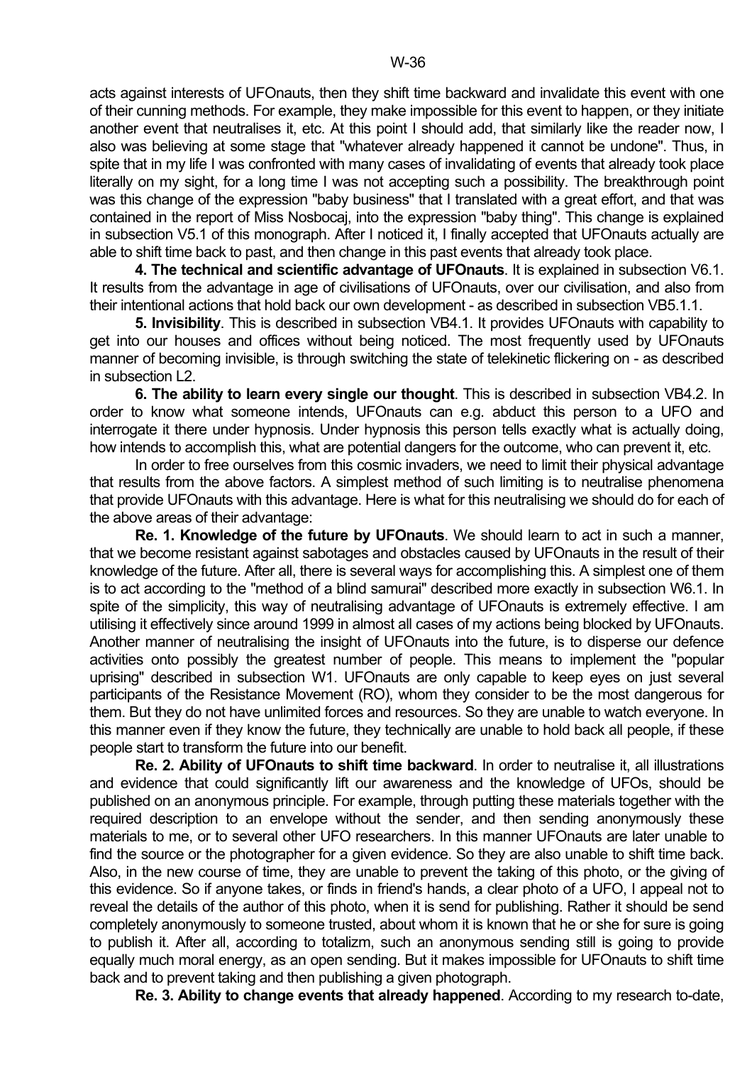acts against interests of UFOnauts, then they shift time backward and invalidate this event with one of their cunning methods. For example, they make impossible for this event to happen, or they initiate another event that neutralises it, etc. At this point I should add, that similarly like the reader now, I also was believing at some stage that "whatever already happened it cannot be undone". Thus, in spite that in my life I was confronted with many cases of invalidating of events that already took place literally on my sight, for a long time I was not accepting such a possibility. The breakthrough point was this change of the expression "baby business" that I translated with a great effort, and that was contained in the report of Miss Nosbocaj, into the expression "baby thing". This change is explained in subsection V5.1 of this monograph. After I noticed it, I finally accepted that UFOnauts actually are able to shift time back to past, and then change in this past events that already took place.

**4. The technical and scientific advantage of UFOnauts**. It is explained in subsection V6.1. It results from the advantage in age of civilisations of UFOnauts, over our civilisation, and also from their intentional actions that hold back our own development - as described in subsection VB5.1.1.

**5. Invisibility**. This is described in subsection VB4.1. It provides UFOnauts with capability to get into our houses and offices without being noticed. The most frequently used by UFOnauts manner of becoming invisible, is through switching the state of telekinetic flickering on - as described in subsection L2.

**6. The ability to learn every single our thought**. This is described in subsection VB4.2. In order to know what someone intends, UFOnauts can e.g. abduct this person to a UFO and interrogate it there under hypnosis. Under hypnosis this person tells exactly what is actually doing, how intends to accomplish this, what are potential dangers for the outcome, who can prevent it, etc.

In order to free ourselves from this cosmic invaders, we need to limit their physical advantage that results from the above factors. A simplest method of such limiting is to neutralise phenomena that provide UFOnauts with this advantage. Here is what for this neutralising we should do for each of the above areas of their advantage:

**Re. 1. Knowledge of the future by UFOnauts**. We should learn to act in such a manner, that we become resistant against sabotages and obstacles caused by UFOnauts in the result of their knowledge of the future. After all, there is several ways for accomplishing this. A simplest one of them is to act according to the "method of a blind samurai" described more exactly in subsection W6.1. In spite of the simplicity, this way of neutralising advantage of UFOnauts is extremely effective. I am utilising it effectively since around 1999 in almost all cases of my actions being blocked by UFOnauts. Another manner of neutralising the insight of UFOnauts into the future, is to disperse our defence activities onto possibly the greatest number of people. This means to implement the "popular uprising" described in subsection W1. UFOnauts are only capable to keep eyes on just several participants of the Resistance Movement (RO), whom they consider to be the most dangerous for them. But they do not have unlimited forces and resources. So they are unable to watch everyone. In this manner even if they know the future, they technically are unable to hold back all people, if these people start to transform the future into our benefit.

**Re. 2. Ability of UFOnauts to shift time backward**. In order to neutralise it, all illustrations and evidence that could significantly lift our awareness and the knowledge of UFOs, should be published on an anonymous principle. For example, through putting these materials together with the required description to an envelope without the sender, and then sending anonymously these materials to me, or to several other UFO researchers. In this manner UFOnauts are later unable to find the source or the photographer for a given evidence. So they are also unable to shift time back. Also, in the new course of time, they are unable to prevent the taking of this photo, or the giving of this evidence. So if anyone takes, or finds in friend's hands, a clear photo of a UFO, I appeal not to reveal the details of the author of this photo, when it is send for publishing. Rather it should be send completely anonymously to someone trusted, about whom it is known that he or she for sure is going to publish it. After all, according to totalizm, such an anonymous sending still is going to provide equally much moral energy, as an open sending. But it makes impossible for UFOnauts to shift time back and to prevent taking and then publishing a given photograph.

**Re. 3. Ability to change events that already happened**. According to my research to-date,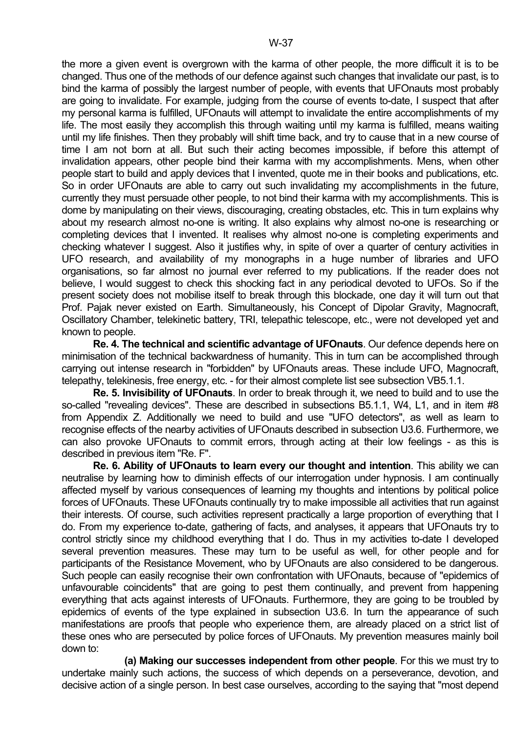the more a given event is overgrown with the karma of other people, the more difficult it is to be changed. Thus one of the methods of our defence against such changes that invalidate our past, is to bind the karma of possibly the largest number of people, with events that UFOnauts most probably are going to invalidate. For example, judging from the course of events to-date, I suspect that after my personal karma is fulfilled, UFOnauts will attempt to invalidate the entire accomplishments of my life. The most easily they accomplish this through waiting until my karma is fulfilled, means waiting until my life finishes. Then they probably will shift time back, and try to cause that in a new course of time I am not born at all. But such their acting becomes impossible, if before this attempt of invalidation appears, other people bind their karma with my accomplishments. Mens, when other people start to build and apply devices that I invented, quote me in their books and publications, etc. So in order UFOnauts are able to carry out such invalidating my accomplishments in the future, currently they must persuade other people, to not bind their karma with my accomplishments. This is dome by manipulating on their views, discouraging, creating obstacles, etc. This in turn explains why about my research almost no-one is writing. It also explains why almost no-one is researching or completing devices that I invented. It realises why almost no-one is completing experiments and checking whatever I suggest. Also it justifies why, in spite of over a quarter of century activities in UFO research, and availability of my monographs in a huge number of libraries and UFO organisations, so far almost no journal ever referred to my publications. If the reader does not believe, I would suggest to check this shocking fact in any periodical devoted to UFOs. So if the present society does not mobilise itself to break through this blockade, one day it will turn out that Prof. Pajak never existed on Earth. Simultaneously, his Concept of Dipolar Gravity, Magnocraft, Oscillatory Chamber, telekinetic battery, TRI, telepathic telescope, etc., were not developed yet and known to people.

**Re. 4. The technical and scientific advantage of UFOnauts**. Our defence depends here on minimisation of the technical backwardness of humanity. This in turn can be accomplished through carrying out intense research in "forbidden" by UFOnauts areas. These include UFO, Magnocraft, telepathy, telekinesis, free energy, etc. - for their almost complete list see subsection VB5.1.1.

**Re. 5. Invisibility of UFOnauts**. In order to break through it, we need to build and to use the so-called "revealing devices". These are described in subsections B5.1.1, W4, L1, and in item #8 from Appendix Z. Additionally we need to build and use "UFO detectors", as well as learn to recognise effects of the nearby activities of UFOnauts described in subsection U3.6. Furthermore, we can also provoke UFOnauts to commit errors, through acting at their low feelings - as this is described in previous item "Re. F".

**Re. 6. Ability of UFOnauts to learn every our thought and intention**. This ability we can neutralise by learning how to diminish effects of our interrogation under hypnosis. I am continually affected myself by various consequences of learning my thoughts and intentions by political police forces of UFOnauts. These UFOnauts continually try to make impossible all activities that run against their interests. Of course, such activities represent practically a large proportion of everything that I do. From my experience to-date, gathering of facts, and analyses, it appears that UFOnauts try to control strictly since my childhood everything that I do. Thus in my activities to-date I developed several prevention measures. These may turn to be useful as well, for other people and for participants of the Resistance Movement, who by UFOnauts are also considered to be dangerous. Such people can easily recognise their own confrontation with UFOnauts, because of "epidemics of unfavourable coincidents" that are going to pest them continually, and prevent from happening everything that acts against interests of UFOnauts. Furthermore, they are going to be troubled by epidemics of events of the type explained in subsection U3.6. In turn the appearance of such manifestations are proofs that people who experience them, are already placed on a strict list of these ones who are persecuted by police forces of UFOnauts. My prevention measures mainly boil down to:

**(a) Making our successes independent from other people**. For this we must try to undertake mainly such actions, the success of which depends on a perseverance, devotion, and decisive action of a single person. In best case ourselves, according to the saying that "most depend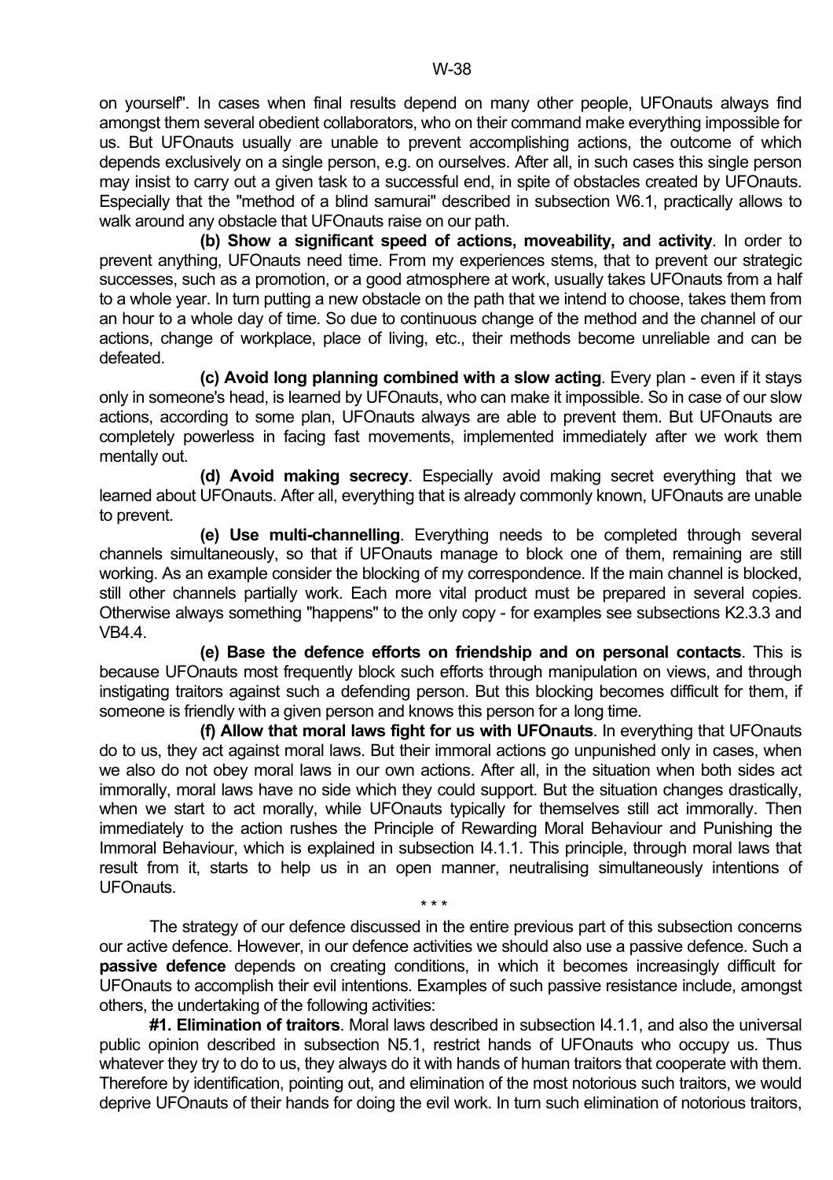on yourself". In cases when final results depend on many other people, UFOnauts always find amongst them several obedient collaborators, who on their command make everything impossible for us. But UFOnauts usually are unable to prevent accomplishing actions, the outcome of which depends exclusively on a single person, e.g. on ourselves. After all, in such cases this single person may insist to carry out a given task to a successful end, in spite of obstacles created by UFOnauts. Especially that the "method of a blind samurai" described in subsection W6.1, practically allows to walk around any obstacle that UFOnauts raise on our path.

**(b) Show a significant speed of actions, moveability, and activity**. In order to prevent anything, UFOnauts need time. From my experiences stems, that to prevent our strategic successes, such as a promotion, or a good atmosphere at work, usually takes UFOnauts from a half to a whole year. In turn putting a new obstacle on the path that we intend to choose, takes them from an hour to a whole day of time. So due to continuous change of the method and the channel of our actions, change of workplace, place of living, etc., their methods become unreliable and can be defeated.

**(c) Avoid long planning combined with a slow acting**. Every plan - even if it stays only in someone's head, is learned by UFOnauts, who can make it impossible. So in case of our slow actions, according to some plan, UFOnauts always are able to prevent them. But UFOnauts are completely powerless in facing fast movements, implemented immediately after we work them mentally out.

**(d) Avoid making secrecy**. Especially avoid making secret everything that we learned about UFOnauts. After all, everything that is already commonly known, UFOnauts are unable to prevent.

**(e) Use multi-channelling**. Everything needs to be completed through several channels simultaneously, so that if UFOnauts manage to block one of them, remaining are still working. As an example consider the blocking of my correspondence. If the main channel is blocked, still other channels partially work. Each more vital product must be prepared in several copies. Otherwise always something "happens" to the only copy - for examples see subsections K2.3.3 and VB4.4.

**(e) Base the defence efforts on friendship and on personal contacts**. This is because UFOnauts most frequently block such efforts through manipulation on views, and through instigating traitors against such a defending person. But this blocking becomes difficult for them, if someone is friendly with a given person and knows this person for a long time.

**(f) Allow that moral laws fight for us with UFOnauts**. In everything that UFOnauts do to us, they act against moral laws. But their immoral actions go unpunished only in cases, when we also do not obey moral laws in our own actions. After all, in the situation when both sides act immorally, moral laws have no side which they could support. But the situation changes drastically, when we start to act morally, while UFOnauts typically for themselves still act immorally. Then immediately to the action rushes the Principle of Rewarding Moral Behaviour and Punishing the Immoral Behaviour, which is explained in subsection I4.1.1. This principle, through moral laws that result from it, starts to help us in an open manner, neutralising simultaneously intentions of UFOnauts.

\* \* \*

The strategy of our defence discussed in the entire previous part of this subsection concerns our active defence. However, in our defence activities we should also use a passive defence. Such a **passive defence** depends on creating conditions, in which it becomes increasingly difficult for UFOnauts to accomplish their evil intentions. Examples of such passive resistance include, amongst others, the undertaking of the following activities:

**#1. Elimination of traitors**. Moral laws described in subsection I4.1.1, and also the universal public opinion described in subsection N5.1, restrict hands of UFOnauts who occupy us. Thus whatever they try to do to us, they always do it with hands of human traitors that cooperate with them. Therefore by identification, pointing out, and elimination of the most notorious such traitors, we would deprive UFOnauts of their hands for doing the evil work. In turn such elimination of notorious traitors,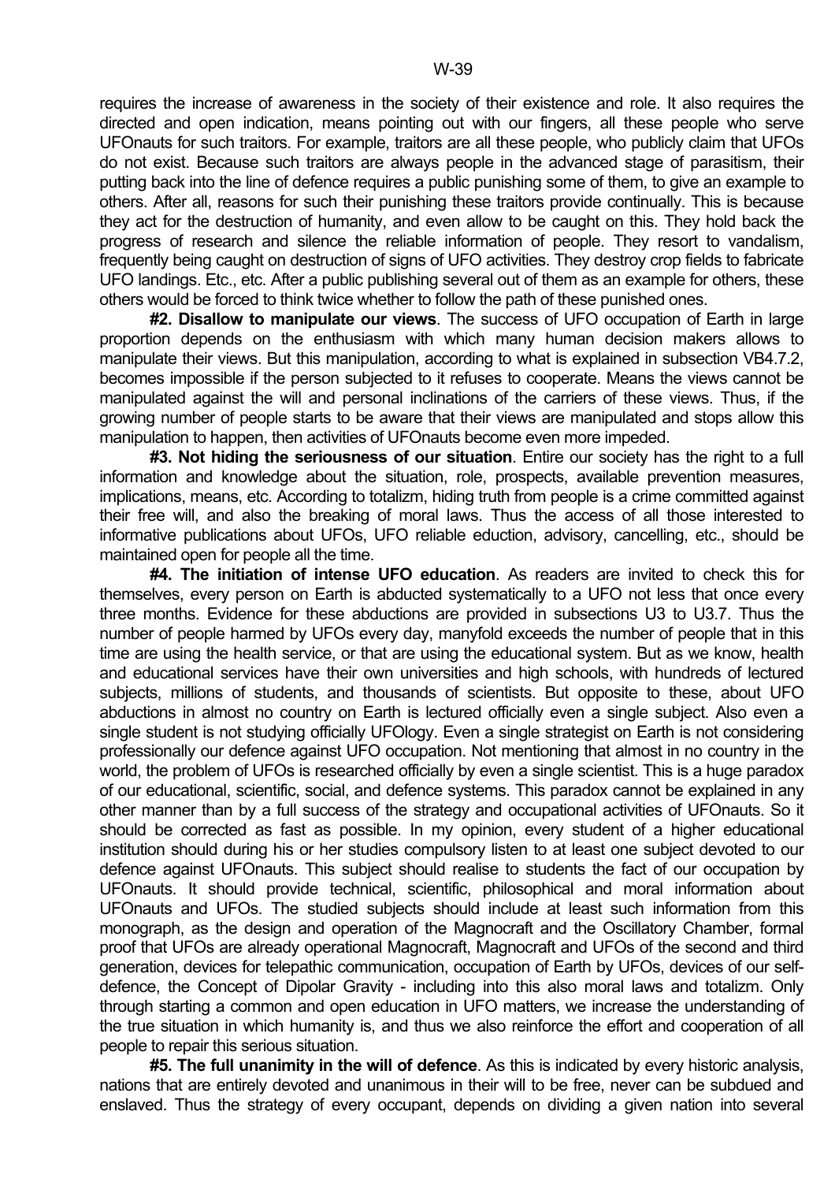requires the increase of awareness in the society of their existence and role. It also requires the directed and open indication, means pointing out with our fingers, all these people who serve UFOnauts for such traitors. For example, traitors are all these people, who publicly claim that UFOs do not exist. Because such traitors are always people in the advanced stage of parasitism, their putting back into the line of defence requires a public punishing some of them, to give an example to others. After all, reasons for such their punishing these traitors provide continually. This is because they act for the destruction of humanity, and even allow to be caught on this. They hold back the progress of research and silence the reliable information of people. They resort to vandalism, frequently being caught on destruction of signs of UFO activities. They destroy crop fields to fabricate UFO landings. Etc., etc. After a public publishing several out of them as an example for others, these others would be forced to think twice whether to follow the path of these punished ones.

**#2. Disallow to manipulate our views**. The success of UFO occupation of Earth in large proportion depends on the enthusiasm with which many human decision makers allows to manipulate their views. But this manipulation, according to what is explained in subsection VB4.7.2, becomes impossible if the person subjected to it refuses to cooperate. Means the views cannot be manipulated against the will and personal inclinations of the carriers of these views. Thus, if the growing number of people starts to be aware that their views are manipulated and stops allow this manipulation to happen, then activities of UFOnauts become even more impeded.

**#3. Not hiding the seriousness of our situation**. Entire our society has the right to a full information and knowledge about the situation, role, prospects, available prevention measures, implications, means, etc. According to totalizm, hiding truth from people is a crime committed against their free will, and also the breaking of moral laws. Thus the access of all those interested to informative publications about UFOs, UFO reliable eduction, advisory, cancelling, etc., should be maintained open for people all the time.

**#4. The initiation of intense UFO education**. As readers are invited to check this for themselves, every person on Earth is abducted systematically to a UFO not less that once every three months. Evidence for these abductions are provided in subsections U3 to U3.7. Thus the number of people harmed by UFOs every day, manyfold exceeds the number of people that in this time are using the health service, or that are using the educational system. But as we know, health and educational services have their own universities and high schools, with hundreds of lectured subjects, millions of students, and thousands of scientists. But opposite to these, about UFO abductions in almost no country on Earth is lectured officially even a single subject. Also even a single student is not studying officially UFOlogy. Even a single strategist on Earth is not considering professionally our defence against UFO occupation. Not mentioning that almost in no country in the world, the problem of UFOs is researched officially by even a single scientist. This is a huge paradox of our educational, scientific, social, and defence systems. This paradox cannot be explained in any other manner than by a full success of the strategy and occupational activities of UFOnauts. So it should be corrected as fast as possible. In my opinion, every student of a higher educational institution should during his or her studies compulsory listen to at least one subject devoted to our defence against UFOnauts. This subject should realise to students the fact of our occupation by UFOnauts. It should provide technical, scientific, philosophical and moral information about UFOnauts and UFOs. The studied subjects should include at least such information from this monograph, as the design and operation of the Magnocraft and the Oscillatory Chamber, formal proof that UFOs are already operational Magnocraft, Magnocraft and UFOs of the second and third generation, devices for telepathic communication, occupation of Earth by UFOs, devices of our self-defence, the Concept of Dipolar Gravity - including into this also moral laws and totalizm. Only through starting a common and open education in UFO matters, we increase the understanding of the true situation in which humanity is, and thus we also reinforce the effort and cooperation of all people to repair this serious situation.

**#5. The full unanimity in the will of defence**. As this is indicated by every historic analysis, nations that are entirely devoted and unanimous in their will to be free, never can be subdued and enslaved. Thus the strategy of every occupant, depends on dividing a given nation into several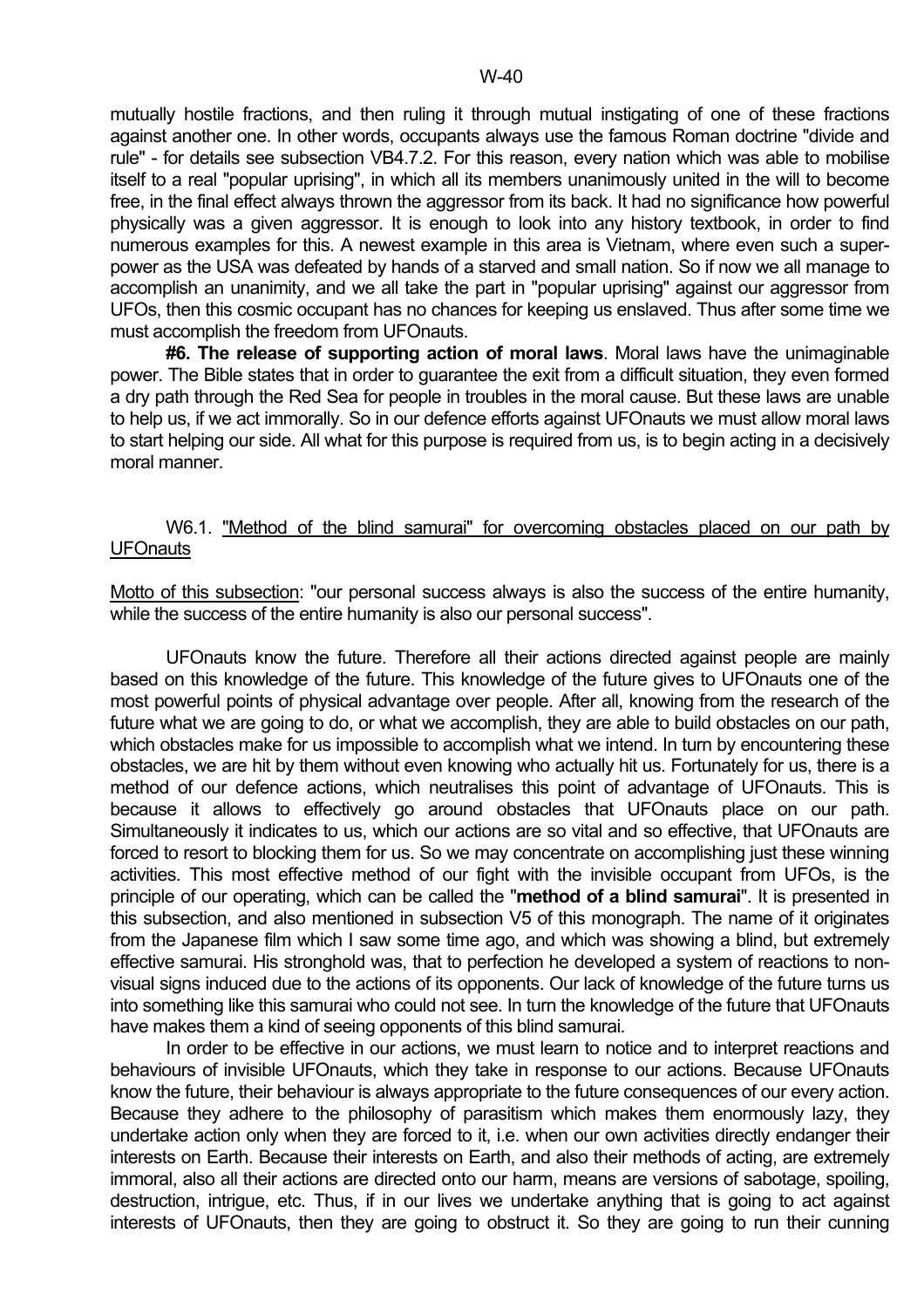mutually hostile fractions, and then ruling it through mutual instigating of one of these fractions against another one. In other words, occupants always use the famous Roman doctrine "divide and rule" - for details see subsection VB4.7.2. For this reason, every nation which was able to mobilise itself to a real "popular uprising", in which all its members unanimously united in the will to become free, in the final effect always thrown the aggressor from its back. It had no significance how powerful physically was a given aggressor. It is enough to look into any history textbook, in order to find numerous examples for this. A newest example in this area is Vietnam, where even such a super-power as the USA was defeated by hands of a starved and small nation. So if now we all manage to accomplish an unanimity, and we all take the part in "popular uprising" against our aggressor from UFOs, then this cosmic occupant has no chances for keeping us enslaved. Thus after some time we must accomplish the freedom from UFOnauts.

**#6. The release of supporting action of moral laws**. Moral laws have the unimaginable power. The Bible states that in order to guarantee the exit from a difficult situation, they even formed a dry path through the Red Sea for people in troubles in the moral cause. But these laws are unable to help us, if we act immorally. So in our defence efforts against UFOnauts we must allow moral laws to start helping our side. All what for this purpose is required from us, is to begin acting in a decisively moral manner.

### W6.1. "Method of the blind samurai" for overcoming obstacles placed on our path by UFOnauts

Motto of this subsection: "our personal success always is also the success of the entire humanity, while the success of the entire humanity is also our personal success".

UFOnauts know the future. Therefore all their actions directed against people are mainly based on this knowledge of the future. This knowledge of the future gives to UFOnauts one of the most powerful points of physical advantage over people. After all, knowing from the research of the future what we are going to do, or what we accomplish, they are able to build obstacles on our path, which obstacles make for us impossible to accomplish what we intend. In turn by encountering these obstacles, we are hit by them without even knowing who actually hit us. Fortunately for us, there is a method of our defence actions, which neutralises this point of advantage of UFOnauts. This is because it allows to effectively go around obstacles that UFOnauts place on our path. Simultaneously it indicates to us, which our actions are so vital and so effective, that UFOnauts are forced to resort to blocking them for us. So we may concentrate on accomplishing just these winning activities. This most effective method of our fight with the invisible occupant from UFOs, is the principle of our operating, which can be called the "**method of a blind samurai**". It is presented in this subsection, and also mentioned in subsection V5 of this monograph. The name of it originates from the Japanese film which I saw some time ago, and which was showing a blind, but extremely effective samurai. His stronghold was, that to perfection he developed a system of reactions to non-visual signs induced due to the actions of its opponents. Our lack of knowledge of the future turns us into something like this samurai who could not see. In turn the knowledge of the future that UFOnauts have makes them a kind of seeing opponents of this blind samurai.

In order to be effective in our actions, we must learn to notice and to interpret reactions and behaviours of invisible UFOnauts, which they take in response to our actions. Because UFOnauts know the future, their behaviour is always appropriate to the future consequences of our every action. Because they adhere to the philosophy of parasitism which makes them enormously lazy, they undertake action only when they are forced to it, i.e. when our own activities directly endanger their interests on Earth. Because their interests on Earth, and also their methods of acting, are extremely immoral, also all their actions are directed onto our harm, means are versions of sabotage, spoiling, destruction, intrigue, etc. Thus, if in our lives we undertake anything that is going to act against interests of UFOnauts, then they are going to obstruct it. So they are going to run their cunning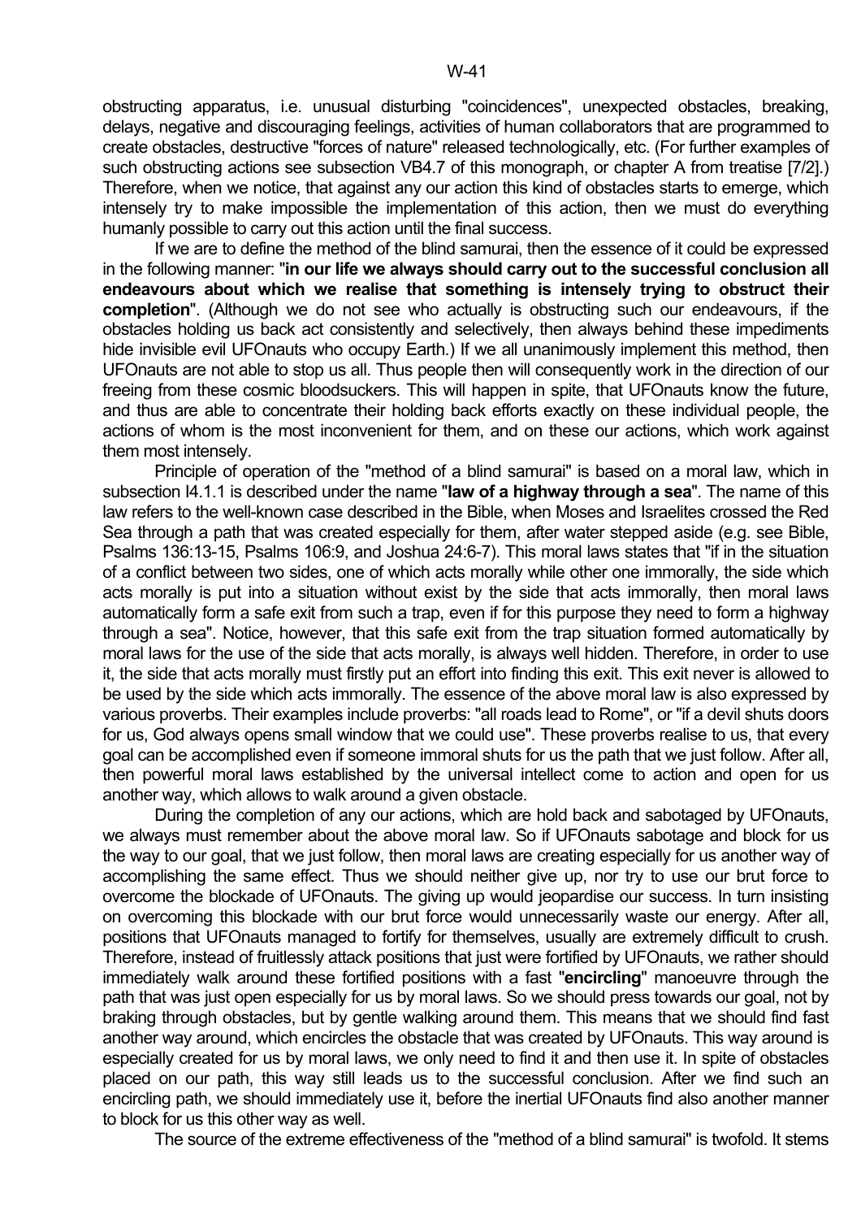obstructing apparatus, i.e. unusual disturbing "coincidences", unexpected obstacles, breaking, delays, negative and discouraging feelings, activities of human collaborators that are programmed to create obstacles, destructive "forces of nature" released technologically, etc. (For further examples of such obstructing actions see subsection VB4.7 of this monograph, or chapter A from treatise [7/2].) Therefore, when we notice, that against any our action this kind of obstacles starts to emerge, which intensely try to make impossible the implementation of this action, then we must do everything humanly possible to carry out this action until the final success.

If we are to define the method of the blind samurai, then the essence of it could be expressed in the following manner: "**in our life we always should carry out to the successful conclusion all endeavours about which we realise that something is intensely trying to obstruct their completion**". (Although we do not see who actually is obstructing such our endeavours, if the obstacles holding us back act consistently and selectively, then always behind these impediments hide invisible evil UFOnauts who occupy Earth.) If we all unanimously implement this method, then UFOnauts are not able to stop us all. Thus people then will consequently work in the direction of our freeing from these cosmic bloodsuckers. This will happen in spite, that UFOnauts know the future, and thus are able to concentrate their holding back efforts exactly on these individual people, the actions of whom is the most inconvenient for them, and on these our actions, which work against them most intensely.

Principle of operation of the "method of a blind samurai" is based on a moral law, which in subsection I4.1.1 is described under the name "**law of a highway through a sea**". The name of this law refers to the well-known case described in the Bible, when Moses and Israelites crossed the Red Sea through a path that was created especially for them, after water stepped aside (e.g. see Bible, Psalms 136:13-15, Psalms 106:9, and Joshua 24:6-7). This moral laws states that "if in the situation of a conflict between two sides, one of which acts morally while other one immorally, the side which acts morally is put into a situation without exist by the side that acts immorally, then moral laws automatically form a safe exit from such a trap, even if for this purpose they need to form a highway through a sea". Notice, however, that this safe exit from the trap situation formed automatically by moral laws for the use of the side that acts morally, is always well hidden. Therefore, in order to use it, the side that acts morally must firstly put an effort into finding this exit. This exit never is allowed to be used by the side which acts immorally. The essence of the above moral law is also expressed by various proverbs. Their examples include proverbs: "all roads lead to Rome", or "if a devil shuts doors for us, God always opens small window that we could use". These proverbs realise to us, that every goal can be accomplished even if someone immoral shuts for us the path that we just follow. After all, then powerful moral laws established by the universal intellect come to action and open for us another way, which allows to walk around a given obstacle.

During the completion of any our actions, which are hold back and sabotaged by UFOnauts, we always must remember about the above moral law. So if UFOnauts sabotage and block for us the way to our goal, that we just follow, then moral laws are creating especially for us another way of accomplishing the same effect. Thus we should neither give up, nor try to use our brut force to overcome the blockade of UFOnauts. The giving up would jeopardise our success. In turn insisting on overcoming this blockade with our brut force would unnecessarily waste our energy. After all, positions that UFOnauts managed to fortify for themselves, usually are extremely difficult to crush. Therefore, instead of fruitlessly attack positions that just were fortified by UFOnauts, we rather should immediately walk around these fortified positions with a fast "**encircling**" manoeuvre through the path that was just open especially for us by moral laws. So we should press towards our goal, not by braking through obstacles, but by gentle walking around them. This means that we should find fast another way around, which encircles the obstacle that was created by UFOnauts. This way around is especially created for us by moral laws, we only need to find it and then use it. In spite of obstacles placed on our path, this way still leads us to the successful conclusion. After we find such an encircling path, we should immediately use it, before the inertial UFOnauts find also another manner to block for us this other way as well.

The source of the extreme effectiveness of the "method of a blind samurai" is twofold. It stems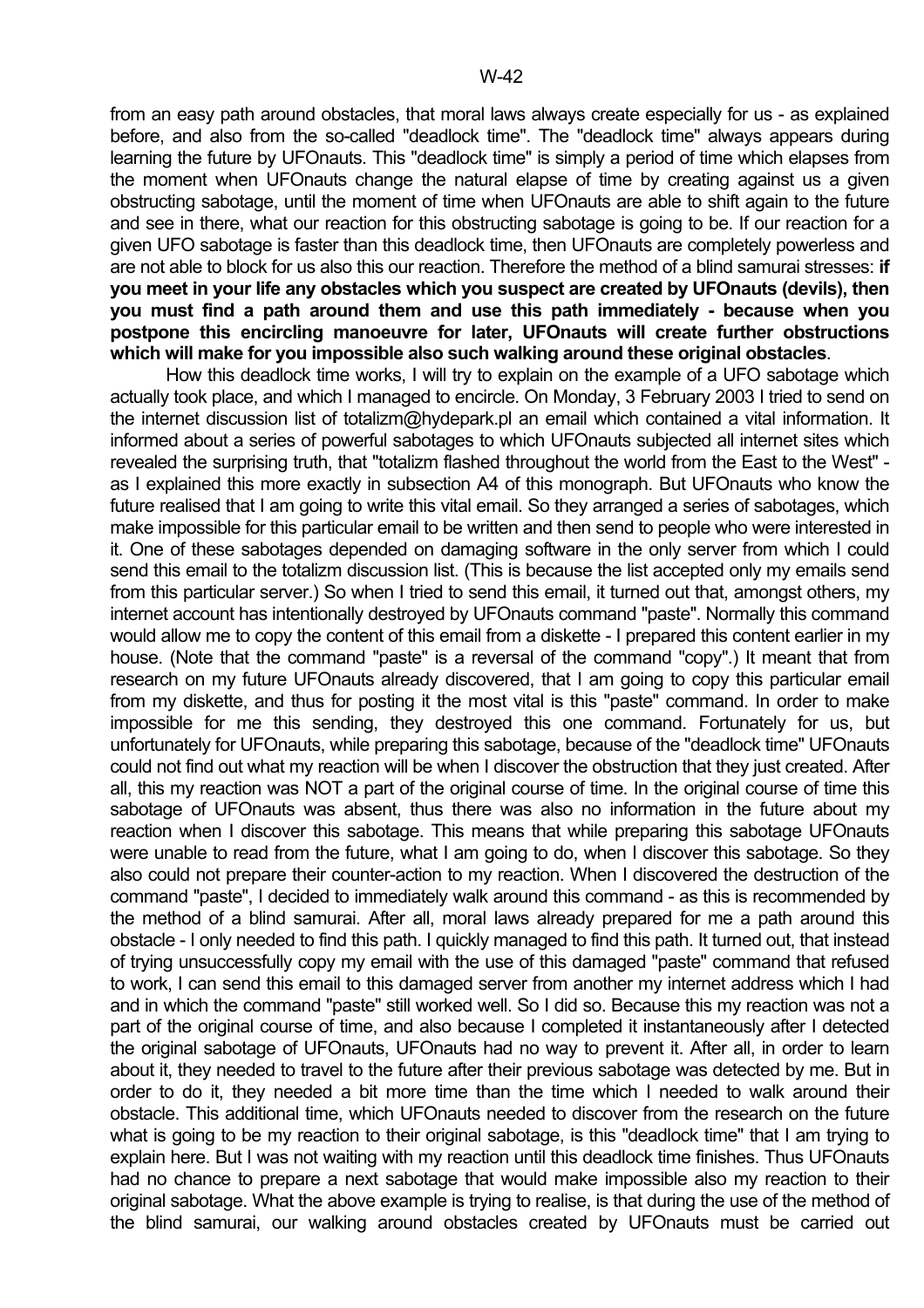from an easy path around obstacles, that moral laws always create especially for us - as explained before, and also from the so-called "deadlock time". The "deadlock time" always appears during learning the future by UFOnauts. This "deadlock time" is simply a period of time which elapses from the moment when UFOnauts change the natural elapse of time by creating against us a given obstructing sabotage, until the moment of time when UFOnauts are able to shift again to the future and see in there, what our reaction for this obstructing sabotage is going to be. If our reaction for a given UFO sabotage is faster than this deadlock time, then UFOnauts are completely powerless and are not able to block for us also this our reaction. Therefore the method of a blind samurai stresses: **if you meet in your life any obstacles which you suspect are created by UFOnauts (devils), then you must find a path around them and use this path immediately - because when you postpone this encircling manoeuvre for later, UFOnauts will create further obstructions which will make for you impossible also such walking around these original obstacles**.

How this deadlock time works, I will try to explain on the example of a UFO sabotage which actually took place, and which I managed to encircle. On Monday, 3 February 2003 I tried to send on the internet discussion list of totalizm@hydepark.pl an email which contained a vital information. It informed about a series of powerful sabotages to which UFOnauts subjected all internet sites which revealed the surprising truth, that "totalizm flashed throughout the world from the East to the West" - as I explained this more exactly in subsection A4 of this monograph. But UFOnauts who know the future realised that I am going to write this vital email. So they arranged a series of sabotages, which make impossible for this particular email to be written and then send to people who were interested in it. One of these sabotages depended on damaging software in the only server from which I could send this email to the totalizm discussion list. (This is because the list accepted only my emails send from this particular server.) So when I tried to send this email, it turned out that, amongst others, my internet account has intentionally destroyed by UFOnauts command "paste". Normally this command would allow me to copy the content of this email from a diskette - I prepared this content earlier in my house. (Note that the command "paste" is a reversal of the command "copy".) It meant that from research on my future UFOnauts already discovered, that I am going to copy this particular email from my diskette, and thus for posting it the most vital is this "paste" command. In order to make impossible for me this sending, they destroyed this one command. Fortunately for us, but unfortunately for UFOnauts, while preparing this sabotage, because of the "deadlock time" UFOnauts could not find out what my reaction will be when I discover the obstruction that they just created. After all, this my reaction was NOT a part of the original course of time. In the original course of time this sabotage of UFOnauts was absent, thus there was also no information in the future about my reaction when I discover this sabotage. This means that while preparing this sabotage UFOnauts were unable to read from the future, what I am going to do, when I discover this sabotage. So they also could not prepare their counter-action to my reaction. When I discovered the destruction of the command "paste", I decided to immediately walk around this command - as this is recommended by the method of a blind samurai. After all, moral laws already prepared for me a path around this obstacle - I only needed to find this path. I quickly managed to find this path. It turned out, that instead of trying unsuccessfully copy my email with the use of this damaged "paste" command that refused to work, I can send this email to this damaged server from another my internet address which I had and in which the command "paste" still worked well. So I did so. Because this my reaction was not a part of the original course of time, and also because I completed it instantaneously after I detected the original sabotage of UFOnauts, UFOnauts had no way to prevent it. After all, in order to learn about it, they needed to travel to the future after their previous sabotage was detected by me. But in order to do it, they needed a bit more time than the time which I needed to walk around their obstacle. This additional time, which UFOnauts needed to discover from the research on the future what is going to be my reaction to their original sabotage, is this "deadlock time" that I am trying to explain here. But I was not waiting with my reaction until this deadlock time finishes. Thus UFOnauts had no chance to prepare a next sabotage that would make impossible also my reaction to their original sabotage. What the above example is trying to realise, is that during the use of the method of the blind samurai, our walking around obstacles created by UFOnauts must be carried out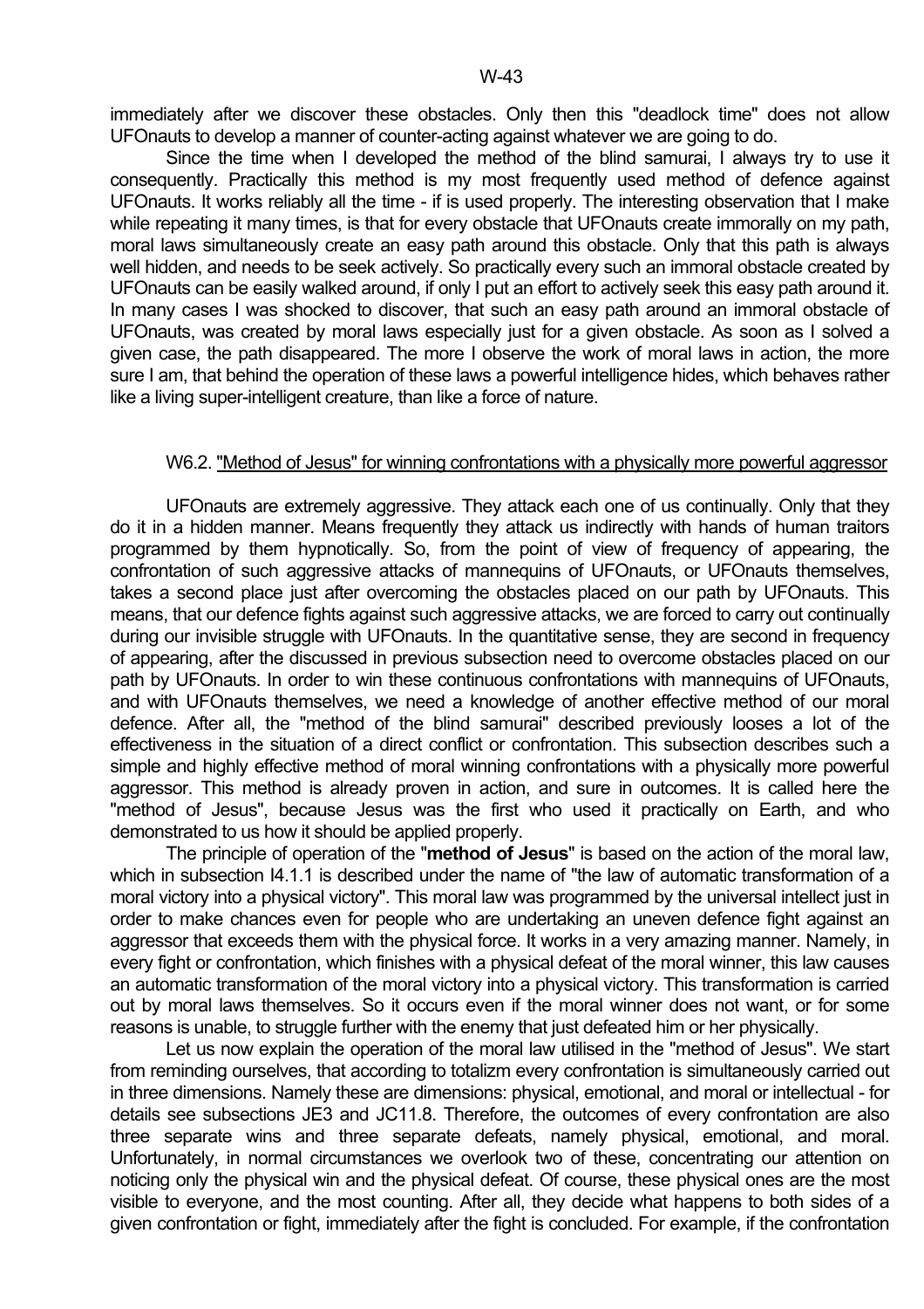immediately after we discover these obstacles. Only then this "deadlock time" does not allow UFOnauts to develop a manner of counter-acting against whatever we are going to do.

Since the time when I developed the method of the blind samurai, I always try to use it consequently. Practically this method is my most frequently used method of defence against UFOnauts. It works reliably all the time - if is used properly. The interesting observation that I make while repeating it many times, is that for every obstacle that UFOnauts create immorally on my path, moral laws simultaneously create an easy path around this obstacle. Only that this path is always well hidden, and needs to be seek actively. So practically every such an immoral obstacle created by UFOnauts can be easily walked around, if only I put an effort to actively seek this easy path around it. In many cases I was shocked to discover, that such an easy path around an immoral obstacle of UFOnauts, was created by moral laws especially just for a given obstacle. As soon as I solved a given case, the path disappeared. The more I observe the work of moral laws in action, the more sure I am, that behind the operation of these laws a powerful intelligence hides, which behaves rather like a living super-intelligent creature, than like a force of nature.

### W6.2. "Method of Jesus" for winning confrontations with a physically more powerful aggressor

UFOnauts are extremely aggressive. They attack each one of us continually. Only that they do it in a hidden manner. Means frequently they attack us indirectly with hands of human traitors programmed by them hypnotically. So, from the point of view of frequency of appearing, the confrontation of such aggressive attacks of mannequins of UFOnauts, or UFOnauts themselves, takes a second place just after overcoming the obstacles placed on our path by UFOnauts. This means, that our defence fights against such aggressive attacks, we are forced to carry out continually during our invisible struggle with UFOnauts. In the quantitative sense, they are second in frequency of appearing, after the discussed in previous subsection need to overcome obstacles placed on our path by UFOnauts. In order to win these continuous confrontations with mannequins of UFOnauts, and with UFOnauts themselves, we need a knowledge of another effective method of our moral defence. After all, the "method of the blind samurai" described previously looses a lot of the effectiveness in the situation of a direct conflict or confrontation. This subsection describes such a simple and highly effective method of moral winning confrontations with a physically more powerful aggressor. This method is already proven in action, and sure in outcomes. It is called here the "method of Jesus", because Jesus was the first who used it practically on Earth, and who demonstrated to us how it should be applied properly.

The principle of operation of the "**method of Jesus**" is based on the action of the moral law, which in subsection I4.1.1 is described under the name of "the law of automatic transformation of a moral victory into a physical victory". This moral law was programmed by the universal intellect just in order to make chances even for people who are undertaking an uneven defence fight against an aggressor that exceeds them with the physical force. It works in a very amazing manner. Namely, in every fight or confrontation, which finishes with a physical defeat of the moral winner, this law causes an automatic transformation of the moral victory into a physical victory. This transformation is carried out by moral laws themselves. So it occurs even if the moral winner does not want, or for some reasons is unable, to struggle further with the enemy that just defeated him or her physically.

Let us now explain the operation of the moral law utilised in the "method of Jesus". We start from reminding ourselves, that according to totalizm every confrontation is simultaneously carried out in three dimensions. Namely these are dimensions: physical, emotional, and moral or intellectual - for details see subsections JE3 and JC11.8. Therefore, the outcomes of every confrontation are also three separate wins and three separate defeats, namely physical, emotional, and moral. Unfortunately, in normal circumstances we overlook two of these, concentrating our attention on noticing only the physical win and the physical defeat. Of course, these physical ones are the most visible to everyone, and the most counting. After all, they decide what happens to both sides of a given confrontation or fight, immediately after the fight is concluded. For example, if the confrontation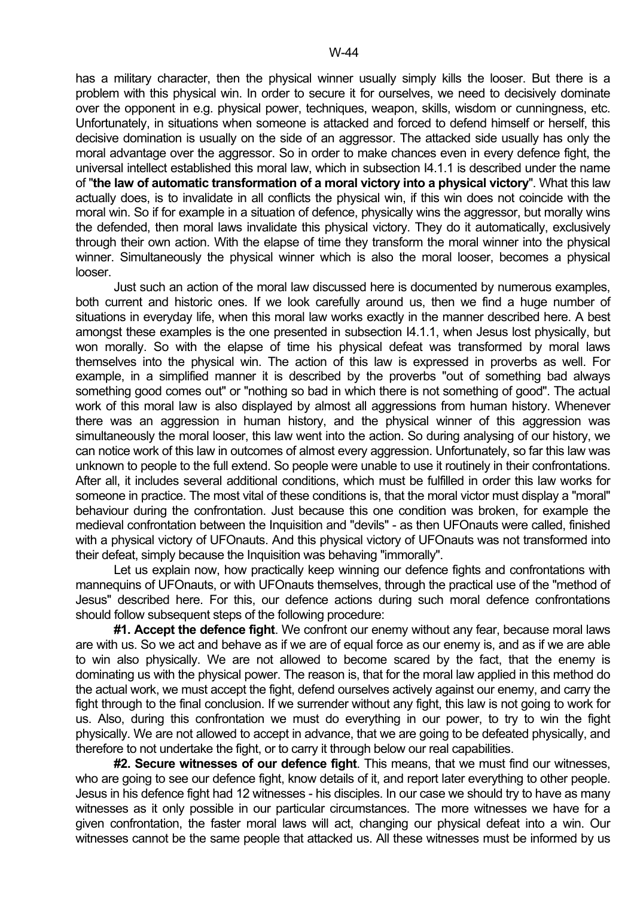has a military character, then the physical winner usually simply kills the looser. But there is a problem with this physical win. In order to secure it for ourselves, we need to decisively dominate over the opponent in e.g. physical power, techniques, weapon, skills, wisdom or cunningness, etc. Unfortunately, in situations when someone is attacked and forced to defend himself or herself, this decisive domination is usually on the side of an aggressor. The attacked side usually has only the moral advantage over the aggressor. So in order to make chances even in every defence fight, the universal intellect established this moral law, which in subsection I4.1.1 is described under the name of "**the law of automatic transformation of a moral victory into a physical victory**". What this law actually does, is to invalidate in all conflicts the physical win, if this win does not coincide with the moral win. So if for example in a situation of defence, physically wins the aggressor, but morally wins the defended, then moral laws invalidate this physical victory. They do it automatically, exclusively through their own action. With the elapse of time they transform the moral winner into the physical winner. Simultaneously the physical winner which is also the moral looser, becomes a physical looser.

Just such an action of the moral law discussed here is documented by numerous examples, both current and historic ones. If we look carefully around us, then we find a huge number of situations in everyday life, when this moral law works exactly in the manner described here. A best amongst these examples is the one presented in subsection I4.1.1, when Jesus lost physically, but won morally. So with the elapse of time his physical defeat was transformed by moral laws themselves into the physical win. The action of this law is expressed in proverbs as well. For example, in a simplified manner it is described by the proverbs "out of something bad always something good comes out" or "nothing so bad in which there is not something of good". The actual work of this moral law is also displayed by almost all aggressions from human history. Whenever there was an aggression in human history, and the physical winner of this aggression was simultaneously the moral looser, this law went into the action. So during analysing of our history, we can notice work of this law in outcomes of almost every aggression. Unfortunately, so far this law was unknown to people to the full extend. So people were unable to use it routinely in their confrontations. After all, it includes several additional conditions, which must be fulfilled in order this law works for someone in practice. The most vital of these conditions is, that the moral victor must display a "moral" behaviour during the confrontation. Just because this one condition was broken, for example the medieval confrontation between the Inquisition and "devils" - as then UFOnauts were called, finished with a physical victory of UFOnauts. And this physical victory of UFOnauts was not transformed into their defeat, simply because the Inquisition was behaving "immorally".

Let us explain now, how practically keep winning our defence fights and confrontations with mannequins of UFOnauts, or with UFOnauts themselves, through the practical use of the "method of Jesus" described here. For this, our defence actions during such moral defence confrontations should follow subsequent steps of the following procedure:

**#1. Accept the defence fight**. We confront our enemy without any fear, because moral laws are with us. So we act and behave as if we are of equal force as our enemy is, and as if we are able to win also physically. We are not allowed to become scared by the fact, that the enemy is dominating us with the physical power. The reason is, that for the moral law applied in this method do the actual work, we must accept the fight, defend ourselves actively against our enemy, and carry the fight through to the final conclusion. If we surrender without any fight, this law is not going to work for us. Also, during this confrontation we must do everything in our power, to try to win the fight physically. We are not allowed to accept in advance, that we are going to be defeated physically, and therefore to not undertake the fight, or to carry it through below our real capabilities.

**#2. Secure witnesses of our defence fight**. This means, that we must find our witnesses, who are going to see our defence fight, know details of it, and report later everything to other people. Jesus in his defence fight had 12 witnesses - his disciples. In our case we should try to have as many witnesses as it only possible in our particular circumstances. The more witnesses we have for a given confrontation, the faster moral laws will act, changing our physical defeat into a win. Our witnesses cannot be the same people that attacked us. All these witnesses must be informed by us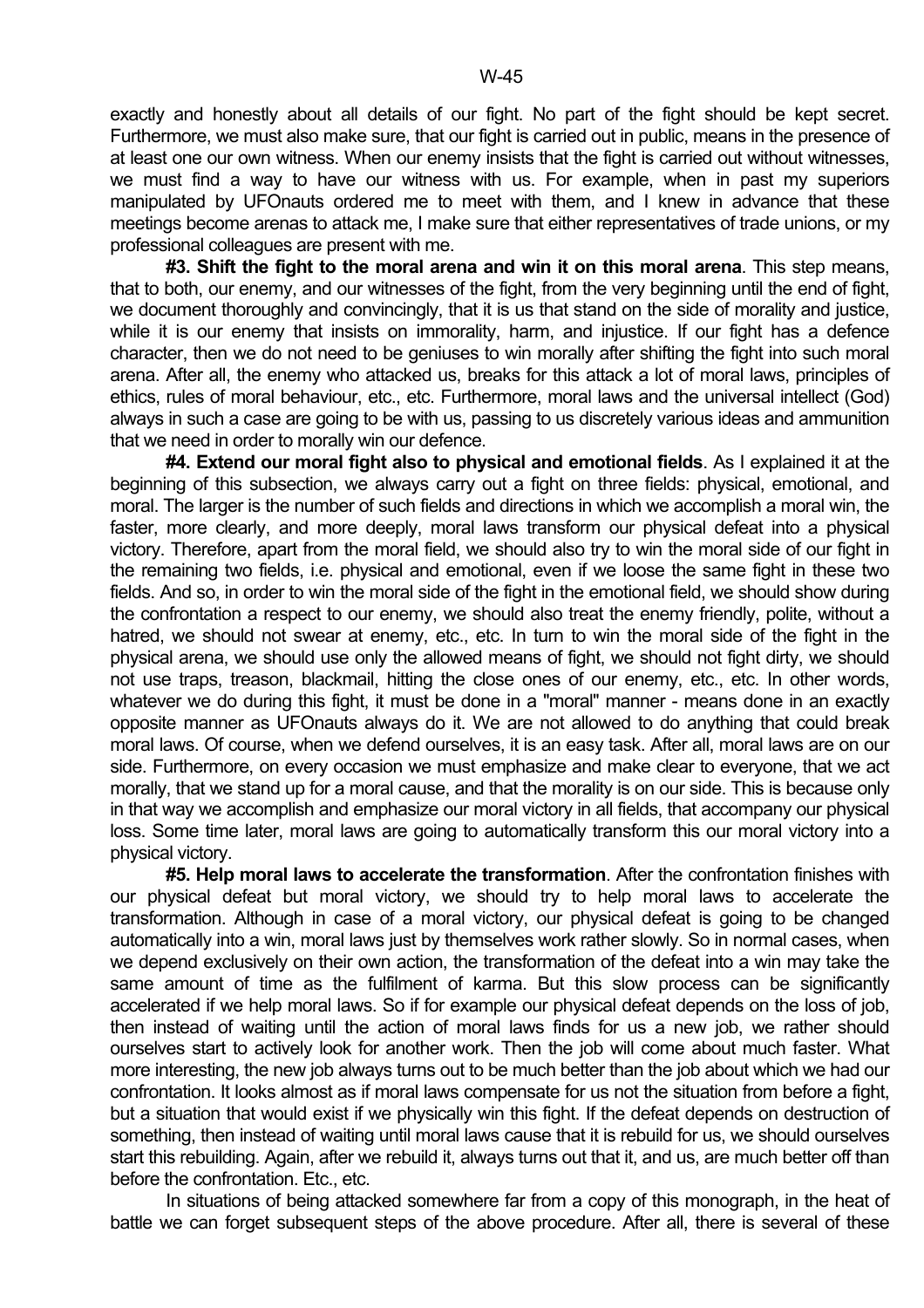exactly and honestly about all details of our fight. No part of the fight should be kept secret. Furthermore, we must also make sure, that our fight is carried out in public, means in the presence of at least one our own witness. When our enemy insists that the fight is carried out without witnesses, we must find a way to have our witness with us. For example, when in past my superiors manipulated by UFOnauts ordered me to meet with them, and I knew in advance that these meetings become arenas to attack me, I make sure that either representatives of trade unions, or my professional colleagues are present with me.

**#3. Shift the fight to the moral arena and win it on this moral arena**. This step means, that to both, our enemy, and our witnesses of the fight, from the very beginning until the end of fight, we document thoroughly and convincingly, that it is us that stand on the side of morality and justice, while it is our enemy that insists on immorality, harm, and injustice. If our fight has a defence character, then we do not need to be geniuses to win morally after shifting the fight into such moral arena. After all, the enemy who attacked us, breaks for this attack a lot of moral laws, principles of ethics, rules of moral behaviour, etc., etc. Furthermore, moral laws and the universal intellect (God) always in such a case are going to be with us, passing to us discretely various ideas and ammunition that we need in order to morally win our defence.

**#4. Extend our moral fight also to physical and emotional fields**. As I explained it at the beginning of this subsection, we always carry out a fight on three fields: physical, emotional, and moral. The larger is the number of such fields and directions in which we accomplish a moral win, the faster, more clearly, and more deeply, moral laws transform our physical defeat into a physical victory. Therefore, apart from the moral field, we should also try to win the moral side of our fight in the remaining two fields, i.e. physical and emotional, even if we loose the same fight in these two fields. And so, in order to win the moral side of the fight in the emotional field, we should show during the confrontation a respect to our enemy, we should also treat the enemy friendly, polite, without a hatred, we should not swear at enemy, etc., etc. In turn to win the moral side of the fight in the physical arena, we should use only the allowed means of fight, we should not fight dirty, we should not use traps, treason, blackmail, hitting the close ones of our enemy, etc., etc. In other words, whatever we do during this fight, it must be done in a "moral" manner - means done in an exactly opposite manner as UFOnauts always do it. We are not allowed to do anything that could break moral laws. Of course, when we defend ourselves, it is an easy task. After all, moral laws are on our side. Furthermore, on every occasion we must emphasize and make clear to everyone, that we act morally, that we stand up for a moral cause, and that the morality is on our side. This is because only in that way we accomplish and emphasize our moral victory in all fields, that accompany our physical loss. Some time later, moral laws are going to automatically transform this our moral victory into a physical victory.

**#5. Help moral laws to accelerate the transformation**. After the confrontation finishes with our physical defeat but moral victory, we should try to help moral laws to accelerate the transformation. Although in case of a moral victory, our physical defeat is going to be changed automatically into a win, moral laws just by themselves work rather slowly. So in normal cases, when we depend exclusively on their own action, the transformation of the defeat into a win may take the same amount of time as the fulfilment of karma. But this slow process can be significantly accelerated if we help moral laws. So if for example our physical defeat depends on the loss of job, then instead of waiting until the action of moral laws finds for us a new job, we rather should ourselves start to actively look for another work. Then the job will come about much faster. What more interesting, the new job always turns out to be much better than the job about which we had our confrontation. It looks almost as if moral laws compensate for us not the situation from before a fight, but a situation that would exist if we physically win this fight. If the defeat depends on destruction of something, then instead of waiting until moral laws cause that it is rebuild for us, we should ourselves start this rebuilding. Again, after we rebuild it, always turns out that it, and us, are much better off than before the confrontation. Etc., etc.

In situations of being attacked somewhere far from a copy of this monograph, in the heat of battle we can forget subsequent steps of the above procedure. After all, there is several of these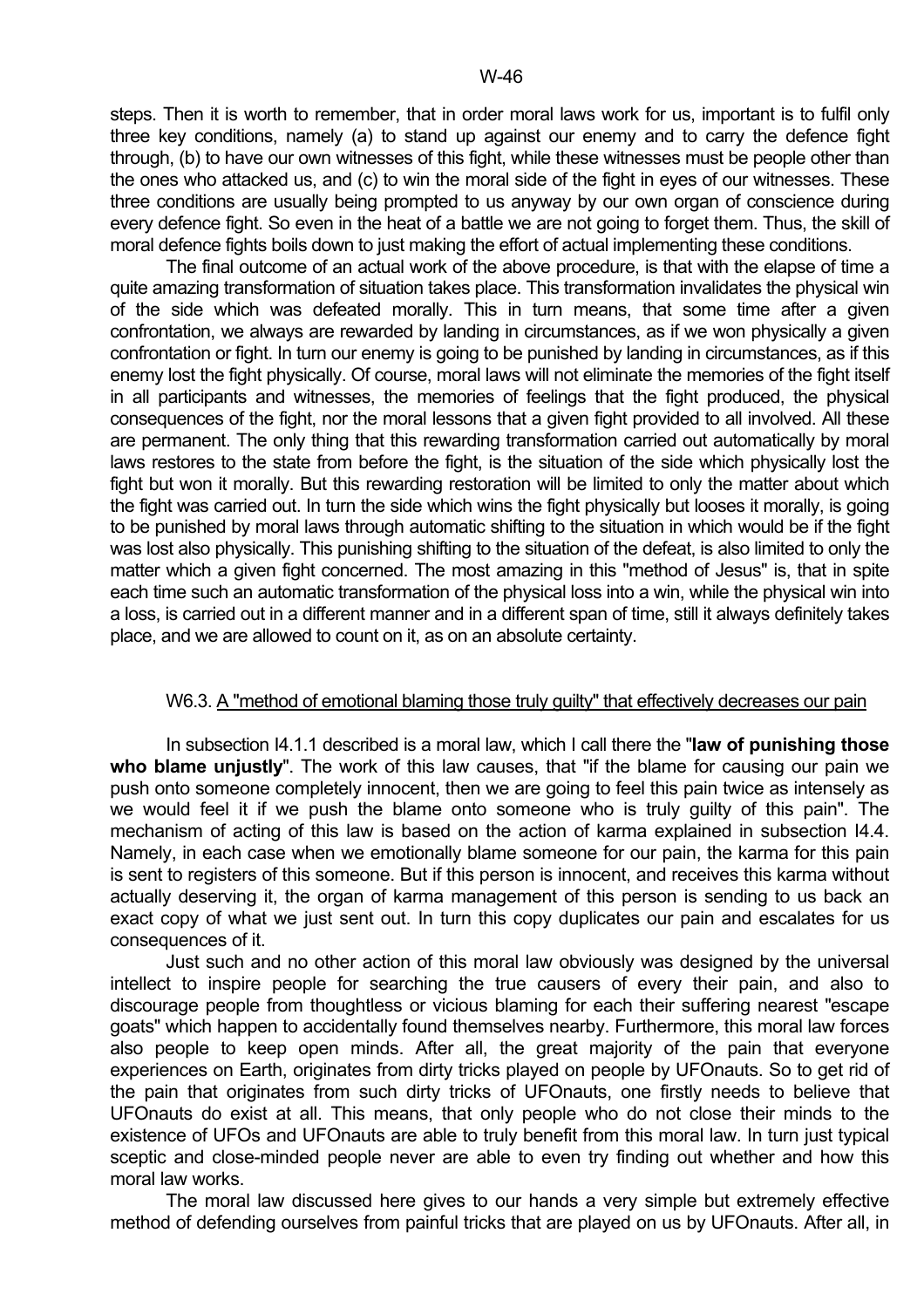steps. Then it is worth to remember, that in order moral laws work for us, important is to fulfil only three key conditions, namely (a) to stand up against our enemy and to carry the defence fight through, (b) to have our own witnesses of this fight, while these witnesses must be people other than the ones who attacked us, and (c) to win the moral side of the fight in eyes of our witnesses. These three conditions are usually being prompted to us anyway by our own organ of conscience during every defence fight. So even in the heat of a battle we are not going to forget them. Thus, the skill of moral defence fights boils down to just making the effort of actual implementing these conditions.

The final outcome of an actual work of the above procedure, is that with the elapse of time a quite amazing transformation of situation takes place. This transformation invalidates the physical win of the side which was defeated morally. This in turn means, that some time after a given confrontation, we always are rewarded by landing in circumstances, as if we won physically a given confrontation or fight. In turn our enemy is going to be punished by landing in circumstances, as if this enemy lost the fight physically. Of course, moral laws will not eliminate the memories of the fight itself in all participants and witnesses, the memories of feelings that the fight produced, the physical consequences of the fight, nor the moral lessons that a given fight provided to all involved. All these are permanent. The only thing that this rewarding transformation carried out automatically by moral laws restores to the state from before the fight, is the situation of the side which physically lost the fight but won it morally. But this rewarding restoration will be limited to only the matter about which the fight was carried out. In turn the side which wins the fight physically but looses it morally, is going to be punished by moral laws through automatic shifting to the situation in which would be if the fight was lost also physically. This punishing shifting to the situation of the defeat, is also limited to only the matter which a given fight concerned. The most amazing in this "method of Jesus" is, that in spite each time such an automatic transformation of the physical loss into a win, while the physical win into a loss, is carried out in a different manner and in a different span of time, still it always definitely takes place, and we are allowed to count on it, as on an absolute certainty.

### W6.3. A "method of emotional blaming those truly guilty" that effectively decreases our pain

In subsection I4.1.1 described is a moral law, which I call there the "**law of punishing those who blame unjustly**". The work of this law causes, that "if the blame for causing our pain we push onto someone completely innocent, then we are going to feel this pain twice as intensely as we would feel it if we push the blame onto someone who is truly guilty of this pain". The mechanism of acting of this law is based on the action of karma explained in subsection I4.4. Namely, in each case when we emotionally blame someone for our pain, the karma for this pain is sent to registers of this someone. But if this person is innocent, and receives this karma without actually deserving it, the organ of karma management of this person is sending to us back an exact copy of what we just sent out. In turn this copy duplicates our pain and escalates for us consequences of it.

Just such and no other action of this moral law obviously was designed by the universal intellect to inspire people for searching the true causers of every their pain, and also to discourage people from thoughtless or vicious blaming for each their suffering nearest "escape goats" which happen to accidentally found themselves nearby. Furthermore, this moral law forces also people to keep open minds. After all, the great majority of the pain that everyone experiences on Earth, originates from dirty tricks played on people by UFOnauts. So to get rid of the pain that originates from such dirty tricks of UFOnauts, one firstly needs to believe that UFOnauts do exist at all. This means, that only people who do not close their minds to the existence of UFOs and UFOnauts are able to truly benefit from this moral law. In turn just typical sceptic and close-minded people never are able to even try finding out whether and how this moral law works.

The moral law discussed here gives to our hands a very simple but extremely effective method of defending ourselves from painful tricks that are played on us by UFOnauts. After all, in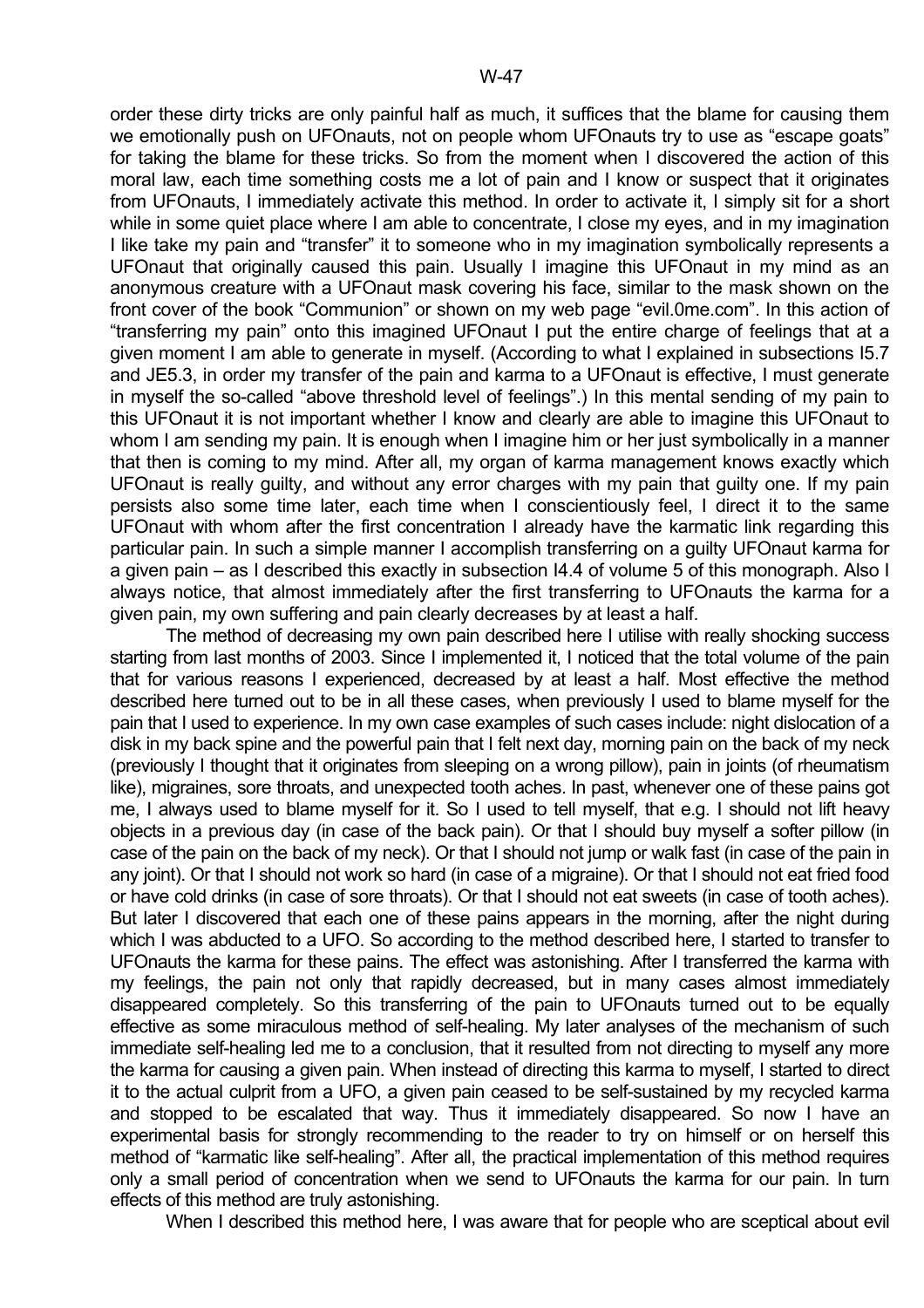order these dirty tricks are only painful half as much, it suffices that the blame for causing them we emotionally push on UFOnauts, not on people whom UFOnauts try to use as "escape goats" for taking the blame for these tricks. So from the moment when I discovered the action of this moral law, each time something costs me a lot of pain and I know or suspect that it originates from UFOnauts, I immediately activate this method. In order to activate it, I simply sit for a short while in some quiet place where I am able to concentrate, I close my eyes, and in my imagination I like take my pain and "transfer" it to someone who in my imagination symbolically represents a UFOnaut that originally caused this pain. Usually I imagine this UFOnaut in my mind as an anonymous creature with a UFOnaut mask covering his face, similar to the mask shown on the front cover of the book "Communion" or shown on my web page "evil.0me.com". In this action of "transferring my pain" onto this imagined UFOnaut I put the entire charge of feelings that at a given moment I am able to generate in myself. (According to what I explained in subsections I5.7 and JE5.3, in order my transfer of the pain and karma to a UFOnaut is effective, I must generate in myself the so-called "above threshold level of feelings".) In this mental sending of my pain to this UFOnaut it is not important whether I know and clearly are able to imagine this UFOnaut to whom I am sending my pain. It is enough when I imagine him or her just symbolically in a manner that then is coming to my mind. After all, my organ of karma management knows exactly which UFOnaut is really guilty, and without any error charges with my pain that guilty one. If my pain persists also some time later, each time when I conscientiously feel, I direct it to the same UFOnaut with whom after the first concentration I already have the karmatic link regarding this particular pain. In such a simple manner I accomplish transferring on a guilty UFOnaut karma for a given pain – as I described this exactly in subsection I4.4 of volume 5 of this monograph. Also I always notice, that almost immediately after the first transferring to UFOnauts the karma for a given pain, my own suffering and pain clearly decreases by at least a half.

The method of decreasing my own pain described here I utilise with really shocking success starting from last months of 2003. Since I implemented it, I noticed that the total volume of the pain that for various reasons I experienced, decreased by at least a half. Most effective the method described here turned out to be in all these cases, when previously I used to blame myself for the pain that I used to experience. In my own case examples of such cases include: night dislocation of a disk in my back spine and the powerful pain that I felt next day, morning pain on the back of my neck (previously I thought that it originates from sleeping on a wrong pillow), pain in joints (of rheumatism like), migraines, sore throats, and unexpected tooth aches. In past, whenever one of these pains got me, I always used to blame myself for it. So I used to tell myself, that e.g. I should not lift heavy objects in a previous day (in case of the back pain). Or that I should buy myself a softer pillow (in case of the pain on the back of my neck). Or that I should not jump or walk fast (in case of the pain in any joint). Or that I should not work so hard (in case of a migraine). Or that I should not eat fried food or have cold drinks (in case of sore throats). Or that I should not eat sweets (in case of tooth aches). But later I discovered that each one of these pains appears in the morning, after the night during which I was abducted to a UFO. So according to the method described here, I started to transfer to UFOnauts the karma for these pains. The effect was astonishing. After I transferred the karma with my feelings, the pain not only that rapidly decreased, but in many cases almost immediately disappeared completely. So this transferring of the pain to UFOnauts turned out to be equally effective as some miraculous method of self-healing. My later analyses of the mechanism of such immediate self-healing led me to a conclusion, that it resulted from not directing to myself any more the karma for causing a given pain. When instead of directing this karma to myself, I started to direct it to the actual culprit from a UFO, a given pain ceased to be self-sustained by my recycled karma and stopped to be escalated that way. Thus it immediately disappeared. So now I have an experimental basis for strongly recommending to the reader to try on himself or on herself this method of "karmatic like self-healing". After all, the practical implementation of this method requires only a small period of concentration when we send to UFOnauts the karma for our pain. In turn effects of this method are truly astonishing.

When I described this method here, I was aware that for people who are sceptical about evil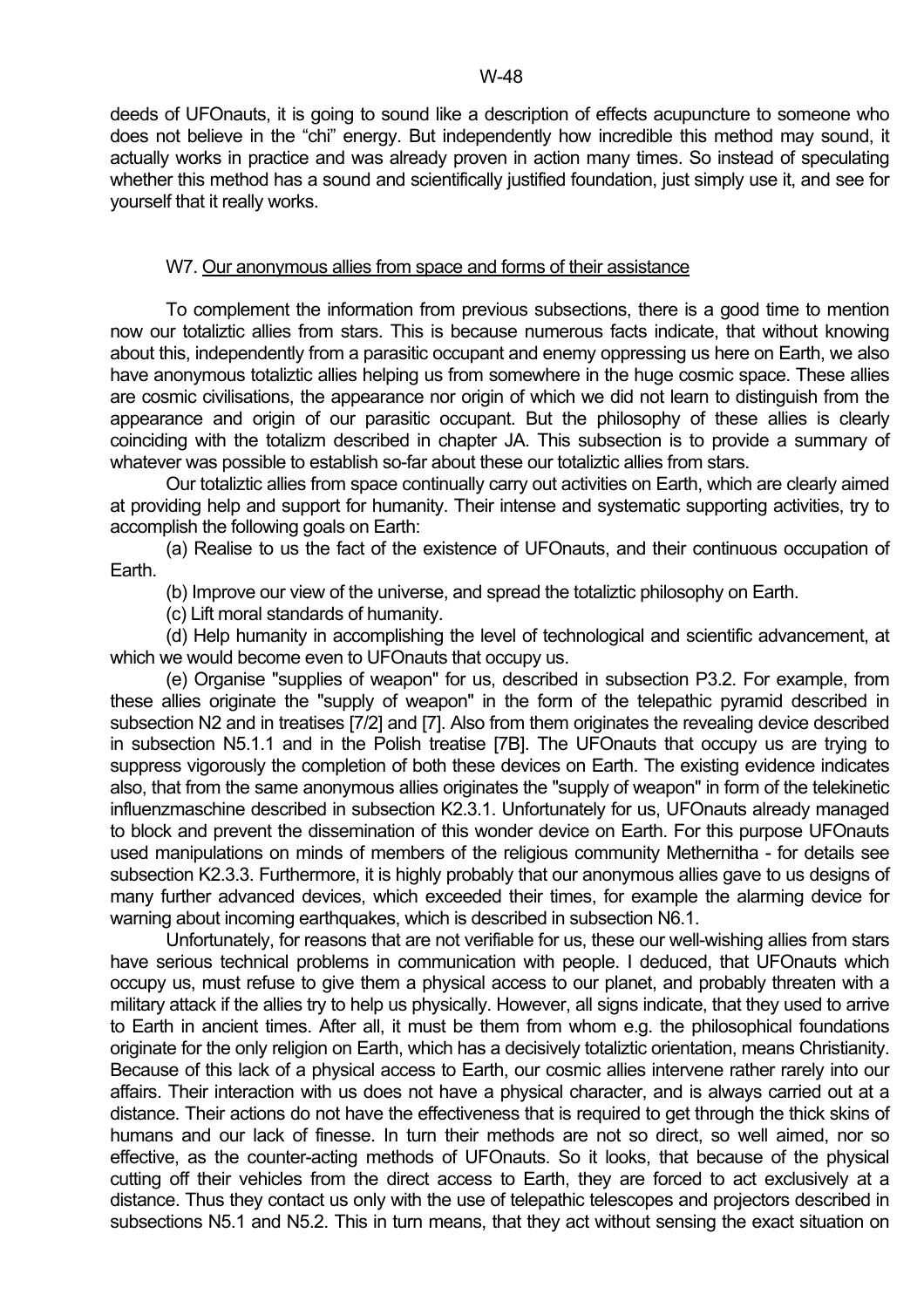deeds of UFOnauts, it is going to sound like a description of effects acupuncture to someone who does not believe in the "chi" energy. But independently how incredible this method may sound, it actually works in practice and was already proven in action many times. So instead of speculating whether this method has a sound and scientifically justified foundation, just simply use it, and see for yourself that it really works.

## W7. Our anonymous allies from space and forms of their assistance

To complement the information from previous subsections, there is a good time to mention now our totaliztic allies from stars. This is because numerous facts indicate, that without knowing about this, independently from a parasitic occupant and enemy oppressing us here on Earth, we also have anonymous totaliztic allies helping us from somewhere in the huge cosmic space. These allies are cosmic civilisations, the appearance nor origin of which we did not learn to distinguish from the appearance and origin of our parasitic occupant. But the philosophy of these allies is clearly coinciding with the totalizm described in chapter JA. This subsection is to provide a summary of whatever was possible to establish so-far about these our totaliztic allies from stars.

Our totaliztic allies from space continually carry out activities on Earth, which are clearly aimed at providing help and support for humanity. Their intense and systematic supporting activities, try to accomplish the following goals on Earth:

(a) Realise to us the fact of the existence of UFOnauts, and their continuous occupation of Earth.

(b) Improve our view of the universe, and spread the totaliztic philosophy on Earth.

(c) Lift moral standards of humanity.

(d) Help humanity in accomplishing the level of technological and scientific advancement, at which we would become even to UFOnauts that occupy us.

(e) Organise "supplies of weapon" for us, described in subsection P3.2. For example, from these allies originate the "supply of weapon" in the form of the telepathic pyramid described in subsection N2 and in treatises [7/2] and [7]. Also from them originates the revealing device described in subsection N5.1.1 and in the Polish treatise [7B]. The UFOnauts that occupy us are trying to suppress vigorously the completion of both these devices on Earth. The existing evidence indicates also, that from the same anonymous allies originates the "supply of weapon" in form of the telekinetic influenzmaschine described in subsection K2.3.1. Unfortunately for us, UFOnauts already managed to block and prevent the dissemination of this wonder device on Earth. For this purpose UFOnauts used manipulations on minds of members of the religious community Methernitha - for details see subsection K2.3.3. Furthermore, it is highly probably that our anonymous allies gave to us designs of many further advanced devices, which exceeded their times, for example the alarming device for warning about incoming earthquakes, which is described in subsection N6.1.

Unfortunately, for reasons that are not verifiable for us, these our well-wishing allies from stars have serious technical problems in communication with people. I deduced, that UFOnauts which occupy us, must refuse to give them a physical access to our planet, and probably threaten with a military attack if the allies try to help us physically. However, all signs indicate, that they used to arrive to Earth in ancient times. After all, it must be them from whom e.g. the philosophical foundations originate for the only religion on Earth, which has a decisively totaliztic orientation, means Christianity. Because of this lack of a physical access to Earth, our cosmic allies intervene rather rarely into our affairs. Their interaction with us does not have a physical character, and is always carried out at a distance. Their actions do not have the effectiveness that is required to get through the thick skins of humans and our lack of finesse. In turn their methods are not so direct, so well aimed, nor so effective, as the counter-acting methods of UFOnauts. So it looks, that because of the physical cutting off their vehicles from the direct access to Earth, they are forced to act exclusively at a distance. Thus they contact us only with the use of telepathic telescopes and projectors described in subsections N5.1 and N5.2. This in turn means, that they act without sensing the exact situation on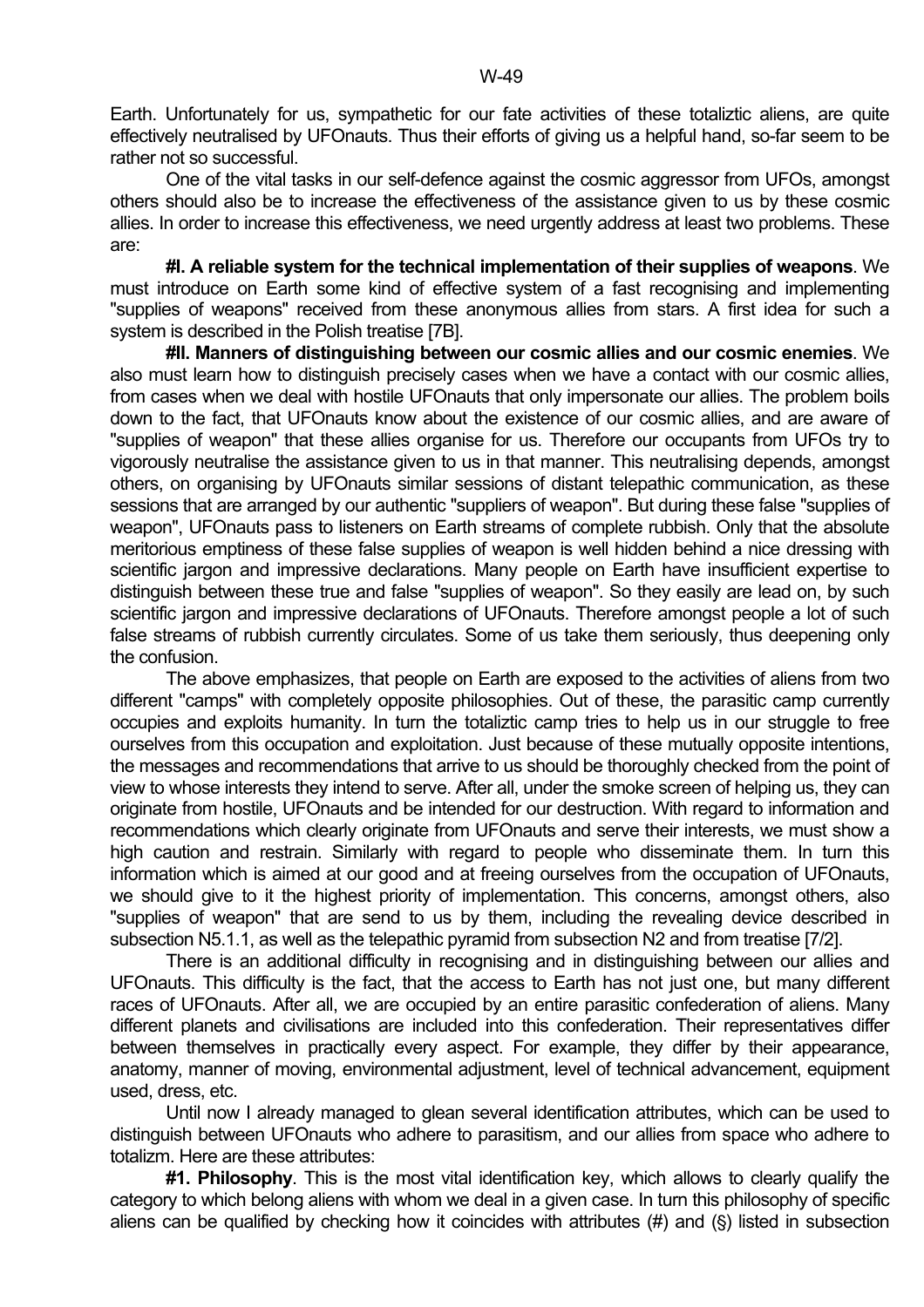Earth. Unfortunately for us, sympathetic for our fate activities of these totaliztic aliens, are quite effectively neutralised by UFOnauts. Thus their efforts of giving us a helpful hand, so-far seem to be rather not so successful.

One of the vital tasks in our self-defence against the cosmic aggressor from UFOs, amongst others should also be to increase the effectiveness of the assistance given to us by these cosmic allies. In order to increase this effectiveness, we need urgently address at least two problems. These are:

**#I. A reliable system for the technical implementation of their supplies of weapons**. We must introduce on Earth some kind of effective system of a fast recognising and implementing "supplies of weapons" received from these anonymous allies from stars. A first idea for such a system is described in the Polish treatise [7B].

**#II. Manners of distinguishing between our cosmic allies and our cosmic enemies**. We also must learn how to distinguish precisely cases when we have a contact with our cosmic allies, from cases when we deal with hostile UFOnauts that only impersonate our allies. The problem boils down to the fact, that UFOnauts know about the existence of our cosmic allies, and are aware of "supplies of weapon" that these allies organise for us. Therefore our occupants from UFOs try to vigorously neutralise the assistance given to us in that manner. This neutralising depends, amongst others, on organising by UFOnauts similar sessions of distant telepathic communication, as these sessions that are arranged by our authentic "suppliers of weapon". But during these false "supplies of weapon", UFOnauts pass to listeners on Earth streams of complete rubbish. Only that the absolute meritorious emptiness of these false supplies of weapon is well hidden behind a nice dressing with scientific jargon and impressive declarations. Many people on Earth have insufficient expertise to distinguish between these true and false "supplies of weapon". So they easily are lead on, by such scientific jargon and impressive declarations of UFOnauts. Therefore amongst people a lot of such false streams of rubbish currently circulates. Some of us take them seriously, thus deepening only the confusion.

The above emphasizes, that people on Earth are exposed to the activities of aliens from two different "camps" with completely opposite philosophies. Out of these, the parasitic camp currently occupies and exploits humanity. In turn the totaliztic camp tries to help us in our struggle to free ourselves from this occupation and exploitation. Just because of these mutually opposite intentions, the messages and recommendations that arrive to us should be thoroughly checked from the point of view to whose interests they intend to serve. After all, under the smoke screen of helping us, they can originate from hostile, UFOnauts and be intended for our destruction. With regard to information and recommendations which clearly originate from UFOnauts and serve their interests, we must show a high caution and restrain. Similarly with regard to people who disseminate them. In turn this information which is aimed at our good and at freeing ourselves from the occupation of UFOnauts, we should give to it the highest priority of implementation. This concerns, amongst others, also "supplies of weapon" that are send to us by them, including the revealing device described in subsection N5.1.1, as well as the telepathic pyramid from subsection N2 and from treatise [7/2].

There is an additional difficulty in recognising and in distinguishing between our allies and UFOnauts. This difficulty is the fact, that the access to Earth has not just one, but many different races of UFOnauts. After all, we are occupied by an entire parasitic confederation of aliens. Many different planets and civilisations are included into this confederation. Their representatives differ between themselves in practically every aspect. For example, they differ by their appearance, anatomy, manner of moving, environmental adjustment, level of technical advancement, equipment used, dress, etc.

Until now I already managed to glean several identification attributes, which can be used to distinguish between UFOnauts who adhere to parasitism, and our allies from space who adhere to totalizm. Here are these attributes:

**#1. Philosophy**. This is the most vital identification key, which allows to clearly qualify the category to which belong aliens with whom we deal in a given case. In turn this philosophy of specific aliens can be qualified by checking how it coincides with attributes (#) and (§) listed in subsection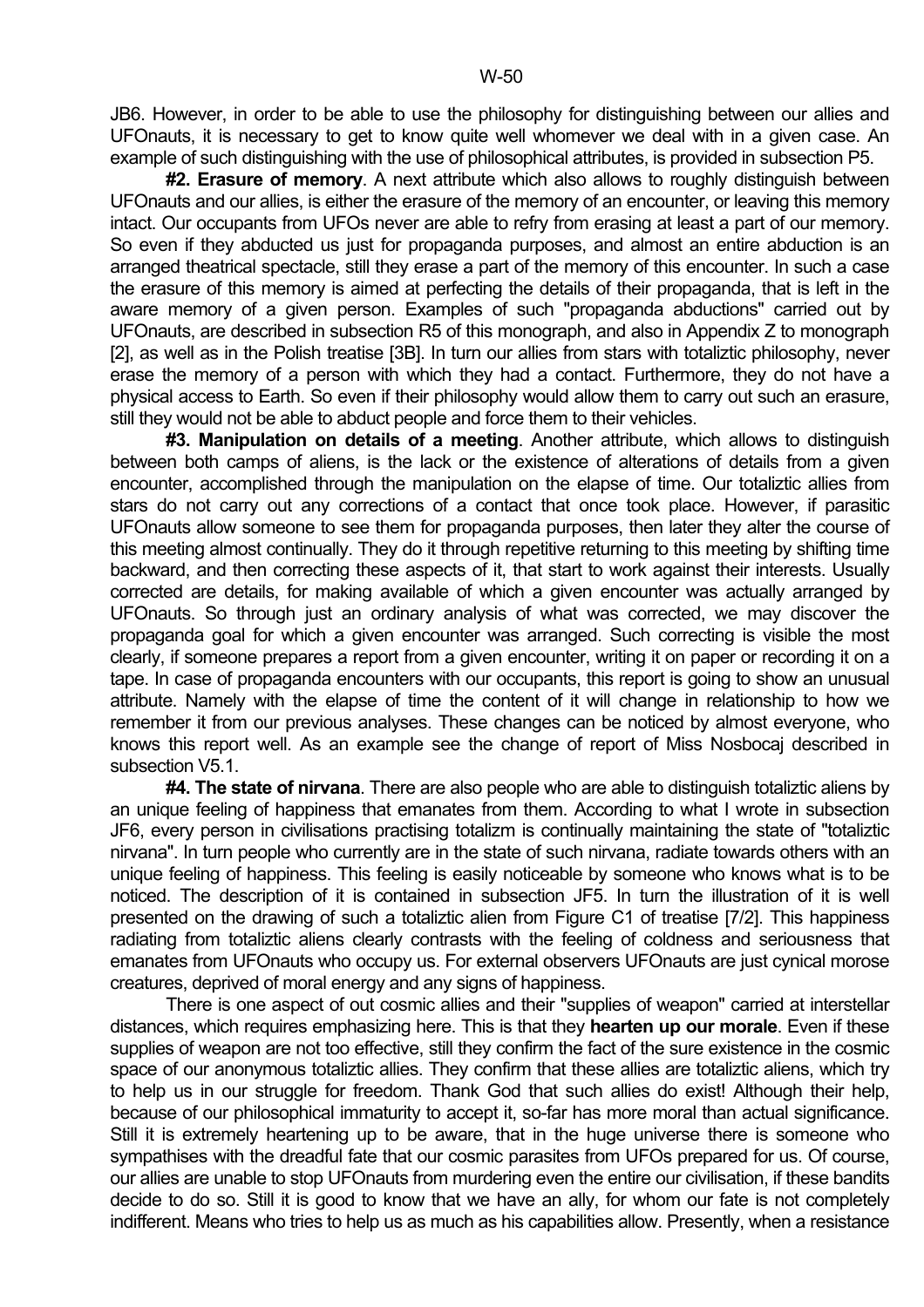JB6. However, in order to be able to use the philosophy for distinguishing between our allies and UFOnauts, it is necessary to get to know quite well whomever we deal with in a given case. An example of such distinguishing with the use of philosophical attributes, is provided in subsection P5.

**#2. Erasure of memory**. A next attribute which also allows to roughly distinguish between UFOnauts and our allies, is either the erasure of the memory of an encounter, or leaving this memory intact. Our occupants from UFOs never are able to refry from erasing at least a part of our memory. So even if they abducted us just for propaganda purposes, and almost an entire abduction is an arranged theatrical spectacle, still they erase a part of the memory of this encounter. In such a case the erasure of this memory is aimed at perfecting the details of their propaganda, that is left in the aware memory of a given person. Examples of such "propaganda abductions" carried out by UFOnauts, are described in subsection R5 of this monograph, and also in Appendix Z to monograph [2], as well as in the Polish treatise [3B]. In turn our allies from stars with totaliztc philosophy, never erase the memory of a person with which they had a contact. Furthermore, they do not have a physical access to Earth. So even if their philosophy would allow them to carry out such an erasure, still they would not be able to abduct people and force them to their vehicles.

**#3. Manipulation on details of a meeting**. Another attribute, which allows to distinguish between both camps of aliens, is the lack or the existence of alterations of details from a given encounter, accomplished through the manipulation on the elapse of time. Our totaliztic allies from stars do not carry out any corrections of a contact that once took place. However, if parasitic UFOnauts allow someone to see them for propaganda purposes, then later they alter the course of this meeting almost continually. They do it through repetitive returning to this meeting by shifting time backward, and then correcting these aspects of it, that start to work against their interests. Usually corrected are details, for making available of which a given encounter was actually arranged by UFOnauts. So through just an ordinary analysis of what was corrected, we may discover the propaganda goal for which a given encounter was arranged. Such correcting is visible the most clearly, if someone prepares a report from a given encounter, writing it on paper or recording it on a tape. In case of propaganda encounters with our occupants, this report is going to show an unusual attribute. Namely with the elapse of time the content of it will change in relationship to how we remember it from our previous analyses. These changes can be noticed by almost everyone, who knows this report well. As an example see the change of report of Miss Nosbocaj described in subsection V5.1.

**#4. The state of nirvana**. There are also people who are able to distinguish totaliztic aliens by an unique feeling of happiness that emanates from them. According to what I wrote in subsection JF6, every person in civilisations practising totalizm is continually maintaining the state of "totaliztic nirvana". In turn people who currently are in the state of such nirvana, radiate towards others with an unique feeling of happiness. This feeling is easily noticeable by someone who knows what is to be noticed. The description of it is contained in subsection JF5. In turn the illustration of it is well presented on the drawing of such a totaliztic alien from Figure C1 of treatise [7/2]. This happiness radiating from totaliztic aliens clearly contrasts with the feeling of coldness and seriousness that emanates from UFOnauts who occupy us. For external observers UFOnauts are just cynical morose creatures, deprived of moral energy and any signs of happiness.

There is one aspect of out cosmic allies and their "supplies of weapon" carried at interstellar distances, which requires emphasizing here. This is that they **hearten up our morale**. Even if these supplies of weapon are not too effective, still they confirm the fact of the sure existence in the cosmic space of our anonymous totaliztic allies. They confirm that these allies are totaliztic aliens, which try to help us in our struggle for freedom. Thank God that such allies do exist! Although their help, because of our philosophical immaturity to accept it, so-far has more moral than actual significance. Still it is extremely heartening up to be aware, that in the huge universe there is someone who sympathises with the dreadful fate that our cosmic parasites from UFOs prepared for us. Of course, our allies are unable to stop UFOnauts from murdering even the entire our civilisation, if these bandits decide to do so. Still it is good to know that we have an ally, for whom our fate is not completely indifferent. Means who tries to help us as much as his capabilities allow. Presently, when a resistance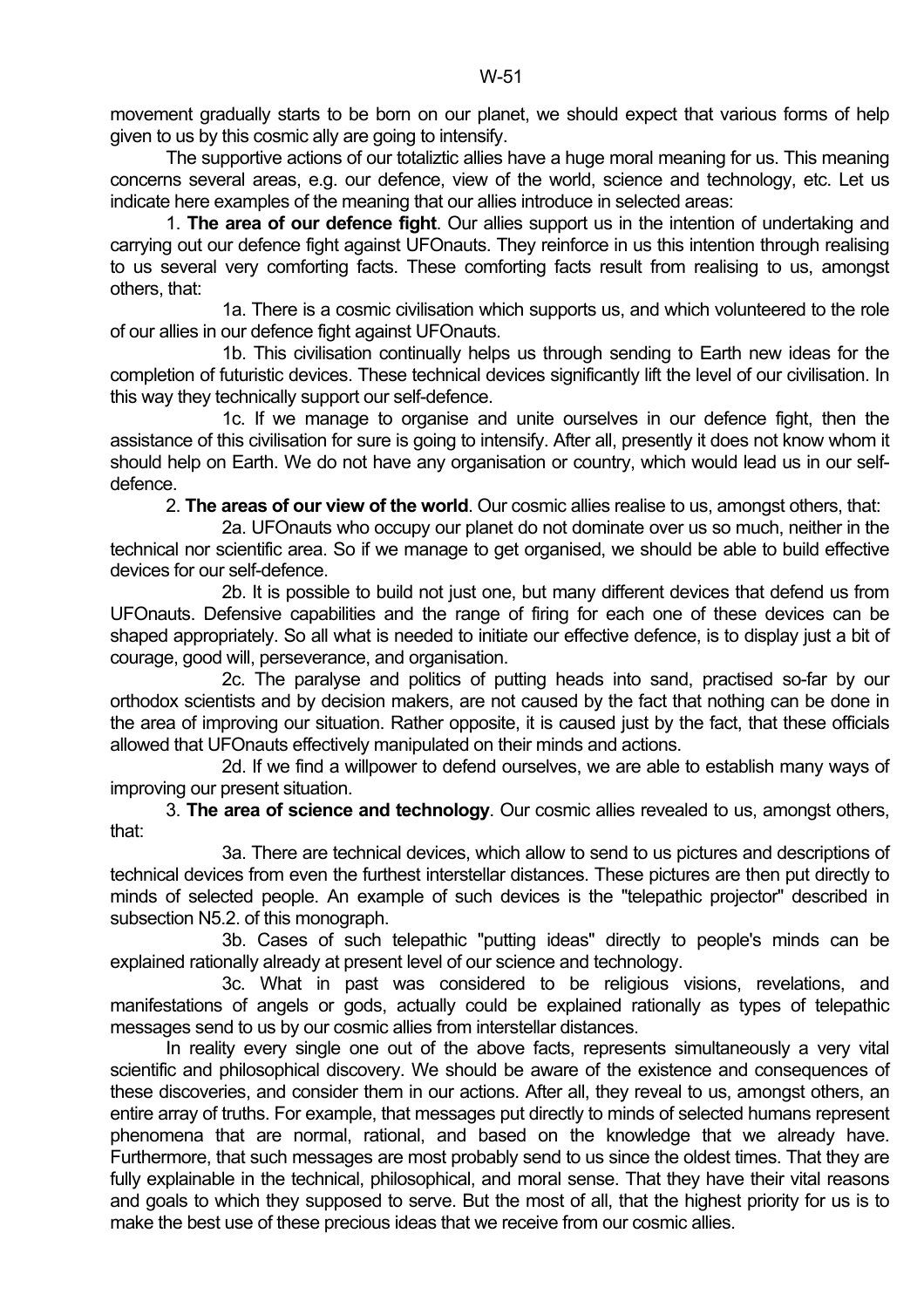movement gradually starts to be born on our planet, we should expect that various forms of help given to us by this cosmic ally are going to intensify.

The supportive actions of our totaliztic allies have a huge moral meaning for us. This meaning concerns several areas, e.g. our defence, view of the world, science and technology, etc. Let us indicate here examples of the meaning that our allies introduce in selected areas:

1. **The area of our defence fight**. Our allies support us in the intention of undertaking and carrying out our defence fight against UFOnauts. They reinforce in us this intention through realising to us several very comforting facts. These comforting facts result from realising to us, amongst others, that:

1a. There is a cosmic civilisation which supports us, and which volunteered to the role of our allies in our defence fight against UFOnauts.

1b. This civilisation continually helps us through sending to Earth new ideas for the completion of futuristic devices. These technical devices significantly lift the level of our civilisation. In this way they technically support our self-defence.

1c. If we manage to organise and unite ourselves in our defence fight, then the assistance of this civilisation for sure is going to intensify. After all, presently it does not know whom it should help on Earth. We do not have any organisation or country, which would lead us in our self-defence.

2. **The areas of our view of the world**. Our cosmic allies realise to us, amongst others, that:

2a. UFOnauts who occupy our planet do not dominate over us so much, neither in the technical nor scientific area. So if we manage to get organised, we should be able to build effective devices for our self-defence.

2b. It is possible to build not just one, but many different devices that defend us from UFOnauts. Defensive capabilities and the range of firing for each one of these devices can be shaped appropriately. So all what is needed to initiate our effective defence, is to display just a bit of courage, good will, perseverance, and organisation.

2c. The paralyse and politics of putting heads into sand, practised so-far by our orthodox scientists and by decision makers, are not caused by the fact that nothing can be done in the area of improving our situation. Rather opposite, it is caused just by the fact, that these officials allowed that UFOnauts effectively manipulated on their minds and actions.

2d. If we find a willpower to defend ourselves, we are able to establish many ways of improving our present situation.

3. **The area of science and technology**. Our cosmic allies revealed to us, amongst others, that:

3a. There are technical devices, which allow to send to us pictures and descriptions of technical devices from even the furthest interstellar distances. These pictures are then put directly to minds of selected people. An example of such devices is the "telepathic projector" described in subsection N5.2. of this monograph.

3b. Cases of such telepathic "putting ideas" directly to people's minds can be explained rationally already at present level of our science and technology.

3c. What in past was considered to be religious visions, revelations, and manifestations of angels or gods, actually could be explained rationally as types of telepathic messages send to us by our cosmic allies from interstellar distances.

In reality every single one out of the above facts, represents simultaneously a very vital scientific and philosophical discovery. We should be aware of the existence and consequences of these discoveries, and consider them in our actions. After all, they reveal to us, amongst others, an entire array of truths. For example, that messages put directly to minds of selected humans represent phenomena that are normal, rational, and based on the knowledge that we already have. Furthermore, that such messages are most probably send to us since the oldest times. That they are fully explainable in the technical, philosophical, and moral sense. That they have their vital reasons and goals to which they supposed to serve. But the most of all, that the highest priority for us is to make the best use of these precious ideas that we receive from our cosmic allies.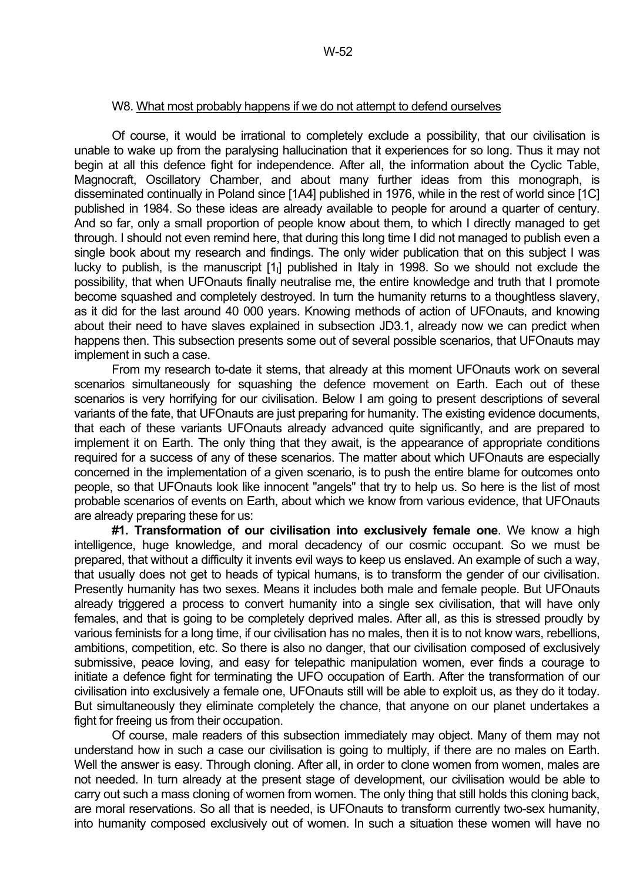## W8. What most probably happens if we do not attempt to defend ourselves

Of course, it would be irrational to completely exclude a possibility, that our civilisation is unable to wake up from the paralysing hallucination that it experiences for so long. Thus it may not begin at all this defence fight for independence. After all, the information about the Cyclic Table, Magnocraft, Oscillatory Chamber, and about many further ideas from this monograph, is disseminated continually in Poland since [1A4] published in 1976, while in the rest of world since [1C] published in 1984. So these ideas are already available to people for around a quarter of century. And so far, only a small proportion of people know about them, to which I directly managed to get through. I should not even remind here, that during this long time I did not managed to publish even a single book about my research and findings. The only wider publication that on this subject I was lucky to publish, is the manuscript [1$_I$] published in Italy in 1998. So we should not exclude the possibility, that when UFOnauts finally neutralise me, the entire knowledge and truth that I promote become squashed and completely destroyed. In turn the humanity returns to a thoughtless slavery, as it did for the last around 40 000 years. Knowing methods of action of UFOnauts, and knowing about their need to have slaves explained in subsection JD3.1, already now we can predict when happens then. This subsection presents some out of several possible scenarios, that UFOnauts may implement in such a case.

From my research to-date it stems, that already at this moment UFOnauts work on several scenarios simultaneously for squashing the defence movement on Earth. Each out of these scenarios is very horrifying for our civilisation. Below I am going to present descriptions of several variants of the fate, that UFOnauts are just preparing for humanity. The existing evidence documents, that each of these variants UFOnauts already advanced quite significantly, and are prepared to implement it on Earth. The only thing that they await, is the appearance of appropriate conditions required for a success of any of these scenarios. The matter about which UFOnauts are especially concerned in the implementation of a given scenario, is to push the entire blame for outcomes onto people, so that UFOnauts look like innocent "angels" that try to help us. So here is the list of most probable scenarios of events on Earth, about which we know from various evidence, that UFOnauts are already preparing these for us:

**#1. Transformation of our civilisation into exclusively female one**. We know a high intelligence, huge knowledge, and moral decadency of our cosmic occupant. So we must be prepared, that without a difficulty it invents evil ways to keep us enslaved. An example of such a way, that usually does not get to heads of typical humans, is to transform the gender of our civilisation. Presently humanity has two sexes. Means it includes both male and female people. But UFOnauts already triggered a process to convert humanity into a single sex civilisation, that will have only females, and that is going to be completely deprived males. After all, as this is stressed proudly by various feminists for a long time, if our civilisation has no males, then it is to not know wars, rebellions, ambitions, competition, etc. So there is also no danger, that our civilisation composed of exclusively submissive, peace loving, and easy for telepathic manipulation women, ever finds a courage to initiate a defence fight for terminating the UFO occupation of Earth. After the transformation of our civilisation into exclusively a female one, UFOnauts still will be able to exploit us, as they do it today. But simultaneously they eliminate completely the chance, that anyone on our planet undertakes a fight for freeing us from their occupation.

Of course, male readers of this subsection immediately may object. Many of them may not understand how in such a case our civilisation is going to multiply, if there are no males on Earth. Well the answer is easy. Through cloning. After all, in order to clone women from women, males are not needed. In turn already at the present stage of development, our civilisation would be able to carry out such a mass cloning of women from women. The only thing that still holds this cloning back, are moral reservations. So all that is needed, is UFOnauts to transform currently two-sex humanity, into humanity composed exclusively out of women. In such a situation these women will have no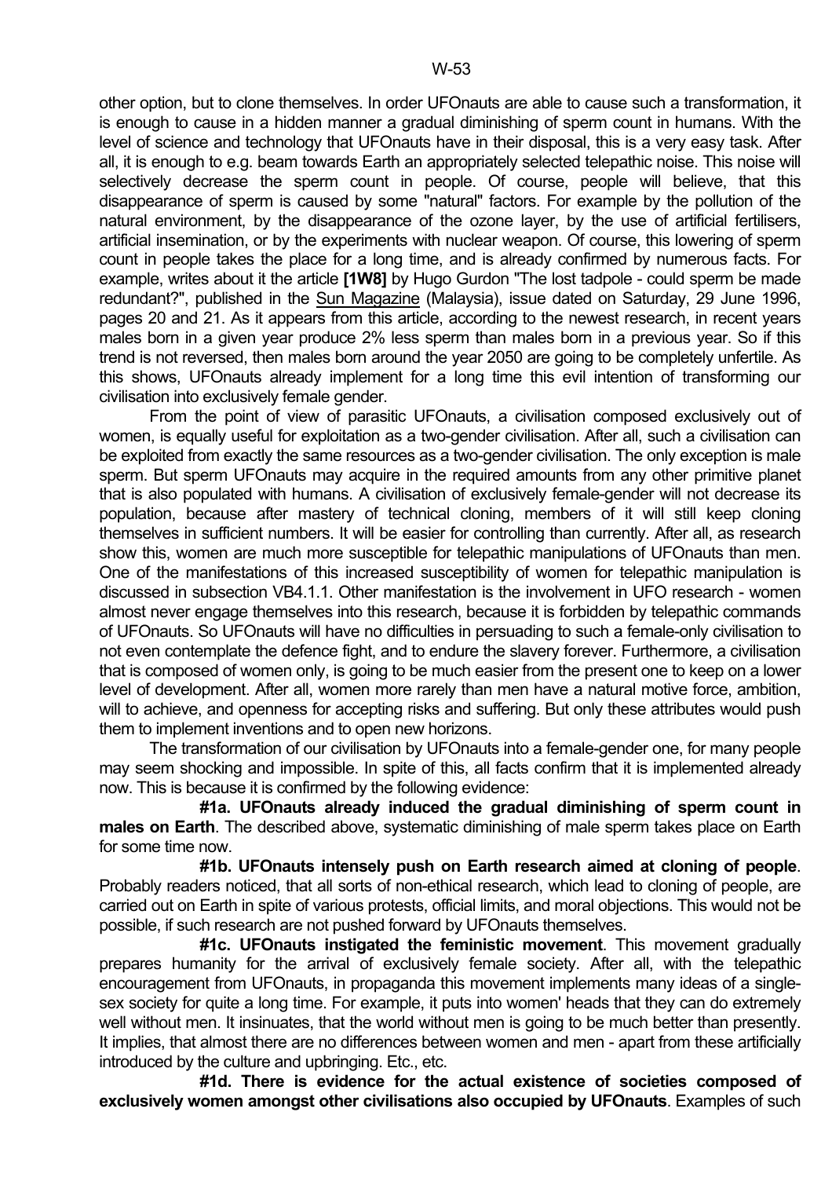other option, but to clone themselves. In order UFOnauts are able to cause such a transformation, it is enough to cause in a hidden manner a gradual diminishing of sperm count in humans. With the level of science and technology that UFOnauts have in their disposal, this is a very easy task. After all, it is enough to e.g. beam towards Earth an appropriately selected telepathic noise. This noise will selectively decrease the sperm count in people. Of course, people will believe, that this disappearance of sperm is caused by some "natural" factors. For example by the pollution of the natural environment, by the disappearance of the ozone layer, by the use of artificial fertilisers, artificial insemination, or by the experiments with nuclear weapon. Of course, this lowering of sperm count in people takes the place for a long time, and is already confirmed by numerous facts. For example, writes about it the article **[1W8]** by Hugo Gurdon "The lost tadpole - could sperm be made redundant?", published in the Sun Magazine (Malaysia), issue dated on Saturday, 29 June 1996, pages 20 and 21. As it appears from this article, according to the newest research, in recent years males born in a given year produce 2% less sperm than males born in a previous year. So if this trend is not reversed, then males born around the year 2050 are going to be completely unfertile. As this shows, UFOnauts already implement for a long time this evil intention of transforming our civilisation into exclusively female gender.

From the point of view of parasitic UFOnauts, a civilisation composed exclusively out of women, is equally useful for exploitation as a two-gender civilisation. After all, such a civilisation can be exploited from exactly the same resources as a two-gender civilisation. The only exception is male sperm. But sperm UFOnauts may acquire in the required amounts from any other primitive planet that is also populated with humans. A civilisation of exclusively female-gender will not decrease its population, because after mastery of technical cloning, members of it will still keep cloning themselves in sufficient numbers. It will be easier for controlling than currently. After all, as research show this, women are much more susceptible for telepathic manipulations of UFOnauts than men. One of the manifestations of this increased susceptibility of women for telepathic manipulation is discussed in subsection VB4.1.1. Other manifestation is the involvement in UFO research - women almost never engage themselves into this research, because it is forbidden by telepathic commands of UFOnauts. So UFOnauts will have no difficulties in persuading to such a female-only civilisation to not even contemplate the defence fight, and to endure the slavery forever. Furthermore, a civilisation that is composed of women only, is going to be much easier from the present one to keep on a lower level of development. After all, women more rarely than men have a natural motive force, ambition, will to achieve, and openness for accepting risks and suffering. But only these attributes would push them to implement inventions and to open new horizons.

The transformation of our civilisation by UFOnauts into a female-gender one, for many people may seem shocking and impossible. In spite of this, all facts confirm that it is implemented already now. This is because it is confirmed by the following evidence:

**#1a. UFOnauts already induced the gradual diminishing of sperm count in males on Earth**. The described above, systematic diminishing of male sperm takes place on Earth for some time now.

**#1b. UFOnauts intensely push on Earth research aimed at cloning of people**. Probably readers noticed, that all sorts of non-ethical research, which lead to cloning of people, are carried out on Earth in spite of various protests, official limits, and moral objections. This would not be possible, if such research are not pushed forward by UFOnauts themselves.

**#1c. UFOnauts instigated the feministic movement**. This movement gradually prepares humanity for the arrival of exclusively female society. After all, with the telepathic encouragement from UFOnauts, in propaganda this movement implements many ideas of a single-sex society for quite a long time. For example, it puts into women' heads that they can do extremely well without men. It insinuates, that the world without men is going to be much better than presently. It implies, that almost there are no differences between women and men - apart from these artificially introduced by the culture and upbringing. Etc., etc.

**#1d. There is evidence for the actual existence of societies composed of exclusively women amongst other civilisations also occupied by UFOnauts**. Examples of such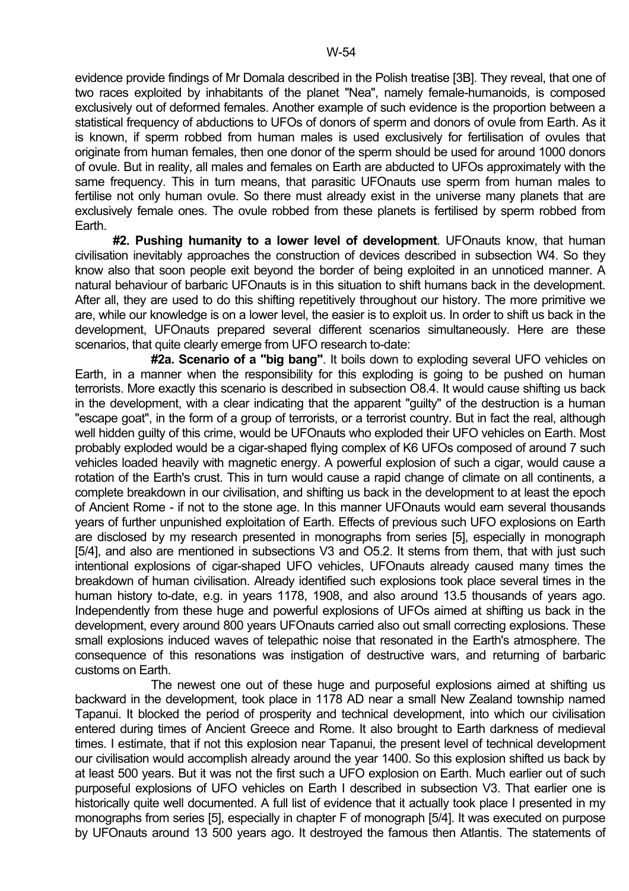evidence provide findings of Mr Domala described in the Polish treatise [3B]. They reveal, that one of two races exploited by inhabitants of the planet "Nea", namely female-humanoids, is composed exclusively out of deformed females. Another example of such evidence is the proportion between a statistical frequency of abductions to UFOs of donors of sperm and donors of ovule from Earth. As it is known, if sperm robbed from human males is used exclusively for fertilisation of ovules that originate from human females, then one donor of the sperm should be used for around 1000 donors of ovule. But in reality, all males and females on Earth are abducted to UFOs approximately with the same frequency. This in turn means, that parasitic UFOnauts use sperm from human males to fertilise not only human ovule. So there must already exist in the universe many planets that are exclusively female ones. The ovule robbed from these planets is fertilised by sperm robbed from Earth.

**#2. Pushing humanity to a lower level of development**. UFOnauts know, that human civilisation inevitably approaches the construction of devices described in subsection W4. So they know also that soon people exit beyond the border of being exploited in an unnoticed manner. A natural behaviour of barbaric UFOnauts is in this situation to shift humans back in the development. After all, they are used to do this shifting repetitively throughout our history. The more primitive we are, while our knowledge is on a lower level, the easier is to exploit us. In order to shift us back in the development, UFOnauts prepared several different scenarios simultaneously. Here are these scenarios, that quite clearly emerge from UFO research to-date:

**#2a. Scenario of a "big bang"**. It boils down to exploding several UFO vehicles on Earth, in a manner when the responsibility for this exploding is going to be pushed on human terrorists. More exactly this scenario is described in subsection O8.4. It would cause shifting us back in the development, with a clear indicating that the apparent "guilty" of the destruction is a human "escape goat", in the form of a group of terrorists, or a terrorist country. But in fact the real, although well hidden guilty of this crime, would be UFOnauts who exploded their UFO vehicles on Earth. Most probably exploded would be a cigar-shaped flying complex of K6 UFOs composed of around 7 such vehicles loaded heavily with magnetic energy. A powerful explosion of such a cigar, would cause a rotation of the Earth's crust. This in turn would cause a rapid change of climate on all continents, a complete breakdown in our civilisation, and shifting us back in the development to at least the epoch of Ancient Rome - if not to the stone age. In this manner UFOnauts would earn several thousands years of further unpunished exploitation of Earth. Effects of previous such UFO explosions on Earth are disclosed by my research presented in monographs from series [5], especially in monograph [5/4], and also are mentioned in subsections V3 and O5.2. It stems from them, that with just such intentional explosions of cigar-shaped UFO vehicles, UFOnauts already caused many times the breakdown of human civilisation. Already identified such explosions took place several times in the human history to-date, e.g. in years 1178, 1908, and also around 13.5 thousands of years ago. Independently from these huge and powerful explosions of UFOs aimed at shifting us back in the development, every around 800 years UFOnauts carried also out small correcting explosions. These small explosions induced waves of telepathic noise that resonated in the Earth's atmosphere. The consequence of this resonations was instigation of destructive wars, and returning of barbaric customs on Earth.

The newest one out of these huge and purposeful explosions aimed at shifting us backward in the development, took place in 1178 AD near a small New Zealand township named Tapanui. It blocked the period of prosperity and technical development, into which our civilisation entered during times of Ancient Greece and Rome. It also brought to Earth darkness of medieval times. I estimate, that if not this explosion near Tapanui, the present level of technical development our civilisation would accomplish already around the year 1400. So this explosion shifted us back by at least 500 years. But it was not the first such a UFO explosion on Earth. Much earlier out of such purposeful explosions of UFO vehicles on Earth I described in subsection V3. That earlier one is historically quite well documented. A full list of evidence that it actually took place I presented in my monographs from series [5], especially in chapter F of monograph [5/4]. It was executed on purpose by UFOnauts around 13 500 years ago. It destroyed the famous then Atlantis. The statements of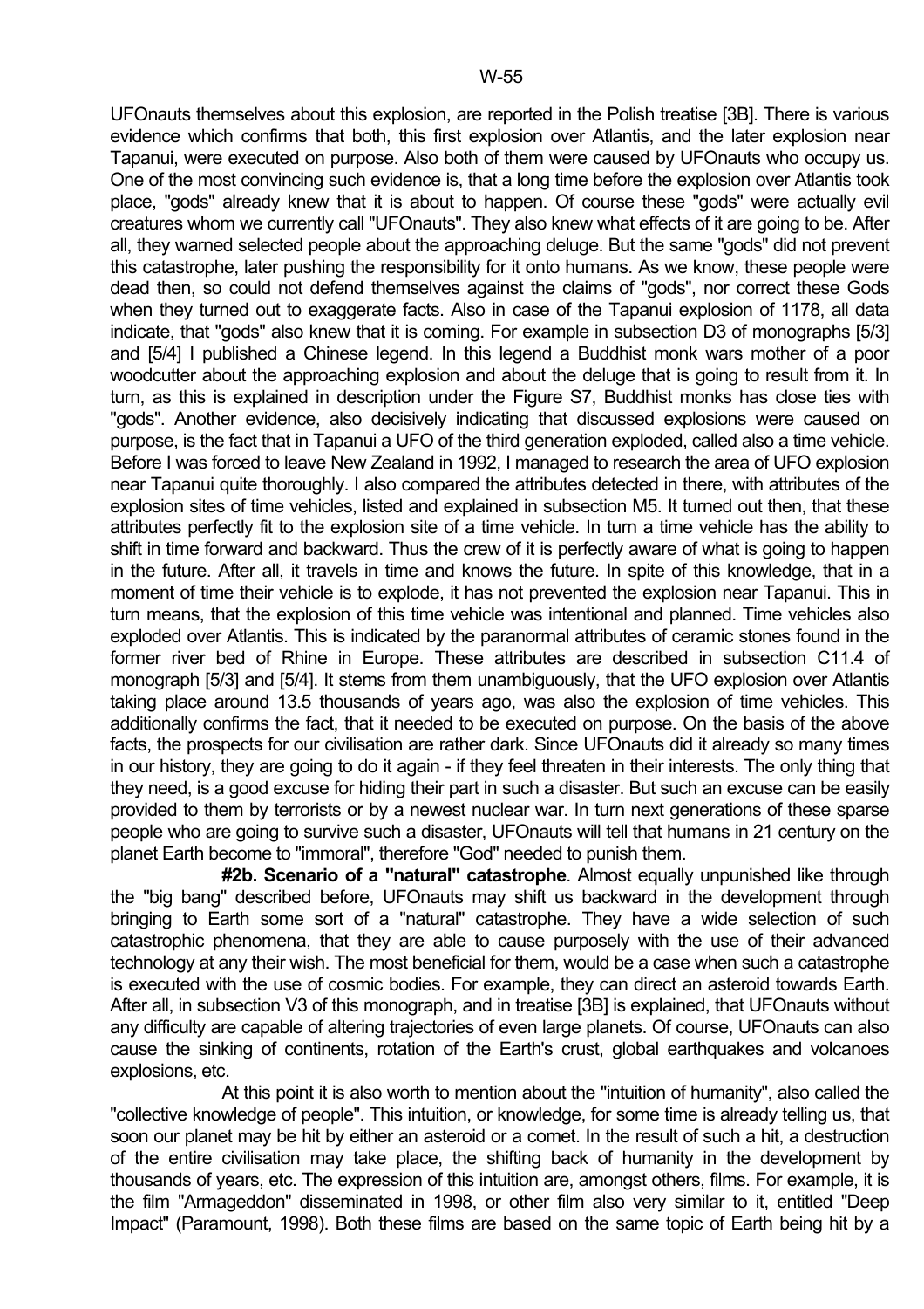UFOnauts themselves about this explosion, are reported in the Polish treatise [3B]. There is various evidence which confirms that both, this first explosion over Atlantis, and the later explosion near Tapanui, were executed on purpose. Also both of them were caused by UFOnauts who occupy us. One of the most convincing such evidence is, that a long time before the explosion over Atlantis took place, "gods" already knew that it is about to happen. Of course these "gods" were actually evil creatures whom we currently call "UFOnauts". They also knew what effects of it are going to be. After all, they warned selected people about the approaching deluge. But the same "gods" did not prevent this catastrophe, later pushing the responsibility for it onto humans. As we know, these people were dead then, so could not defend themselves against the claims of "gods", nor correct these Gods when they turned out to exaggerate facts. Also in case of the Tapanui explosion of 1178, all data indicate, that "gods" also knew that it is coming. For example in subsection D3 of monographs [5/3] and [5/4] I published a Chinese legend. In this legend a Buddhist monk wars mother of a poor woodcutter about the approaching explosion and about the deluge that is going to result from it. In turn, as this is explained in description under the Figure S7, Buddhist monks has close ties with "gods". Another evidence, also decisively indicating that discussed explosions were caused on purpose, is the fact that in Tapanui a UFO of the third generation exploded, called also a time vehicle. Before I was forced to leave New Zealand in 1992, I managed to research the area of UFO explosion near Tapanui quite thoroughly. I also compared the attributes detected in there, with attributes of the explosion sites of time vehicles, listed and explained in subsection M5. It turned out then, that these attributes perfectly fit to the explosion site of a time vehicle. In turn a time vehicle has the ability to shift in time forward and backward. Thus the crew of it is perfectly aware of what is going to happen in the future. After all, it travels in time and knows the future. In spite of this knowledge, that in a moment of time their vehicle is to explode, it has not prevented the explosion near Tapanui. This in turn means, that the explosion of this time vehicle was intentional and planned. Time vehicles also exploded over Atlantis. This is indicated by the paranormal attributes of ceramic stones found in the former river bed of Rhine in Europe. These attributes are described in subsection C11.4 of monograph [5/3] and [5/4]. It stems from them unambiguously, that the UFO explosion over Atlantis taking place around 13.5 thousands of years ago, was also the explosion of time vehicles. This additionally confirms the fact, that it needed to be executed on purpose. On the basis of the above facts, the prospects for our civilisation are rather dark. Since UFOnauts did it already so many times in our history, they are going to do it again - if they feel threaten in their interests. The only thing that they need, is a good excuse for hiding their part in such a disaster. But such an excuse can be easily provided to them by terrorists or by a newest nuclear war. In turn next generations of these sparse people who are going to survive such a disaster, UFOnauts will tell that humans in 21 century on the planet Earth become to "immoral", therefore "God" needed to punish them.

**#2b. Scenario of a "natural" catastrophe**. Almost equally unpunished like through the "big bang" described before, UFOnauts may shift us backward in the development through bringing to Earth some sort of a "natural" catastrophe. They have a wide selection of such catastrophic phenomena, that they are able to cause purposely with the use of their advanced technology at any their wish. The most beneficial for them, would be a case when such a catastrophe is executed with the use of cosmic bodies. For example, they can direct an asteroid towards Earth. After all, in subsection V3 of this monograph, and in treatise [3B] is explained, that UFOnauts without any difficulty are capable of altering trajectories of even large planets. Of course, UFOnauts can also cause the sinking of continents, rotation of the Earth's crust, global earthquakes and volcanoes explosions, etc.

At this point it is also worth to mention about the "intuition of humanity", also called the "collective knowledge of people". This intuition, or knowledge, for some time is already telling us, that soon our planet may be hit by either an asteroid or a comet. In the result of such a hit, a destruction of the entire civilisation may take place, the shifting back of humanity in the development by thousands of years, etc. The expression of this intuition are, amongst others, films. For example, it is the film "Armageddon" disseminated in 1998, or other film also very similar to it, entitled "Deep Impact" (Paramount, 1998). Both these films are based on the same topic of Earth being hit by a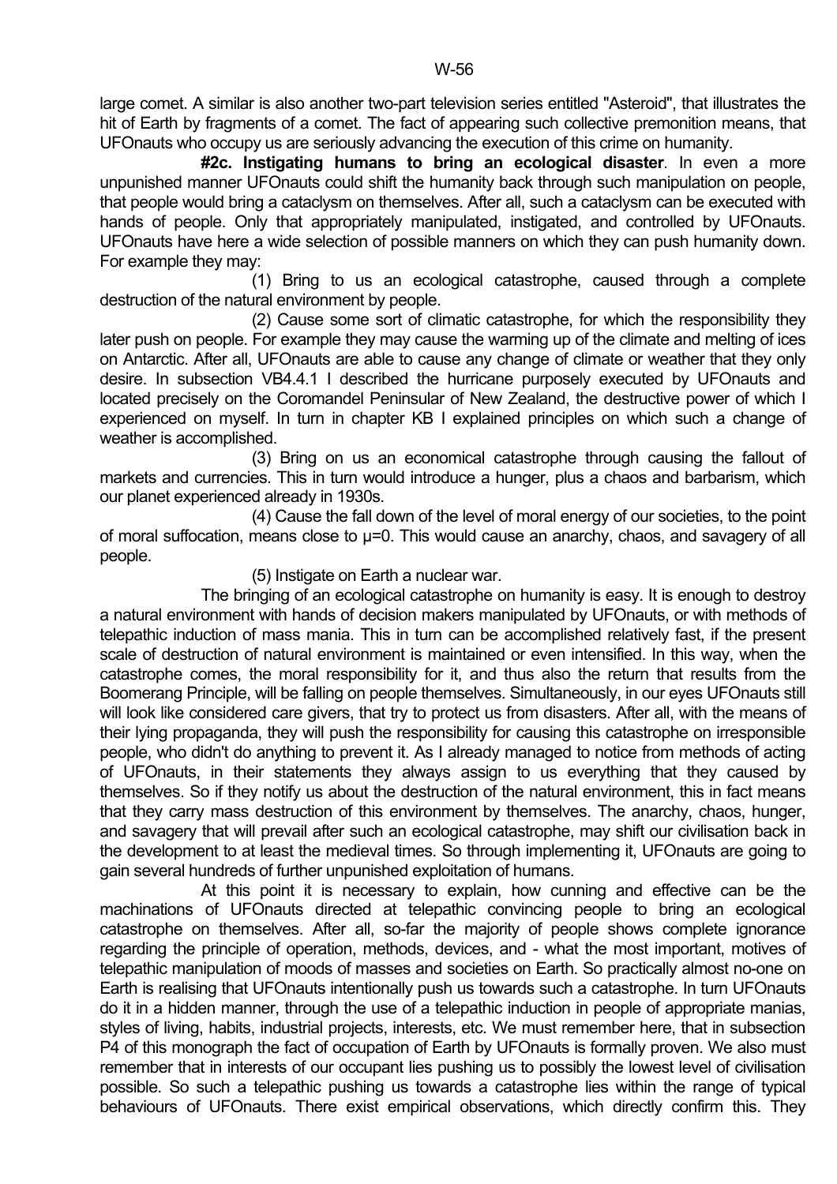large comet. A similar is also another two-part television series entitled "Asteroid", that illustrates the hit of Earth by fragments of a comet. The fact of appearing such collective premonition means, that UFOnauts who occupy us are seriously advancing the execution of this crime on humanity.

**#2c. Instigating humans to bring an ecological disaster**. In even a more unpunished manner UFOnauts could shift the humanity back through such manipulation on people, that people would bring a cataclysm on themselves. After all, such a cataclysm can be executed with hands of people. Only that appropriately manipulated, instigated, and controlled by UFOnauts. UFOnauts have here a wide selection of possible manners on which they can push humanity down. For example they may:

(1) Bring to us an ecological catastrophe, caused through a complete destruction of the natural environment by people.

(2) Cause some sort of climatic catastrophe, for which the responsibility they later push on people. For example they may cause the warming up of the climate and melting of ices on Antarctic. After all, UFOnauts are able to cause any change of climate or weather that they only desire. In subsection VB4.4.1 I described the hurricane purposely executed by UFOnauts and located precisely on the Coromandel Peninsular of New Zealand, the destructive power of which I experienced on myself. In turn in chapter KB I explained principles on which such a change of weather is accomplished.

(3) Bring on us an economical catastrophe through causing the fallout of markets and currencies. This in turn would introduce a hunger, plus a chaos and barbarism, which our planet experienced already in 1930s.

(4) Cause the fall down of the level of moral energy of our societies, to the point of moral suffocation, means close to $\mu$=0. This would cause an anarchy, chaos, and savagery of all people.

(5) Instigate on Earth a nuclear war.

The bringing of an ecological catastrophe on humanity is easy. It is enough to destroy a natural environment with hands of decision makers manipulated by UFOnauts, or with methods of telepathic induction of mass mania. This in turn can be accomplished relatively fast, if the present scale of destruction of natural environment is maintained or even intensified. In this way, when the catastrophe comes, the moral responsibility for it, and thus also the return that results from the Boomerang Principle, will be falling on people themselves. Simultaneously, in our eyes UFOnauts still will look like considered care givers, that try to protect us from disasters. After all, with the means of their lying propaganda, they will push the responsibility for causing this catastrophe on irresponsible people, who didn't do anything to prevent it. As I already managed to notice from methods of acting of UFOnauts, in their statements they always assign to us everything that they caused by themselves. So if they notify us about the destruction of the natural environment, this in fact means that they carry mass destruction of this environment by themselves. The anarchy, chaos, hunger, and savagery that will prevail after such an ecological catastrophe, may shift our civilisation back in the development to at least the medieval times. So through implementing it, UFOnauts are going to gain several hundreds of further unpunished exploitation of humans.

At this point it is necessary to explain, how cunning and effective can be the machinations of UFOnauts directed at telepathic convincing people to bring an ecological catastrophe on themselves. After all, so-far the majority of people shows complete ignorance regarding the principle of operation, methods, devices, and - what the most important, motives of telepathic manipulation of moods of masses and societies on Earth. So practically almost no-one on Earth is realising that UFOnauts intentionally push us towards such a catastrophe. In turn UFOnauts do it in a hidden manner, through the use of a telepathic induction in people of appropriate manias, styles of living, habits, industrial projects, interests, etc. We must remember here, that in subsection P4 of this monograph the fact of occupation of Earth by UFOnauts is formally proven. We also must remember that in interests of our occupant lies pushing us to possibly the lowest level of civilisation possible. So such a telepathic pushing us towards a catastrophe lies within the range of typical behaviours of UFOnauts. There exist empirical observations, which directly confirm this. They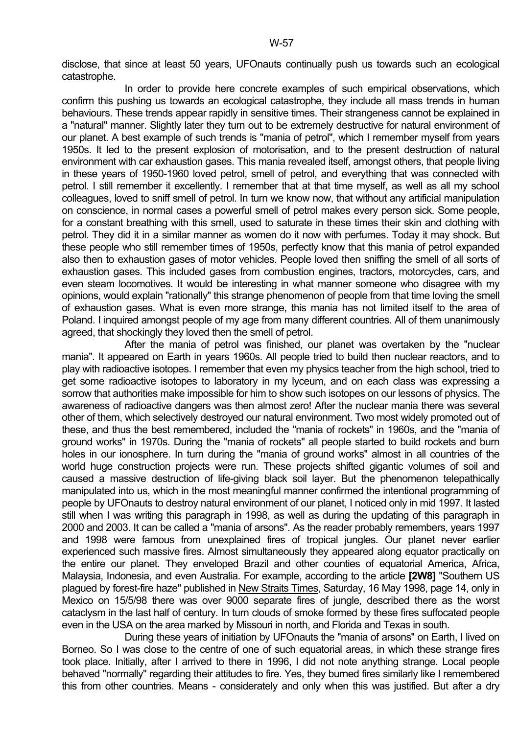disclose, that since at least 50 years, UFOnauts continually push us towards such an ecological catastrophe.

In order to provide here concrete examples of such empirical observations, which confirm this pushing us towards an ecological catastrophe, they include all mass trends in human behaviours. These trends appear rapidly in sensitive times. Their strangeness cannot be explained in a "natural" manner. Slightly later they turn out to be extremely destructive for natural environment of our planet. A best example of such trends is "mania of petrol", which I remember myself from years 1950s. It led to the present explosion of motorisation, and to the present destruction of natural environment with car exhaustion gases. This mania revealed itself, amongst others, that people living in these years of 1950-1960 loved petrol, smell of petrol, and everything that was connected with petrol. I still remember it excellently. I remember that at that time myself, as well as all my school colleagues, loved to sniff smell of petrol. In turn we know now, that without any artificial manipulation on conscience, in normal cases a powerful smell of petrol makes every person sick. Some people, for a constant breathing with this smell, used to saturate in these times their skin and clothing with petrol. They did it in a similar manner as women do it now with perfumes. Today it may shock. But these people who still remember times of 1950s, perfectly know that this mania of petrol expanded also then to exhaustion gases of motor vehicles. People loved then sniffing the smell of all sorts of exhaustion gases. This included gases from combustion engines, tractors, motorcycles, cars, and even steam locomotives. It would be interesting in what manner someone who disagree with my opinions, would explain "rationally" this strange phenomenon of people from that time loving the smell of exhaustion gases. What is even more strange, this mania has not limited itself to the area of Poland. I inquired amongst people of my age from many different countries. All of them unanimously agreed, that shockingly they loved then the smell of petrol.

After the mania of petrol was finished, our planet was overtaken by the "nuclear mania". It appeared on Earth in years 1960s. All people tried to build then nuclear reactors, and to play with radioactive isotopes. I remember that even my physics teacher from the high school, tried to get some radioactive isotopes to laboratory in my lyceum, and on each class was expressing a sorrow that authorities make impossible for him to show such isotopes on our lessons of physics. The awareness of radioactive dangers was then almost zero! After the nuclear mania there was several other of them, which selectively destroyed our natural environment. Two most widely promoted out of these, and thus the best remembered, included the "mania of rockets" in 1960s, and the "mania of ground works" in 1970s. During the "mania of rockets" all people started to build rockets and burn holes in our ionosphere. In turn during the "mania of ground works" almost in all countries of the world huge construction projects were run. These projects shifted gigantic volumes of soil and caused a massive destruction of life-giving black soil layer. But the phenomenon telepathically manipulated into us, which in the most meaningful manner confirmed the intentional programming of people by UFOnauts to destroy natural environment of our planet, I noticed only in mid 1997. It lasted still when I was writing this paragraph in 1998, as well as during the updating of this paragraph in 2000 and 2003. It can be called a "mania of arsons". As the reader probably remembers, years 1997 and 1998 were famous from unexplained fires of tropical jungles. Our planet never earlier experienced such massive fires. Almost simultaneously they appeared along equator practically on the entire our planet. They enveloped Brazil and other counties of equatorial America, Africa, Malaysia, Indonesia, and even Australia. For example, according to the article **[2W8]** "Southern US plagued by forest-fire haze" published in New Straits Times, Saturday, 16 May 1998, page 14, only in Mexico on 15/5/98 there was over 9000 separate fires of jungle, described there as the worst cataclysm in the last half of century. In turn clouds of smoke formed by these fires suffocated people even in the USA on the area marked by Missouri in north, and Florida and Texas in south.

During these years of initiation by UFOnauts the "mania of arsons" on Earth, I lived on Borneo. So I was close to the centre of one of such equatorial areas, in which these strange fires took place. Initially, after I arrived to there in 1996, I did not note anything strange. Local people behaved "normally" regarding their attitudes to fire. Yes, they burned fires similarly like I remembered this from other countries. Means - considerately and only when this was justified. But after a dry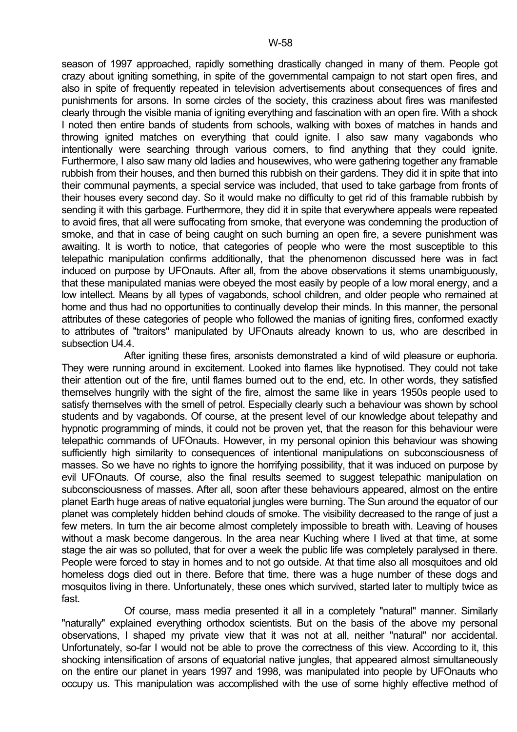season of 1997 approached, rapidly something drastically changed in many of them. People got crazy about igniting something, in spite of the governmental campaign to not start open fires, and also in spite of frequently repeated in television advertisements about consequences of fires and punishments for arsons. In some circles of the society, this craziness about fires was manifested clearly through the visible mania of igniting everything and fascination with an open fire. With a shock I noted then entire bands of students from schools, walking with boxes of matches in hands and throwing ignited matches on everything that could ignite. I also saw many vagabonds who intentionally were searching through various corners, to find anything that they could ignite. Furthermore, I also saw many old ladies and housewives, who were gathering together any framable rubbish from their houses, and then burned this rubbish on their gardens. They did it in spite that into their communal payments, a special service was included, that used to take garbage from fronts of their houses every second day. So it would make no difficulty to get rid of this framable rubbish by sending it with this garbage. Furthermore, they did it in spite that everywhere appeals were repeated to avoid fires, that all were suffocating from smoke, that everyone was condemning the production of smoke, and that in case of being caught on such burning an open fire, a severe punishment was awaiting. It is worth to notice, that categories of people who were the most susceptible to this telepathic manipulation confirms additionally, that the phenomenon discussed here was in fact induced on purpose by UFOnauts. After all, from the above observations it stems unambiguously, that these manipulated manias were obeyed the most easily by people of a low moral energy, and a low intellect. Means by all types of vagabonds, school children, and older people who remained at home and thus had no opportunities to continually develop their minds. In this manner, the personal attributes of these categories of people who followed the manias of igniting fires, conformed exactly to attributes of "traitors" manipulated by UFOnauts already known to us, who are described in subsection U4.4.

After igniting these fires, arsonists demonstrated a kind of wild pleasure or euphoria. They were running around in excitement. Looked into flames like hypnotised. They could not take their attention out of the fire, until flames burned out to the end, etc. In other words, they satisfied themselves hungrily with the sight of the fire, almost the same like in years 1950s people used to satisfy themselves with the smell of petrol. Especially clearly such a behaviour was shown by school students and by vagabonds. Of course, at the present level of our knowledge about telepathy and hypnotic programming of minds, it could not be proven yet, that the reason for this behaviour were telepathic commands of UFOnauts. However, in my personal opinion this behaviour was showing sufficiently high similarity to consequences of intentional manipulations on subconsciousness of masses. So we have no rights to ignore the horrifying possibility, that it was induced on purpose by evil UFOnauts. Of course, also the final results seemed to suggest telepathic manipulation on subconsciousness of masses. After all, soon after these behaviours appeared, almost on the entire planet Earth huge areas of native equatorial jungles were burning. The Sun around the equator of our planet was completely hidden behind clouds of smoke. The visibility decreased to the range of just a few meters. In turn the air become almost completely impossible to breath with. Leaving of houses without a mask become dangerous. In the area near Kuching where I lived at that time, at some stage the air was so polluted, that for over a week the public life was completely paralysed in there. People were forced to stay in homes and to not go outside. At that time also all mosquitoes and old homeless dogs died out in there. Before that time, there was a huge number of these dogs and mosquitos living in there. Unfortunately, these ones which survived, started later to multiply twice as fast.

Of course, mass media presented it all in a completely "natural" manner. Similarly "naturally" explained everything orthodox scientists. But on the basis of the above my personal observations, I shaped my private view that it was not at all, neither "natural" nor accidental. Unfortunately, so-far I would not be able to prove the correctness of this view. According to it, this shocking intensification of arsons of equatorial native jungles, that appeared almost simultaneously on the entire our planet in years 1997 and 1998, was manipulated into people by UFOnauts who occupy us. This manipulation was accomplished with the use of some highly effective method of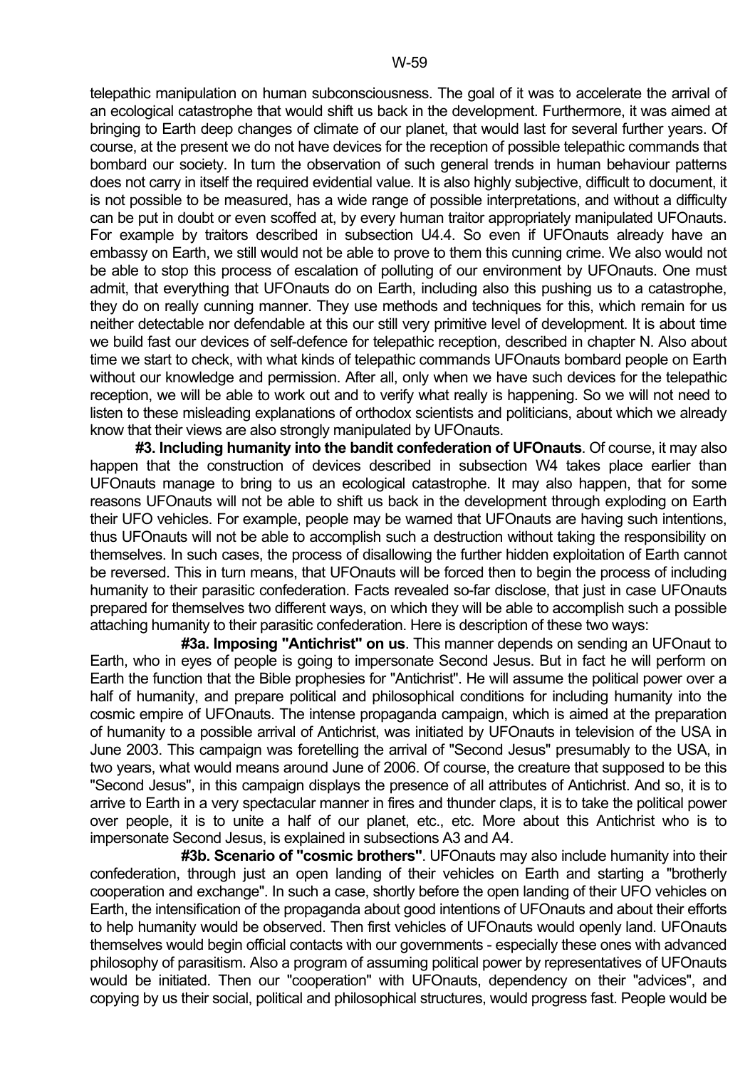telepathic manipulation on human subconsciousness. The goal of it was to accelerate the arrival of an ecological catastrophe that would shift us back in the development. Furthermore, it was aimed at bringing to Earth deep changes of climate of our planet, that would last for several further years. Of course, at the present we do not have devices for the reception of possible telepathic commands that bombard our society. In turn the observation of such general trends in human behaviour patterns does not carry in itself the required evidential value. It is also highly subjective, difficult to document, it is not possible to be measured, has a wide range of possible interpretations, and without a difficulty can be put in doubt or even scoffed at, by every human traitor appropriately manipulated UFOnauts. For example by traitors described in subsection U4.4. So even if UFOnauts already have an embassy on Earth, we still would not be able to prove to them this cunning crime. We also would not be able to stop this process of escalation of polluting of our environment by UFOnauts. One must admit, that everything that UFOnauts do on Earth, including also this pushing us to a catastrophe, they do on really cunning manner. They use methods and techniques for this, which remain for us neither detectable nor defendable at this our still very primitive level of development. It is about time we build fast our devices of self-defence for telepathic reception, described in chapter N. Also about time we start to check, with what kinds of telepathic commands UFOnauts bombard people on Earth without our knowledge and permission. After all, only when we have such devices for the telepathic reception, we will be able to work out and to verify what really is happening. So we will not need to listen to these misleading explanations of orthodox scientists and politicians, about which we already know that their views are also strongly manipulated by UFOnauts.

**#3. Including humanity into the bandit confederation of UFOnauts**. Of course, it may also happen that the construction of devices described in subsection W4 takes place earlier than UFOnauts manage to bring to us an ecological catastrophe. It may also happen, that for some reasons UFOnauts will not be able to shift us back in the development through exploding on Earth their UFO vehicles. For example, people may be warned that UFOnauts are having such intentions, thus UFOnauts will not be able to accomplish such a destruction without taking the responsibility on themselves. In such cases, the process of disallowing the further hidden exploitation of Earth cannot be reversed. This in turn means, that UFOnauts will be forced then to begin the process of including humanity to their parasitic confederation. Facts revealed so-far disclose, that just in case UFOnauts prepared for themselves two different ways, on which they will be able to accomplish such a possible attaching humanity to their parasitic confederation. Here is description of these two ways:

**#3a. Imposing "Antichrist" on us**. This manner depends on sending an UFOnaut to Earth, who in eyes of people is going to impersonate Second Jesus. But in fact he will perform on Earth the function that the Bible prophesies for "Antichrist". He will assume the political power over a half of humanity, and prepare political and philosophical conditions for including humanity into the cosmic empire of UFOnauts. The intense propaganda campaign, which is aimed at the preparation of humanity to a possible arrival of Antichrist, was initiated by UFOnauts in television of the USA in June 2003. This campaign was foretelling the arrival of "Second Jesus" presumably to the USA, in two years, what would means around June of 2006. Of course, the creature that supposed to be this "Second Jesus", in this campaign displays the presence of all attributes of Antichrist. And so, it is to arrive to Earth in a very spectacular manner in fires and thunder claps, it is to take the political power over people, it is to unite a half of our planet, etc., etc. More about this Antichrist who is to impersonate Second Jesus, is explained in subsections A3 and A4.

**#3b. Scenario of "cosmic brothers"**. UFOnauts may also include humanity into their confederation, through just an open landing of their vehicles on Earth and starting a "brotherly cooperation and exchange". In such a case, shortly before the open landing of their UFO vehicles on Earth, the intensification of the propaganda about good intentions of UFOnauts and about their efforts to help humanity would be observed. Then first vehicles of UFOnauts would openly land. UFOnauts themselves would begin official contacts with our governments - especially these ones with advanced philosophy of parasitism. Also a program of assuming political power by representatives of UFOnauts would be initiated. Then our "cooperation" with UFOnauts, dependency on their "advices", and copying by us their social, political and philosophical structures, would progress fast. People would be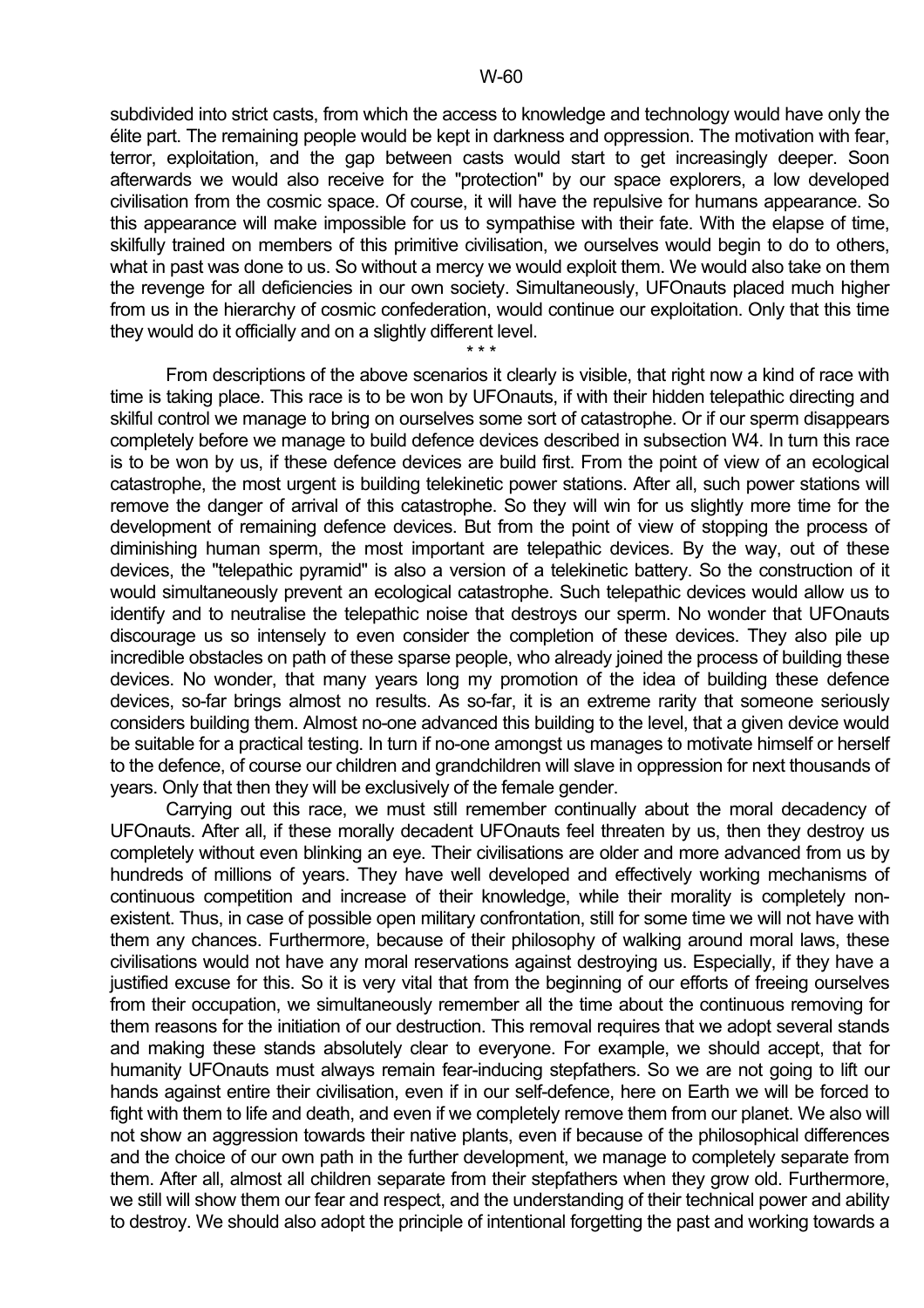subdivided into strict casts, from which the access to knowledge and technology would have only the élite part. The remaining people would be kept in darkness and oppression. The motivation with fear, terror, exploitation, and the gap between casts would start to get increasingly deeper. Soon afterwards we would also receive for the "protection" by our space explorers, a low developed civilisation from the cosmic space. Of course, it will have the repulsive for humans appearance. So this appearance will make impossible for us to sympathise with their fate. With the elapse of time, skilfully trained on members of this primitive civilisation, we ourselves would begin to do to others, what in past was done to us. So without a mercy we would exploit them. We would also take on them the revenge for all deficiencies in our own society. Simultaneously, UFOnauts placed much higher from us in the hierarchy of cosmic confederation, would continue our exploitation. Only that this time they would do it officially and on a slightly different level.

\* \* \*

From descriptions of the above scenarios it clearly is visible, that right now a kind of race with time is taking place. This race is to be won by UFOnauts, if with their hidden telepathic directing and skilful control we manage to bring on ourselves some sort of catastrophe. Or if our sperm disappears completely before we manage to build defence devices described in subsection W4. In turn this race is to be won by us, if these defence devices are build first. From the point of view of an ecological catastrophe, the most urgent is building telekinetic power stations. After all, such power stations will remove the danger of arrival of this catastrophe. So they will win for us slightly more time for the development of remaining defence devices. But from the point of view of stopping the process of diminishing human sperm, the most important are telepathic devices. By the way, out of these devices, the "telepathic pyramid" is also a version of a telekinetic battery. So the construction of it would simultaneously prevent an ecological catastrophe. Such telepathic devices would allow us to identify and to neutralise the telepathic noise that destroys our sperm. No wonder that UFOnauts discourage us so intensely to even consider the completion of these devices. They also pile up incredible obstacles on path of these sparse people, who already joined the process of building these devices. No wonder, that many years long my promotion of the idea of building these defence devices, so-far brings almost no results. As so-far, it is an extreme rarity that someone seriously considers building them. Almost no-one advanced this building to the level, that a given device would be suitable for a practical testing. In turn if no-one amongst us manages to motivate himself or herself to the defence, of course our children and grandchildren will slave in oppression for next thousands of years. Only that then they will be exclusively of the female gender.

Carrying out this race, we must still remember continually about the moral decadency of UFOnauts. After all, if these morally decadent UFOnauts feel threaten by us, then they destroy us completely without even blinking an eye. Their civilisations are older and more advanced from us by hundreds of millions of years. They have well developed and effectively working mechanisms of continuous competition and increase of their knowledge, while their morality is completely non-existent. Thus, in case of possible open military confrontation, still for some time we will not have with them any chances. Furthermore, because of their philosophy of walking around moral laws, these civilisations would not have any moral reservations against destroying us. Especially, if they have a justified excuse for this. So it is very vital that from the beginning of our efforts of freeing ourselves from their occupation, we simultaneously remember all the time about the continuous removing for them reasons for the initiation of our destruction. This removal requires that we adopt several stands and making these stands absolutely clear to everyone. For example, we should accept, that for humanity UFOnauts must always remain fear-inducing stepfathers. So we are not going to lift our hands against entire their civilisation, even if in our self-defence, here on Earth we will be forced to fight with them to life and death, and even if we completely remove them from our planet. We also will not show an aggression towards their native plants, even if because of the philosophical differences and the choice of our own path in the further development, we manage to completely separate from them. After all, almost all children separate from their stepfathers when they grow old. Furthermore, we still will show them our fear and respect, and the understanding of their technical power and ability to destroy. We should also adopt the principle of intentional forgetting the past and working towards a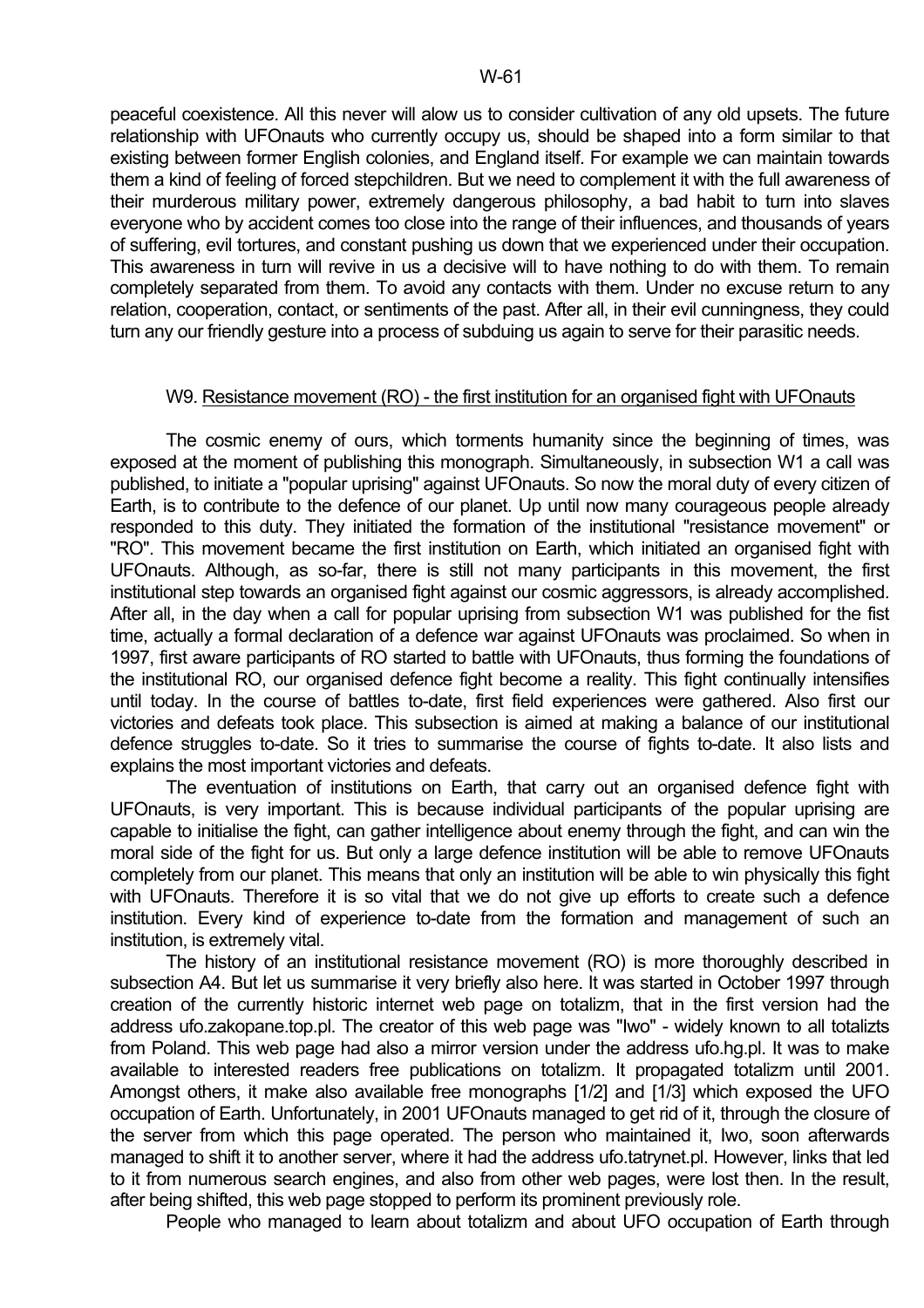peaceful coexistence. All this never will alow us to consider cultivation of any old upsets. The future relationship with UFOnauts who currently occupy us, should be shaped into a form similar to that existing between former English colonies, and England itself. For example we can maintain towards them a kind of feeling of forced stepchildren. But we need to complement it with the full awareness of their murderous military power, extremely dangerous philosophy, a bad habit to turn into slaves everyone who by accident comes too close into the range of their influences, and thousands of years of suffering, evil tortures, and constant pushing us down that we experienced under their occupation. This awareness in turn will revive in us a decisive will to have nothing to do with them. To remain completely separated from them. To avoid any contacts with them. Under no excuse return to any relation, cooperation, contact, or sentiments of the past. After all, in their evil cunningness, they could turn any our friendly gesture into a process of subduing us again to serve for their parasitic needs.

## W9. Resistance movement (RO) - the first institution for an organised fight with UFOnauts

The cosmic enemy of ours, which torments humanity since the beginning of times, was exposed at the moment of publishing this monograph. Simultaneously, in subsection W1 a call was published, to initiate a "popular uprising" against UFOnauts. So now the moral duty of every citizen of Earth, is to contribute to the defence of our planet. Up until now many courageous people already responded to this duty. They initiated the formation of the institutional "resistance movement" or "RO". This movement became the first institution on Earth, which initiated an organised fight with UFOnauts. Although, as so-far, there is still not many participants in this movement, the first institutional step towards an organised fight against our cosmic aggressors, is already accomplished. After all, in the day when a call for popular uprising from subsection W1 was published for the fist time, actually a formal declaration of a defence war against UFOnauts was proclaimed. So when in 1997, first aware participants of RO started to battle with UFOnauts, thus forming the foundations of the institutional RO, our organised defence fight become a reality. This fight continually intensifies until today. In the course of battles to-date, first field experiences were gathered. Also first our victories and defeats took place. This subsection is aimed at making a balance of our institutional defence struggles to-date. So it tries to summarise the course of fights to-date. It also lists and explains the most important victories and defeats.

The eventuation of institutions on Earth, that carry out an organised defence fight with UFOnauts, is very important. This is because individual participants of the popular uprising are capable to initialise the fight, can gather intelligence about enemy through the fight, and can win the moral side of the fight for us. But only a large defence institution will be able to remove UFOnauts completely from our planet. This means that only an institution will be able to win physically this fight with UFOnauts. Therefore it is so vital that we do not give up efforts to create such a defence institution. Every kind of experience to-date from the formation and management of such an institution, is extremely vital.

The history of an institutional resistance movement (RO) is more thoroughly described in subsection A4. But let us summarise it very briefly also here. It was started in October 1997 through creation of the currently historic internet web page on totalizm, that in the first version had the address ufo.zakopane.top.pl. The creator of this web page was "Iwo" - widely known to all totalizts from Poland. This web page had also a mirror version under the address ufo.hg.pl. It was to make available to interested readers free publications on totalizm. It propagated totalizm until 2001. Amongst others, it make also available free monographs [1/2] and [1/3] which exposed the UFO occupation of Earth. Unfortunately, in 2001 UFOnauts managed to get rid of it, through the closure of the server from which this page operated. The person who maintained it, Iwo, soon afterwards managed to shift it to another server, where it had the address ufo.tatrynet.pl. However, links that led to it from numerous search engines, and also from other web pages, were lost then. In the result, after being shifted, this web page stopped to perform its prominent previously role.

People who managed to learn about totalizm and about UFO occupation of Earth through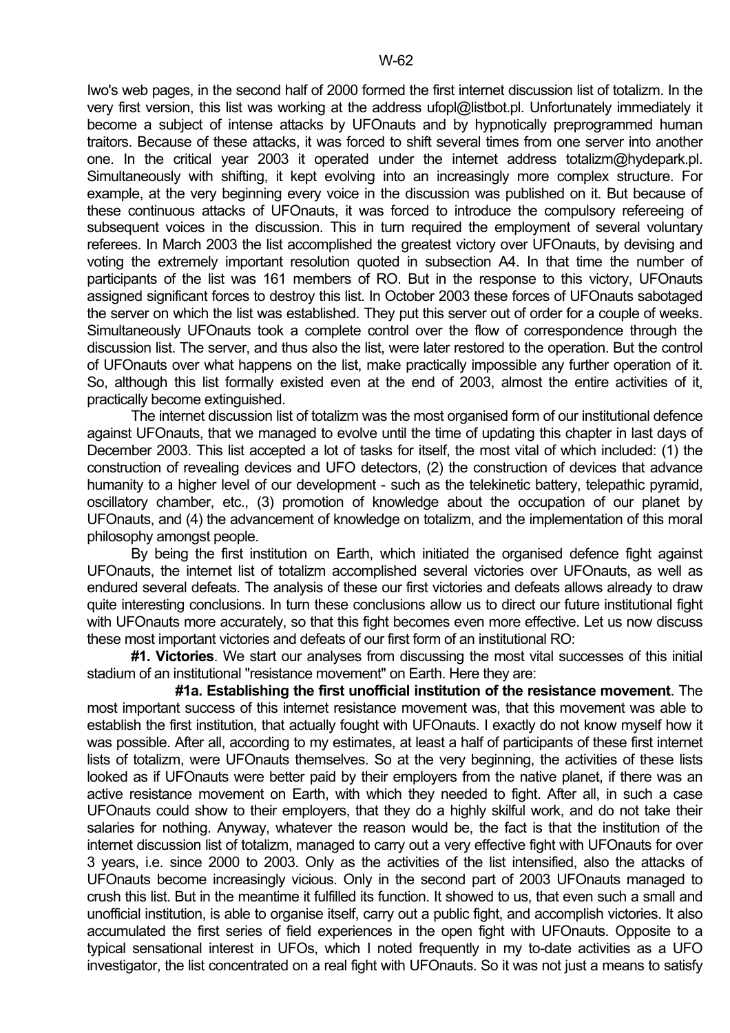Iwo's web pages, in the second half of 2000 formed the first internet discussion list of totalizm. In the very first version, this list was working at the address ufopl@listbot.pl. Unfortunately immediately it become a subject of intense attacks by UFOnauts and by hypnotically preprogrammed human traitors. Because of these attacks, it was forced to shift several times from one server into another one. In the critical year 2003 it operated under the internet address totalizm@hydepark.pl. Simultaneously with shifting, it kept evolving into an increasingly more complex structure. For example, at the very beginning every voice in the discussion was published on it. But because of these continuous attacks of UFOnauts, it was forced to introduce the compulsory refereeing of subsequent voices in the discussion. This in turn required the employment of several voluntary referees. In March 2003 the list accomplished the greatest victory over UFOnauts, by devising and voting the extremely important resolution quoted in subsection A4. In that time the number of participants of the list was 161 members of RO. But in the response to this victory, UFOnauts assigned significant forces to destroy this list. In October 2003 these forces of UFOnauts sabotaged the server on which the list was established. They put this server out of order for a couple of weeks. Simultaneously UFOnauts took a complete control over the flow of correspondence through the discussion list. The server, and thus also the list, were later restored to the operation. But the control of UFOnauts over what happens on the list, make practically impossible any further operation of it. So, although this list formally existed even at the end of 2003, almost the entire activities of it, practically become extinguished.

The internet discussion list of totalizm was the most organised form of our institutional defence against UFOnauts, that we managed to evolve until the time of updating this chapter in last days of December 2003. This list accepted a lot of tasks for itself, the most vital of which included: (1) the construction of revealing devices and UFO detectors, (2) the construction of devices that advance humanity to a higher level of our development - such as the telekinetic battery, telepathic pyramid, oscillatory chamber, etc., (3) promotion of knowledge about the occupation of our planet by UFOnauts, and (4) the advancement of knowledge on totalizm, and the implementation of this moral philosophy amongst people.

By being the first institution on Earth, which initiated the organised defence fight against UFOnauts, the internet list of totalizm accomplished several victories over UFOnauts, as well as endured several defeats. The analysis of these our first victories and defeats allows already to draw quite interesting conclusions. In turn these conclusions allow us to direct our future institutional fight with UFOnauts more accurately, so that this fight becomes even more effective. Let us now discuss these most important victories and defeats of our first form of an institutional RO:

**#1. Victories**. We start our analyses from discussing the most vital successes of this initial stadium of an institutional "resistance movement" on Earth. Here they are:

**#1a. Establishing the first unofficial institution of the resistance movement**. The most important success of this internet resistance movement was, that this movement was able to establish the first institution, that actually fought with UFOnauts. I exactly do not know myself how it was possible. After all, according to my estimates, at least a half of participants of these first internet lists of totalizm, were UFOnauts themselves. So at the very beginning, the activities of these lists looked as if UFOnauts were better paid by their employers from the native planet, if there was an active resistance movement on Earth, with which they needed to fight. After all, in such a case UFOnauts could show to their employers, that they do a highly skilful work, and do not take their salaries for nothing. Anyway, whatever the reason would be, the fact is that the institution of the internet discussion list of totalizm, managed to carry out a very effective fight with UFOnauts for over 3 years, i.e. since 2000 to 2003. Only as the activities of the list intensified, also the attacks of UFOnauts become increasingly vicious. Only in the second part of 2003 UFOnauts managed to crush this list. But in the meantime it fulfilled its function. It showed to us, that even such a small and unofficial institution, is able to organise itself, carry out a public fight, and accomplish victories. It also accumulated the first series of field experiences in the open fight with UFOnauts. Opposite to a typical sensational interest in UFOs, which I noted frequently in my to-date activities as a UFO investigator, the list concentrated on a real fight with UFOnauts. So it was not just a means to satisfy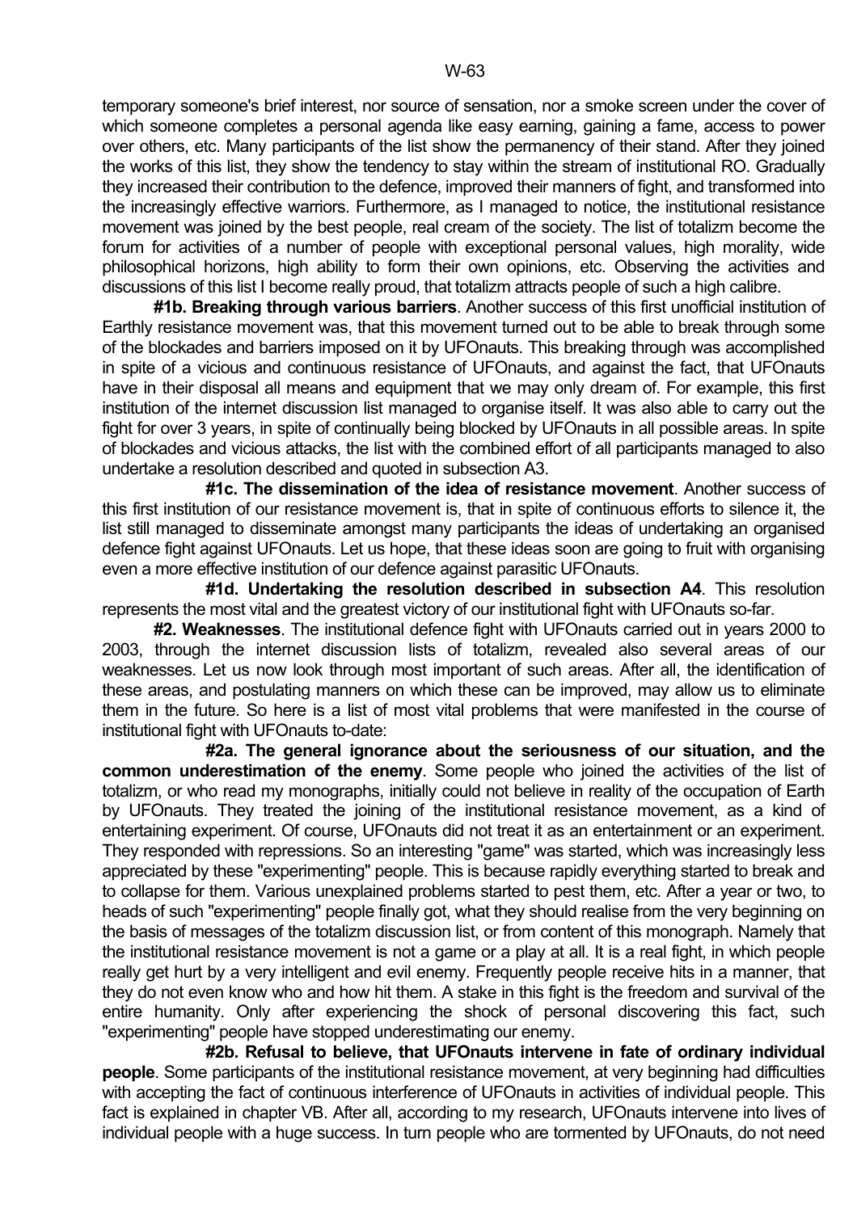temporary someone's brief interest, nor source of sensation, nor a smoke screen under the cover of which someone completes a personal agenda like easy earning, gaining a fame, access to power over others, etc. Many participants of the list show the permanency of their stand. After they joined the works of this list, they show the tendency to stay within the stream of institutional RO. Gradually they increased their contribution to the defence, improved their manners of fight, and transformed into the increasingly effective warriors. Furthermore, as I managed to notice, the institutional resistance movement was joined by the best people, real cream of the society. The list of totalizm become the forum for activities of a number of people with exceptional personal values, high morality, wide philosophical horizons, high ability to form their own opinions, etc. Observing the activities and discussions of this list I become really proud, that totalizm attracts people of such a high calibre.

**#1b. Breaking through various barriers**. Another success of this first unofficial institution of Earthly resistance movement was, that this movement turned out to be able to break through some of the blockades and barriers imposed on it by UFOnauts. This breaking through was accomplished in spite of a vicious and continuous resistance of UFOnauts, and against the fact, that UFOnauts have in their disposal all means and equipment that we may only dream of. For example, this first institution of the internet discussion list managed to organise itself. It was also able to carry out the fight for over 3 years, in spite of continually being blocked by UFOnauts in all possible areas. In spite of blockades and vicious attacks, the list with the combined effort of all participants managed to also undertake a resolution described and quoted in subsection A3.

**#1c. The dissemination of the idea of resistance movement**. Another success of this first institution of our resistance movement is, that in spite of continuous efforts to silence it, the list still managed to disseminate amongst many participants the ideas of undertaking an organised defence fight against UFOnauts. Let us hope, that these ideas soon are going to fruit with organising even a more effective institution of our defence against parasitic UFOnauts.

**#1d. Undertaking the resolution described in subsection A4**. This resolution represents the most vital and the greatest victory of our institutional fight with UFOnauts so-far.

**#2. Weaknesses**. The institutional defence fight with UFOnauts carried out in years 2000 to 2003, through the internet discussion lists of totalizm, revealed also several areas of our weaknesses. Let us now look through most important of such areas. After all, the identification of these areas, and postulating manners on which these can be improved, may allow us to eliminate them in the future. So here is a list of most vital problems that were manifested in the course of institutional fight with UFOnauts to-date:

**#2a. The general ignorance about the seriousness of our situation, and the common underestimation of the enemy**. Some people who joined the activities of the list of totalizm, or who read my monographs, initially could not believe in reality of the occupation of Earth by UFOnauts. They treated the joining of the institutional resistance movement, as a kind of entertaining experiment. Of course, UFOnauts did not treat it as an entertainment or an experiment. They responded with repressions. So an interesting "game" was started, which was increasingly less appreciated by these "experimenting" people. This is because rapidly everything started to break and to collapse for them. Various unexplained problems started to pest them, etc. After a year or two, to heads of such "experimenting" people finally got, what they should realise from the very beginning on the basis of messages of the totalizm discussion list, or from content of this monograph. Namely that the institutional resistance movement is not a game or a play at all. It is a real fight, in which people really get hurt by a very intelligent and evil enemy. Frequently people receive hits in a manner, that they do not even know who and how hit them. A stake in this fight is the freedom and survival of the entire humanity. Only after experiencing the shock of personal discovering this fact, such "experimenting" people have stopped underestimating our enemy.

**#2b. Refusal to believe, that UFOnauts intervene in fate of ordinary individual people**. Some participants of the institutional resistance movement, at very beginning had difficulties with accepting the fact of continuous interference of UFOnauts in activities of individual people. This fact is explained in chapter VB. After all, according to my research, UFOnauts intervene into lives of individual people with a huge success. In turn people who are tormented by UFOnauts, do not need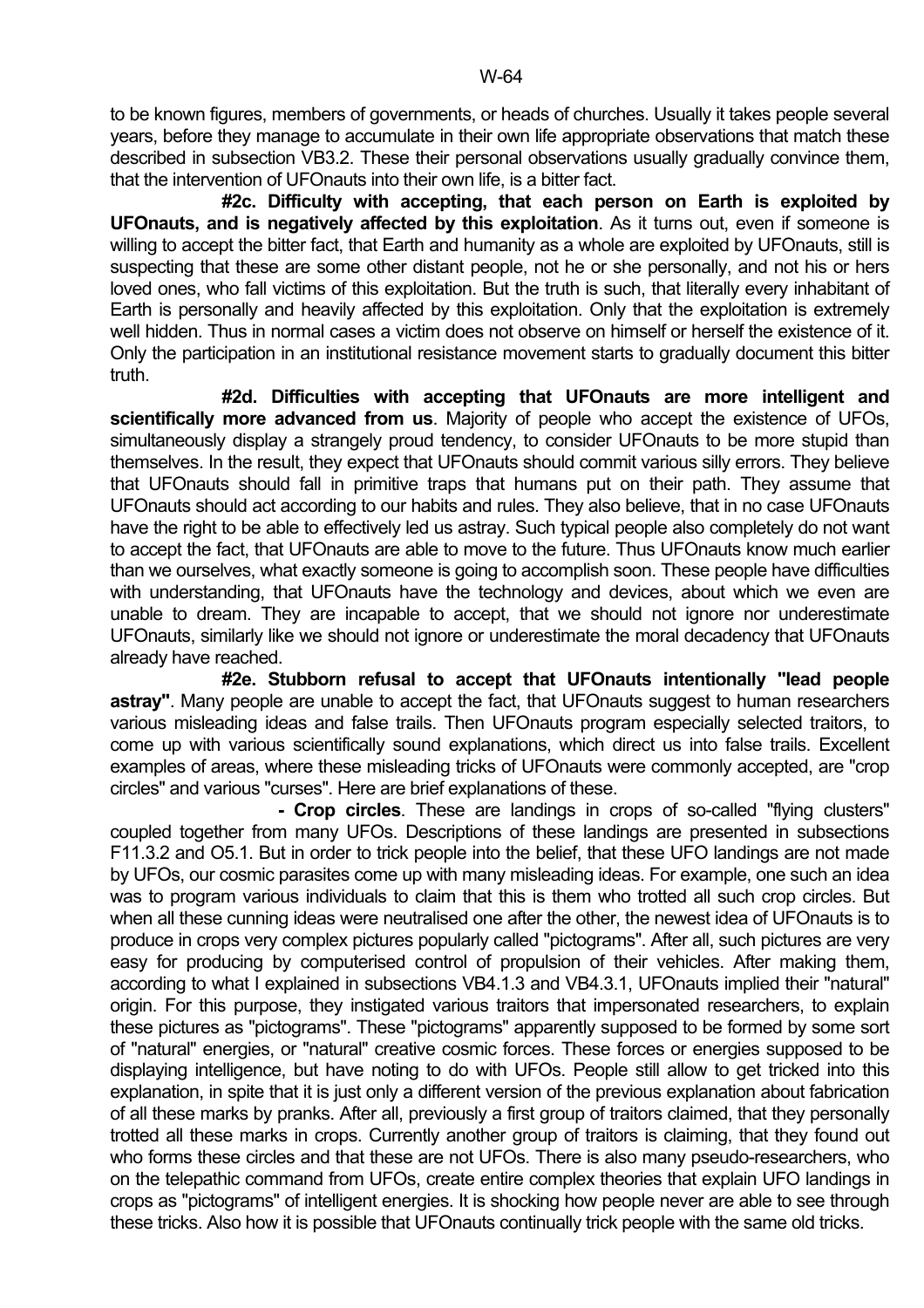to be known figures, members of governments, or heads of churches. Usually it takes people several years, before they manage to accumulate in their own life appropriate observations that match these described in subsection VB3.2. These their personal observations usually gradually convince them, that the intervention of UFOnauts into their own life, is a bitter fact.

**#2c. Difficulty with accepting, that each person on Earth is exploited by UFOnauts, and is negatively affected by this exploitation**. As it turns out, even if someone is willing to accept the bitter fact, that Earth and humanity as a whole are exploited by UFOnauts, still is suspecting that these are some other distant people, not he or she personally, and not his or hers loved ones, who fall victims of this exploitation. But the truth is such, that literally every inhabitant of Earth is personally and heavily affected by this exploitation. Only that the exploitation is extremely well hidden. Thus in normal cases a victim does not observe on himself or herself the existence of it. Only the participation in an institutional resistance movement starts to gradually document this bitter truth.

**#2d. Difficulties with accepting that UFOnauts are more intelligent and scientifically more advanced from us**. Majority of people who accept the existence of UFOs, simultaneously display a strangely proud tendency, to consider UFOnauts to be more stupid than themselves. In the result, they expect that UFOnauts should commit various silly errors. They believe that UFOnauts should fall in primitive traps that humans put on their path. They assume that UFOnauts should act according to our habits and rules. They also believe, that in no case UFOnauts have the right to be able to effectively led us astray. Such typical people also completely do not want to accept the fact, that UFOnauts are able to move to the future. Thus UFOnauts know much earlier than we ourselves, what exactly someone is going to accomplish soon. These people have difficulties with understanding, that UFOnauts have the technology and devices, about which we even are unable to dream. They are incapable to accept, that we should not ignore nor underestimate UFOnauts, similarly like we should not ignore or underestimate the moral decadency that UFOnauts already have reached.

**#2e. Stubborn refusal to accept that UFOnauts intentionally "lead people astray"**. Many people are unable to accept the fact, that UFOnauts suggest to human researchers various misleading ideas and false trails. Then UFOnauts program especially selected traitors, to come up with various scientifically sound explanations, which direct us into false trails. Excellent examples of areas, where these misleading tricks of UFOnauts were commonly accepted, are "crop circles" and various "curses". Here are brief explanations of these.

**- Crop circles**. These are landings in crops of so-called "flying clusters" coupled together from many UFOs. Descriptions of these landings are presented in subsections F11.3.2 and O5.1. But in order to trick people into the belief, that these UFO landings are not made by UFOs, our cosmic parasites come up with many misleading ideas. For example, one such an idea was to program various individuals to claim that this is them who trotted all such crop circles. But when all these cunning ideas were neutralised one after the other, the newest idea of UFOnauts is to produce in crops very complex pictures popularly called "pictograms". After all, such pictures are very easy for producing by computerised control of propulsion of their vehicles. After making them, according to what I explained in subsections VB4.1.3 and VB4.3.1, UFOnauts implied their "natural" origin. For this purpose, they instigated various traitors that impersonated researchers, to explain these pictures as "pictograms". These "pictograms" apparently supposed to be formed by some sort of "natural" energies, or "natural" creative cosmic forces. These forces or energies supposed to be displaying intelligence, but have noting to do with UFOs. People still allow to get tricked into this explanation, in spite that it is just only a different version of the previous explanation about fabrication of all these marks by pranks. After all, previously a first group of traitors claimed, that they personally trotted all these marks in crops. Currently another group of traitors is claiming, that they found out who forms these circles and that these are not UFOs. There is also many pseudo-researchers, who on the telepathic command from UFOs, create entire complex theories that explain UFO landings in crops as "pictograms" of intelligent energies. It is shocking how people never are able to see through these tricks. Also how it is possible that UFOnauts continually trick people with the same old tricks.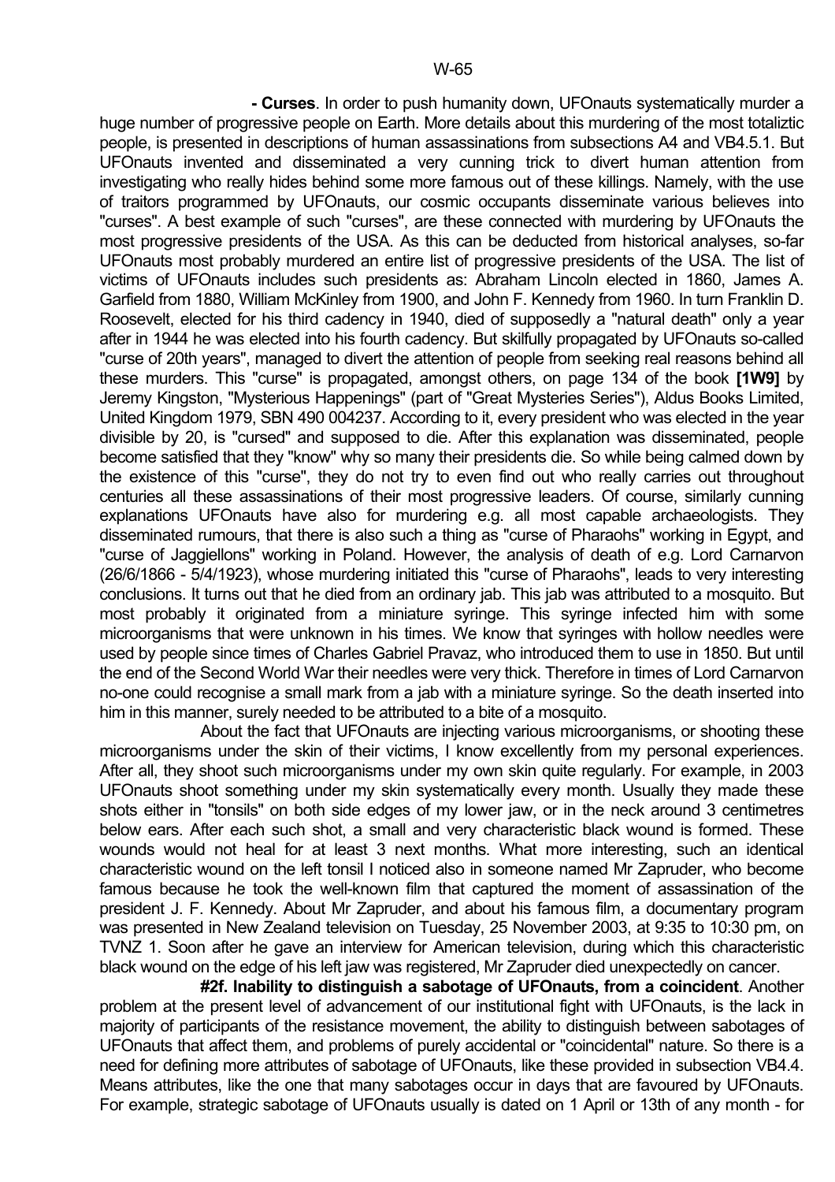**- Curses**. In order to push humanity down, UFOnauts systematically murder a huge number of progressive people on Earth. More details about this murdering of the most totaliztic people, is presented in descriptions of human assassinations from subsections A4 and VB4.5.1. But UFOnauts invented and disseminated a very cunning trick to divert human attention from investigating who really hides behind some more famous out of these killings. Namely, with the use of traitors programmed by UFOnauts, our cosmic occupants disseminate various believes into "curses". A best example of such "curses", are these connected with murdering by UFOnauts the most progressive presidents of the USA. As this can be deducted from historical analyses, so-far UFOnauts most probably murdered an entire list of progressive presidents of the USA. The list of victims of UFOnauts includes such presidents as: Abraham Lincoln elected in 1860, James A. Garfield from 1880, William McKinley from 1900, and John F. Kennedy from 1960. In turn Franklin D. Roosevelt, elected for his third cadency in 1940, died of supposedly a "natural death" only a year after in 1944 he was elected into his fourth cadency. But skilfully propagated by UFOnauts so-called "curse of 20th years", managed to divert the attention of people from seeking real reasons behind all these murders. This "curse" is propagated, amongst others, on page 134 of the book **[1W9]** by Jeremy Kingston, "Mysterious Happenings" (part of "Great Mysteries Series"), Aldus Books Limited, United Kingdom 1979, SBN 490 004237. According to it, every president who was elected in the year divisible by 20, is "cursed" and supposed to die. After this explanation was disseminated, people become satisfied that they "know" why so many their presidents die. So while being calmed down by the existence of this "curse", they do not try to even find out who really carries out throughout centuries all these assassinations of their most progressive leaders. Of course, similarly cunning explanations UFOnauts have also for murdering e.g. all most capable archaeologists. They disseminated rumours, that there is also such a thing as "curse of Pharaohs" working in Egypt, and "curse of Jaggiellons" working in Poland. However, the analysis of death of e.g. Lord Carnarvon (26/6/1866 - 5/4/1923), whose murdering initiated this "curse of Pharaohs", leads to very interesting conclusions. It turns out that he died from an ordinary jab. This jab was attributed to a mosquito. But most probably it originated from a miniature syringe. This syringe infected him with some microorganisms that were unknown in his times. We know that syringes with hollow needles were used by people since times of Charles Gabriel Pravaz, who introduced them to use in 1850. But until the end of the Second World War their needles were very thick. Therefore in times of Lord Carnarvon no-one could recognise a small mark from a jab with a miniature syringe. So the death inserted into him in this manner, surely needed to be attributed to a bite of a mosquito.

About the fact that UFOnauts are injecting various microorganisms, or shooting these microorganisms under the skin of their victims, I know excellently from my personal experiences. After all, they shoot such microorganisms under my own skin quite regularly. For example, in 2003 UFOnauts shoot something under my skin systematically every month. Usually they made these shots either in "tonsils" on both side edges of my lower jaw, or in the neck around 3 centimetres below ears. After each such shot, a small and very characteristic black wound is formed. These wounds would not heal for at least 3 next months. What more interesting, such an identical characteristic wound on the left tonsil I noticed also in someone named Mr Zapruder, who become famous because he took the well-known film that captured the moment of assassination of the president J. F. Kennedy. About Mr Zapruder, and about his famous film, a documentary program was presented in New Zealand television on Tuesday, 25 November 2003, at 9:35 to 10:30 pm, on TVNZ 1. Soon after he gave an interview for American television, during which this characteristic black wound on the edge of his left jaw was registered, Mr Zapruder died unexpectedly on cancer.

**#2f. Inability to distinguish a sabotage of UFOnauts, from a coincident**. Another problem at the present level of advancement of our institutional fight with UFOnauts, is the lack in majority of participants of the resistance movement, the ability to distinguish between sabotages of UFOnauts that affect them, and problems of purely accidental or "coincidental" nature. So there is a need for defining more attributes of sabotage of UFOnauts, like these provided in subsection VB4.4. Means attributes, like the one that many sabotages occur in days that are favoured by UFOnauts. For example, strategic sabotage of UFOnauts usually is dated on 1 April or 13th of any month - for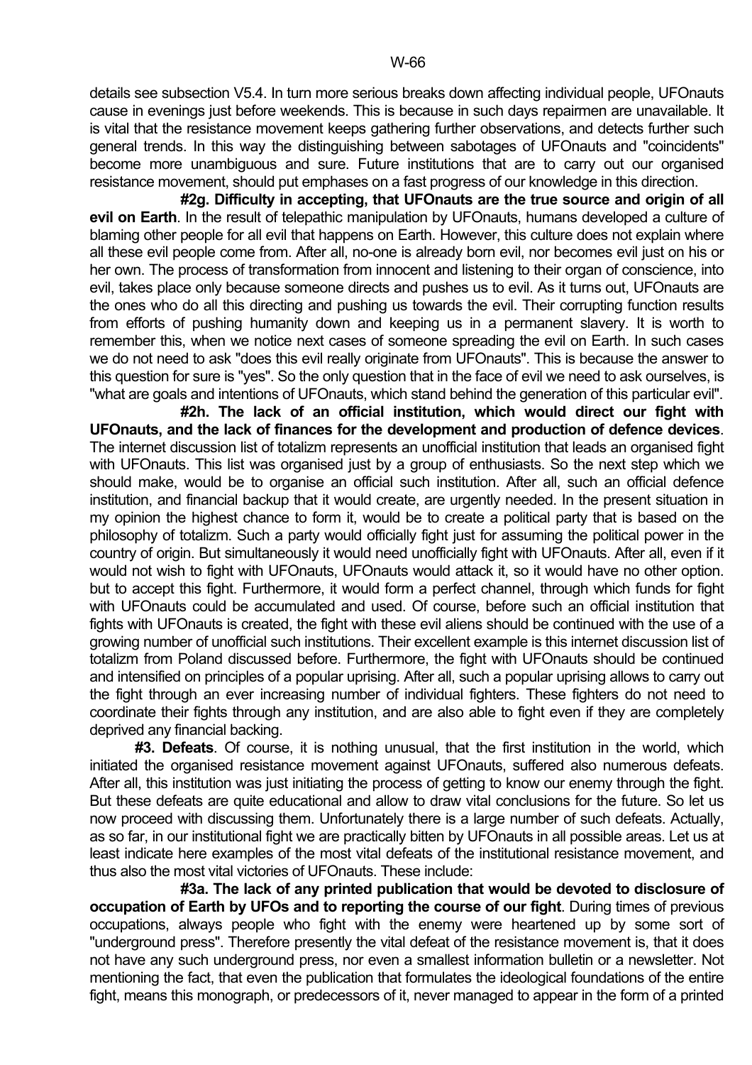details see subsection V5.4. In turn more serious breaks down affecting individual people, UFOnauts cause in evenings just before weekends. This is because in such days repairmen are unavailable. It is vital that the resistance movement keeps gathering further observations, and detects further such general trends. In this way the distinguishing between sabotages of UFOnauts and "coincidents" become more unambiguous and sure. Future institutions that are to carry out our organised resistance movement, should put emphases on a fast progress of our knowledge in this direction.

**#2g. Difficulty in accepting, that UFOnauts are the true source and origin of all evil on Earth**. In the result of telepathic manipulation by UFOnauts, humans developed a culture of blaming other people for all evil that happens on Earth. However, this culture does not explain where all these evil people come from. After all, no-one is already born evil, nor becomes evil just on his or her own. The process of transformation from innocent and listening to their organ of conscience, into evil, takes place only because someone directs and pushes us to evil. As it turns out, UFOnauts are the ones who do all this directing and pushing us towards the evil. Their corrupting function results from efforts of pushing humanity down and keeping us in a permanent slavery. It is worth to remember this, when we notice next cases of someone spreading the evil on Earth. In such cases we do not need to ask "does this evil really originate from UFOnauts". This is because the answer to this question for sure is "yes". So the only question that in the face of evil we need to ask ourselves, is "what are goals and intentions of UFOnauts, which stand behind the generation of this particular evil".

**#2h. The lack of an official institution, which would direct our fight with UFOnauts, and the lack of finances for the development and production of defence devices**. The internet discussion list of totalizm represents an unofficial institution that leads an organised fight with UFOnauts. This list was organised just by a group of enthusiasts. So the next step which we should make, would be to organise an official such institution. After all, such an official defence institution, and financial backup that it would create, are urgently needed. In the present situation in my opinion the highest chance to form it, would be to create a political party that is based on the philosophy of totalizm. Such a party would officially fight just for assuming the political power in the country of origin. But simultaneously it would need unofficially fight with UFOnauts. After all, even if it would not wish to fight with UFOnauts, UFOnauts would attack it, so it would have no other option. but to accept this fight. Furthermore, it would form a perfect channel, through which funds for fight with UFOnauts could be accumulated and used. Of course, before such an official institution that fights with UFOnauts is created, the fight with these evil aliens should be continued with the use of a growing number of unofficial such institutions. Their excellent example is this internet discussion list of totalizm from Poland discussed before. Furthermore, the fight with UFOnauts should be continued and intensified on principles of a popular uprising. After all, such a popular uprising allows to carry out the fight through an ever increasing number of individual fighters. These fighters do not need to coordinate their fights through any institution, and are also able to fight even if they are completely deprived any financial backing.

**#3. Defeats**. Of course, it is nothing unusual, that the first institution in the world, which initiated the organised resistance movement against UFOnauts, suffered also numerous defeats. After all, this institution was just initiating the process of getting to know our enemy through the fight. But these defeats are quite educational and allow to draw vital conclusions for the future. So let us now proceed with discussing them. Unfortunately there is a large number of such defeats. Actually, as so far, in our institutional fight we are practically bitten by UFOnauts in all possible areas. Let us at least indicate here examples of the most vital defeats of the institutional resistance movement, and thus also the most vital victories of UFOnauts. These include:

**#3a. The lack of any printed publication that would be devoted to disclosure of occupation of Earth by UFOs and to reporting the course of our fight**. During times of previous occupations, always people who fight with the enemy were heartened up by some sort of "underground press". Therefore presently the vital defeat of the resistance movement is, that it does not have any such underground press, nor even a smallest information bulletin or a newsletter. Not mentioning the fact, that even the publication that formulates the ideological foundations of the entire fight, means this monograph, or predecessors of it, never managed to appear in the form of a printed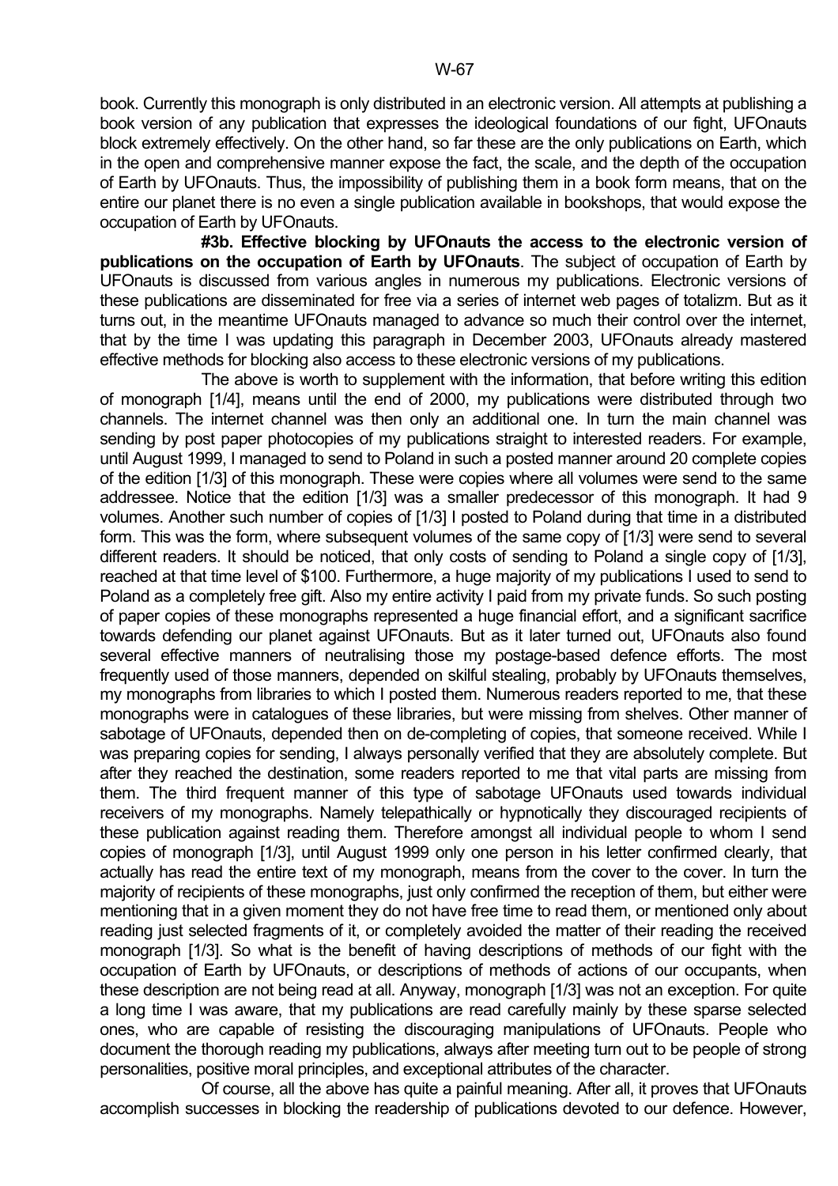book. Currently this monograph is only distributed in an electronic version. All attempts at publishing a book version of any publication that expresses the ideological foundations of our fight, UFOnauts block extremely effectively. On the other hand, so far these are the only publications on Earth, which in the open and comprehensive manner expose the fact, the scale, and the depth of the occupation of Earth by UFOnauts. Thus, the impossibility of publishing them in a book form means, that on the entire our planet there is no even a single publication available in bookshops, that would expose the occupation of Earth by UFOnauts.

**#3b. Effective blocking by UFOnauts the access to the electronic version of publications on the occupation of Earth by UFOnauts**. The subject of occupation of Earth by UFOnauts is discussed from various angles in numerous my publications. Electronic versions of these publications are disseminated for free via a series of internet web pages of totalizm. But as it turns out, in the meantime UFOnauts managed to advance so much their control over the internet, that by the time I was updating this paragraph in December 2003, UFOnauts already mastered effective methods for blocking also access to these electronic versions of my publications.

The above is worth to supplement with the information, that before writing this edition of monograph [1/4], means until the end of 2000, my publications were distributed through two channels. The internet channel was then only an additional one. In turn the main channel was sending by post paper photocopies of my publications straight to interested readers. For example, until August 1999, I managed to send to Poland in such a posted manner around 20 complete copies of the edition [1/3] of this monograph. These were copies where all volumes were send to the same addressee. Notice that the edition [1/3] was a smaller predecessor of this monograph. It had 9 volumes. Another such number of copies of [1/3] I posted to Poland during that time in a distributed form. This was the form, where subsequent volumes of the same copy of [1/3] were send to several different readers. It should be noticed, that only costs of sending to Poland a single copy of [1/3], reached at that time level of $100. Furthermore, a huge majority of my publications I used to send to Poland as a completely free gift. Also my entire activity I paid from my private funds. So such posting of paper copies of these monographs represented a huge financial effort, and a significant sacrifice towards defending our planet against UFOnauts. But as it later turned out, UFOnauts also found several effective manners of neutralising those my postage-based defence efforts. The most frequently used of those manners, depended on skilful stealing, probably by UFOnauts themselves, my monographs from libraries to which I posted them. Numerous readers reported to me, that these monographs were in catalogues of these libraries, but were missing from shelves. Other manner of sabotage of UFOnauts, depended then on de-completing of copies, that someone received. While I was preparing copies for sending, I always personally verified that they are absolutely complete. But after they reached the destination, some readers reported to me that vital parts are missing from them. The third frequent manner of this type of sabotage UFOnauts used towards individual receivers of my monographs. Namely telepathically or hypnotically they discouraged recipients of these publication against reading them. Therefore amongst all individual people to whom I send copies of monograph [1/3], until August 1999 only one person in his letter confirmed clearly, that actually has read the entire text of my monograph, means from the cover to the cover. In turn the majority of recipients of these monographs, just only confirmed the reception of them, but either were mentioning that in a given moment they do not have free time to read them, or mentioned only about reading just selected fragments of it, or completely avoided the matter of their reading the received monograph [1/3]. So what is the benefit of having descriptions of methods of our fight with the occupation of Earth by UFOnauts, or descriptions of methods of actions of our occupants, when these description are not being read at all. Anyway, monograph [1/3] was not an exception. For quite a long time I was aware, that my publications are read carefully mainly by these sparse selected ones, who are capable of resisting the discouraging manipulations of UFOnauts. People who document the thorough reading my publications, always after meeting turn out to be people of strong personalities, positive moral principles, and exceptional attributes of the character.

Of course, all the above has quite a painful meaning. After all, it proves that UFOnauts accomplish successes in blocking the readership of publications devoted to our defence. However,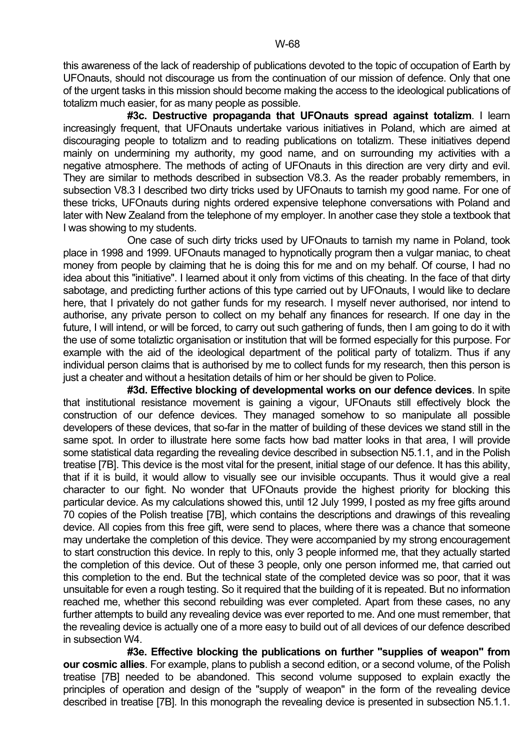this awareness of the lack of readership of publications devoted to the topic of occupation of Earth by UFOnauts, should not discourage us from the continuation of our mission of defence. Only that one of the urgent tasks in this mission should become making the access to the ideological publications of totalizm much easier, for as many people as possible.

**#3c. Destructive propaganda that UFOnauts spread against totalizm**. I learn increasingly frequent, that UFOnauts undertake various initiatives in Poland, which are aimed at discouraging people to totalizm and to reading publications on totalizm. These initiatives depend mainly on undermining my authority, my good name, and on surrounding my activities with a negative atmosphere. The methods of acting of UFOnauts in this direction are very dirty and evil. They are similar to methods described in subsection V8.3. As the reader probably remembers, in subsection V8.3 I described two dirty tricks used by UFOnauts to tarnish my good name. For one of these tricks, UFOnauts during nights ordered expensive telephone conversations with Poland and later with New Zealand from the telephone of my employer. In another case they stole a textbook that I was showing to my students.

One case of such dirty tricks used by UFOnauts to tarnish my name in Poland, took place in 1998 and 1999. UFOnauts managed to hypnotically program then a vulgar maniac, to cheat money from people by claiming that he is doing this for me and on my behalf. Of course, I had no idea about this "initiative". I learned about it only from victims of this cheating. In the face of that dirty sabotage, and predicting further actions of this type carried out by UFOnauts, I would like to declare here, that I privately do not gather funds for my research. I myself never authorised, nor intend to authorise, any private person to collect on my behalf any finances for research. If one day in the future, I will intend, or will be forced, to carry out such gathering of funds, then I am going to do it with the use of some totaliztic organisation or institution that will be formed especially for this purpose. For example with the aid of the ideological department of the political party of totalizm. Thus if any individual person claims that is authorised by me to collect funds for my research, then this person is just a cheater and without a hesitation details of him or her should be given to Police.

**#3d. Effective blocking of developmental works on our defence devices**. In spite that institutional resistance movement is gaining a vigour, UFOnauts still effectively block the construction of our defence devices. They managed somehow to so manipulate all possible developers of these devices, that so-far in the matter of building of these devices we stand still in the same spot. In order to illustrate here some facts how bad matter looks in that area, I will provide some statistical data regarding the revealing device described in subsection N5.1.1, and in the Polish treatise [7B]. This device is the most vital for the present, initial stage of our defence. It has this ability, that if it is build, it would allow to visually see our invisible occupants. Thus it would give a real character to our fight. No wonder that UFOnauts provide the highest priority for blocking this particular device. As my calculations showed this, until 12 July 1999, I posted as my free gifts around 70 copies of the Polish treatise [7B], which contains the descriptions and drawings of this revealing device. All copies from this free gift, were send to places, where there was a chance that someone may undertake the completion of this device. They were accompanied by my strong encouragement to start construction this device. In reply to this, only 3 people informed me, that they actually started the completion of this device. Out of these 3 people, only one person informed me, that carried out this completion to the end. But the technical state of the completed device was so poor, that it was unsuitable for even a rough testing. So it required that the building of it is repeated. But no information reached me, whether this second rebuilding was ever completed. Apart from these cases, no any further attempts to build any revealing device was ever reported to me. And one must remember, that the revealing device is actually one of a more easy to build out of all devices of our defence described in subsection W4.

**#3e. Effective blocking the publications on further "supplies of weapon" from our cosmic allies**. For example, plans to publish a second edition, or a second volume, of the Polish treatise [7B] needed to be abandoned. This second volume supposed to explain exactly the principles of operation and design of the "supply of weapon" in the form of the revealing device described in treatise [7B]. In this monograph the revealing device is presented in subsection N5.1.1.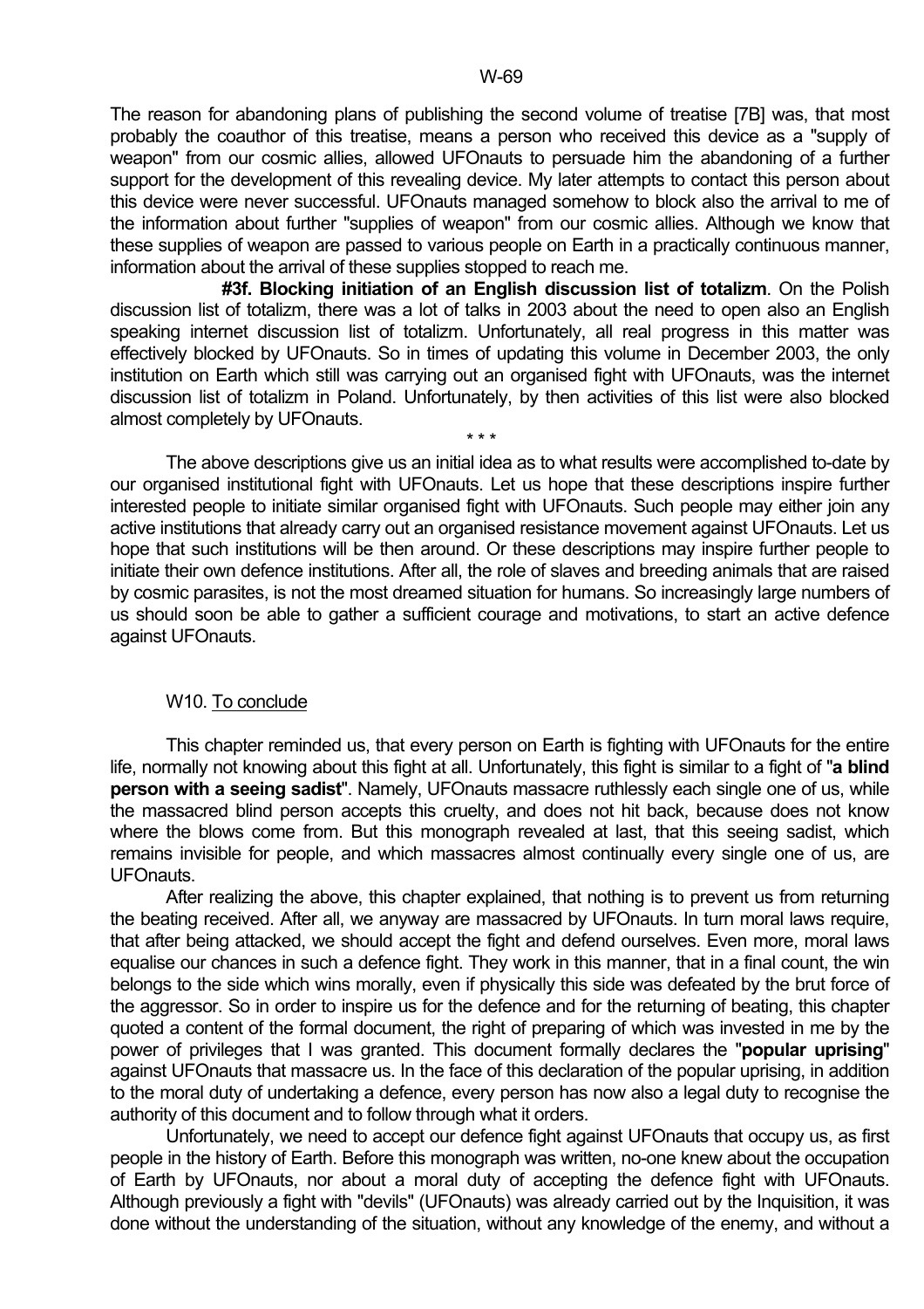The reason for abandoning plans of publishing the second volume of treatise [7B] was, that most probably the coauthor of this treatise, means a person who received this device as a "supply of weapon" from our cosmic allies, allowed UFOnauts to persuade him the abandoning of a further support for the development of this revealing device. My later attempts to contact this person about this device were never successful. UFOnauts managed somehow to block also the arrival to me of the information about further "supplies of weapon" from our cosmic allies. Although we know that these supplies of weapon are passed to various people on Earth in a practically continuous manner, information about the arrival of these supplies stopped to reach me.

**#3f. Blocking initiation of an English discussion list of totalizm**. On the Polish discussion list of totalizm, there was a lot of talks in 2003 about the need to open also an English speaking internet discussion list of totalizm. Unfortunately, all real progress in this matter was effectively blocked by UFOnauts. So in times of updating this volume in December 2003, the only institution on Earth which still was carrying out an organised fight with UFOnauts, was the internet discussion list of totalizm in Poland. Unfortunately, by then activities of this list were also blocked almost completely by UFOnauts.

\* \* \*

The above descriptions give us an initial idea as to what results were accomplished to-date by our organised institutional fight with UFOnauts. Let us hope that these descriptions inspire further interested people to initiate similar organised fight with UFOnauts. Such people may either join any active institutions that already carry out an organised resistance movement against UFOnauts. Let us hope that such institutions will be then around. Or these descriptions may inspire further people to initiate their own defence institutions. After all, the role of slaves and breeding animals that are raised by cosmic parasites, is not the most dreamed situation for humans. So increasingly large numbers of us should soon be able to gather a sufficient courage and motivations, to start an active defence against UFOnauts.

## W10. To conclude

This chapter reminded us, that every person on Earth is fighting with UFOnauts for the entire life, normally not knowing about this fight at all. Unfortunately, this fight is similar to a fight of "**a blind person with a seeing sadist**". Namely, UFOnauts massacre ruthlessly each single one of us, while the massacred blind person accepts this cruelty, and does not hit back, because does not know where the blows come from. But this monograph revealed at last, that this seeing sadist, which remains invisible for people, and which massacres almost continually every single one of us, are UFOnauts.

After realizing the above, this chapter explained, that nothing is to prevent us from returning the beating received. After all, we anyway are massacred by UFOnauts. In turn moral laws require, that after being attacked, we should accept the fight and defend ourselves. Even more, moral laws equalise our chances in such a defence fight. They work in this manner, that in a final count, the win belongs to the side which wins morally, even if physically this side was defeated by the brut force of the aggressor. So in order to inspire us for the defence and for the returning of beating, this chapter quoted a content of the formal document, the right of preparing of which was invested in me by the power of privileges that I was granted. This document formally declares the "**popular uprising**" against UFOnauts that massacre us. In the face of this declaration of the popular uprising, in addition to the moral duty of undertaking a defence, every person has now also a legal duty to recognise the authority of this document and to follow through what it orders.

Unfortunately, we need to accept our defence fight against UFOnauts that occupy us, as first people in the history of Earth. Before this monograph was written, no-one knew about the occupation of Earth by UFOnauts, nor about a moral duty of accepting the defence fight with UFOnauts. Although previously a fight with "devils" (UFOnauts) was already carried out by the Inquisition, it was done without the understanding of the situation, without any knowledge of the enemy, and without a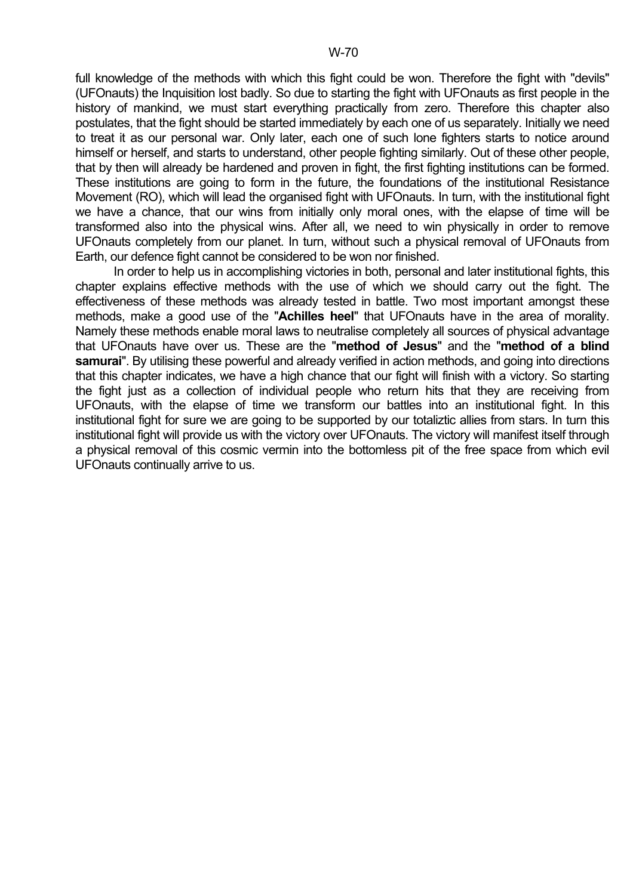full knowledge of the methods with which this fight could be won. Therefore the fight with "devils" (UFOnauts) the Inquisition lost badly. So due to starting the fight with UFOnauts as first people in the history of mankind, we must start everything practically from zero. Therefore this chapter also postulates, that the fight should be started immediately by each one of us separately. Initially we need to treat it as our personal war. Only later, each one of such lone fighters starts to notice around himself or herself, and starts to understand, other people fighting similarly. Out of these other people, that by then will already be hardened and proven in fight, the first fighting institutions can be formed. These institutions are going to form in the future, the foundations of the institutional Resistance Movement (RO), which will lead the organised fight with UFOnauts. In turn, with the institutional fight we have a chance, that our wins from initially only moral ones, with the elapse of time will be transformed also into the physical wins. After all, we need to win physically in order to remove UFOnauts completely from our planet. In turn, without such a physical removal of UFOnauts from Earth, our defence fight cannot be considered to be won nor finished.

In order to help us in accomplishing victories in both, personal and later institutional fights, this chapter explains effective methods with the use of which we should carry out the fight. The effectiveness of these methods was already tested in battle. Two most important amongst these methods, make a good use of the "**Achilles heel**" that UFOnauts have in the area of morality. Namely these methods enable moral laws to neutralise completely all sources of physical advantage that UFOnauts have over us. These are the "**method of Jesus**" and the "**method of a blind samurai**". By utilising these powerful and already verified in action methods, and going into directions that this chapter indicates, we have a high chance that our fight will finish with a victory. So starting the fight just as a collection of individual people who return hits that they are receiving from UFOnauts, with the elapse of time we transform our battles into an institutional fight. In this institutional fight for sure we are going to be supported by our totaliztic allies from stars. In turn this institutional fight will provide us with the victory over UFOnauts. The victory will manifest itself through a physical removal of this cosmic vermin into the bottomless pit of the free space from which evil UFOnauts continually arrive to us.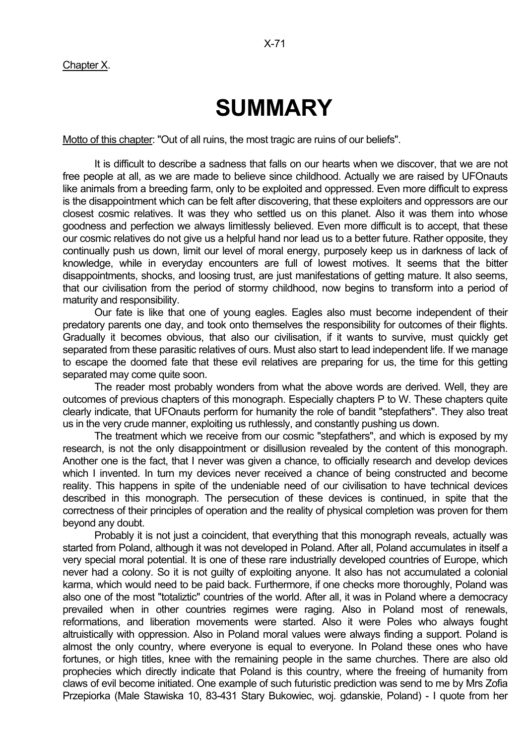Chapter X.

# SUMMARY

Motto of this chapter: "Out of all ruins, the most tragic are ruins of our beliefs".

It is difficult to describe a sadness that falls on our hearts when we discover, that we are not free people at all, as we are made to believe since childhood. Actually we are raised by UFOnauts like animals from a breeding farm, only to be exploited and oppressed. Even more difficult to express is the disappointment which can be felt after discovering, that these exploiters and oppressors are our closest cosmic relatives. It was they who settled us on this planet. Also it was them into whose goodness and perfection we always limitlessly believed. Even more difficult is to accept, that these our cosmic relatives do not give us a helpful hand nor lead us to a better future. Rather opposite, they continually push us down, limit our level of moral energy, purposely keep us in darkness of lack of knowledge, while in everyday encounters are full of lowest motives. It seems that the bitter disappointments, shocks, and loosing trust, are just manifestations of getting mature. It also seems, that our civilisation from the period of stormy childhood, now begins to transform into a period of maturity and responsibility.

Our fate is like that one of young eagles. Eagles also must become independent of their predatory parents one day, and took onto themselves the responsibility for outcomes of their flights. Gradually it becomes obvious, that also our civilisation, if it wants to survive, must quickly get separated from these parasitic relatives of ours. Must also start to lead independent life. If we manage to escape the doomed fate that these evil relatives are preparing for us, the time for this getting separated may come quite soon.

The reader most probably wonders from what the above words are derived. Well, they are outcomes of previous chapters of this monograph. Especially chapters P to W. These chapters quite clearly indicate, that UFOnauts perform for humanity the role of bandit "stepfathers". They also treat us in the very crude manner, exploiting us ruthlessly, and constantly pushing us down.

The treatment which we receive from our cosmic "stepfathers", and which is exposed by my research, is not the only disappointment or disillusion revealed by the content of this monograph. Another one is the fact, that I never was given a chance, to officially research and develop devices which I invented. In turn my devices never received a chance of being constructed and become reality. This happens in spite of the undeniable need of our civilisation to have technical devices described in this monograph. The persecution of these devices is continued, in spite that the correctness of their principles of operation and the reality of physical completion was proven for them beyond any doubt.

Probably it is not just a coincident, that everything that this monograph reveals, actually was started from Poland, although it was not developed in Poland. After all, Poland accumulates in itself a very special moral potential. It is one of these rare industrially developed countries of Europe, which never had a colony. So it is not guilty of exploiting anyone. It also has not accumulated a colonial karma, which would need to be paid back. Furthermore, if one checks more thoroughly, Poland was also one of the most "totaliztic" countries of the world. After all, it was in Poland where a democracy prevailed when in other countries regimes were raging. Also in Poland most of renewals, reformations, and liberation movements were started. Also it were Poles who always fought altruistically with oppression. Also in Poland moral values were always finding a support. Poland is almost the only country, where everyone is equal to everyone. In Poland these ones who have fortunes, or high titles, knee with the remaining people in the same churches. There are also old prophecies which directly indicate that Poland is this country, where the freeing of humanity from claws of evil become initiated. One example of such futuristic prediction was send to me by Mrs Zofia Przepiorka (Male Stawiska 10, 83-431 Stary Bukowiec, woj. gdanskie, Poland) - I quote from her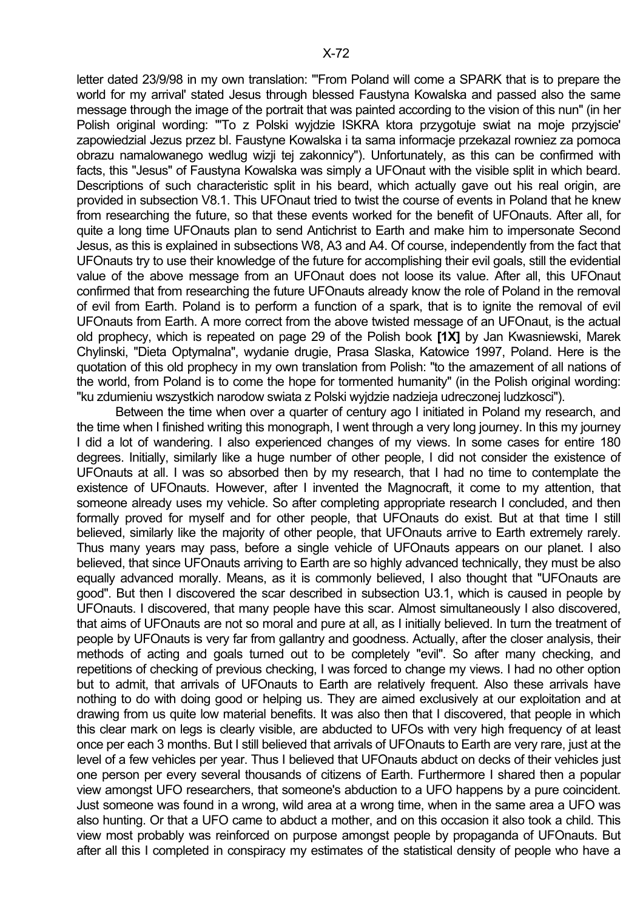letter dated 23/9/98 in my own translation: "'From Poland will come a SPARK that is to prepare the world for my arrival' stated Jesus through blessed Faustyna Kowalska and passed also the same message through the image of the portrait that was painted according to the vision of this nun" (in her Polish original wording: "'To z Polski wyjdzie ISKRA ktora przygotuje swiat na moje przyjscie' zapowiedzial Jezus przez bl. Faustyne Kowalska i ta sama informacje przekazal rowniez za pomoca obrazu namalowanego wedlug wizji tej zakonnicy"). Unfortunately, as this can be confirmed with facts, this "Jesus" of Faustyna Kowalska was simply a UFOnaut with the visible split in which beard. Descriptions of such characteristic split in his beard, which actually gave out his real origin, are provided in subsection V8.1. This UFOnaut tried to twist the course of events in Poland that he knew from researching the future, so that these events worked for the benefit of UFOnauts. After all, for quite a long time UFOnauts plan to send Antichrist to Earth and make him to impersonate Second Jesus, as this is explained in subsections W8, A3 and A4. Of course, independently from the fact that UFOnauts try to use their knowledge of the future for accomplishing their evil goals, still the evidential value of the above message from an UFOnaut does not loose its value. After all, this UFOnaut confirmed that from researching the future UFOnauts already know the role of Poland in the removal of evil from Earth. Poland is to perform a function of a spark, that is to ignite the removal of evil UFOnauts from Earth. A more correct from the above twisted message of an UFOnaut, is the actual old prophecy, which is repeated on page 29 of the Polish book **[1X]** by Jan Kwasniewski, Marek Chylinski, "Dieta Optymalna", wydanie drugie, Prasa Slaska, Katowice 1997, Poland. Here is the quotation of this old prophecy in my own translation from Polish: "to the amazement of all nations of the world, from Poland is to come the hope for tormented humanity" (in the Polish original wording: "ku zdumieniu wszystkich narodow swiata z Polski wyjdzie nadzieja udreczonej ludzkosci").

Between the time when over a quarter of century ago I initiated in Poland my research, and the time when I finished writing this monograph, I went through a very long journey. In this my journey I did a lot of wandering. I also experienced changes of my views. In some cases for entire 180 degrees. Initially, similarly like a huge number of other people, I did not consider the existence of UFOnauts at all. I was so absorbed then by my research, that I had no time to contemplate the existence of UFOnauts. However, after I invented the Magnocraft, it come to my attention, that someone already uses my vehicle. So after completing appropriate research I concluded, and then formally proved for myself and for other people, that UFOnauts do exist. But at that time I still believed, similarly like the majority of other people, that UFOnauts arrive to Earth extremely rarely. Thus many years may pass, before a single vehicle of UFOnauts appears on our planet. I also believed, that since UFOnauts arriving to Earth are so highly advanced technically, they must be also equally advanced morally. Means, as it is commonly believed, I also thought that "UFOnauts are good". But then I discovered the scar described in subsection U3.1, which is caused in people by UFOnauts. I discovered, that many people have this scar. Almost simultaneously I also discovered, that aims of UFOnauts are not so moral and pure at all, as I initially believed. In turn the treatment of people by UFOnauts is very far from gallantry and goodness. Actually, after the closer analysis, their methods of acting and goals turned out to be completely "evil". So after many checking, and repetitions of checking of previous checking, I was forced to change my views. I had no other option but to admit, that arrivals of UFOnauts to Earth are relatively frequent. Also these arrivals have nothing to do with doing good or helping us. They are aimed exclusively at our exploitation and at drawing from us quite low material benefits. It was also then that I discovered, that people in which this clear mark on legs is clearly visible, are abducted to UFOs with very high frequency of at least once per each 3 months. But I still believed that arrivals of UFOnauts to Earth are very rare, just at the level of a few vehicles per year. Thus I believed that UFOnauts abduct on decks of their vehicles just one person per every several thousands of citizens of Earth. Furthermore I shared then a popular view amongst UFO researchers, that someone's abduction to a UFO happens by a pure coincident. Just someone was found in a wrong, wild area at a wrong time, when in the same area a UFO was also hunting. Or that a UFO came to abduct a mother, and on this occasion it also took a child. This view most probably was reinforced on purpose amongst people by propaganda of UFOnauts. But after all this I completed in conspiracy my estimates of the statistical density of people who have a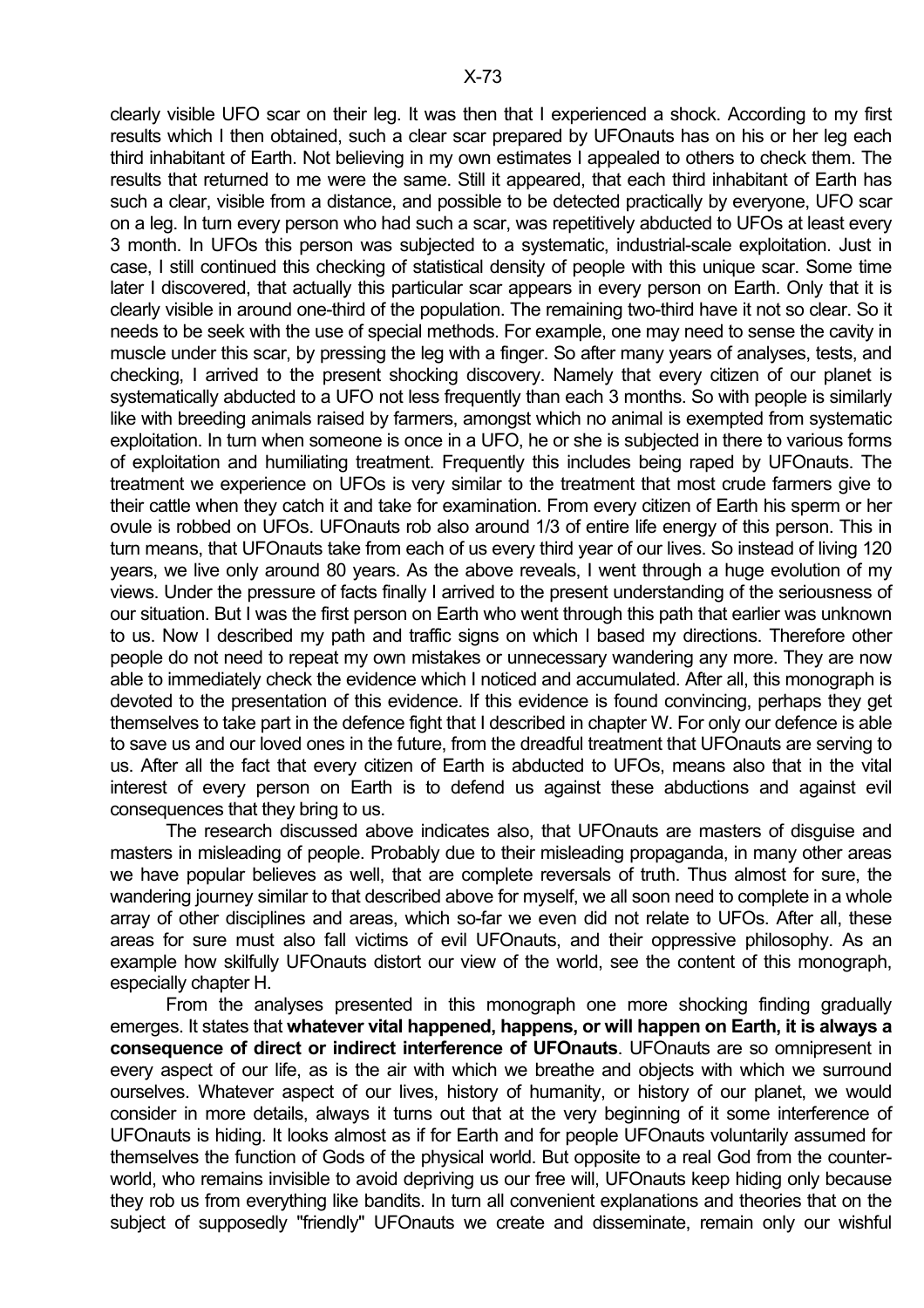clearly visible UFO scar on their leg. It was then that I experienced a shock. According to my first results which I then obtained, such a clear scar prepared by UFOnauts has on his or her leg each third inhabitant of Earth. Not believing in my own estimates I appealed to others to check them. The results that returned to me were the same. Still it appeared, that each third inhabitant of Earth has such a clear, visible from a distance, and possible to be detected practically by everyone, UFO scar on a leg. In turn every person who had such a scar, was repetitively abducted to UFOs at least every 3 month. In UFOs this person was subjected to a systematic, industrial-scale exploitation. Just in case, I still continued this checking of statistical density of people with this unique scar. Some time later I discovered, that actually this particular scar appears in every person on Earth. Only that it is clearly visible in around one-third of the population. The remaining two-third have it not so clear. So it needs to be seek with the use of special methods. For example, one may need to sense the cavity in muscle under this scar, by pressing the leg with a finger. So after many years of analyses, tests, and checking, I arrived to the present shocking discovery. Namely that every citizen of our planet is systematically abducted to a UFO not less frequently than each 3 months. So with people is similarly like with breeding animals raised by farmers, amongst which no animal is exempted from systematic exploitation. In turn when someone is once in a UFO, he or she is subjected in there to various forms of exploitation and humiliating treatment. Frequently this includes being raped by UFOnauts. The treatment we experience on UFOs is very similar to the treatment that most crude farmers give to their cattle when they catch it and take for examination. From every citizen of Earth his sperm or her ovule is robbed on UFOs. UFOnauts rob also around 1/3 of entire life energy of this person. This in turn means, that UFOnauts take from each of us every third year of our lives. So instead of living 120 years, we live only around 80 years. As the above reveals, I went through a huge evolution of my views. Under the pressure of facts finally I arrived to the present understanding of the seriousness of our situation. But I was the first person on Earth who went through this path that earlier was unknown to us. Now I described my path and traffic signs on which I based my directions. Therefore other people do not need to repeat my own mistakes or unnecessary wandering any more. They are now able to immediately check the evidence which I noticed and accumulated. After all, this monograph is devoted to the presentation of this evidence. If this evidence is found convincing, perhaps they get themselves to take part in the defence fight that I described in chapter W. For only our defence is able to save us and our loved ones in the future, from the dreadful treatment that UFOnauts are serving to us. After all the fact that every citizen of Earth is abducted to UFOs, means also that in the vital interest of every person on Earth is to defend us against these abductions and against evil consequences that they bring to us.

The research discussed above indicates also, that UFOnauts are masters of disguise and masters in misleading of people. Probably due to their misleading propaganda, in many other areas we have popular believes as well, that are complete reversals of truth. Thus almost for sure, the wandering journey similar to that described above for myself, we all soon need to complete in a whole array of other disciplines and areas, which so-far we even did not relate to UFOs. After all, these areas for sure must also fall victims of evil UFOnauts, and their oppressive philosophy. As an example how skilfully UFOnauts distort our view of the world, see the content of this monograph, especially chapter H.

From the analyses presented in this monograph one more shocking finding gradually emerges. It states that **whatever vital happened, happens, or will happen on Earth, it is always a consequence of direct or indirect interference of UFOnauts**. UFOnauts are so omnipresent in every aspect of our life, as is the air with which we breathe and objects with which we surround ourselves. Whatever aspect of our lives, history of humanity, or history of our planet, we would consider in more details, always it turns out that at the very beginning of it some interference of UFOnauts is hiding. It looks almost as if for Earth and for people UFOnauts voluntarily assumed for themselves the function of Gods of the physical world. But opposite to a real God from the counter-world, who remains invisible to avoid depriving us our free will, UFOnauts keep hiding only because they rob us from everything like bandits. In turn all convenient explanations and theories that on the subject of supposedly "friendly" UFOnauts we create and disseminate, remain only our wishful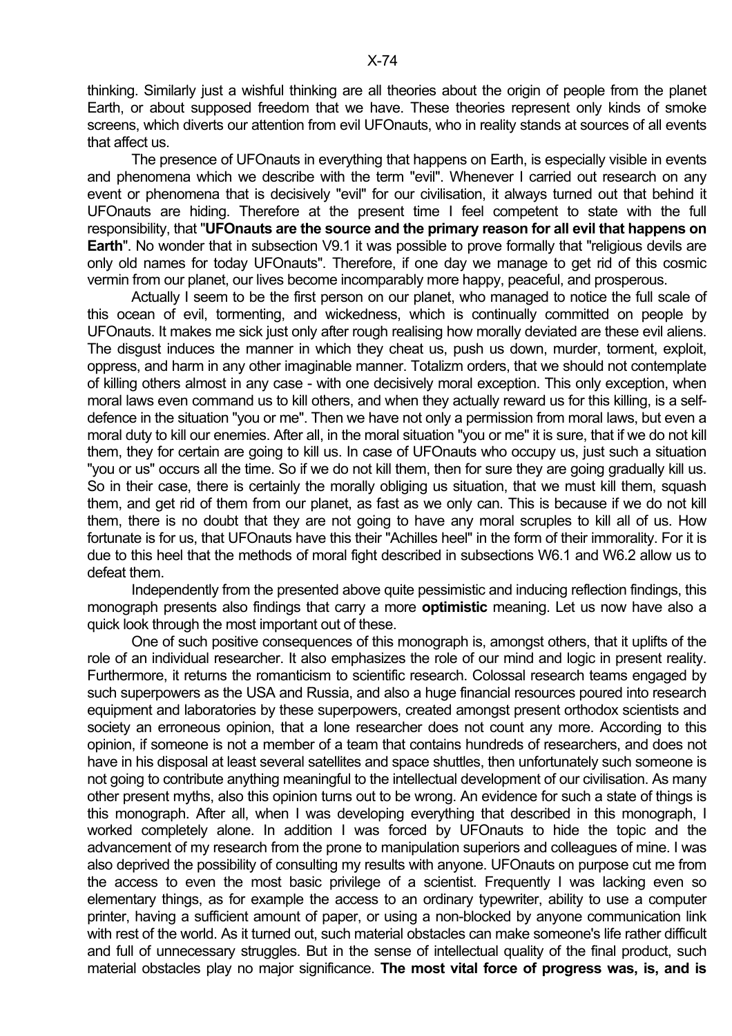thinking. Similarly just a wishful thinking are all theories about the origin of people from the planet Earth, or about supposed freedom that we have. These theories represent only kinds of smoke screens, which diverts our attention from evil UFOnauts, who in reality stands at sources of all events that affect us.

The presence of UFOnauts in everything that happens on Earth, is especially visible in events and phenomena which we describe with the term "evil". Whenever I carried out research on any event or phenomena that is decisively "evil" for our civilisation, it always turned out that behind it UFOnauts are hiding. Therefore at the present time I feel competent to state with the full responsibility, that "**UFOnauts are the source and the primary reason for all evil that happens on Earth**". No wonder that in subsection V9.1 it was possible to prove formally that "religious devils are only old names for today UFOnauts". Therefore, if one day we manage to get rid of this cosmic vermin from our planet, our lives become incomparably more happy, peaceful, and prosperous.

Actually I seem to be the first person on our planet, who managed to notice the full scale of this ocean of evil, tormenting, and wickedness, which is continually committed on people by UFOnauts. It makes me sick just only after rough realising how morally deviated are these evil aliens. The disgust induces the manner in which they cheat us, push us down, murder, torment, exploit, oppress, and harm in any other imaginable manner. Totalizm orders, that we should not contemplate of killing others almost in any case - with one decisively moral exception. This only exception, when moral laws even command us to kill others, and when they actually reward us for this killing, is a self-defence in the situation "you or me". Then we have not only a permission from moral laws, but even a moral duty to kill our enemies. After all, in the moral situation "you or me" it is sure, that if we do not kill them, they for certain are going to kill us. In case of UFOnauts who occupy us, just such a situation "you or us" occurs all the time. So if we do not kill them, then for sure they are going gradually kill us. So in their case, there is certainly the morally obliging us situation, that we must kill them, squash them, and get rid of them from our planet, as fast as we only can. This is because if we do not kill them, there is no doubt that they are not going to have any moral scruples to kill all of us. How fortunate is for us, that UFOnauts have this their "Achilles heel" in the form of their immorality. For it is due to this heel that the methods of moral fight described in subsections W6.1 and W6.2 allow us to defeat them.

Independently from the presented above quite pessimistic and inducing reflection findings, this monograph presents also findings that carry a more **optimistic** meaning. Let us now have also a quick look through the most important out of these.

One of such positive consequences of this monograph is, amongst others, that it uplifts of the role of an individual researcher. It also emphasizes the role of our mind and logic in present reality. Furthermore, it returns the romanticism to scientific research. Colossal research teams engaged by such superpowers as the USA and Russia, and also a huge financial resources poured into research equipment and laboratories by these superpowers, created amongst present orthodox scientists and society an erroneous opinion, that a lone researcher does not count any more. According to this opinion, if someone is not a member of a team that contains hundreds of researchers, and does not have in his disposal at least several satellites and space shuttles, then unfortunately such someone is not going to contribute anything meaningful to the intellectual development of our civilisation. As many other present myths, also this opinion turns out to be wrong. An evidence for such a state of things is this monograph. After all, when I was developing everything that described in this monograph, I worked completely alone. In addition I was forced by UFOnauts to hide the topic and the advancement of my research from the prone to manipulation superiors and colleagues of mine. I was also deprived the possibility of consulting my results with anyone. UFOnauts on purpose cut me from the access to even the most basic privilege of a scientist. Frequently I was lacking even so elementary things, as for example the access to an ordinary typewriter, ability to use a computer printer, having a sufficient amount of paper, or using a non-blocked by anyone communication link with rest of the world. As it turned out, such material obstacles can make someone's life rather difficult and full of unnecessary struggles. But in the sense of intellectual quality of the final product, such material obstacles play no major significance. **The most vital force of progress was, is, and is**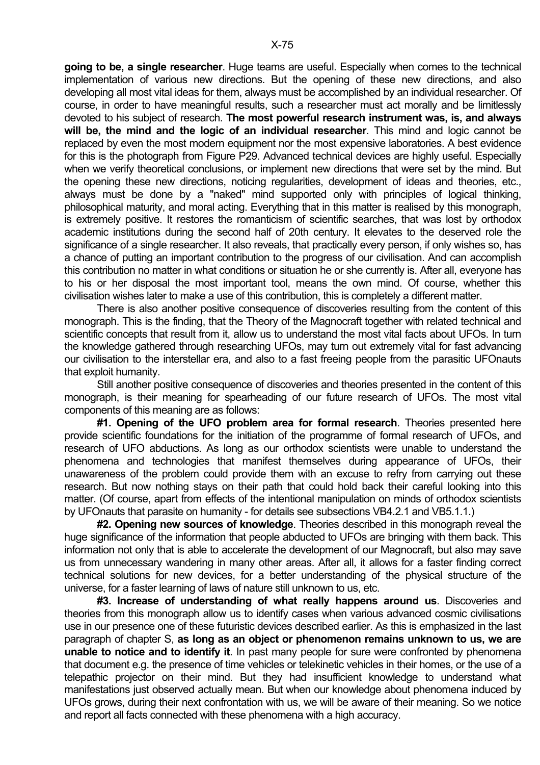**going to be, a single researcher**. Huge teams are useful. Especially when comes to the technical implementation of various new directions. But the opening of these new directions, and also developing all most vital ideas for them, always must be accomplished by an individual researcher. Of course, in order to have meaningful results, such a researcher must act morally and be limitlessly devoted to his subject of research. **The most powerful research instrument was, is, and always will be, the mind and the logic of an individual researcher**. This mind and logic cannot be replaced by even the most modern equipment nor the most expensive laboratories. A best evidence for this is the photograph from Figure P29. Advanced technical devices are highly useful. Especially when we verify theoretical conclusions, or implement new directions that were set by the mind. But the opening these new directions, noticing regularities, development of ideas and theories, etc., always must be done by a "naked" mind supported only with principles of logical thinking, philosophical maturity, and moral acting. Everything that in this matter is realised by this monograph, is extremely positive. It restores the romanticism of scientific searches, that was lost by orthodox academic institutions during the second half of 20th century. It elevates to the deserved role the significance of a single researcher. It also reveals, that practically every person, if only wishes so, has a chance of putting an important contribution to the progress of our civilisation. And can accomplish this contribution no matter in what conditions or situation he or she currently is. After all, everyone has to his or her disposal the most important tool, means the own mind. Of course, whether this civilisation wishes later to make a use of this contribution, this is completely a different matter.

There is also another positive consequence of discoveries resulting from the content of this monograph. This is the finding, that the Theory of the Magnocraft together with related technical and scientific concepts that result from it, allow us to understand the most vital facts about UFOs. In turn the knowledge gathered through researching UFOs, may turn out extremely vital for fast advancing our civilisation to the interstellar era, and also to a fast freeing people from the parasitic UFOnauts that exploit humanity.

Still another positive consequence of discoveries and theories presented in the content of this monograph, is their meaning for spearheading of our future research of UFOs. The most vital components of this meaning are as follows:

**#1. Opening of the UFO problem area for formal research**. Theories presented here provide scientific foundations for the initiation of the programme of formal research of UFOs, and research of UFO abductions. As long as our orthodox scientists were unable to understand the phenomena and technologies that manifest themselves during appearance of UFOs, their unawareness of the problem could provide them with an excuse to refry from carrying out these research. But now nothing stays on their path that could hold back their careful looking into this matter. (Of course, apart from effects of the intentional manipulation on minds of orthodox scientists by UFOnauts that parasite on humanity - for details see subsections VB4.2.1 and VB5.1.1.)

**#2. Opening new sources of knowledge**. Theories described in this monograph reveal the huge significance of the information that people abducted to UFOs are bringing with them back. This information not only that is able to accelerate the development of our Magnocraft, but also may save us from unnecessary wandering in many other areas. After all, it allows for a faster finding correct technical solutions for new devices, for a better understanding of the physical structure of the universe, for a faster learning of laws of nature still unknown to us, etc.

**#3. Increase of understanding of what really happens around us**. Discoveries and theories from this monograph allow us to identify cases when various advanced cosmic civilisations use in our presence one of these futuristic devices described earlier. As this is emphasized in the last paragraph of chapter S, **as long as an object or phenomenon remains unknown to us, we are unable to notice and to identify it**. In past many people for sure were confronted by phenomena that document e.g. the presence of time vehicles or telekinetic vehicles in their homes, or the use of a telepathic projector on their mind. But they had insufficient knowledge to understand what manifestations just observed actually mean. But when our knowledge about phenomena induced by UFOs grows, during their next confrontation with us, we will be aware of their meaning. So we notice and report all facts connected with these phenomena with a high accuracy.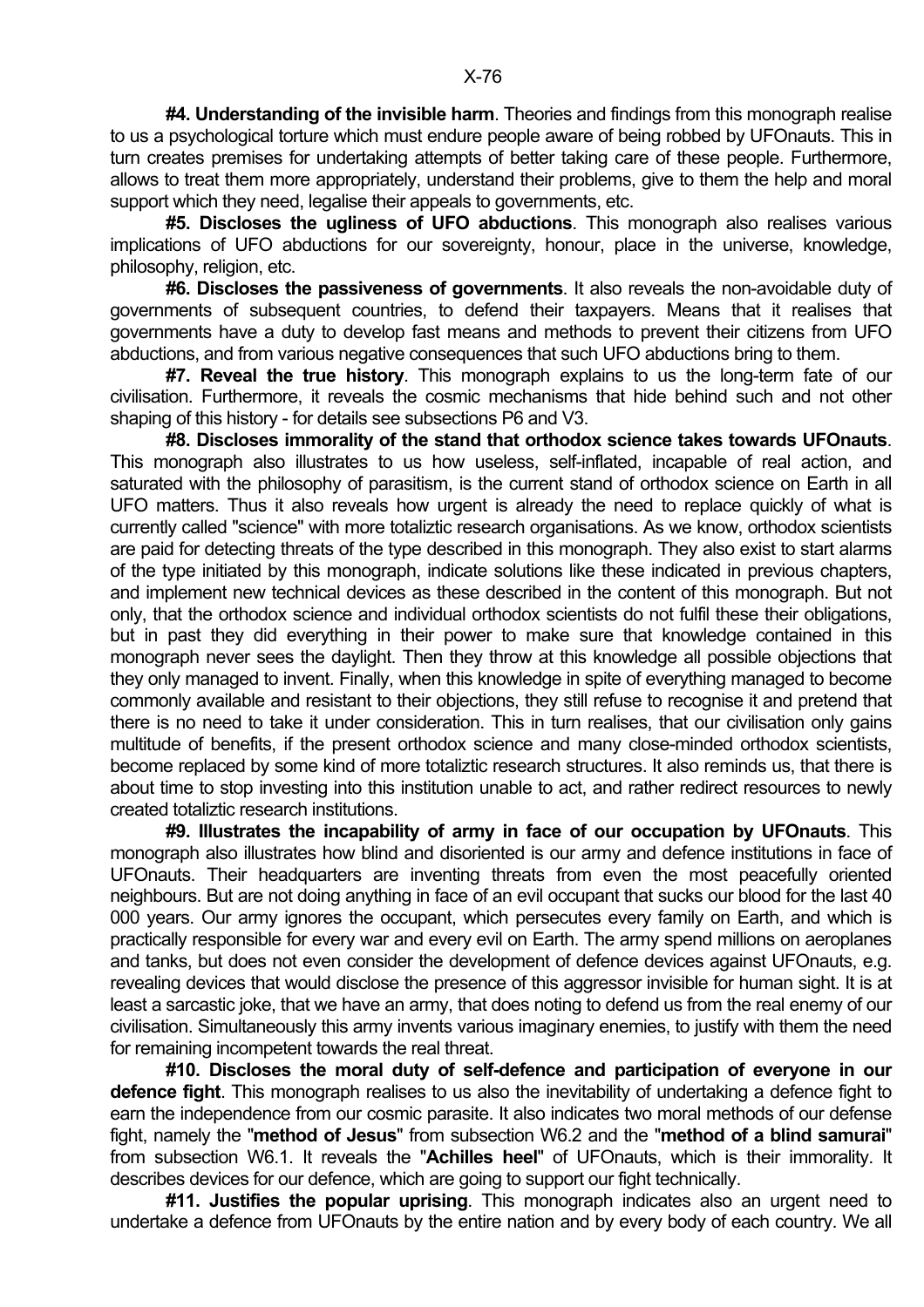**#4. Understanding of the invisible harm**. Theories and findings from this monograph realise to us a psychological torture which must endure people aware of being robbed by UFOnauts. This in turn creates premises for undertaking attempts of better taking care of these people. Furthermore, allows to treat them more appropriately, understand their problems, give to them the help and moral support which they need, legalise their appeals to governments, etc.

**#5. Discloses the ugliness of UFO abductions**. This monograph also realises various implications of UFO abductions for our sovereignty, honour, place in the universe, knowledge, philosophy, religion, etc.

**#6. Discloses the passiveness of governments**. It also reveals the non-avoidable duty of governments of subsequent countries, to defend their taxpayers. Means that it realises that governments have a duty to develop fast means and methods to prevent their citizens from UFO abductions, and from various negative consequences that such UFO abductions bring to them.

**#7. Reveal the true history**. This monograph explains to us the long-term fate of our civilisation. Furthermore, it reveals the cosmic mechanisms that hide behind such and not other shaping of this history - for details see subsections P6 and V3.

**#8. Discloses immorality of the stand that orthodox science takes towards UFOnauts**. This monograph also illustrates to us how useless, self-inflated, incapable of real action, and saturated with the philosophy of parasitism, is the current stand of orthodox science on Earth in all UFO matters. Thus it also reveals how urgent is already the need to replace quickly of what is currently called "science" with more totaliztic research organisations. As we know, orthodox scientists are paid for detecting threats of the type described in this monograph. They also exist to start alarms of the type initiated by this monograph, indicate solutions like these indicated in previous chapters, and implement new technical devices as these described in the content of this monograph. But not only, that the orthodox science and individual orthodox scientists do not fulfil these their obligations, but in past they did everything in their power to make sure that knowledge contained in this monograph never sees the daylight. Then they throw at this knowledge all possible objections that they only managed to invent. Finally, when this knowledge in spite of everything managed to become commonly available and resistant to their objections, they still refuse to recognise it and pretend that there is no need to take it under consideration. This in turn realises, that our civilisation only gains multitude of benefits, if the present orthodox science and many close-minded orthodox scientists, become replaced by some kind of more totaliztic research structures. It also reminds us, that there is about time to stop investing into this institution unable to act, and rather redirect resources to newly created totaliztic research institutions.

**#9. Illustrates the incapability of army in face of our occupation by UFOnauts**. This monograph also illustrates how blind and disoriented is our army and defence institutions in face of UFOnauts. Their headquarters are inventing threats from even the most peacefully oriented neighbours. But are not doing anything in face of an evil occupant that sucks our blood for the last 40 000 years. Our army ignores the occupant, which persecutes every family on Earth, and which is practically responsible for every war and every evil on Earth. The army spend millions on aeroplanes and tanks, but does not even consider the development of defence devices against UFOnauts, e.g. revealing devices that would disclose the presence of this aggressor invisible for human sight. It is at least a sarcastic joke, that we have an army, that does noting to defend us from the real enemy of our civilisation. Simultaneously this army invents various imaginary enemies, to justify with them the need for remaining incompetent towards the real threat.

**#10. Discloses the moral duty of self-defence and participation of everyone in our defence fight**. This monograph realises to us also the inevitability of undertaking a defence fight to earn the independence from our cosmic parasite. It also indicates two moral methods of our defense fight, namely the "**method of Jesus**" from subsection W6.2 and the "**method of a blind samurai**" from subsection W6.1. It reveals the "**Achilles heel**" of UFOnauts, which is their immorality. It describes devices for our defence, which are going to support our fight technically.

**#11. Justifies the popular uprising**. This monograph indicates also an urgent need to undertake a defence from UFOnauts by the entire nation and by every body of each country. We all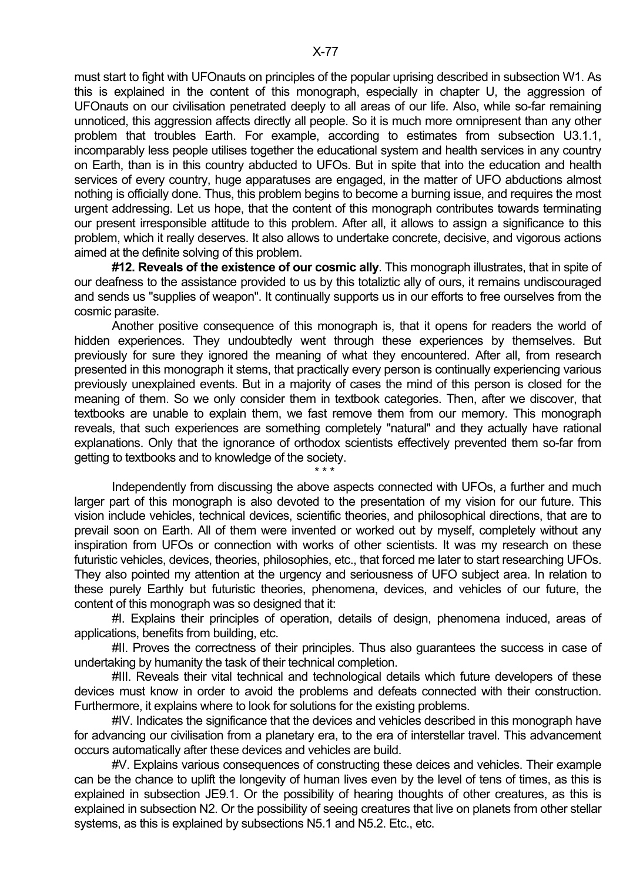must start to fight with UFOnauts on principles of the popular uprising described in subsection W1. As this is explained in the content of this monograph, especially in chapter U, the aggression of UFOnauts on our civilisation penetrated deeply to all areas of our life. Also, while so-far remaining unnoticed, this aggression affects directly all people. So it is much more omnipresent than any other problem that troubles Earth. For example, according to estimates from subsection U3.1.1, incomparably less people utilises together the educational system and health services in any country on Earth, than is in this country abducted to UFOs. But in spite that into the education and health services of every country, huge apparatuses are engaged, in the matter of UFO abductions almost nothing is officially done. Thus, this problem begins to become a burning issue, and requires the most urgent addressing. Let us hope, that the content of this monograph contributes towards terminating our present irresponsible attitude to this problem. After all, it allows to assign a significance to this problem, which it really deserves. It also allows to undertake concrete, decisive, and vigorous actions aimed at the definite solving of this problem.

**#12. Reveals of the existence of our cosmic ally**. This monograph illustrates, that in spite of our deafness to the assistance provided to us by this totaliztic ally of ours, it remains undiscouraged and sends us "supplies of weapon". It continually supports us in our efforts to free ourselves from the cosmic parasite.

Another positive consequence of this monograph is, that it opens for readers the world of hidden experiences. They undoubtedly went through these experiences by themselves. But previously for sure they ignored the meaning of what they encountered. After all, from research presented in this monograph it stems, that practically every person is continually experiencing various previously unexplained events. But in a majority of cases the mind of this person is closed for the meaning of them. So we only consider them in textbook categories. Then, after we discover, that textbooks are unable to explain them, we fast remove them from our memory. This monograph reveals, that such experiences are something completely "natural" and they actually have rational explanations. Only that the ignorance of orthodox scientists effectively prevented them so-far from getting to textbooks and to knowledge of the society.

\* \* \*

Independently from discussing the above aspects connected with UFOs, a further and much larger part of this monograph is also devoted to the presentation of my vision for our future. This vision include vehicles, technical devices, scientific theories, and philosophical directions, that are to prevail soon on Earth. All of them were invented or worked out by myself, completely without any inspiration from UFOs or connection with works of other scientists. It was my research on these futuristic vehicles, devices, theories, philosophies, etc., that forced me later to start researching UFOs. They also pointed my attention at the urgency and seriousness of UFO subject area. In relation to these purely Earthly but futuristic theories, phenomena, devices, and vehicles of our future, the content of this monograph was so designed that it:

#I. Explains their principles of operation, details of design, phenomena induced, areas of applications, benefits from building, etc.

#II. Proves the correctness of their principles. Thus also guarantees the success in case of undertaking by humanity the task of their technical completion.

#III. Reveals their vital technical and technological details which future developers of these devices must know in order to avoid the problems and defeats connected with their construction. Furthermore, it explains where to look for solutions for the existing problems.

#IV. Indicates the significance that the devices and vehicles described in this monograph have for advancing our civilisation from a planetary era, to the era of interstellar travel. This advancement occurs automatically after these devices and vehicles are build.

#V. Explains various consequences of constructing these deices and vehicles. Their example can be the chance to uplift the longevity of human lives even by the level of tens of times, as this is explained in subsection JE9.1. Or the possibility of hearing thoughts of other creatures, as this is explained in subsection N2. Or the possibility of seeing creatures that live on planets from other stellar systems, as this is explained by subsections N5.1 and N5.2. Etc., etc.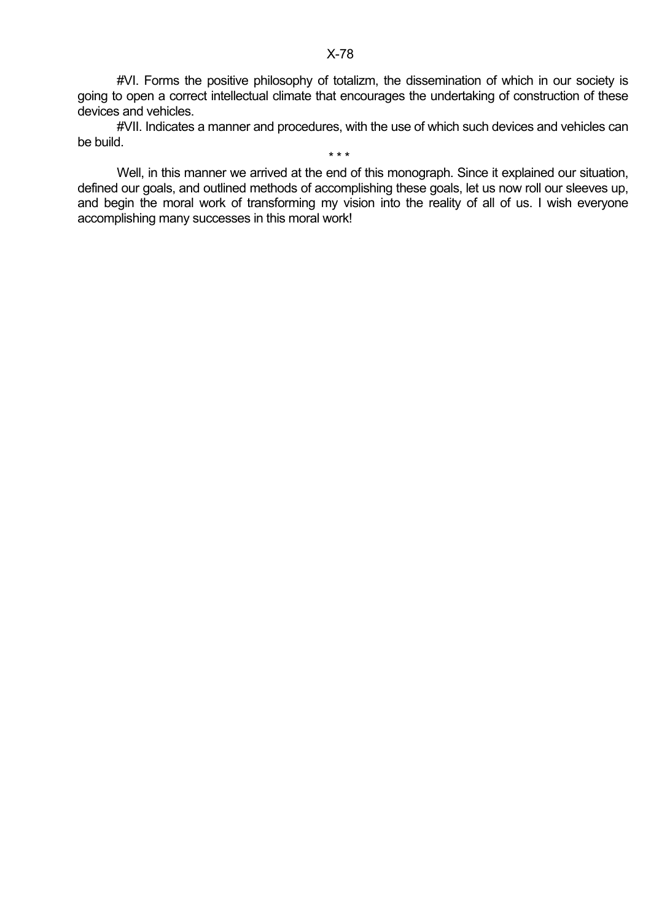#VI. Forms the positive philosophy of totalizm, the dissemination of which in our society is going to open a correct intellectual climate that encourages the undertaking of construction of these devices and vehicles.

#VII. Indicates a manner and procedures, with the use of which such devices and vehicles can be build.

* * *

Well, in this manner we arrived at the end of this monograph. Since it explained our situation, defined our goals, and outlined methods of accomplishing these goals, let us now roll our sleeves up, and begin the moral work of transforming my vision into the reality of all of us. I wish everyone accomplishing many successes in this moral work!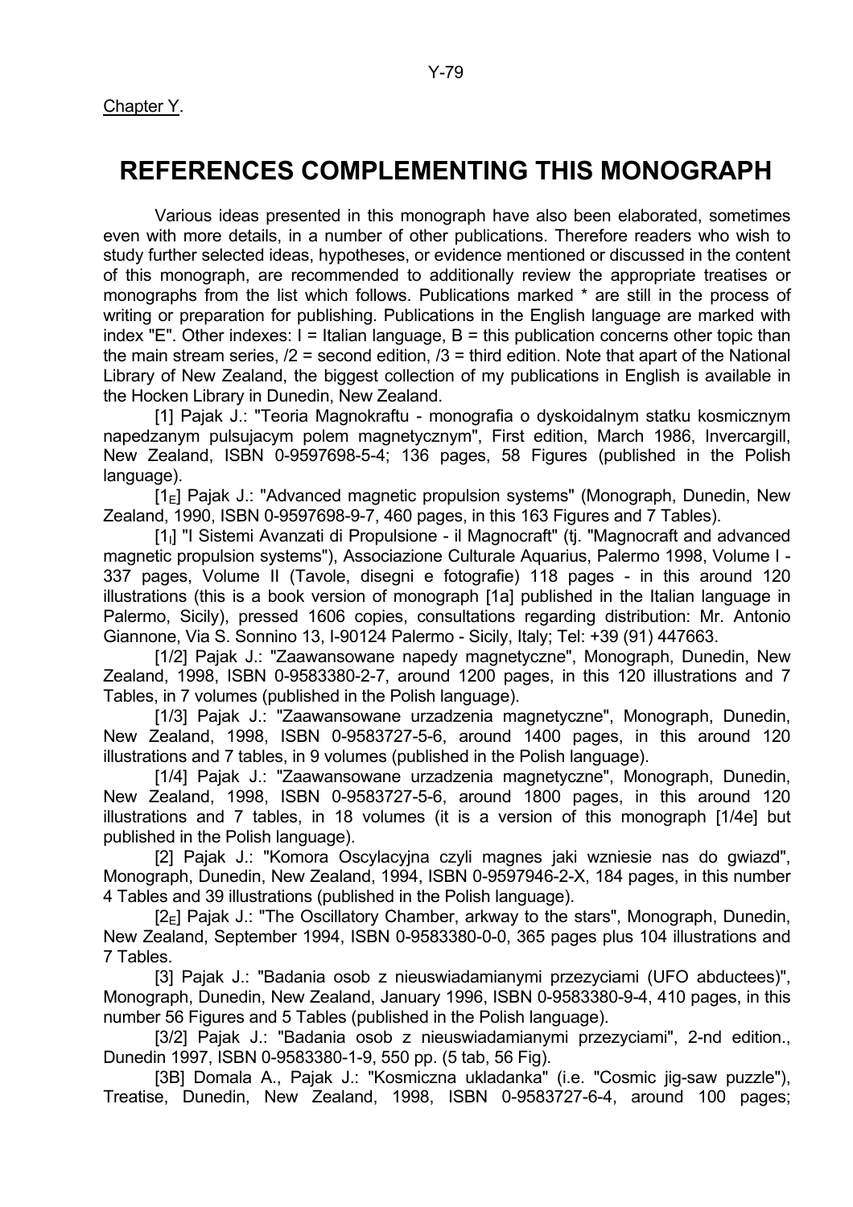Chapter Y.

# REFERENCES COMPLEMENTING THIS MONOGRAPH

Various ideas presented in this monograph have also been elaborated, sometimes even with more details, in a number of other publications. Therefore readers who wish to study further selected ideas, hypotheses, or evidence mentioned or discussed in the content of this monograph, are recommended to additionally review the appropriate treatises or monographs from the list which follows. Publications marked * are still in the process of writing or preparation for publishing. Publications in the English language are marked with index "E". Other indexes: I = Italian language, B = this publication concerns other topic than the main stream series, /2 = second edition, /3 = third edition. Note that apart of the National Library of New Zealand, the biggest collection of my publications in English is available in the Hocken Library in Dunedin, New Zealand.

[1] Pajak J.: "Teoria Magnokraftu - monografia o dyskoidalnym statku kosmicznym napedzanym pulsujacym polem magnetycznym", First edition, March 1986, Invercargill, New Zealand, ISBN 0-9597698-5-4; 136 pages, 58 Figures (published in the Polish language).

[$1_E$] Pajak J.: "Advanced magnetic propulsion systems" (Monograph, Dunedin, New Zealand, 1990, ISBN 0-9597698-9-7, 460 pages, in this 163 Figures and 7 Tables).

[$1_I$] "I Sistemi Avanzati di Propulsione - il Magnocraft" (tj. "Magnocraft and advanced magnetic propulsion systems"), Associazione Culturale Aquarius, Palermo 1998, Volume I - 337 pages, Volume II (Tavole, disegni e fotografie) 118 pages - in this around 120 illustrations (this is a book version of monograph [1a] published in the Italian language in Palermo, Sicily), pressed 1606 copies, consultations regarding distribution: Mr. Antonio Giannone, Via S. Sonnino 13, I-90124 Palermo - Sicily, Italy; Tel: +39 (91) 447663.

[1/2] Pajak J.: "Zaawansowane napedy magnetyczne", Monograph, Dunedin, New Zealand, 1998, ISBN 0-9583380-2-7, around 1200 pages, in this 120 illustrations and 7 Tables, in 7 volumes (published in the Polish language).

[1/3] Pajak J.: "Zaawansowane urzadzenia magnetyczne", Monograph, Dunedin, New Zealand, 1998, ISBN 0-9583727-5-6, around 1400 pages, in this around 120 illustrations and 7 tables, in 9 volumes (published in the Polish language).

[1/4] Pajak J.: "Zaawansowane urzadzenia magnetyczne", Monograph, Dunedin, New Zealand, 1998, ISBN 0-9583727-5-6, around 1800 pages, in this around 120 illustrations and 7 tables, in 18 volumes (it is a version of this monograph [1/4e] but published in the Polish language).

[2] Pajak J.: "Komora Oscylacyjna czyli magnes jaki wzniesie nas do gwiazd", Monograph, Dunedin, New Zealand, 1994, ISBN 0-9597946-2-X, 184 pages, in this number 4 Tables and 39 illustrations (published in the Polish language).

[$2_E$] Pajak J.: "The Oscillatory Chamber, arkway to the stars", Monograph, Dunedin, New Zealand, September 1994, ISBN 0-9583380-0-0, 365 pages plus 104 illustrations and 7 Tables.

[3] Pajak J.: "Badania osob z nieuswiadamianymi przezyciami (UFO abductees)", Monograph, Dunedin, New Zealand, January 1996, ISBN 0-9583380-9-4, 410 pages, in this number 56 Figures and 5 Tables (published in the Polish language).

[3/2] Pajak J.: "Badania osob z nieuswiadamianymi przezyciami", 2-nd edition., Dunedin 1997, ISBN 0-9583380-1-9, 550 pp. (5 tab, 56 Fig).

[3B] Domala A., Pajak J.: "Kosmiczna ukladanka" (i.e. "Cosmic jig-saw puzzle"), Treatise, Dunedin, New Zealand, 1998, ISBN 0-9583727-6-4, around 100 pages;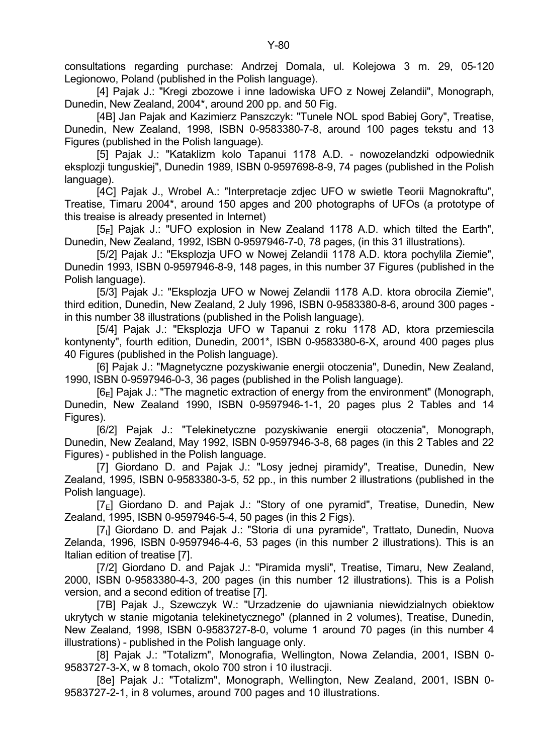consultations regarding purchase: Andrzej Domala, ul. Kolejowa 3 m. 29, 05-120 Legionowo, Poland (published in the Polish language).

[4] Pajak J.: "Kregi zbozowe i inne ladowiska UFO z Nowej Zelandii", Monograph, Dunedin, New Zealand, 2004*, around 200 pp. and 50 Fig.

[4B] Jan Pajak and Kazimierz Panszczyk: "Tunele NOL spod Babiej Gory", Treatise, Dunedin, New Zealand, 1998, ISBN 0-9583380-7-8, around 100 pages tekstu and 13 Figures (published in the Polish language).

[5] Pajak J.: "Kataklizm kolo Tapanui 1178 A.D. - nowozelandzki odpowiednik eksplozji tunguskiej", Dunedin 1989, ISBN 0-9597698-8-9, 74 pages (published in the Polish language).

[4C] Pajak J., Wrobel A.: "Interpretacje zdjec UFO w swietle Teorii Magnokraftu", Treatise, Timaru 2004*, around 150 apges and 200 photographs of UFOs (a prototype of this treaise is already presented in Internet)

[$5_E$] Pajak J.: "UFO explosion in New Zealand 1178 A.D. which tilted the Earth", Dunedin, New Zealand, 1992, ISBN 0-9597946-7-0, 78 pages, (in this 31 illustrations).

[5/2] Pajak J.: "Eksplozja UFO w Nowej Zelandii 1178 A.D. ktora pochylila Ziemie", Dunedin 1993, ISBN 0-9597946-8-9, 148 pages, in this number 37 Figures (published in the Polish language).

[5/3] Pajak J.: "Eksplozja UFO w Nowej Zelandii 1178 A.D. ktora obrocila Ziemie", third edition, Dunedin, New Zealand, 2 July 1996, ISBN 0-9583380-8-6, around 300 pages - in this number 38 illustrations (published in the Polish language).

[5/4] Pajak J.: "Eksplozja UFO w Tapanui z roku 1178 AD, ktora przemiescila kontynenty", fourth edition, Dunedin, 2001*, ISBN 0-9583380-6-X, around 400 pages plus 40 Figures (published in the Polish language).

[6] Pajak J.: "Magnetyczne pozyskiwanie energii otoczenia", Dunedin, New Zealand, 1990, ISBN 0-9597946-0-3, 36 pages (published in the Polish language).

[$6_E$] Pajak J.: "The magnetic extraction of energy from the environment" (Monograph, Dunedin, New Zealand 1990, ISBN 0-9597946-1-1, 20 pages plus 2 Tables and 14 Figures).

[6/2] Pajak J.: "Telekinetyczne pozyskiwanie energii otoczenia", Monograph, Dunedin, New Zealand, May 1992, ISBN 0-9597946-3-8, 68 pages (in this 2 Tables and 22 Figures) - published in the Polish language.

[7] Giordano D. and Pajak J.: "Losy jednej piramidy", Treatise, Dunedin, New Zealand, 1995, ISBN 0-9583380-3-5, 52 pp., in this number 2 illustrations (published in the Polish language).

[$7_E$] Giordano D. and Pajak J.: "Story of one pyramid", Treatise, Dunedin, New Zealand, 1995, ISBN 0-9597946-5-4, 50 pages (in this 2 Figs).

[$7_I$] Giordano D. and Pajak J.: "Storia di una pyramide", Trattato, Dunedin, Nuova Zelanda, 1996, ISBN 0-9597946-4-6, 53 pages (in this number 2 illustrations). This is an Italian edition of treatise [7].

[7/2] Giordano D. and Pajak J.: "Piramida mysli", Treatise, Timaru, New Zealand, 2000, ISBN 0-9583380-4-3, 200 pages (in this number 12 illustrations). This is a Polish version, and a second edition of treatise [7].

[7B] Pajak J., Szewczyk W.: "Urzadzenie do ujawniania niewidzialnych obiektow ukrytych w stanie migotania telekinetycznego" (planned in 2 volumes), Treatise, Dunedin, New Zealand, 1998, ISBN 0-9583727-8-0, volume 1 around 70 pages (in this number 4 illustrations) - published in the Polish language only.

[8] Pajak J.: "Totalizm", Monografia, Wellington, Nowa Zelandia, 2001, ISBN 0-9583727-3-X, w 8 tomach, okolo 700 stron i 10 ilustracji.

[8e] Pajak J.: "Totalizm", Monograph, Wellington, New Zealand, 2001, ISBN 0-9583727-2-1, in 8 volumes, around 700 pages and 10 illustrations.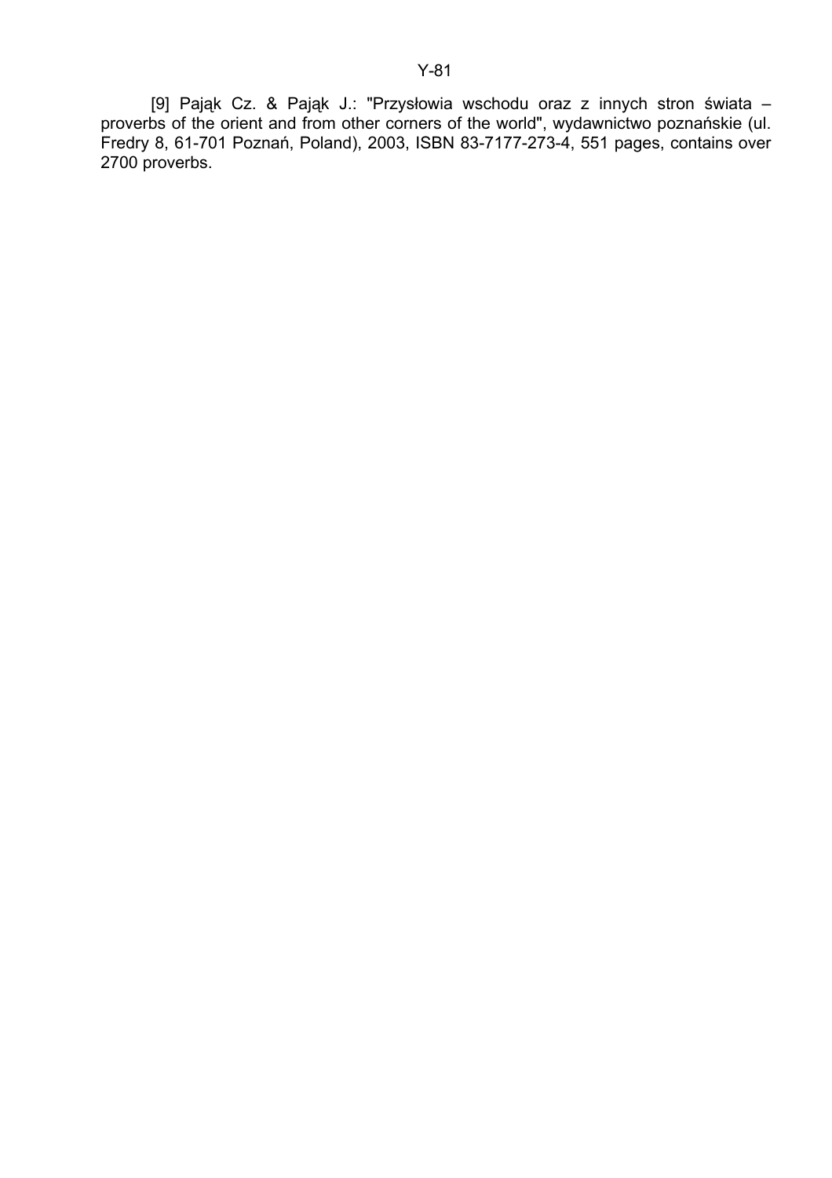[9] Pająk Cz. & Pająk J.: "Przysłowia wschodu oraz z innych stron świata – proverbs of the orient and from other corners of the world", wydawnictwo poznańskie (ul. Fredry 8, 61-701 Poznań, Poland), 2003, ISBN 83-7177-273-4, 551 pages, contains over 2700 proverbs.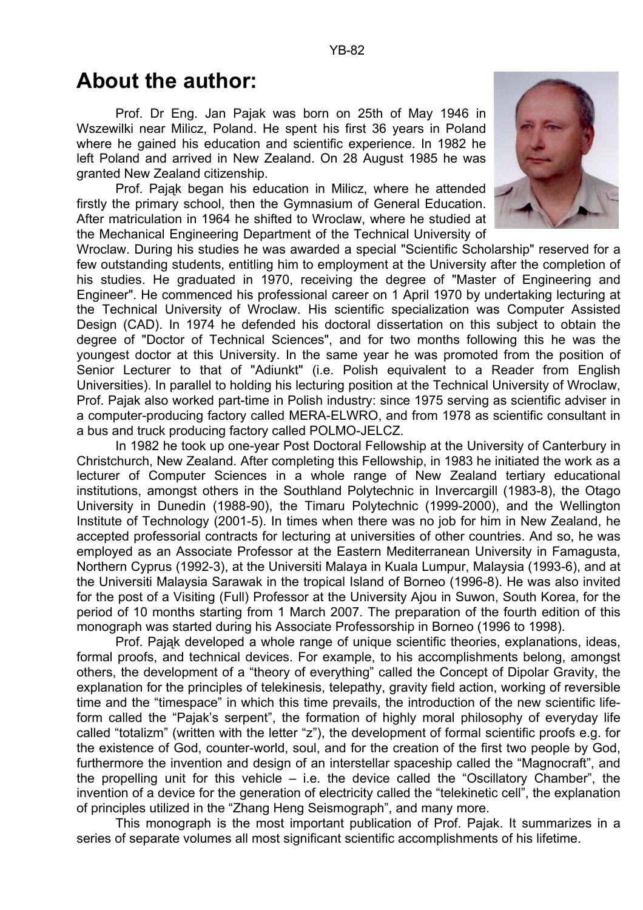# About the author:

Prof. Dr Eng. Jan Pajak was born on 25th of May 1946 in Wszewilki near Milicz, Poland. He spent his first 36 years in Poland where he gained his education and scientific experience. In 1982 he left Poland and arrived in New Zealand. On 28 August 1985 he was granted New Zealand citizenship.

Prof. Pająk began his education in Milicz, where he attended firstly the primary school, then the Gymnasium of General Education. After matriculation in 1964 he shifted to Wroclaw, where he studied at the Mechanical Engineering Department of the Technical University of Wroclaw. During his studies he was awarded a special "Scientific Scholarship" reserved for a few outstanding students, entitling him to employment at the University after the completion of his studies. He graduated in 1970, receiving the degree of "Master of Engineering and Engineer". He commenced his professional career on 1 April 1970 by undertaking lecturing at the Technical University of Wroclaw. His scientific specialization was Computer Assisted Design (CAD). In 1974 he defended his doctoral dissertation on this subject to obtain the degree of "Doctor of Technical Sciences", and for two months following this he was the youngest doctor at this University. In the same year he was promoted from the position of Senior Lecturer to that of "Adiunkt" (i.e. Polish equivalent to a Reader from English Universities). In parallel to holding his lecturing position at the Technical University of Wroclaw, Prof. Pajak also worked part-time in Polish industry: since 1975 serving as scientific adviser in a computer-producing factory called MERA-ELWRO, and from 1978 as scientific consultant in a bus and truck producing factory called POLMO-JELCZ.

In 1982 he took up one-year Post Doctoral Fellowship at the University of Canterbury in Christchurch, New Zealand. After completing this Fellowship, in 1983 he initiated the work as a lecturer of Computer Sciences in a whole range of New Zealand tertiary educational institutions, amongst others in the Southland Polytechnic in Invercargill (1983-8), the Otago University in Dunedin (1988-90), the Timaru Polytechnic (1999-2000), and the Wellington Institute of Technology (2001-5). In times when there was no job for him in New Zealand, he accepted professorial contracts for lecturing at universities of other countries. And so, he was employed as an Associate Professor at the Eastern Mediterranean University in Famagusta, Northern Cyprus (1992-3), at the Universiti Malaya in Kuala Lumpur, Malaysia (1993-6), and at the Universiti Malaysia Sarawak in the tropical Island of Borneo (1996-8). He was also invited for the post of a Visiting (Full) Professor at the University Ajou in Suwon, South Korea, for the period of 10 months starting from 1 March 2007. The preparation of the fourth edition of this monograph was started during his Associate Professorship in Borneo (1996 to 1998).

Prof. Pająk developed a whole range of unique scientific theories, explanations, ideas, formal proofs, and technical devices. For example, to his accomplishments belong, amongst others, the development of a "theory of everything" called the Concept of Dipolar Gravity, the explanation for the principles of telekinesis, telepathy, gravity field action, working of reversible time and the "timespace" in which this time prevails, the introduction of the new scientific life-form called the "Pajak's serpent", the formation of highly moral philosophy of everyday life called "totalizm" (written with the letter "z"), the development of formal scientific proofs e.g. for the existence of God, counter-world, soul, and for the creation of the first two people by God, furthermore the invention and design of an interstellar spaceship called the "Magnocraft", and the propelling unit for this vehicle – i.e. the device called the "Oscillatory Chamber", the invention of a device for the generation of electricity called the "telekinetic cell", the explanation of principles utilized in the "Zhang Heng Seismograph", and many more.

This monograph is the most important publication of Prof. Pajak. It summarizes in a series of separate volumes all most significant scientific accomplishments of his lifetime.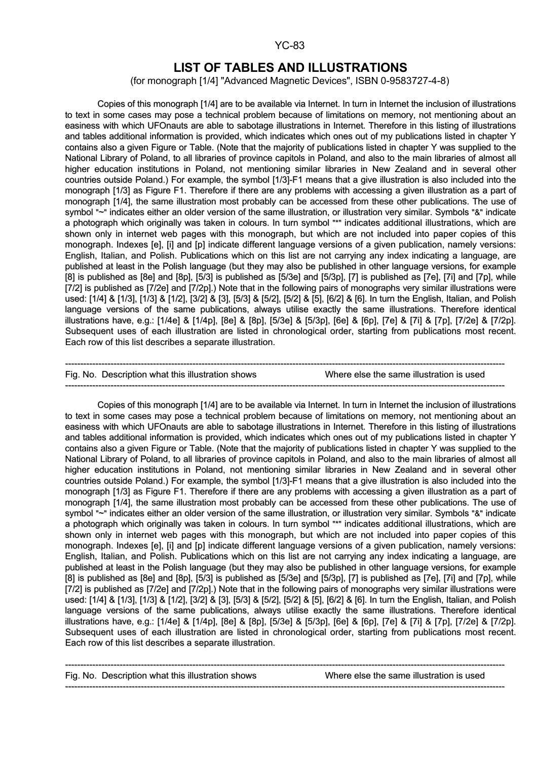YC-83

# LIST OF TABLES AND ILLUSTRATIONS

(for monograph [1/4] "Advanced Magnetic Devices", ISBN 0-9583727-4-8)

Copies of this monograph [1/4] are to be available via Internet. In turn in Internet the inclusion of illustrations to text in some cases may pose a technical problem because of limitations on memory, not mentioning about an easiness with which UFOnauts are able to sabotage illustrations in Internet. Therefore in this listing of illustrations and tables additional information is provided, which indicates which ones out of my publications listed in chapter Y contains also a given Figure or Table. (Note that the majority of publications listed in chapter Y was supplied to the National Library of Poland, to all libraries of province capitols in Poland, and also to the main libraries of almost all higher education institutions in Poland, not mentioning similar libraries in New Zealand and in several other countries outside Poland.) For example, the symbol [1/3]-F1 means that a give illustration is also included into the monograph [1/3] as Figure F1. Therefore if there are any problems with accessing a given illustration as a part of monograph [1/4], the same illustration most probably can be accessed from these other publications. The use of symbol "~" indicates either an older version of the same illustration, or illustration very similar. Symbols "&" indicate a photograph which originally was taken in colours. In turn symbol "*" indicates additional illustrations, which are shown only in internet web pages with this monograph, but which are not included into paper copies of this monograph. Indexes [e], [i] and [p] indicate different language versions of a given publication, namely versions: English, Italian, and Polish. Publications which on this list are not carrying any index indicating a language, are published at least in the Polish language (but they may also be published in other language versions, for example [8] is published as [8e] and [8p], [5/3] is published as [5/3e] and [5/3p], [7] is published as [7e], [7i] and [7p], while [7/2] is published as [7/2e] and [7/2p].) Note that in the following pairs of monographs very similar illustrations were used: [1/4] & [1/3], [1/3] & [1/2], [3/2] & [3], [5/3] & [5/2], [5/2] & [5], [6/2] & [6]. In turn the English, Italian, and Polish language versions of the same publications, always utilise exactly the same illustrations. Therefore identical illustrations have, e.g.: [1/4e] & [1/4p], [8e] & [8p], [5/3e] & [5/3p], [6e] & [6p], [7e] & [7i] & [7p], [7/2e] & [7/2p]. Subsequent uses of each illustration are listed in chronological order, starting from publications most recent. Each row of this list describes a separate illustration.

---

Fig. No. Description what this illustration shows Where else the same illustration is used

---

Copies of this monograph [1/4] are to be available via Internet. In turn in Internet the inclusion of illustrations to text in some cases may pose a technical problem because of limitations on memory, not mentioning about an easiness with which UFOnauts are able to sabotage illustrations in Internet. Therefore in this listing of illustrations and tables additional information is provided, which indicates which ones out of my publications listed in chapter Y contains also a given Figure or Table. (Note that the majority of publications listed in chapter Y was supplied to the National Library of Poland, to all libraries of province capitols in Poland, and also to the main libraries of almost all higher education institutions in Poland, not mentioning similar libraries in New Zealand and in several other countries outside Poland.) For example, the symbol [1/3]-F1 means that a give illustration is also included into the monograph [1/3] as Figure F1. Therefore if there are any problems with accessing a given illustration as a part of monograph [1/4], the same illustration most probably can be accessed from these other publications. The use of symbol "~" indicates either an older version of the same illustration, or illustration very similar. Symbols "&" indicate a photograph which originally was taken in colours. In turn symbol "*" indicates additional illustrations, which are shown only in internet web pages with this monograph, but which are not included into paper copies of this monograph. Indexes [e], [i] and [p] indicate different language versions of a given publication, namely versions: English, Italian, and Polish. Publications which on this list are not carrying any index indicating a language, are published at least in the Polish language (but they may also be published in other language versions, for example [8] is published as [8e] and [8p], [5/3] is published as [5/3e] and [5/3p], [7] is published as [7e], [7i] and [7p], while [7/2] is published as [7/2e] and [7/2p].) Note that in the following pairs of monographs very similar illustrations were used: [1/4] & [1/3], [1/3] & [1/2], [3/2] & [3], [5/3] & [5/2], [5/2] & [5], [6/2] & [6]. In turn the English, Italian, and Polish language versions of the same publications, always utilise exactly the same illustrations. Therefore identical illustrations have, e.g.: [1/4e] & [1/4p], [8e] & [8p], [5/3e] & [5/3p], [6e] & [6p], [7e] & [7i] & [7p], [7/2e] & [7/2p]. Subsequent uses of each illustration are listed in chronological order, starting from publications most recent. Each row of this list describes a separate illustration.

---

Fig. No. Description what this illustration shows Where else the same illustration is used

---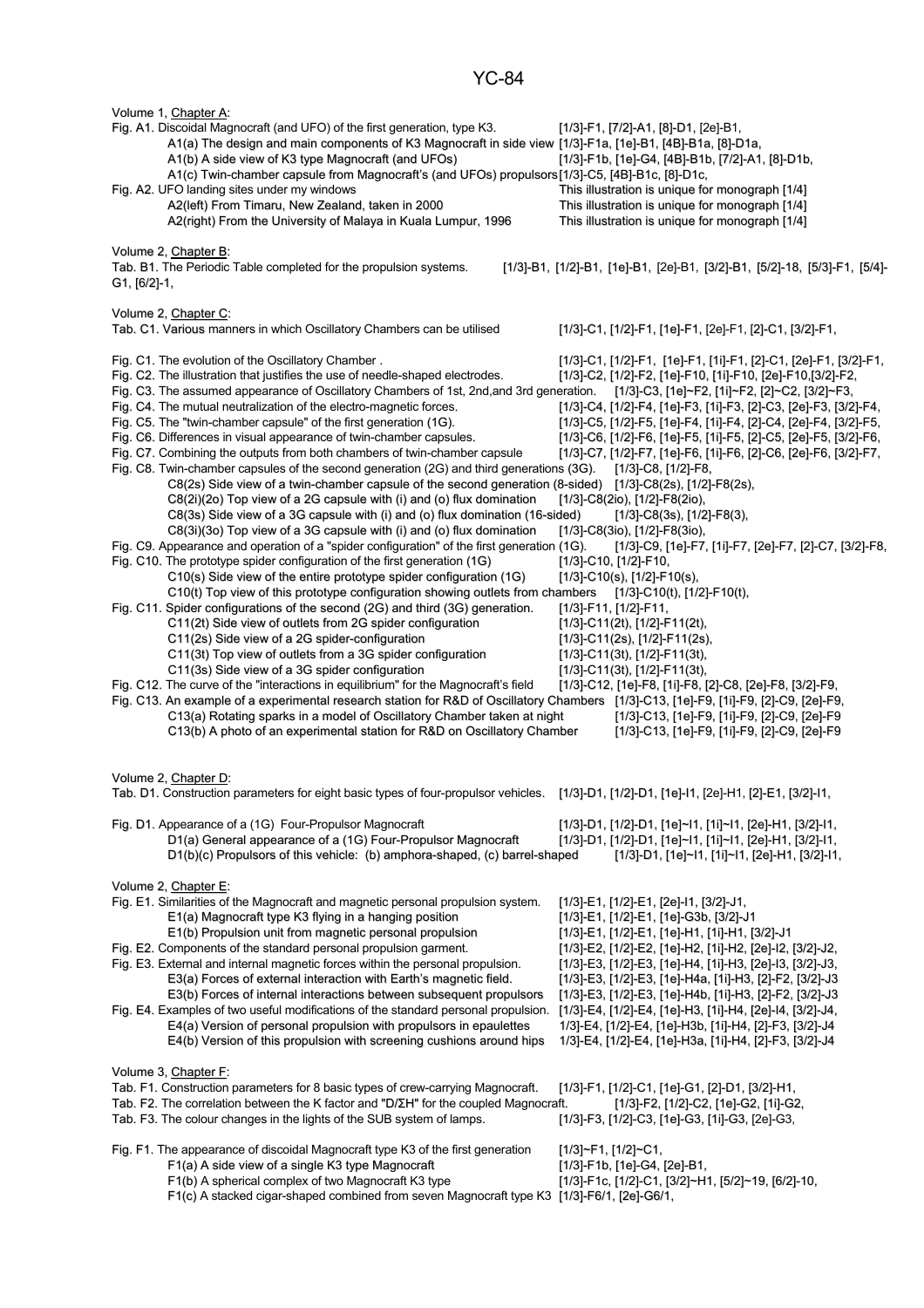# YC-84

Volume 1, Chapter A:

Fig. A1. Discoidal Magnocraft (and UFO) of the first generation, type K3. [1/3]-F1, [7/2]-A1, [8]-D1, [2e]-B1,
  A1(a) The design and main components of K3 Magnocraft in side view [1/3]-F1a, [1e]-B1, [4B]-B1a, [8]-D1a,
  A1(b) A side view of K3 type Magnocraft (and UFOs) [1/3]-F1b, [1e]-G4, [4B]-B1b, [7/2]-A1, [8]-D1b,
  A1(c) Twin-chamber capsule from Magnocraft's (and UFOs) propulsors [1/3]-C5, [4B]-B1c, [8]-D1c,

Fig. A2. UFO landing sites under my windows This illustration is unique for monograph [1/4]
  A2(left) From Timaru, New Zealand, taken in 2000 This illustration is unique for monograph [1/4]
  A2(right) From the University of Malaya in Kuala Lumpur, 1996 This illustration is unique for monograph [1/4]

Volume 2, Chapter B:

Tab. B1. The Periodic Table completed for the propulsion systems. [1/3]-B1, [1/2]-B1, [1e]-B1, [2e]-B1, [3/2]-B1, [5/2]-18, [5/3]-F1, [5/4]-G1, [6/2]-1,

Volume 2, Chapter C:

Tab. C1. Various manners in which Oscillatory Chambers can be utilised [1/3]-C1, [1/2]-F1, [1e]-F1, [2e]-F1, [2]-C1, [3/2]-F1,

Fig. C1. The evolution of the Oscillatory Chamber . [1/3]-C1, [1/2]-F1, [1e]-F1, [1i]-F1, [2]-C1, [2e]-F1, [3/2]-F1,
Fig. C2. The illustration that justifies the use of needle-shaped electrodes. [1/3]-C2, [1/2]-F2, [1e]-F10, [1i]-F10, [2e]-F10,[3/2]-F2,
Fig. C3. The assumed appearance of Oscillatory Chambers of 1st, 2nd,and 3rd generation. [1/3]-C3, [1e]~F2, [1i]~F2, [2]~C2, [3/2]~F3,
Fig. C4. The mutual neutralization of the electro-magnetic forces. [1/3]-C4, [1/2]-F4, [1e]-F3, [1i]-F3, [2]-C3, [2e]-F3, [3/2]-F4,
Fig. C5. The "twin-chamber capsule" of the first generation (1G). [1/3]-C5, [1/2]-F5, [1e]-F4, [1i]-F4, [2]-C4, [2e]-F4, [3/2]-F5,
Fig. C6. Differences in visual appearance of twin-chamber capsules. [1/3]-C6, [1/2]-F6, [1e]-F5, [1i]-F5, [2]-C5, [2e]-F5, [3/2]-F6,
Fig. C7. Combining the outputs from both chambers of twin-chamber capsule [1/3]-C7, [1/2]-F7, [1e]-F6, [1i]-F6, [2]-C6, [2e]-F6, [3/2]-F7,
Fig. C8. Twin-chamber capsules of the second generation (2G) and third generations (3G). [1/3]-C8, [1/2]-F8,
  C8(2s) Side view of a twin-chamber capsule of the second generation (8-sided) [1/3]-C8(2s), [1/2]-F8(2s),
  C8(2i)(2o) Top view of a 2G capsule with (i) and (o) flux domination [1/3]-C8(2io), [1/2]-F8(2io),
  C8(3s) Side view of a 3G capsule with (i) and (o) flux domination (16-sided) [1/3]-C8(3s), [1/2]-F8(3),
  C8(3i)(3o) Top view of a 3G capsule with (i) and (o) flux domination [1/3]-C8(3io), [1/2]-F8(3io),
Fig. C9. Appearance and operation of a "spider configuration" of the first generation (1G). [1/3]-C9, [1e]-F7, [1i]-F7, [2e]-F7, [2]-C7, [3/2]-F8,
Fig. C10. The prototype spider configuration of the first generation (1G) [1/3]-C10, [1/2]-F10,
  C10(s) Side view of the entire prototype spider configuration (1G) [1/3]-C10(s), [1/2]-F10(s),
  C10(t) Top view of this prototype configuration showing outlets from chambers [1/3]-C10(t), [1/2]-F10(t),
Fig. C11. Spider configurations of the second (2G) and third (3G) generation. [1/3]-F11, [1/2]-F11,
  C11(2t) Side view of outlets from 2G spider configuration [1/3]-C11(2t), [1/2]-F11(2t),
  C11(2s) Side view of a 2G spider-configuration [1/3]-C11(2s), [1/2]-F11(2s),
  C11(3t) Top view of outlets from a 3G spider configuration [1/3]-C11(3t), [1/2]-F11(3t),
  C11(3s) Side view of a 3G spider configuration [1/3]-C11(3t), [1/2]-F11(3t),
Fig. C12. The curve of the "interactions in equilibrium" for the Magnocraft's field [1/3]-C12, [1e]-F8, [1i]-F8, [2]-C8, [2e]-F8, [3/2]-F9,
Fig. C13. An example of a experimental research station for R&D of Oscillatory Chambers [1/3]-C13, [1e]-F9, [1i]-F9, [2]-C9, [2e]-F9,
  C13(a) Rotating sparks in a model of Oscillatory Chamber taken at night [1/3]-C13, [1e]-F9, [1i]-F9, [2]-C9, [2e]-F9
  C13(b) A photo of an experimental station for R&D on Oscillatory Chamber [1/3]-C13, [1e]-F9, [1i]-F9, [2]-C9, [2e]-F9

Volume 2, Chapter D:

Tab. D1. Construction parameters for eight basic types of four-propulsor vehicles. [1/3]-D1, [1/2]-D1, [1e]-I1, [2e]-H1, [2]-E1, [3/2]-I1,

Fig. D1. Appearance of a (1G) Four-Propulsor Magnocraft [1/3]-D1, [1/2]-D1, [1e]~I1, [1i]~I1, [2e]-H1, [3/2]-I1,
  D1(a) General appearance of a (1G) Four-Propulsor Magnocraft [1/3]-D1, [1/2]-D1, [1e]~I1, [1i]~I1, [2e]-H1, [3/2]-I1,
  D1(b)(c) Propulsors of this vehicle: (b) amphora-shaped, (c) barrel-shaped [1/3]-D1, [1e]~I1, [1i]~I1, [2e]-H1, [3/2]-I1,

Volume 2, Chapter E:

Fig. E1. Similarities of the Magnocraft and magnetic personal propulsion system. [1/3]-E1, [1/2]-E1, [2e]-I1, [3/2]-J1,
  E1(a) Magnocraft type K3 flying in a hanging position [1/3]-E1, [1/2]-E1, [1e]-G3b, [3/2]-J1
  E1(b) Propulsion unit from magnetic personal propulsion [1/3]-E1, [1/2]-E1, [1e]-H1, [1i]-H1, [3/2]-J1
Fig. E2. Components of the standard personal propulsion garment. [1/3]-E2, [1/2]-E2, [1e]-H2, [1i]-H2, [2e]-I2, [3/2]-J2,
Fig. E3. External and internal magnetic forces within the personal propulsion. [1/3]-E3, [1/2]-E3, [1e]-H4, [1i]-H3, [2e]-I3, [3/2]-J3,
  E3(a) Forces of external interaction with Earth's magnetic field. [1/3]-E3, [1/2]-E3, [1e]-H4a, [1i]-H3, [2]-F2, [3/2]-J3
  E3(b) Forces of internal interactions between subsequent propulsors [1/3]-E3, [1/2]-E3, [1e]-H4b, [1i]-H3, [2]-F2, [3/2]-J3
Fig. E4. Examples of two useful modifications of the standard personal propulsion. [1/3]-E4, [1/2]-E4, [1e]-H3, [1i]-H4, [2e]-I4, [3/2]-J4,
  E4(a) Version of personal propulsion with propulsors in epaulettes 1/3]-E4, [1/2]-E4, [1e]-H3b, [1i]-H4, [2]-F3, [3/2]-J4
  E4(b) Version of this propulsion with screening cushions around hips 1/3]-E4, [1/2]-E4, [1e]-H3a, [1i]-H4, [2]-F3, [3/2]-J4

Volume 3, Chapter F:

Tab. F1. Construction parameters for 8 basic types of crew-carrying Magnocraft. [1/3]-F1, [1/2]-C1, [1e]-G1, [2]-D1, [3/2]-H1,
Tab. F2. The correlation between the K factor and "D/ΣH" for the coupled Magnocraft. [1/3]-F2, [1/2]-C2, [1e]-G2, [1i]-G2,
Tab. F3. The colour changes in the lights of the SUB system of lamps. [1/3]-F3, [1/2]-C3, [1e]-G3, [1i]-G3, [2e]-G3,

Fig. F1. The appearance of discoidal Magnocraft type K3 of the first generation [1/3]~F1, [1/2]~C1,
  F1(a) A side view of a single K3 type Magnocraft [1/3]-F1b, [1e]-G4, [2e]-B1,
  F1(b) A spherical complex of two Magnocraft K3 type [1/3]-F1c, [1/2]-C1, [3/2]~H1, [5/2]~19, [6/2]-10,
  F1(c) A stacked cigar-shaped combined from seven Magnocraft type K3 [1/3]-F6/1, [2e]-G6/1,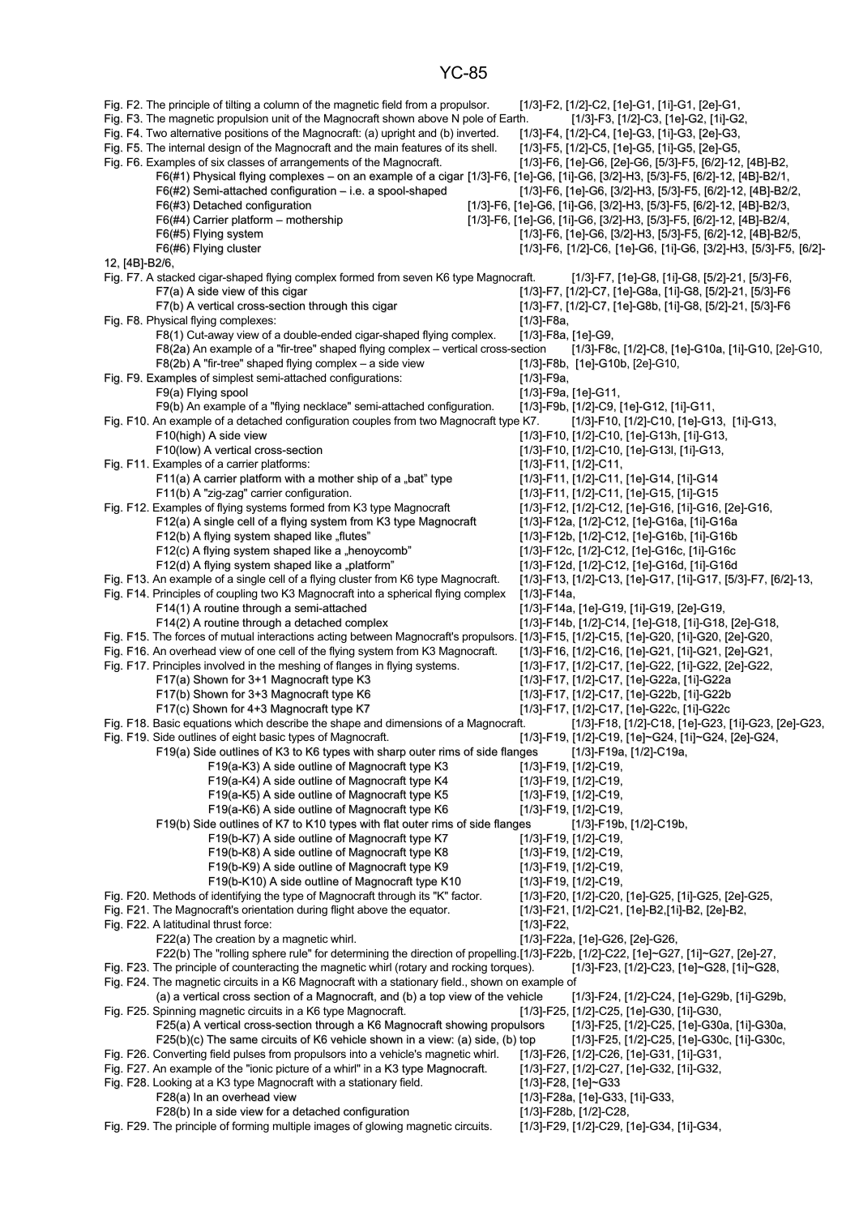# YC-85

Fig. F2. The principle of tilting a column of the magnetic field from a propulsor. [1/3]-F2, [1/2]-C2, [1e]-G1, [1i]-G1, [2e]-G1,

Fig. F3. The magnetic propulsion unit of the Magnocraft shown above N pole of Earth. [1/3]-F3, [1/2]-C3, [1e]-G2, [1i]-G2,

Fig. F4. Two alternative positions of the Magnocraft: (a) upright and (b) inverted. [1/3]-F4, [1/2]-C4, [1e]-G3, [1i]-G3, [2e]-G3,

Fig. F5. The internal design of the Magnocraft and the main features of its shell. [1/3]-F5, [1/2]-C5, [1e]-G5, [1i]-G5, [2e]-G5,

Fig. F6. Examples of six classes of arrangements of the Magnocraft. [1/3]-F6, [1e]-G6, [2e]-G6, [5/3]-F5, [6/2]-12, [4B]-B2,

- F6(#1) Physical flying complexes – on an example of a cigar [1/3]-F6, [1e]-G6, [1i]-G6, [3/2]-H3, [5/3]-F5, [6/2]-12, [4B]-B2/1,
- F6(#2) Semi-attached configuration – i.e. a spool-shaped [1/3]-F6, [1e]-G6, [3/2]-H3, [5/3]-F5, [6/2]-12, [4B]-B2/2,
- F6(#3) Detached configuration [1/3]-F6, [1e]-G6, [1i]-G6, [3/2]-H3, [5/3]-F5, [6/2]-12, [4B]-B2/3,
- F6(#4) Carrier platform – mothership [1/3]-F6, [1e]-G6, [1i]-G6, [3/2]-H3, [5/3]-F5, [6/2]-12, [4B]-B2/4,
- F6(#5) Flying system [1/3]-F6, [1e]-G6, [3/2]-H3, [5/3]-F5, [6/2]-12, [4B]-B2/5,
- F6(#6) Flying cluster [1/3]-F6, [1/2]-C6, [1e]-G6, [1i]-G6, [3/2]-H3, [5/3]-F5, [6/2]-12, [4B]-B2/6,

Fig. F7. A stacked cigar-shaped flying complex formed from seven K6 type Magnocraft. [1/3]-F7, [1e]-G8, [1i]-G8, [5/2]-21, [5/3]-F6,

- F7(a) A side view of this cigar [1/3]-F7, [1/2]-C7, [1e]-G8a, [1i]-G8, [5/2]-21, [5/3]-F6
- F7(b) A vertical cross-section through this cigar [1/3]-F7, [1/2]-C7, [1e]-G8b, [1i]-G8, [5/2]-21, [5/3]-F6

Fig. F8. Physical flying complexes: [1/3]-F8a,

- F8(1) Cut-away view of a double-ended cigar-shaped flying complex. [1/3]-F8a, [1e]-G9,
- F8(2a) An example of a "fir-tree" shaped flying complex – vertical cross-section [1/3]-F8c, [1/2]-C8, [1e]-G10a, [1i]-G10, [2e]-G10,
- F8(2b) A "fir-tree" shaped flying complex – a side view [1/3]-F8b, [1e]-G10b, [2e]-G10,

Fig. F9. Examples of simplest semi-attached configurations: [1/3]-F9a,

- F9(a) Flying spool [1/3]-F9a, [1e]-G11,
- F9(b) An example of a "flying necklace" semi-attached configuration. [1/3]-F9b, [1/2]-C9, [1e]-G12, [1i]-G11,

Fig. F10. An example of a detached configuration couples from two Magnocraft type K7. [1/3]-F10, [1/2]-C10, [1e]-G13, [1i]-G13,

- F10(high) A side view [1/3]-F10, [1/2]-C10, [1e]-G13h, [1i]-G13,
- F10(low) A vertical cross-section [1/3]-F10, [1/2]-C10, [1e]-G13l, [1i]-G13,

Fig. F11. Examples of a carrier platforms: [1/3]-F11, [1/2]-C11,

- F11(a) A carrier platform with a mother ship of a „bat" type [1/3]-F11, [1/2]-C11, [1e]-G14, [1i]-G14
- F11(b) A "zig-zag" carrier configuration. [1/3]-F11, [1/2]-C11, [1e]-G15, [1i]-G15

Fig. F12. Examples of flying systems formed from K3 type Magnocraft [1/3]-F12, [1/2]-C12, [1e]-G16, [1i]-G16, [2e]-G16,

- F12(a) A single cell of a flying system from K3 type Magnocraft [1/3]-F12a, [1/2]-C12, [1e]-G16a, [1i]-G16a
- F12(b) A flying system shaped like „flutes" [1/3]-F12b, [1/2]-C12, [1e]-G16b, [1i]-G16b
- F12(c) A flying system shaped like a „henoycomb" [1/3]-F12c, [1/2]-C12, [1e]-G16c, [1i]-G16c
- F12(d) A flying system shaped like a „platform" [1/3]-F12d, [1/2]-C12, [1e]-G16d, [1i]-G16d

Fig. F13. An example of a single cell of a flying cluster from K6 type Magnocraft. [1/3]-F13, [1/2]-C13, [1e]-G17, [1i]-G17, [5/3]-F7, [6/2]-13,

Fig. F14. Principles of coupling two K3 Magnocraft into a spherical flying complex [1/3]-F14a,

- F14(1) A routine through a semi-attached [1/3]-F14a, [1e]-G19, [1i]-G19, [2e]-G19,
- F14(2) A routine through a detached complex [1/3]-F14b, [1/2]-C14, [1e]-G18, [1i]-G18, [2e]-G18,

Fig. F15. The forces of mutual interactions acting between Magnocraft's propulsors. [1/3]-F15, [1/2]-C15, [1e]-G20, [1i]-G20, [2e]-G20,

Fig. F16. An overhead view of one cell of the flying system from K3 Magnocraft. [1/3]-F16, [1/2]-C16, [1e]-G21, [1i]-G21, [2e]-G21,

Fig. F17. Principles involved in the meshing of flanges in flying systems. [1/3]-F17, [1/2]-C17, [1e]-G22, [1i]-G22, [2e]-G22,

- F17(a) Shown for 3+1 Magnocraft type K3 [1/3]-F17, [1/2]-C17, [1e]-G22a, [1i]-G22a
- F17(b) Shown for 3+3 Magnocraft type K6 [1/3]-F17, [1/2]-C17, [1e]-G22b, [1i]-G22b
- F17(c) Shown for 4+3 Magnocraft type K7 [1/3]-F17, [1/2]-C17, [1e]-G22c, [1i]-G22c

Fig. F18. Basic equations which describe the shape and dimensions of a Magnocraft. [1/3]-F18, [1/2]-C18, [1e]-G23, [1i]-G23, [2e]-G23,

Fig. F19. Side outlines of eight basic types of Magnocraft. [1/3]-F19, [1/2]-C19, [1e]~G24, [1i]~G24, [2e]-G24,

- F19(a) Side outlines of K3 to K6 types with sharp outer rims of side flanges [1/3]-F19a, [1/2]-C19a,
  - F19(a-K3) A side outline of Magnocraft type K3 [1/3]-F19, [1/2]-C19,
  - F19(a-K4) A side outline of Magnocraft type K4 [1/3]-F19, [1/2]-C19,
  - F19(a-K5) A side outline of Magnocraft type K5 [1/3]-F19, [1/2]-C19,
  - F19(a-K6) A side outline of Magnocraft type K6 [1/3]-F19, [1/2]-C19,
- F19(b) Side outlines of K7 to K10 types with flat outer rims of side flanges [1/3]-F19b, [1/2]-C19b,
  - F19(b-K7) A side outline of Magnocraft type K7 [1/3]-F19, [1/2]-C19,
  - F19(b-K8) A side outline of Magnocraft type K8 [1/3]-F19, [1/2]-C19,
  - F19(b-K9) A side outline of Magnocraft type K9 [1/3]-F19, [1/2]-C19,
  - F19(b-K10) A side outline of Magnocraft type K10 [1/3]-F19, [1/2]-C19,

Fig. F20. Methods of identifying the type of Magnocraft through its "K" factor. [1/3]-F20, [1/2]-C20, [1e]-G25, [1i]-G25, [2e]-G25,

Fig. F21. The Magnocraft's orientation during flight above the equator. [1/3]-F21, [1/2]-C21, [1e]-B2,[1i]-B2, [2e]-B2,

Fig. F22. A latitudinal thrust force: [1/3]-F22,

- F22(a) The creation by a magnetic whirl. [1/3]-F22a, [1e]-G26, [2e]-G26,
- F22(b) The "rolling sphere rule" for determining the direction of propelling.[1/3]-F22b, [1/2]-C22, [1e]~G27, [1i]~G27, [2e]-27,

Fig. F23. The principle of counteracting the magnetic whirl (rotary and rocking torques). [1/3]-F23, [1/2]-C23, [1e]~G28, [1i]~G28,

Fig. F24. The magnetic circuits in a K6 Magnocraft with a stationary field., shown on example of (a) a vertical cross section of a Magnocraft, and (b) a top view of the vehicle [1/3]-F24, [1/2]-C24, [1e]-G29b, [1i]-G29b,

Fig. F25. Spinning magnetic circuits in a K6 type Magnocraft. [1/3]-F25, [1/2]-C25, [1e]-G30, [1i]-G30,

- F25(a) A vertical cross-section through a K6 Magnocraft showing propulsors [1/3]-F25, [1/2]-C25, [1e]-G30a, [1i]-G30a,
- F25(b)(c) The same circuits of K6 vehicle shown in a view: (a) side, (b) top [1/3]-F25, [1/2]-C25, [1e]-G30c, [1i]-G30c,

Fig. F26. Converting field pulses from propulsors into a vehicle's magnetic whirl. [1/3]-F26, [1/2]-C26, [1e]-G31, [1i]-G31,

Fig. F27. An example of the "ionic picture of a whirl" in a K3 type Magnocraft. [1/3]-F27, [1/2]-C27, [1e]-G32, [1i]-G32,

Fig. F28. Looking at a K3 type Magnocraft with a stationary field. [1/3]-F28, [1e]~G33

- F28(a) In an overhead view [1/3]-F28a, [1e]-G33, [1i]-G33,
- F28(b) In a side view for a detached configuration [1/3]-F28b, [1/2]-C28,

Fig. F29. The principle of forming multiple images of glowing magnetic circuits. [1/3]-F29, [1/2]-C29, [1e]-G34, [1i]-G34,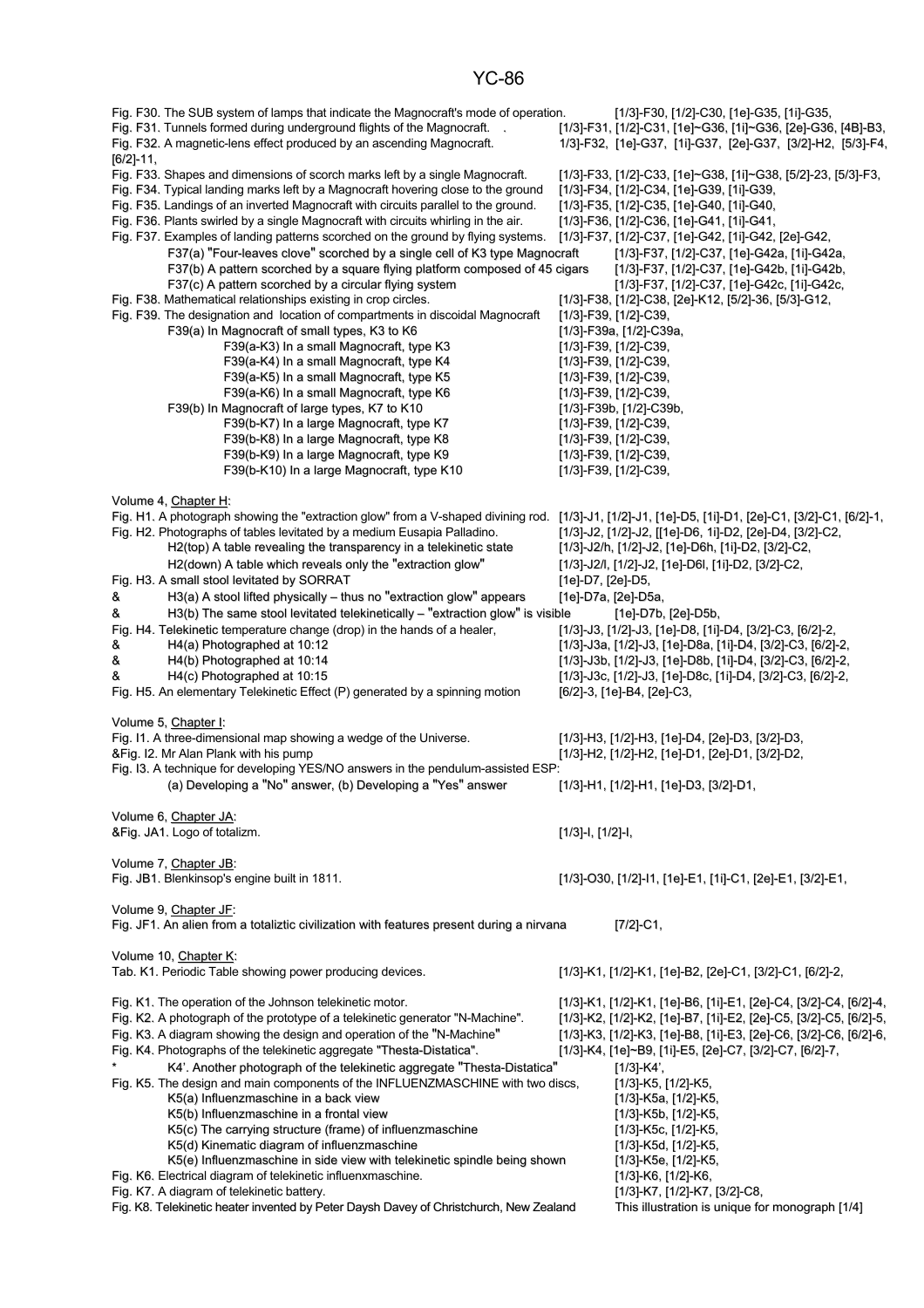Fig. F30. The SUB system of lamps that indicate the Magnocraft's mode of operation. [1/3]-F30, [1/2]-C30, [1e]-G35, [1i]-G35,
Fig. F31. Tunnels formed during underground flights of the Magnocraft. . [1/3]-F31, [1/2]-C31, [1e]~G36, [1i]~G36, [2e]-G36, [4B]-B3,
Fig. F32. A magnetic-lens effect produced by an ascending Magnocraft. 1/3]-F32, [1e]-G37, [1i]-G37, [2e]-G37, [3/2]-H2, [5/3]-F4, [6/2]-11,
Fig. F33. Shapes and dimensions of scorch marks left by a single Magnocraft. [1/3]-F33, [1/2]-C33, [1e]~G38, [1i]~G38, [5/2]-23, [5/3]-F3,
Fig. F34. Typical landing marks left by a Magnocraft hovering close to the ground [1/3]-F34, [1/2]-C34, [1e]-G39, [1i]-G39,
Fig. F35. Landings of an inverted Magnocraft with circuits parallel to the ground. [1/3]-F35, [1/2]-C35, [1e]-G40, [1i]-G40,
Fig. F36. Plants swirled by a single Magnocraft with circuits whirling in the air. [1/3]-F36, [1/2]-C36, [1e]-G41, [1i]-G41,
Fig. F37. Examples of landing patterns scorched on the ground by flying systems. [1/3]-F37, [1/2]-C37, [1e]-G42, [1i]-G42, [2e]-G42,
F37(a) "Four-leaves clove" scorched by a single cell of K3 type Magnocraft [1/3]-F37, [1/2]-C37, [1e]-G42a, [1i]-G42a,
F37(b) A pattern scorched by a square flying platform composed of 45 cigars [1/3]-F37, [1/2]-C37, [1e]-G42b, [1i]-G42b,
F37(c) A pattern scorched by a circular flying system [1/3]-F37, [1/2]-C37, [1e]-G42c, [1i]-G42c,
Fig. F38. Mathematical relationships existing in crop circles. [1/3]-F38, [1/2]-C38, [2e]-K12, [5/2]-36, [5/3]-G12,
Fig. F39. The designation and location of compartments in discoidal Magnocraft [1/3]-F39, [1/2]-C39,
F39(a) In Magnocraft of small types, K3 to K6 [1/3]-F39a, [1/2]-C39a,
F39(a-K3) In a small Magnocraft, type K3 [1/3]-F39, [1/2]-C39,
F39(a-K4) In a small Magnocraft, type K4 [1/3]-F39, [1/2]-C39,
F39(a-K5) In a small Magnocraft, type K5 [1/3]-F39, [1/2]-C39,
F39(a-K6) In a small Magnocraft, type K6 [1/3]-F39, [1/2]-C39,
F39(b) In Magnocraft of large types, K7 to K10 [1/3]-F39b, [1/2]-C39b,
F39(b-K7) In a large Magnocraft, type K7 [1/3]-F39, [1/2]-C39,
F39(b-K8) In a large Magnocraft, type K8 [1/3]-F39, [1/2]-C39,
F39(b-K9) In a large Magnocraft, type K9 [1/3]-F39, [1/2]-C39,
F39(b-K10) In a large Magnocraft, type K10 [1/3]-F39, [1/2]-C39,

Volume 4, Chapter H:
Fig. H1. A photograph showing the "extraction glow" from a V-shaped divining rod. [1/3]-J1, [1/2]-J1, [1e]-D5, [1i]-D1, [2e]-C1, [3/2]-C1, [6/2]-1,
Fig. H2. Photographs of tables levitated by a medium Eusapia Palladino. [1/3]-J2, [1/2]-J2, [[1e]-D6, 1i]-D2, [2e]-D4, [3/2]-C2,
H2(top) A table revealing the transparency in a telekinetic state [1/3]-J2/h, [1/2]-J2, [1e]-D6h, [1i]-D2, [3/2]-C2,
H2(down) A table which reveals only the "extraction glow" [1/3]-J2/l, [1/2]-J2, [1e]-D6l, [1i]-D2, [3/2]-C2,
Fig. H3. A small stool levitated by SORRAT [1e]-D7, [2e]-D5,
& H3(a) A stool lifted physically – thus no "extraction glow" appears [1e]-D7a, [2e]-D5a,
& H3(b) The same stool levitated telekinetically – "extraction glow" is visible [1e]-D7b, [2e]-D5b,
Fig. H4. Telekinetic temperature change (drop) in the hands of a healer, [1/3]-J3, [1/2]-J3, [1e]-D8, [1i]-D4, [3/2]-C3, [6/2]-2,
& H4(a) Photographed at 10:12 [1/3]-J3a, [1/2]-J3, [1e]-D8a, [1i]-D4, [3/2]-C3, [6/2]-2,
& H4(b) Photographed at 10:14 [1/3]-J3b, [1/2]-J3, [1e]-D8b, [1i]-D4, [3/2]-C3, [6/2]-2,
& H4(c) Photographed at 10:15 [1/3]-J3c, [1/2]-J3, [1e]-D8c, [1i]-D4, [3/2]-C3, [6/2]-2,
Fig. H5. An elementary Telekinetic Effect (P) generated by a spinning motion [6/2]-3, [1e]-B4, [2e]-C3,

Volume 5, Chapter I:
Fig. I1. A three-dimensional map showing a wedge of the Universe. [1/3]-H3, [1/2]-H3, [1e]-D4, [2e]-D3, [3/2]-D3,
&Fig. I2. Mr Alan Plank with his pump [1/3]-H2, [1/2]-H2, [1e]-D1, [2e]-D1, [3/2]-D2,
Fig. I3. A technique for developing YES/NO answers in the pendulum-assisted ESP:
(a) Developing a "No" answer, (b) Developing a "Yes" answer [1/3]-H1, [1/2]-H1, [1e]-D3, [3/2]-D1,

Volume 6, Chapter JA:
&Fig. JA1. Logo of totalizm. [1/3]-I, [1/2]-I,

Volume 7, Chapter JB:
Fig. JB1. Blenkinsop's engine built in 1811. [1/3]-O30, [1/2]-I1, [1e]-E1, [1i]-C1, [2e]-E1, [3/2]-E1,

Volume 9, Chapter JF:
Fig. JF1. An alien from a totaliztic civilization with features present during a nirvana [7/2]-C1,

Volume 10, Chapter K:
Tab. K1. Periodic Table showing power producing devices. [1/3]-K1, [1/2]-K1, [1e]-B2, [2e]-C1, [3/2]-C1, [6/2]-2,

Fig. K1. The operation of the Johnson telekinetic motor. [1/3]-K1, [1/2]-K1, [1e]-B6, [1i]-E1, [2e]-C4, [3/2]-C4, [6/2]-4,
Fig. K2. A photograph of the prototype of a telekinetic generator "N-Machine". [1/3]-K2, [1/2]-K2, [1e]-B7, [1i]-E2, [2e]-C5, [3/2]-C5, [6/2]-5,
Fig. K3. A diagram showing the design and operation of the "N-Machine" [1/3]-K3, [1/2]-K3, [1e]-B8, [1i]-E3, [2e]-C6, [3/2]-C6, [6/2]-6,
Fig. K4. Photographs of the telekinetic aggregate "Thesta-Distatica". [1/3]-K4, [1e]~B9, [1i]-E5, [2e]-C7, [3/2]-C7, [6/2]-7,
* K4'. Another photograph of the telekinetic aggregate "Thesta-Distatica" [1/3]-K4',
Fig. K5. The design and main components of the INFLUENZMASCHINE with two discs, [1/3]-K5, [1/2]-K5,
K5(a) Influenzmaschine in a back view [1/3]-K5a, [1/2]-K5,
K5(b) Influenzmaschine in a frontal view [1/3]-K5b, [1/2]-K5,
K5(c) The carrying structure (frame) of influenzmaschine [1/3]-K5c, [1/2]-K5,
K5(d) Kinematic diagram of influenzmaschine [1/3]-K5d, [1/2]-K5,
K5(e) Influenzmaschine in side view with telekinetic spindle being shown [1/3]-K5e, [1/2]-K5,
Fig. K6. Electrical diagram of telekinetic influenxmaschine. [1/3]-K6, [1/2]-K6,
Fig. K7. A diagram of telekinetic battery. [1/3]-K7, [1/2]-K7, [3/2]-C8,
Fig. K8. Telekinetic heater invented by Peter Daysh Davey of Christchurch, New Zealand This illustration is unique for monograph [1/4]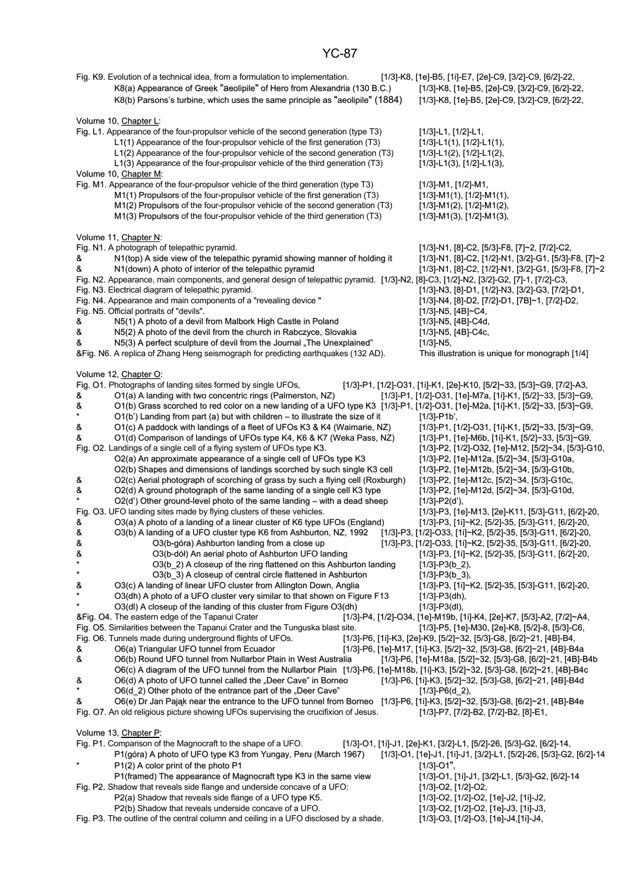Fig. K9. Evolution of a technical idea, from a formulation to implementation. [1/3]-K8, [1e]-B5, [1i]-E7, [2e]-C9, [3/2]-C9, [6/2]-22,

K8(a) Appearance of Greek "aeolipile" of Hero from Alexandria (130 B.C.) [1/3]-K8, [1e]-B5, [2e]-C9, [3/2]-C9, [6/2]-22,

K8(b) Parsons's turbine, which uses the same principle as "aeolipile" (1884) [1/3]-K8, [1e]-B5, [2e]-C9, [3/2]-C9, [6/2]-22,

Volume 10, Chapter L:

Fig. L1. Appearance of the four-propulsor vehicle of the second generation (type T3) [1/3]-L1, [1/2]-L1,

L1(1) Appearance of the four-propulsor vehicle of the first generation (T3) [1/3]-L1(1), [1/2]-L1(1),

L1(2) Appearance of the four-propulsor vehicle of the second generation (T3) [1/3]-L1(2), [1/2]-L1(2),

L1(3) Appearance of the four-propulsor vehicle of the third generation (T3) [1/3]-L1(3), [1/2]-L1(3),

Volume 10, Chapter M:

Fig. M1. Appearance of the four-propulsor vehicle of the third generation (type T3) [1/3]-M1, [1/2]-M1,

M1(1) Propulsors of the four-propulsor vehicle of the first generation (T3) [1/3]-M1(1), [1/2]-M1(1),

M1(2) Propulsors of the four-propulsor vehicle of the second generation (T3) [1/3]-M1(2), [1/2]-M1(2),

M1(3) Propulsors of the four-propulsor vehicle of the third generation (T3) [1/3]-M1(3), [1/2]-M1(3),

Volume 11, Chapter N:

Fig. N1. A photograph of telepathic pyramid. [1/3]-N1, [8]-C2, [5/3]-F8, [7]~2, [7/2]-C2,

& N1(top) A side view of the telepathic pyramid showing manner of holding it [1/3]-N1, [8]-C2, [1/2]-N1, [3/2]-G1, [5/3]-F8, [7]~2

& N1(down) A photo of interior of the telepathic pyramid [1/3]-N1, [8]-C2, [1/2]-N1, [3/2]-G1, [5/3]-F8, [7]~2

Fig. N2. Appearance, main components, and general design of telepathic pyramid. [1/3]-N2, [8]-C3, [1/2]-N2, [3/2]-G2, [7]-1, [7/2]-C3,

Fig. N3. Electrical diagram of telepathic pyramid. [1/3]-N3, [8]-D1, [1/2]-N3, [3/2]-G3, [7/2]-D1,

Fig. N4. Appearance and main components of a "revealing device " [1/3]-N4, [8]-D2, [7/2]-D1, [7B]~1, [7/2]-D2,

Fig. N5. Official portraits of "devils". [1/3]-N5, [4B]~C4,

& N5(1) A photo of a devil from Malbork High Castle in Poland [1/3]-N5, [4B]-C4d,

& N5(2) A photo of the devil from the church in Rabczyce, Slovakia [1/3]-N5, [4B]-C4c,

& N5(3) A perfect sculpture of devil from the Journal „The Unexplained" [1/3]-N5,

&Fig. N6. A replica of Zhang Heng seismograph for predicting earthquakes (132 AD). This illustration is unique for monograph [1/4]

Volume 12, Chapter O:

Fig. O1. Photographs of landing sites formed by single UFOs, [1/3]-P1, [1/2]-O31, [1i]-K1, [2e]-K10, [5/2]~33, [5/3]~G9, [7/2]-A3,

& O1(a) A landing with two concentric rings (Palmerston, NZ) [1/3]-P1, [1/2]-O31, [1e]-M7a, [1i]-K1, [5/2]~33, [5/3]~G9,

& O1(b) Grass scorched to red color on a new landing of a UFO type K3 [1/3]-P1, [1/2]-O31, [1e]-M2a, [1i]-K1, [5/2]~33, [5/3]~G9,

* O1(b') Landing from part (a) but with children – to illustrate the size of it [1/3]-P1b',

& O1(c) A paddock with landings of a fleet of UFOs K3 & K4 (Waimarie, NZ) [1/3]-P1, [1/2]-O31, [1i]-K1, [5/2]~33, [5/3]~G9,

& O1(d) Comparison of landings of UFOs type K4, K6 & K7 (Weka Pass, NZ) [1/3]-P1, [1e]-M6b, [1i]-K1, [5/2]~33, [5/3]~G9,

Fig. O2. Landings of a single cell of a flying system of UFOs type K3. [1/3]-P2, [1/2]-O32, [1e]-M12, [5/2]~34, [5/3]-G10,

O2(a) An approximate appearance of a single cell of UFOs type K3 [1/3]-P2, [1e]-M12a, [5/2]~34, [5/3]-G10a,

O2(b) Shapes and dimensions of landings scorched by such single K3 cell [1/3]-P2, [1e]-M12b, [5/2]~34, [5/3]-G10b,

& O2(c) Aerial photograph of scorching of grass by such a flying cell (Roxburgh) [1/3]-P2, [1e]-M12c, [5/2]~34, [5/3]-G10c,

& O2(d) A ground photograph of the same landing of a single cell K3 type [1/3]-P2, [1e]-M12d, [5/2]~34, [5/3]-G10d,

* O2(d') Other ground-level photo of the same landing – with a dead sheep [1/3]-P2(d'),

Fig. O3. UFO landing sites made by flying clusters of these vehicles. [1/3]-P3, [1e]-M13, [2e]-K11, [5/3]-G11, [6/2]-20,

& O3(a) A photo of a landing of a linear cluster of K6 type UFOs (England) [1/3]-P3, [1i]~K2, [5/2]-35, [5/3]-G11, [6/2]-20,

& O3(b) A landing of a UFO cluster type K6 from Ashburton, NZ, 1992 [1/3]-P3, [1/2]-O33, [1i]~K2, [5/2]-35, [5/3]-G11, [6/2]-20,

& O3(b-góra) Ashburton landing from a close up [1/3]-P3, [1/2]-O33, [1i]~K2, [5/2]-35, [5/3]-G11, [6/2]-20,

& O3(b-dół) An aerial photo of Ashburton UFO landing [1/3]-P3, [1i]~K2, [5/2]-35, [5/3]-G11, [6/2]-20,

* O3(b_2) A closeup of the ring flattened on this Ashburton landing [1/3]-P3(b_2),

* O3(b_3) A closeup of central circle flattened in Ashburton [1/3]-P3(b_3),

& O3(c) A landing of linear UFO cluster from Allington Down, Anglia [1/3]-P3, [1i]~K2, [5/2]-35, [5/3]-G11, [6/2]-20,

* O3(dh) A photo of a UFO cluster very similar to that shown on Figure F13 [1/3]-P3(dh),

* O3(dl) A closeup of the landing of this cluster from Figure O3(dh) [1/3]-P3(dl),

&Fig. O4. The eastern edge of the Tapanui Crater [1/3]-P4, [1/2]-O34, [1e]-M19b, [1i]-K4, [2e]-K7, [5/3]-A2, [7/2]-A4,

Fig. O5. Similarities between the Tapanui Crater and the Tunguska blast site. [1/3]-P5, [1e]-M30, [2e]-K8, [5/2]-8, [5/3]-C6,

Fig. O6. Tunnels made during underground flights of UFOs. [1/3]-P6, [1i]-K3, [2e]-K9, [5/2]~32, [5/3]-G8, [6/2]~21, [4B]-B4,

& O6(a) Triangular UFO tunnel from Ecuador [1/3]-P6, [1e]-M17, [1i]-K3, [5/2]~32, [5/3]-G8, [6/2]~21, [4B]-B4a

& O6(b) Round UFO tunnel from Nullarbor Plain in West Australia [1/3]-P6, [1e]-M18a, [5/2]~32, [5/3]-G8, [6/2]~21, [4B]-B4b

O6(c) A diagram of the UFO tunnel from the Nullarbor Plain [1/3]-P6, [1e]-M18b, [1i]-K3, [5/2]~32, [5/3]-G8, [6/2]~21, [4B]-B4c

& O6(d) A photo of UFO tunnel called the „Deer Cave" in Borneo [1/3]-P6, [1i]-K3, [5/2]~32, [5/3]-G8, [6/2]~21, [4B]-B4d

* O6(d_2) Other photo of the entrance part of the „Deer Cave" [1/3]-P6(d_2),

& O6(e) Dr Jan Pająk near the entrance to the UFO tunnel from Borneo [1/3]-P6, [1i]-K3, [5/2]~32, [5/3]-G8, [6/2]~21, [4B]-B4e

Fig. O7. An old religious picture showing UFOs supervising the crucifixion of Jesus. [1/3]-P7, [7/2]-B2, [7/2]-B2, [8]-E1,

Volume 13, Chapter P:

Fig. P1. Comparison of the Magnocraft to the shape of a UFO. [1/3]-O1, [1i]-J1, [2e]-K1, [3/2]-L1, [5/2]-26, [5/3]-G2, [6/2]-14,

P1(góra) A photo of UFO type K3 from Yungay, Peru (March 1967) [1/3]-O1, [1e]-J1, [1i]-J1, [3/2]-L1, [5/2]-26, [5/3]-G2, [6/2]-14

* P1(2) A color print of the photo P1 [1/3]-O1",

P1(framed) The appearance of Magnocraft type K3 in the same view [1/3]-O1, [1i]-J1, [3/2]-L1, [5/3]-G2, [6/2]-14

Fig. P2. Shadow that reveals side flange and underside concave of a UFO: [1/3]-O2, [1/2]-O2,

P2(a) Shadow that reveals side flange of a UFO type K5. [1/3]-O2, [1/2]-O2, [1e]-J2, [1i]-J2,

P2(b) Shadow that reveals underside concave of a UFO. [1/3]-O2, [1/2]-O2, [1e]-J3, [1i]-J3,

Fig. P3. The outline of the central column and ceiling in a UFO disclosed by a shade. [1/3]-O3, [1/2]-O3, [1e]-J4,[1i]-J4,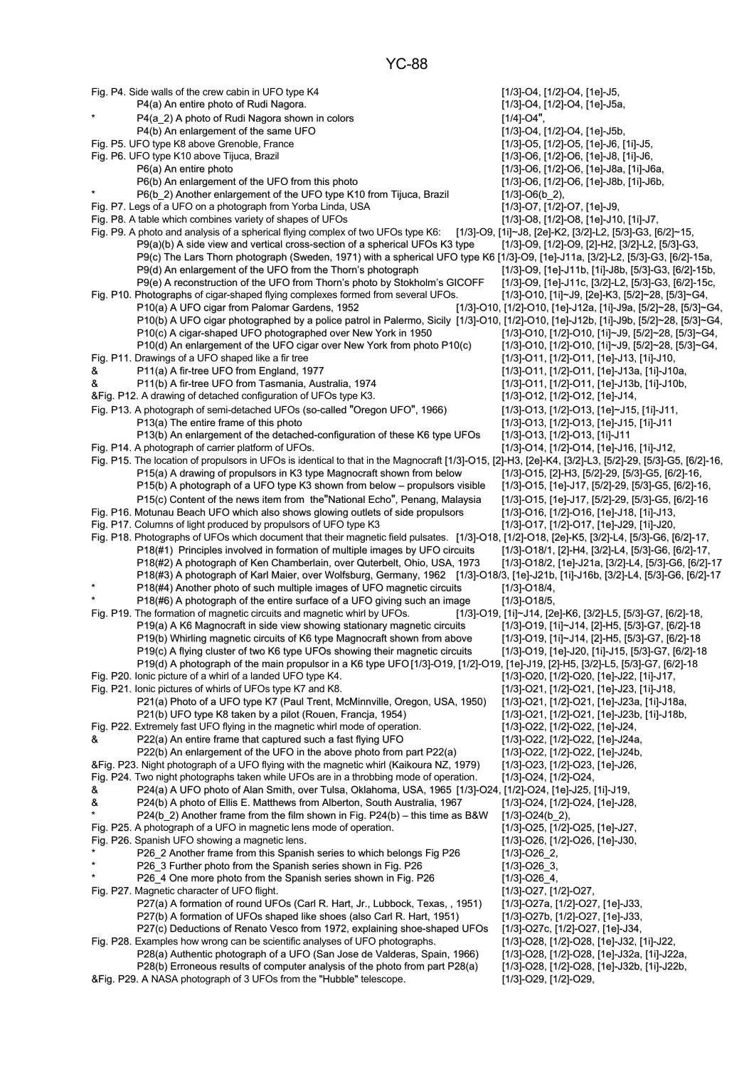Fig. P4. Side walls of the crew cabin in UFO type K4 [1/3]-O4, [1/2]-O4, [1e]-J5,

P4(a) An entire photo of Rudi Nagora. [1/3]-O4, [1/2]-O4, [1e]-J5a,

\* P4(a_2) A photo of Rudi Nagora shown in colors [1/4]-O4",

P4(b) An enlargement of the same UFO [1/3]-O4, [1/2]-O4, [1e]-J5b,

Fig. P5. UFO type K8 above Grenoble, France [1/3]-O5, [1/2]-O5, [1e]-J6, [1i]-J5,

Fig. P6. UFO type K10 above Tijuca, Brazil [1/3]-O6, [1/2]-O6, [1e]-J8, [1i]-J6,

P6(a) An entire photo [1/3]-O6, [1/2]-O6, [1e]-J8a, [1i]-J6a,

P6(b) An enlargement of the UFO from this photo [1/3]-O6, [1/2]-O6, [1e]-J8b, [1i]-J6b,

\* P6(b_2) Another enlargement of the UFO type K10 from Tijuca, Brazil [1/3]-O6(b_2),

Fig. P7. Legs of a UFO on a photograph from Yorba Linda, USA [1/3]-O7, [1/2]-O7, [1e]-J9,

Fig. P8. A table which combines variety of shapes of UFOs [1/3]-O8, [1/2]-O8, [1e]-J10, [1i]-J7,

Fig. P9. A photo and analysis of a spherical flying complex of two UFOs type K6: [1/3]-O9, [1i]~J8, [2e]-K2, [3/2]-L2, [5/3]-G3, [6/2]~15,

P9(a)(b) A side view and vertical cross-section of a spherical UFOs K3 type [1/3]-O9, [1/2]-O9, [2]-H2, [3/2]-L2, [5/3]-G3,

P9(c) The Lars Thorn photograph (Sweden, 1971) with a spherical UFO type K6 [1/3]-O9, [1e]-J11a, [3/2]-L2, [5/3]-G3, [6/2]-15a,

P9(d) An enlargement of the UFO from the Thorn's photograph [1/3]-O9, [1e]-J11b, [1i]-J8b, [5/3]-G3, [6/2]-15b,

P9(e) A reconstruction of the UFO from Thorn's photo by Stokholm's GICOFF [1/3]-O9, [1e]-J11c, [3/2]-L2, [5/3]-G3, [6/2]-15c,

Fig. P10. Photographs of cigar-shaped flying complexes formed from several UFOs. [1/3]-O10, [1i]~J9, [2e]-K3, [5/2]~28, [5/3]~G4,

P10(a) A UFO cigar from Palomar Gardens, 1952 [1/3]-O10, [1/2]-O10, [1e]-J12a, [1i]-J9a, [5/2]~28, [5/3]~G4,

P10(b) A UFO cigar photographed by a police patrol in Palermo, Sicily [1/3]-O10, [1/2]-O10, [1e]-J12b, [1i]-J9b, [5/2]~28, [5/3]~G4,

P10(c) A cigar-shaped UFO photographed over New York in 1950 [1/3]-O10, [1/2]-O10, [1i]~J9, [5/2]~28, [5/3]~G4,

P10(d) An enlargement of the UFO cigar over New York from photo P10(c) [1/3]-O10, [1/2]-O10, [1i]~J9, [5/2]~28, [5/3]~G4,

Fig. P11. Drawings of a UFO shaped like a fir tree [1/3]-O11, [1/2]-O11, [1e]-J13, [1i]-J10,

& P11(a) A fir-tree UFO from England, 1977 [1/3]-O11, [1/2]-O11, [1e]-J13a, [1i]-J10a,

& P11(b) A fir-tree UFO from Tasmania, Australia, 1974 [1/3]-O11, [1/2]-O11, [1e]-J13b, [1i]-J10b,

&Fig. P12. A drawing of detached configuration of UFOs type K3. [1/3]-O12, [1/2]-O12, [1e]-J14,

Fig. P13. A photograph of semi-detached UFOs (so-called "Oregon UFO", 1966) [1/3]-O13, [1/2]-O13, [1e]~J15, [1i]-J11,

P13(a) The entire frame of this photo [1/3]-O13, [1/2]-O13, [1e]-J15, [1i]-J11

P13(b) An enlargement of the detached-configuration of these K6 type UFOs [1/3]-O13, [1/2]-O13, [1i]-J11

Fig. P14. A photograph of carrier platform of UFOs. [1/3]-O14, [1/2]-O14, [1e]-J16, [1i]-J12,

Fig. P15. The location of propulsors in UFOs is identical to that in the Magnocraft [1/3]-O15, [2]-H3, [2e]-K4, [3/2]-L3, [5/2]-29, [5/3]-G5, [6/2]-16,

P15(a) A drawing of propulsors in K3 type Magnocraft shown from below [1/3]-O15, [2]-H3, [5/2]-29, [5/3]-G5, [6/2]-16,

P15(b) A photograph of a UFO type K3 shown from below – propulsors visible [1/3]-O15, [1e]-J17, [5/2]-29, [5/3]-G5, [6/2]-16,

P15(c) Content of the news item from the"National Echo", Penang, Malaysia [1/3]-O15, [1e]-J17, [5/2]-29, [5/3]-G5, [6/2]-16

Fig. P16. Motunau Beach UFO which also shows glowing outlets of side propulsors [1/3]-O16, [1/2]-O16, [1e]-J18, [1i]-J13,

Fig. P17. Columns of light produced by propulsors of UFO type K3 [1/3]-O17, [1/2]-O17, [1e]-J19, [1i]-J20,

Fig. P18. Photographs of UFOs which document that their magnetic field pulsates. [1/3]-O18, [1/2]-O18, [2e]-K5, [3/2]-L4, [5/3]-G6, [6/2]-17,

P18(#1) Principles involved in formation of multiple images by UFO circuits [1/3]-O18/1, [2]-H4, [3/2]-L4, [5/3]-G6, [6/2]-17,

P18(#2) A photograph of Ken Chamberlain, over Quterbelt, Ohio, USA, 1973 [1/3]-O18/2, [1e]-J21a, [3/2]-L4, [5/3]-G6, [6/2]-17

P18(#3) A photograph of Karl Maier, over Wolfsburg, Germany, 1962 [1/3]-O18/3, [1e]-J21b, [1i]-J16b, [3/2]-L4, [5/3]-G6, [6/2]-17

\* P18(#4) Another photo of such multiple images of UFO magnetic circuits [1/3]-O18/4,

\* P18(#6) A photograph of the entire surface of a UFO giving such an image [1/3]-O18/5,

Fig. P19. The formation of magnetic circuits and magnetic whirl by UFOs. [1/3]-O19, [1i]~J14, [2e]-K6, [3/2]-L5, [5/3]-G7, [6/2]-18,

P19(a) A K6 Magnocraft in side view showing stationary magnetic circuits [1/3]-O19, [1i]~J14, [2]-H5, [5/3]-G7, [6/2]-18

P19(b) Whirling magnetic circuits of K6 type Magnocraft shown from above [1/3]-O19, [1i]~J14, [2]-H5, [5/3]-G7, [6/2]-18

P19(c) A flying cluster of two K6 type UFOs showing their magnetic circuits [1/3]-O19, [1e]-J20, [1i]-J15, [5/3]-G7, [6/2]-18

P19(d) A photograph of the main propulsor in a K6 type UFO [1/3]-O19, [1/2]-O19, [1e]-J19, [2]-H5, [3/2]-L5, [5/3]-G7, [6/2]-18

Fig. P20. Ionic picture of a whirl of a landed UFO type K4. [1/3]-O20, [1/2]-O20, [1e]-J22, [1i]-J17,

Fig. P21. Ionic pictures of whirls of UFOs type K7 and K8. [1/3]-O21, [1/2]-O21, [1e]-J23, [1i]-J18,

P21(a) Photo of a UFO type K7 (Paul Trent, McMinnville, Oregon, USA, 1950) [1/3]-O21, [1/2]-O21, [1e]-J23a, [1i]-J18a,

P21(b) UFO type K8 taken by a pilot (Rouen, Francja, 1954) [1/3]-O21, [1/2]-O21, [1e]-J23b, [1i]-J18b,

Fig. P22. Extremely fast UFO flying in the magnetic whirl mode of operation. [1/3]-O22, [1/2]-O22, [1e]-J24,

& P22(a) An entire frame that captured such a fast flying UFO [1/3]-O22, [1/2]-O22, [1e]-J24a,

P22(b) An enlargement of the UFO in the above photo from part P22(a) [1/3]-O22, [1/2]-O22, [1e]-J24b,

&Fig. P23. Night photograph of a UFO flying with the magnetic whirl (Kaikoura NZ, 1979) [1/3]-O23, [1/2]-O23, [1e]-J26,

Fig. P24. Two night photographs taken while UFOs are in a throbbing mode of operation. [1/3]-O24, [1/2]-O24,

& P24(a) A UFO photo of Alan Smith, over Tulsa, Oklahoma, USA, 1965 [1/3]-O24, [1/2]-O24, [1e]-J25, [1i]-J19,

& P24(b) A photo of Ellis E. Matthews from Alberton, South Australia, 1967 [1/3]-O24, [1/2]-O24, [1e]-J28,

\* P24(b_2) Another frame from the film shown in Fig. P24(b) – this time as B&W [1/3]-O24(b_2),

Fig. P25. A photograph of a UFO in magnetic lens mode of operation. [1/3]-O25, [1/2]-O25, [1e]-J27,

Fig. P26. Spanish UFO showing a magnetic lens. [1/3]-O26, [1/2]-O26, [1e]-J30,

\* P26_2 Another frame from this Spanish series to which belongs Fig P26 [1/3]-O26_2,

\* P26_3 Further photo from the Spanish series shown in Fig. P26 [1/3]-O26_3,

\* P26_4 One more photo from the Spanish series shown in Fig. P26 [1/3]-O26_4,

Fig. P27. Magnetic character of UFO flight. [1/3]-O27, [1/2]-O27,

P27(a) A formation of round UFOs (Carl R. Hart, Jr., Lubbock, Texas, , 1951) [1/3]-O27a, [1/2]-O27, [1e]-J33,

P27(b) A formation of UFOs shaped like shoes (also Carl R. Hart, 1951) [1/3]-O27b, [1/2]-O27, [1e]-J33,

P27(c) Deductions of Renato Vesco from 1972, explaining shoe-shaped UFOs [1/3]-O27c, [1/2]-O27, [1e]-J34,

Fig. P28. Examples how wrong can be scientific analyses of UFO photographs. [1/3]-O28, [1/2]-O28, [1e]-J32, [1i]-J22,

P28(a) Authentic photograph of a UFO (San Jose de Valderas, Spain, 1966) [1/3]-O28, [1/2]-O28, [1e]-J32a, [1i]-J22a,

P28(b) Erroneous results of computer analysis of the photo from part P28(a) [1/3]-O28, [1/2]-O28, [1e]-J32b, [1i]-J22b,

&Fig. P29. A NASA photograph of 3 UFOs from the "Hubble" telescope. [1/3]-O29, [1/2]-O29,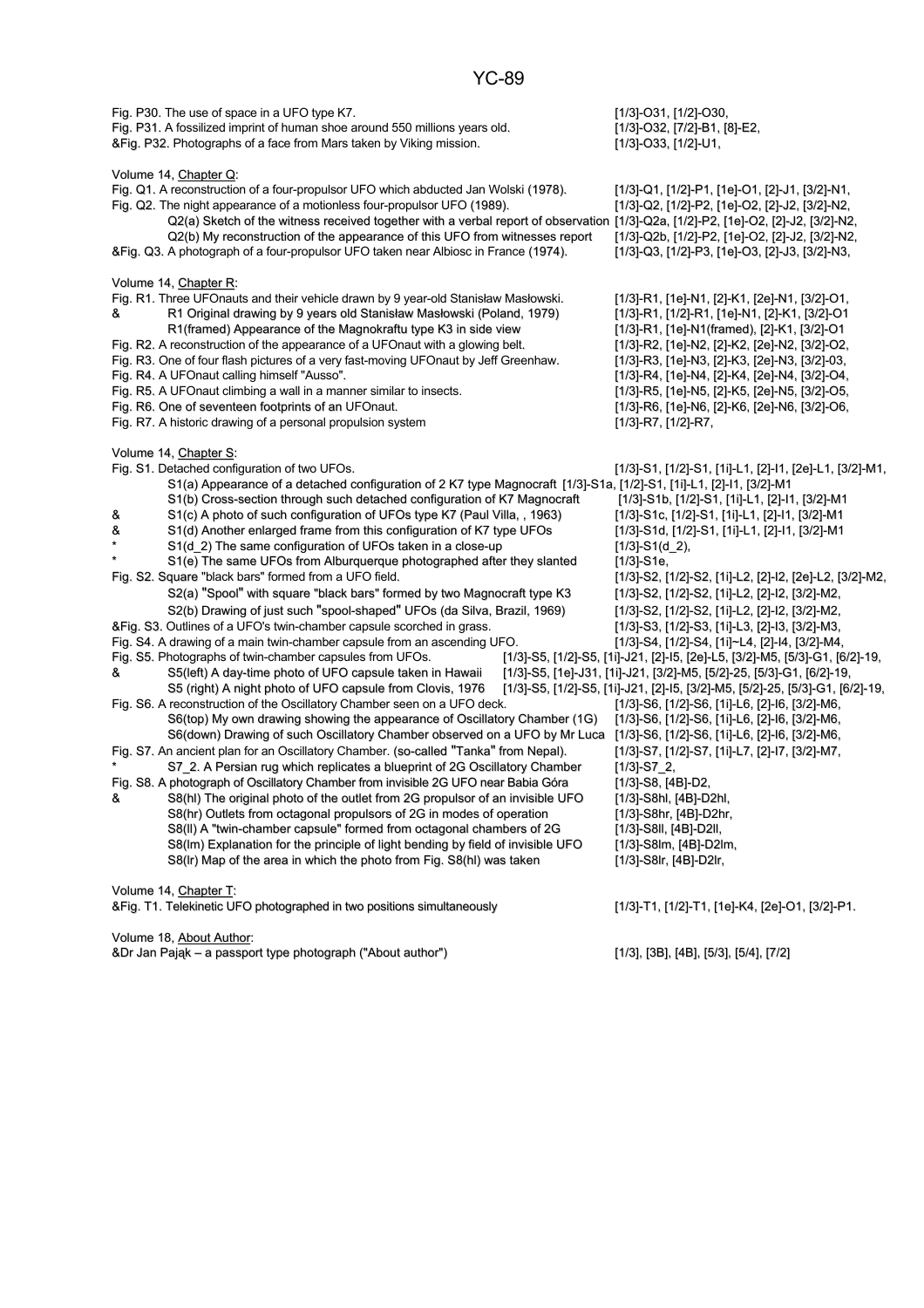# YC-89

Fig. P30. The use of space in a UFO type K7. [1/3]-O31, [1/2]-O30,
Fig. P31. A fossilized imprint of human shoe around 550 millions years old. [1/3]-O32, [7/2]-B1, [8]-E2,
&Fig. P32. Photographs of a face from Mars taken by Viking mission. [1/3]-O33, [1/2]-U1,

Volume 14, Chapter Q:
Fig. Q1. A reconstruction of a four-propulsor UFO which abducted Jan Wolski (1978). [1/3]-Q1, [1/2]-P1, [1e]-O1, [2]-J1, [3/2]-N1,
Fig. Q2. The night appearance of a motionless four-propulsor UFO (1989). [1/3]-Q2, [1/2]-P2, [1e]-O2, [2]-J2, [3/2]-N2,
Q2(a) Sketch of the witness received together with a verbal report of observation [1/3]-Q2a, [1/2]-P2, [1e]-O2, [2]-J2, [3/2]-N2,
Q2(b) My reconstruction of the appearance of this UFO from witnesses report [1/3]-Q2b, [1/2]-P2, [1e]-O2, [2]-J2, [3/2]-N2,
&Fig. Q3. A photograph of a four-propulsor UFO taken near Albiosc in France (1974). [1/3]-Q3, [1/2]-P3, [1e]-O3, [2]-J3, [3/2]-N3,

Volume 14, Chapter R:
Fig. R1. Three UFOnauts and their vehicle drawn by 9 year-old Stanisław Masłowski. [1/3]-R1, [1e]-N1, [2]-K1, [2e]-N1, [3/2]-O1,
& R1 Original drawing by 9 years old Stanisław Masłowski (Poland, 1979) [1/3]-R1, [1/2]-R1, [1e]-N1, [2]-K1, [3/2]-O1
R1(framed) Appearance of the Magnokraftu type K3 in side view [1/3]-R1, [1e]-N1(framed), [2]-K1, [3/2]-O1
Fig. R2. A reconstruction of the appearance of a UFOnaut with a glowing belt. [1/3]-R2, [1e]-N2, [2]-K2, [2e]-N2, [3/2]-O2,
Fig. R3. One of four flash pictures of a very fast-moving UFOnaut by Jeff Greenhaw. [1/3]-R3, [1e]-N3, [2]-K3, [2e]-N3, [3/2]-03,
Fig. R4. A UFOnaut calling himself "Ausso". [1/3]-R4, [1e]-N4, [2]-K4, [2e]-N4, [3/2]-O4,
Fig. R5. A UFOnaut climbing a wall in a manner similar to insects. [1/3]-R5, [1e]-N5, [2]-K5, [2e]-N5, [3/2]-O5,
Fig. R6. One of seventeen footprints of an UFOnaut. [1/3]-R6, [1e]-N6, [2]-K6, [2e]-N6, [3/2]-O6,
Fig. R7. A historic drawing of a personal propulsion system [1/3]-R7, [1/2]-R7,

Volume 14, Chapter S:
Fig. S1. Detached configuration of two UFOs. [1/3]-S1, [1/2]-S1, [1i]-L1, [2]-I1, [2e]-L1, [3/2]-M1,
S1(a) Appearance of a detached configuration of 2 K7 type Magnocraft [1/3]-S1a, [1/2]-S1, [1i]-L1, [2]-I1, [3/2]-M1
S1(b) Cross-section through such detached configuration of K7 Magnocraft [1/3]-S1b, [1/2]-S1, [1i]-L1, [2]-I1, [3/2]-M1
& S1(c) A photo of such configuration of UFOs type K7 (Paul Villa, , 1963) [1/3]-S1c, [1/2]-S1, [1i]-L1, [2]-I1, [3/2]-M1
& S1(d) Another enlarged frame from this configuration of K7 type UFOs [1/3]-S1d, [1/2]-S1, [1i]-L1, [2]-I1, [3/2]-M1
* S1(d_2) The same configuration of UFOs taken in a close-up [1/3]-S1(d_2),
* S1(e) The same UFOs from Alburquerque photographed after they slanted [1/3]-S1e,
Fig. S2. Square "black bars" formed from a UFO field. [1/3]-S2, [1/2]-S2, [1i]-L2, [2]-I2, [2e]-L2, [3/2]-M2,
S2(a) "Spool" with square "black bars" formed by two Magnocraft type K3 [1/3]-S2, [1/2]-S2, [1i]-L2, [2]-I2, [3/2]-M2,
S2(b) Drawing of just such "spool-shaped" UFOs (da Silva, Brazil, 1969) [1/3]-S2, [1/2]-S2, [1i]-L2, [2]-I2, [3/2]-M2,
&Fig. S3. Outlines of a UFO's twin-chamber capsule scorched in grass. [1/3]-S3, [1/2]-S3, [1i]-L3, [2]-I3, [3/2]-M3,
Fig. S4. A drawing of a main twin-chamber capsule from an ascending UFO. [1/3]-S4, [1/2]-S4, [1i]~L4, [2]-I4, [3/2]-M4,
Fig. S5. Photographs of twin-chamber capsules from UFOs. [1/3]-S5, [1/2]-S5, [1i]-J21, [2]-I5, [2e]-L5, [3/2]-M5, [5/3]-G1, [6/2]-19,
& S5(left) A day-time photo of UFO capsule taken in Hawaii [1/3]-S5, [1e]-J31, [1i]-J21, [3/2]-M5, [5/2]-25, [5/3]-G1, [6/2]-19,
S5 (right) A night photo of UFO capsule from Clovis, 1976 [1/3]-S5, [1/2]-S5, [1i]-J21, [2]-I5, [3/2]-M5, [5/2]-25, [5/3]-G1, [6/2]-19,
Fig. S6. A reconstruction of the Oscillatory Chamber seen on a UFO deck. [1/3]-S6, [1/2]-S6, [1i]-L6, [2]-I6, [3/2]-M6,
S6(top) My own drawing showing the appearance of Oscillatory Chamber (1G) [1/3]-S6, [1/2]-S6, [1i]-L6, [2]-I6, [3/2]-M6,
S6(down) Drawing of such Oscillatory Chamber observed on a UFO by Mr Luca [1/3]-S6, [1/2]-S6, [1i]-L6, [2]-I6, [3/2]-M6,
Fig. S7. An ancient plan for an Oscillatory Chamber. (so-called "Tanka" from Nepal). [1/3]-S7, [1/2]-S7, [1i]-L7, [2]-I7, [3/2]-M7,
* S7_2. A Persian rug which replicates a blueprint of 2G Oscillatory Chamber [1/3]-S7_2,
Fig. S8. A photograph of Oscillatory Chamber from invisible 2G UFO near Babia Góra [1/3]-S8, [4B]-D2,
& S8(hl) The original photo of the outlet from 2G propulsor of an invisible UFO [1/3]-S8hl, [4B]-D2hl,
S8(hr) Outlets from octagonal propulsors of 2G in modes of operation [1/3]-S8hr, [4B]-D2hr,
S8(ll) A "twin-chamber capsule" formed from octagonal chambers of 2G [1/3]-S8ll, [4B]-D2ll,
S8(lm) Explanation for the principle of light bending by field of invisible UFO [1/3]-S8lm, [4B]-D2lm,
S8(lr) Map of the area in which the photo from Fig. S8(hl) was taken [1/3]-S8lr, [4B]-D2lr,

Volume 14, Chapter T:
&Fig. T1. Telekinetic UFO photographed in two positions simultaneously [1/3]-T1, [1/2]-T1, [1e]-K4, [2e]-O1, [3/2]-P1.

Volume 18, About Author:
&Dr Jan Pająk – a passport type photograph ("About author") [1/3], [3B], [4B], [5/3], [5/4], [7/2]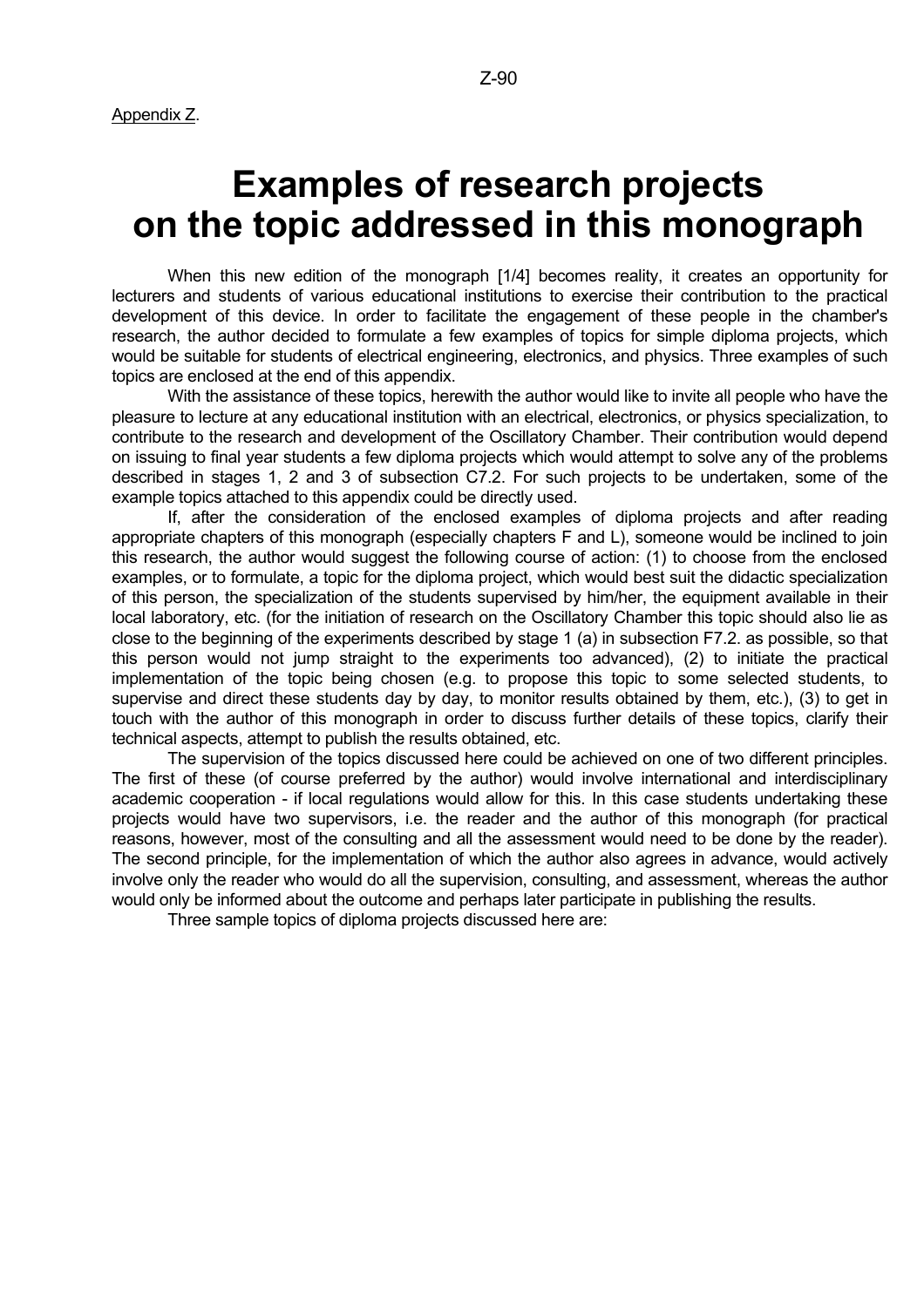Appendix Z.

# Examples of research projects on the topic addressed in this monograph

When this new edition of the monograph [1/4] becomes reality, it creates an opportunity for lecturers and students of various educational institutions to exercise their contribution to the practical development of this device. In order to facilitate the engagement of these people in the chamber's research, the author decided to formulate a few examples of topics for simple diploma projects, which would be suitable for students of electrical engineering, electronics, and physics. Three examples of such topics are enclosed at the end of this appendix.

With the assistance of these topics, herewith the author would like to invite all people who have the pleasure to lecture at any educational institution with an electrical, electronics, or physics specialization, to contribute to the research and development of the Oscillatory Chamber. Their contribution would depend on issuing to final year students a few diploma projects which would attempt to solve any of the problems described in stages 1, 2 and 3 of subsection C7.2. For such projects to be undertaken, some of the example topics attached to this appendix could be directly used.

If, after the consideration of the enclosed examples of diploma projects and after reading appropriate chapters of this monograph (especially chapters F and L), someone would be inclined to join this research, the author would suggest the following course of action: (1) to choose from the enclosed examples, or to formulate, a topic for the diploma project, which would best suit the didactic specialization of this person, the specialization of the students supervised by him/her, the equipment available in their local laboratory, etc. (for the initiation of research on the Oscillatory Chamber this topic should also lie as close to the beginning of the experiments described by stage 1 (a) in subsection F7.2. as possible, so that this person would not jump straight to the experiments too advanced), (2) to initiate the practical implementation of the topic being chosen (e.g. to propose this topic to some selected students, to supervise and direct these students day by day, to monitor results obtained by them, etc.), (3) to get in touch with the author of this monograph in order to discuss further details of these topics, clarify their technical aspects, attempt to publish the results obtained, etc.

The supervision of the topics discussed here could be achieved on one of two different principles. The first of these (of course preferred by the author) would involve international and interdisciplinary academic cooperation - if local regulations would allow for this. In this case students undertaking these projects would have two supervisors, i.e. the reader and the author of this monograph (for practical reasons, however, most of the consulting and all the assessment would need to be done by the reader). The second principle, for the implementation of which the author also agrees in advance, would actively involve only the reader who would do all the supervision, consulting, and assessment, whereas the author would only be informed about the outcome and perhaps later participate in publishing the results.

Three sample topics of diploma projects discussed here are: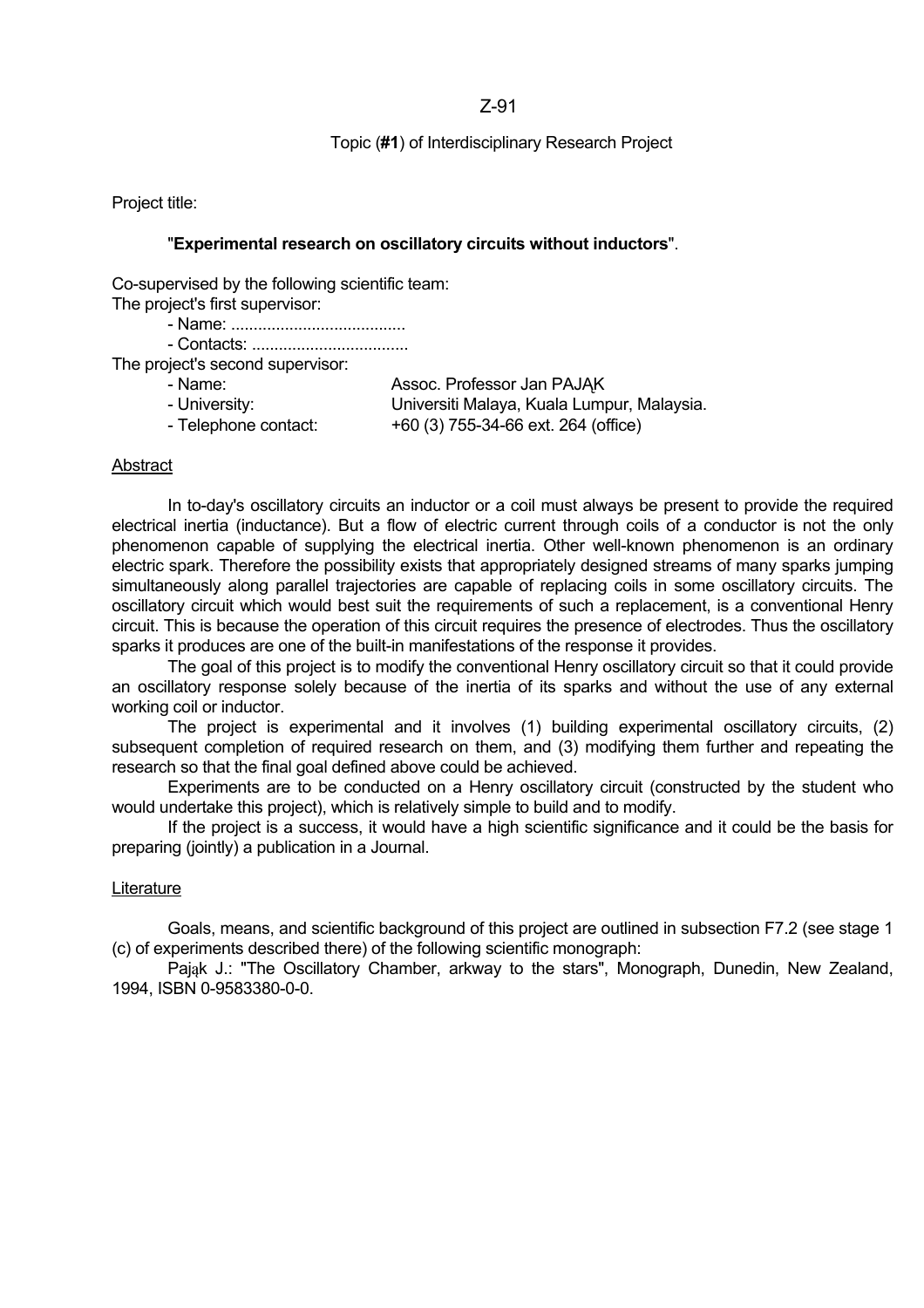Z-91

Topic (**#1**) of Interdisciplinary Research Project

Project title:

"**Experimental research on oscillatory circuits without inductors**".

Co-supervised by the following scientific team:
The project's first supervisor:

- Name: ......................................
- Contacts: ..................................

The project's second supervisor:

- Name: Assoc. Professor Jan PAJĄK
- University: Universiti Malaya, Kuala Lumpur, Malaysia.
- Telephone contact: +60 (3) 755-34-66 ext. 264 (office)

Abstract

In to-day's oscillatory circuits an inductor or a coil must always be present to provide the required electrical inertia (inductance). But a flow of electric current through coils of a conductor is not the only phenomenon capable of supplying the electrical inertia. Other well-known phenomenon is an ordinary electric spark. Therefore the possibility exists that appropriately designed streams of many sparks jumping simultaneously along parallel trajectories are capable of replacing coils in some oscillatory circuits. The oscillatory circuit which would best suit the requirements of such a replacement, is a conventional Henry circuit. This is because the operation of this circuit requires the presence of electrodes. Thus the oscillatory sparks it produces are one of the built-in manifestations of the response it provides.

The goal of this project is to modify the conventional Henry oscillatory circuit so that it could provide an oscillatory response solely because of the inertia of its sparks and without the use of any external working coil or inductor.

The project is experimental and it involves (1) building experimental oscillatory circuits, (2) subsequent completion of required research on them, and (3) modifying them further and repeating the research so that the final goal defined above could be achieved.

Experiments are to be conducted on a Henry oscillatory circuit (constructed by the student who would undertake this project), which is relatively simple to build and to modify.

If the project is a success, it would have a high scientific significance and it could be the basis for preparing (jointly) a publication in a Journal.

Literature

Goals, means, and scientific background of this project are outlined in subsection F7.2 (see stage 1 (c) of experiments described there) of the following scientific monograph:

Pająk J.: "The Oscillatory Chamber, arkway to the stars", Monograph, Dunedin, New Zealand, 1994, ISBN 0-9583380-0-0.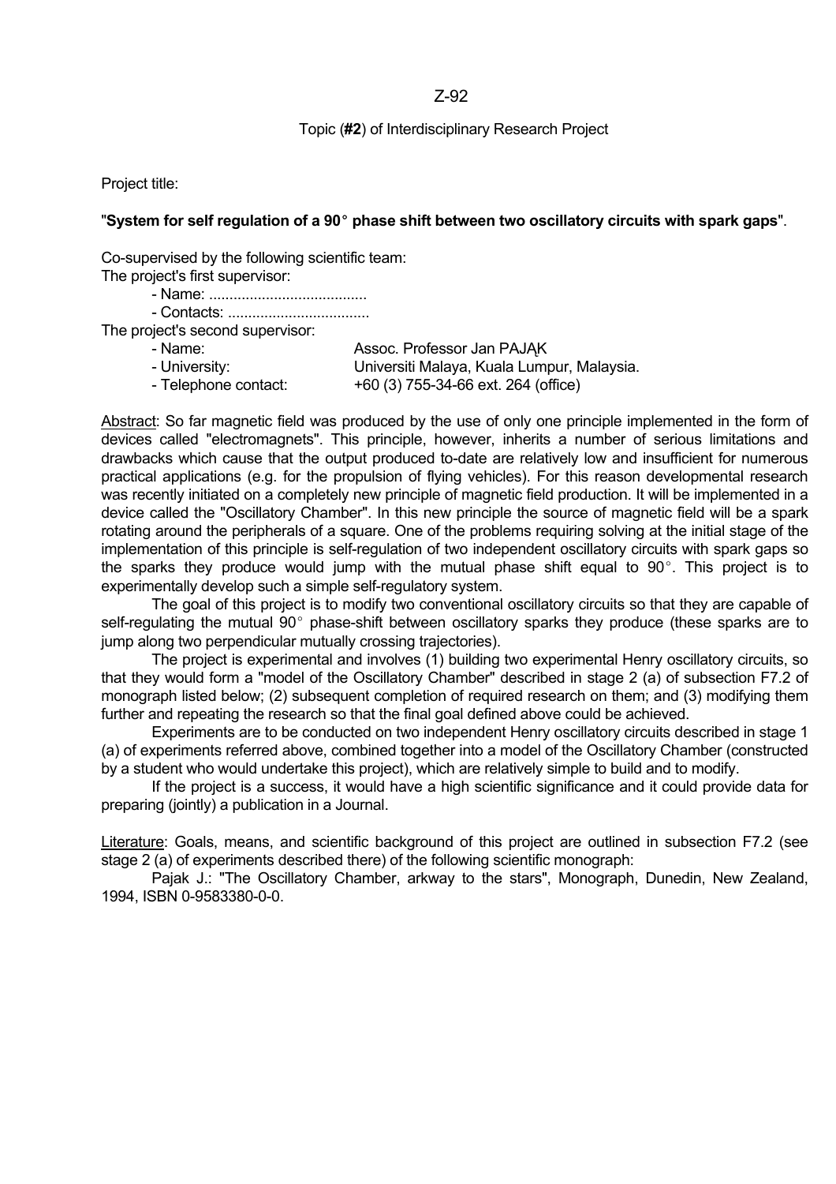Z-92

Topic (**#2**) of Interdisciplinary Research Project

Project title:

"**System for self regulation of a 90° phase shift between two oscillatory circuits with spark gaps**".

Co-supervised by the following scientific team:
The project's first supervisor:

- Name: .......................................
- Contacts: ...................................

The project's second supervisor:

- Name: Assoc. Professor Jan PAJĄK
- University: Universiti Malaya, Kuala Lumpur, Malaysia.
- Telephone contact: +60 (3) 755-34-66 ext. 264 (office)

Abstract: So far magnetic field was produced by the use of only one principle implemented in the form of devices called "electromagnets". This principle, however, inherits a number of serious limitations and drawbacks which cause that the output produced to-date are relatively low and insufficient for numerous practical applications (e.g. for the propulsion of flying vehicles). For this reason developmental research was recently initiated on a completely new principle of magnetic field production. It will be implemented in a device called the "Oscillatory Chamber". In this new principle the source of magnetic field will be a spark rotating around the peripherals of a square. One of the problems requiring solving at the initial stage of the implementation of this principle is self-regulation of two independent oscillatory circuits with spark gaps so the sparks they produce would jump with the mutual phase shift equal to 90°. This project is to experimentally develop such a simple self-regulatory system.

The goal of this project is to modify two conventional oscillatory circuits so that they are capable of self-regulating the mutual 90° phase-shift between oscillatory sparks they produce (these sparks are to jump along two perpendicular mutually crossing trajectories).

The project is experimental and involves (1) building two experimental Henry oscillatory circuits, so that they would form a "model of the Oscillatory Chamber" described in stage 2 (a) of subsection F7.2 of monograph listed below; (2) subsequent completion of required research on them; and (3) modifying them further and repeating the research so that the final goal defined above could be achieved.

Experiments are to be conducted on two independent Henry oscillatory circuits described in stage 1 (a) of experiments referred above, combined together into a model of the Oscillatory Chamber (constructed by a student who would undertake this project), which are relatively simple to build and to modify.

If the project is a success, it would have a high scientific significance and it could provide data for preparing (jointly) a publication in a Journal.

Literature: Goals, means, and scientific background of this project are outlined in subsection F7.2 (see stage 2 (a) of experiments described there) of the following scientific monograph:

Pajak J.: "The Oscillatory Chamber, arkway to the stars", Monograph, Dunedin, New Zealand, 1994, ISBN 0-9583380-0-0.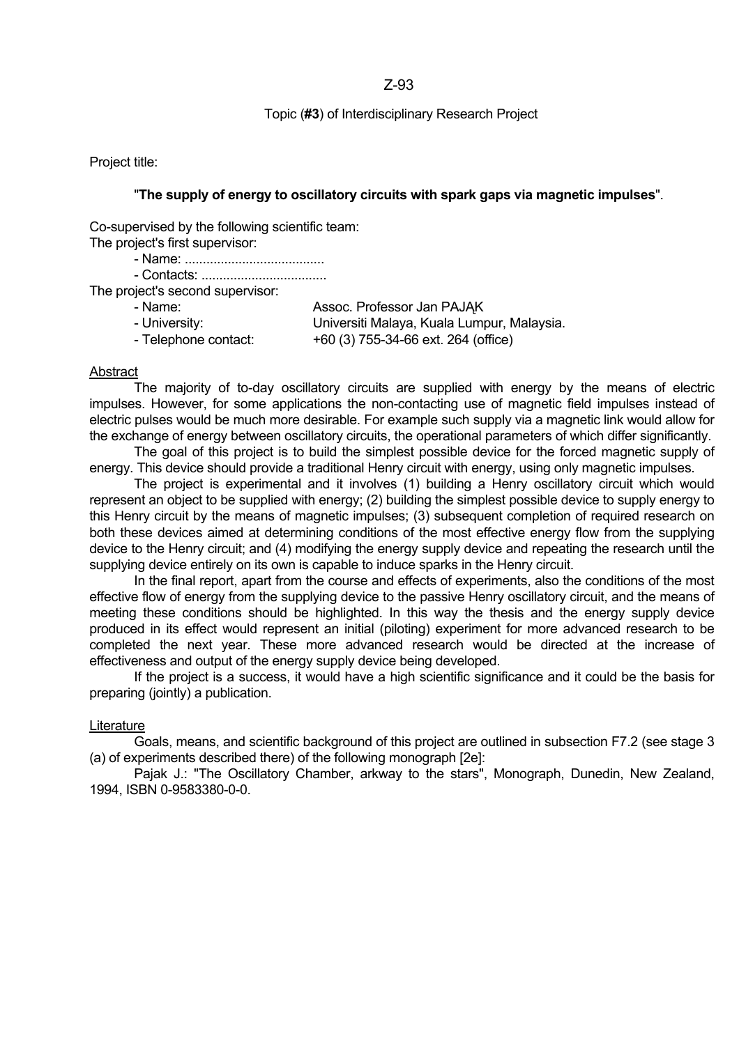Z-93

Topic (**#3**) of Interdisciplinary Research Project

Project title:

"**The supply of energy to oscillatory circuits with spark gaps via magnetic impulses**".

Co-supervised by the following scientific team:
The project's first supervisor:

- Name: .......................................
- Contacts: ...................................

The project's second supervisor:

- Name: Assoc. Professor Jan PAJĄK
- University: Universiti Malaya, Kuala Lumpur, Malaysia.
- Telephone contact: +60 (3) 755-34-66 ext. 264 (office)

Abstract

The majority of to-day oscillatory circuits are supplied with energy by the means of electric impulses. However, for some applications the non-contacting use of magnetic field impulses instead of electric pulses would be much more desirable. For example such supply via a magnetic link would allow for the exchange of energy between oscillatory circuits, the operational parameters of which differ significantly.

The goal of this project is to build the simplest possible device for the forced magnetic supply of energy. This device should provide a traditional Henry circuit with energy, using only magnetic impulses.

The project is experimental and it involves (1) building a Henry oscillatory circuit which would represent an object to be supplied with energy; (2) building the simplest possible device to supply energy to this Henry circuit by the means of magnetic impulses; (3) subsequent completion of required research on both these devices aimed at determining conditions of the most effective energy flow from the supplying device to the Henry circuit; and (4) modifying the energy supply device and repeating the research until the supplying device entirely on its own is capable to induce sparks in the Henry circuit.

In the final report, apart from the course and effects of experiments, also the conditions of the most effective flow of energy from the supplying device to the passive Henry oscillatory circuit, and the means of meeting these conditions should be highlighted. In this way the thesis and the energy supply device produced in its effect would represent an initial (piloting) experiment for more advanced research to be completed the next year. These more advanced research would be directed at the increase of effectiveness and output of the energy supply device being developed.

If the project is a success, it would have a high scientific significance and it could be the basis for preparing (jointly) a publication.

Literature

Goals, means, and scientific background of this project are outlined in subsection F7.2 (see stage 3 (a) of experiments described there) of the following monograph [2e]:

Pajak J.: "The Oscillatory Chamber, arkway to the stars", Monograph, Dunedin, New Zealand, 1994, ISBN 0-9583380-0-0.